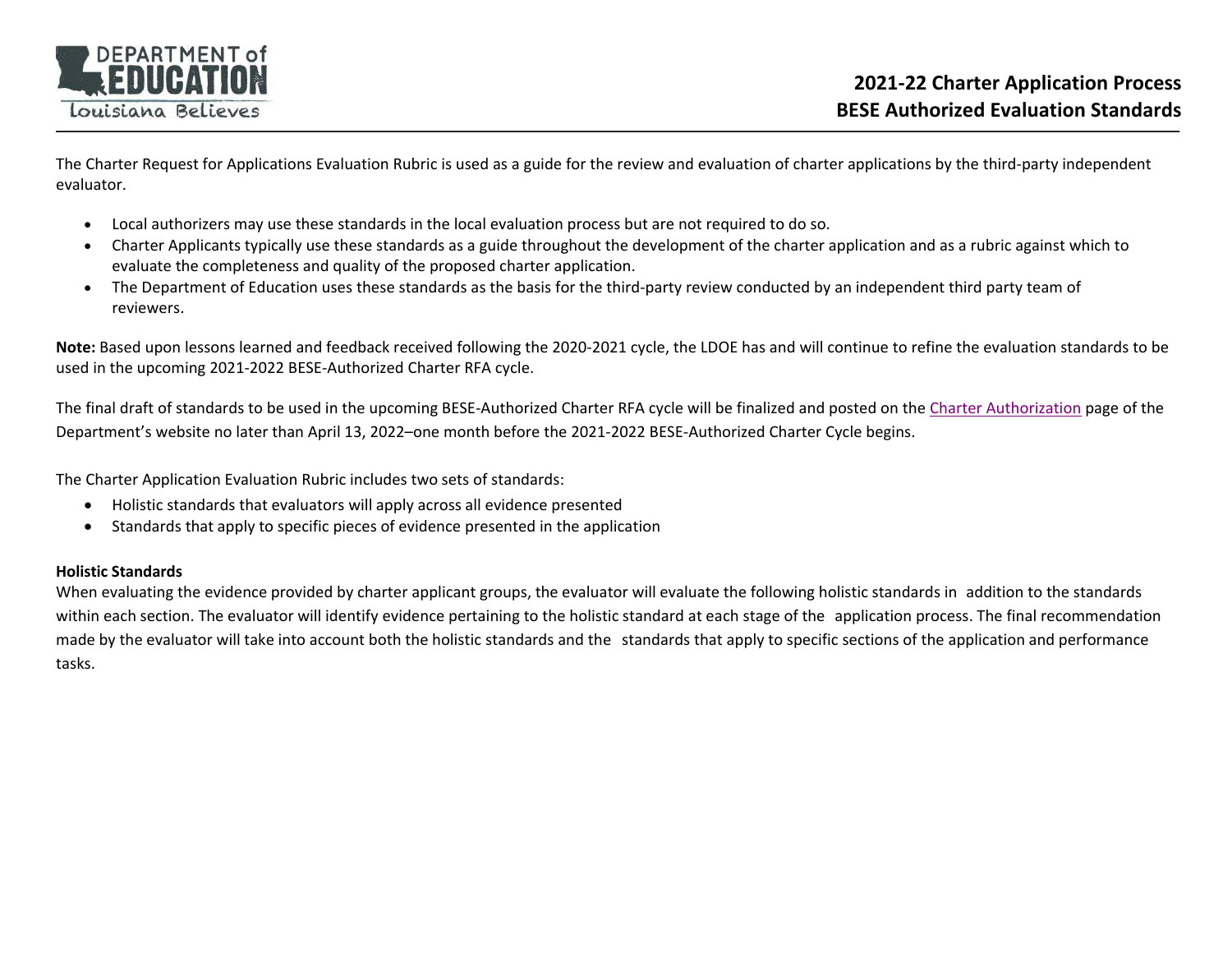# 2021-22 Charter Application Process
# BESE Authorized Evaluation Standards

The Charter Request for Applications Evaluation Rubric is used as a guide for the review and evaluation of charter applications by the third-party independent evaluator.

- Local authorizers may use these standards in the local evaluation process but are not required to do so.
- Charter Applicants typically use these standards as a guide throughout the development of the charter application and as a rubric against which to evaluate the completeness and quality of the proposed charter application.
- The Department of Education uses these standards as the basis for the third-party review conducted by an independent third party team of reviewers.

**Note:** Based upon lessons learned and feedback received following the 2020-2021 cycle, the LDOE has and will continue to refine the evaluation standards to be used in the upcoming 2021-2022 BESE-Authorized Charter RFA cycle.

The final draft of standards to be used in the upcoming BESE-Authorized Charter RFA cycle will be finalized and posted on the Charter Authorization page of the Department's website no later than April 13, 2022–one month before the 2021-2022 BESE-Authorized Charter Cycle begins.

The Charter Application Evaluation Rubric includes two sets of standards:

- Holistic standards that evaluators will apply across all evidence presented
- Standards that apply to specific pieces of evidence presented in the application

**Holistic Standards**

When evaluating the evidence provided by charter applicant groups, the evaluator will evaluate the following holistic standards in addition to the standards within each section. The evaluator will identify evidence pertaining to the holistic standard at each stage of the application process. The final recommendation made by the evaluator will take into account both the holistic standards and the standards that apply to specific sections of the application and performance tasks.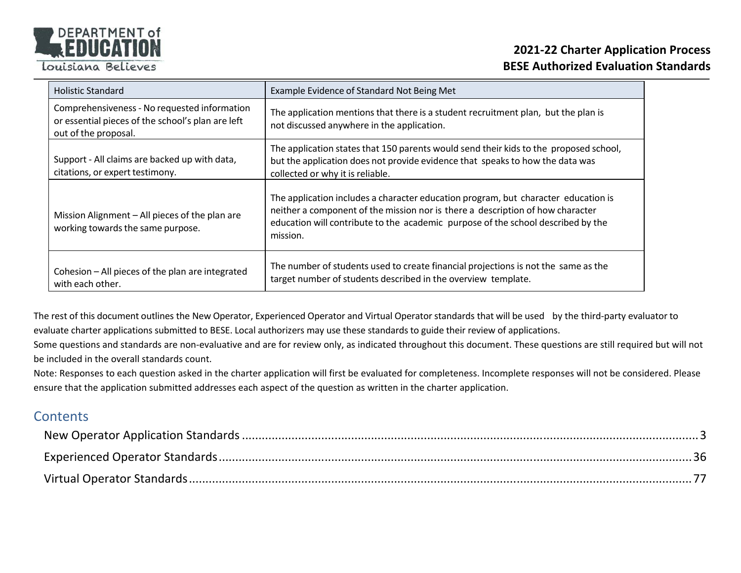| Holistic Standard | Example Evidence of Standard Not Being Met |
| --- | --- |
| Comprehensiveness - No requested information or essential pieces of the school's plan are left out of the proposal. | The application mentions that there is a student recruitment plan, but the plan is not discussed anywhere in the application. |
| Support - All claims are backed up with data, citations, or expert testimony. | The application states that 150 parents would send their kids to the proposed school, but the application does not provide evidence that speaks to how the data was collected or why it is reliable. |
| Mission Alignment – All pieces of the plan are working towards the same purpose. | The application includes a character education program, but character education is neither a component of the mission nor is there a description of how character education will contribute to the academic purpose of the school described by the mission. |
| Cohesion – All pieces of the plan are integrated with each other. | The number of students used to create financial projections is not the same as the target number of students described in the overview template. |

The rest of this document outlines the New Operator, Experienced Operator and Virtual Operator standards that will be used by the third-party evaluator to evaluate charter applications submitted to BESE. Local authorizers may use these standards to guide their review of applications.

Some questions and standards are non-evaluative and are for review only, as indicated throughout this document. These questions are still required but will not be included in the overall standards count.

Note: Responses to each question asked in the charter application will first be evaluated for completeness. Incomplete responses will not be considered. Please ensure that the application submitted addresses each aspect of the question as written in the charter application.

## Contents

- New Operator Application Standards ..... 3
- Experienced Operator Standards ..... 36
- Virtual Operator Standards ..... 77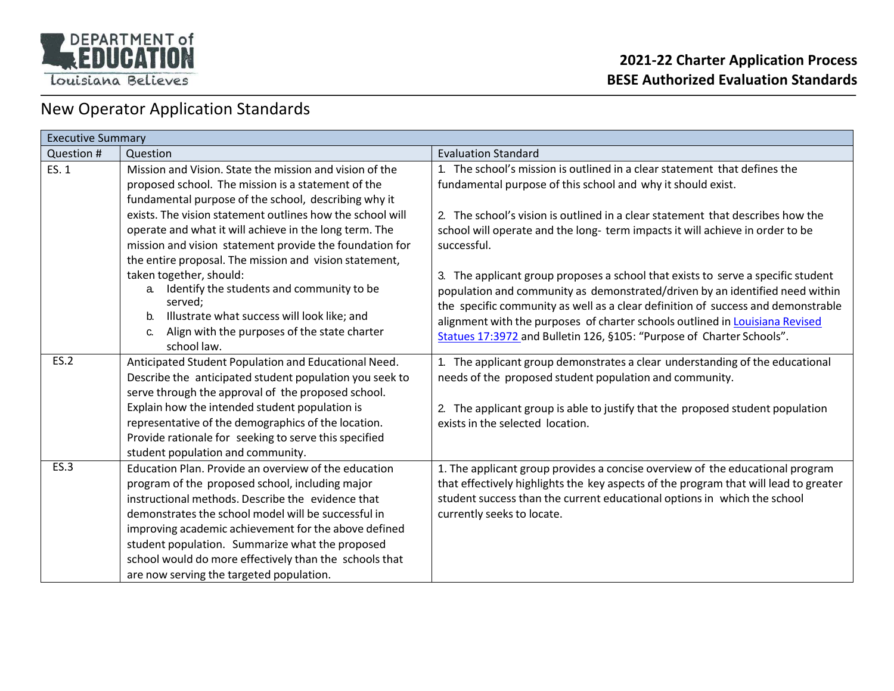2021-22 Charter Application Process
BESE Authorized Evaluation Standards

## New Operator Application Standards

| Executive Summary | | |
|---|---|---|
| Question # | Question | Evaluation Standard |
| ES. 1 | Mission and Vision. State the mission and vision of the proposed school. The mission is a statement of the fundamental purpose of the school, describing why it exists. The vision statement outlines how the school will operate and what it will achieve in the long term. The mission and vision statement provide the foundation for the entire proposal. The mission and vision statement, taken together, should:<br>a. Identify the students and community to be served;<br>b. Illustrate what success will look like; and<br>c. Align with the purposes of the state charter school law. | 1. The school's mission is outlined in a clear statement that defines the fundamental purpose of this school and why it should exist.<br><br>2. The school's vision is outlined in a clear statement that describes how the school will operate and the long- term impacts it will achieve in order to be successful.<br><br>3. The applicant group proposes a school that exists to serve a specific student population and community as demonstrated/driven by an identified need within the specific community as well as a clear definition of success and demonstrable alignment with the purposes of charter schools outlined in Louisiana Revised Statues 17:3972 and Bulletin 126, §105: "Purpose of Charter Schools". |
| ES.2 | Anticipated Student Population and Educational Need. Describe the anticipated student population you seek to serve through the approval of the proposed school. Explain how the intended student population is representative of the demographics of the location. Provide rationale for seeking to serve this specified student population and community. | 1. The applicant group demonstrates a clear understanding of the educational needs of the proposed student population and community.<br><br>2. The applicant group is able to justify that the proposed student population exists in the selected location. |
| ES.3 | Education Plan. Provide an overview of the education program of the proposed school, including major instructional methods. Describe the evidence that demonstrates the school model will be successful in improving academic achievement for the above defined student population. Summarize what the proposed school would do more effectively than the schools that are now serving the targeted population. | 1. The applicant group provides a concise overview of the educational program that effectively highlights the key aspects of the program that will lead to greater student success than the current educational options in which the school currently seeks to locate. |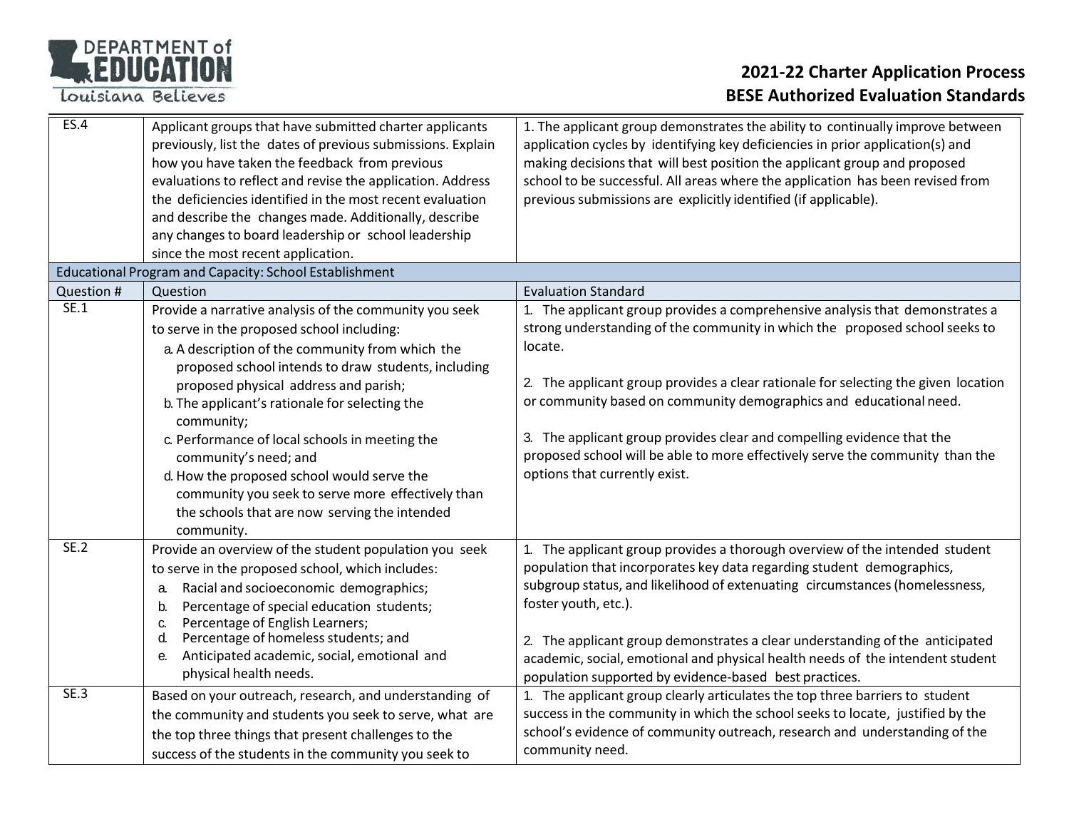| Question # | Question | Evaluation Standard |
|---|---|---|
| ES.4 | Applicant groups that have submitted charter applicants previously, list the dates of previous submissions. Explain how you have taken the feedback from previous evaluations to reflect and revise the application. Address the deficiencies identified in the most recent evaluation and describe the changes made. Additionally, describe any changes to board leadership or school leadership since the most recent application. | 1. The applicant group demonstrates the ability to continually improve between application cycles by identifying key deficiencies in prior application(s) and making decisions that will best position the applicant group and proposed school to be successful. All areas where the application has been revised from previous submissions are explicitly identified (if applicable). |
| **Educational Program and Capacity: School Establishment** | | |
| **Question #** | **Question** | **Evaluation Standard** |
| SE.1 | Provide a narrative analysis of the community you seek to serve in the proposed school including:<br>a. A description of the community from which the proposed school intends to draw students, including proposed physical address and parish;<br>b. The applicant's rationale for selecting the community;<br>c. Performance of local schools in meeting the community's need; and<br>d. How the proposed school would serve the community you seek to serve more effectively than the schools that are now serving the intended community. | 1. The applicant group provides a comprehensive analysis that demonstrates a strong understanding of the community in which the proposed school seeks to locate.<br><br>2. The applicant group provides a clear rationale for selecting the given location or community based on community demographics and educational need.<br><br>3. The applicant group provides clear and compelling evidence that the proposed school will be able to more effectively serve the community than the options that currently exist. |
| SE.2 | Provide an overview of the student population you seek to serve in the proposed school, which includes:<br>a. Racial and socioeconomic demographics;<br>b. Percentage of special education students;<br>c. Percentage of English Learners;<br>d. Percentage of homeless students; and<br>e. Anticipated academic, social, emotional and physical health needs. | 1. The applicant group provides a thorough overview of the intended student population that incorporates key data regarding student demographics, subgroup status, and likelihood of extenuating circumstances (homelessness, foster youth, etc.).<br><br>2. The applicant group demonstrates a clear understanding of the anticipated academic, social, emotional and physical health needs of the intendent student population supported by evidence-based best practices. |
| SE.3 | Based on your outreach, research, and understanding of the community and students you seek to serve, what are the top three things that present challenges to the success of the students in the community you seek to | 1. The applicant group clearly articulates the top three barriers to student success in the community in which the school seeks to locate, justified by the school's evidence of community outreach, research and understanding of the community need. |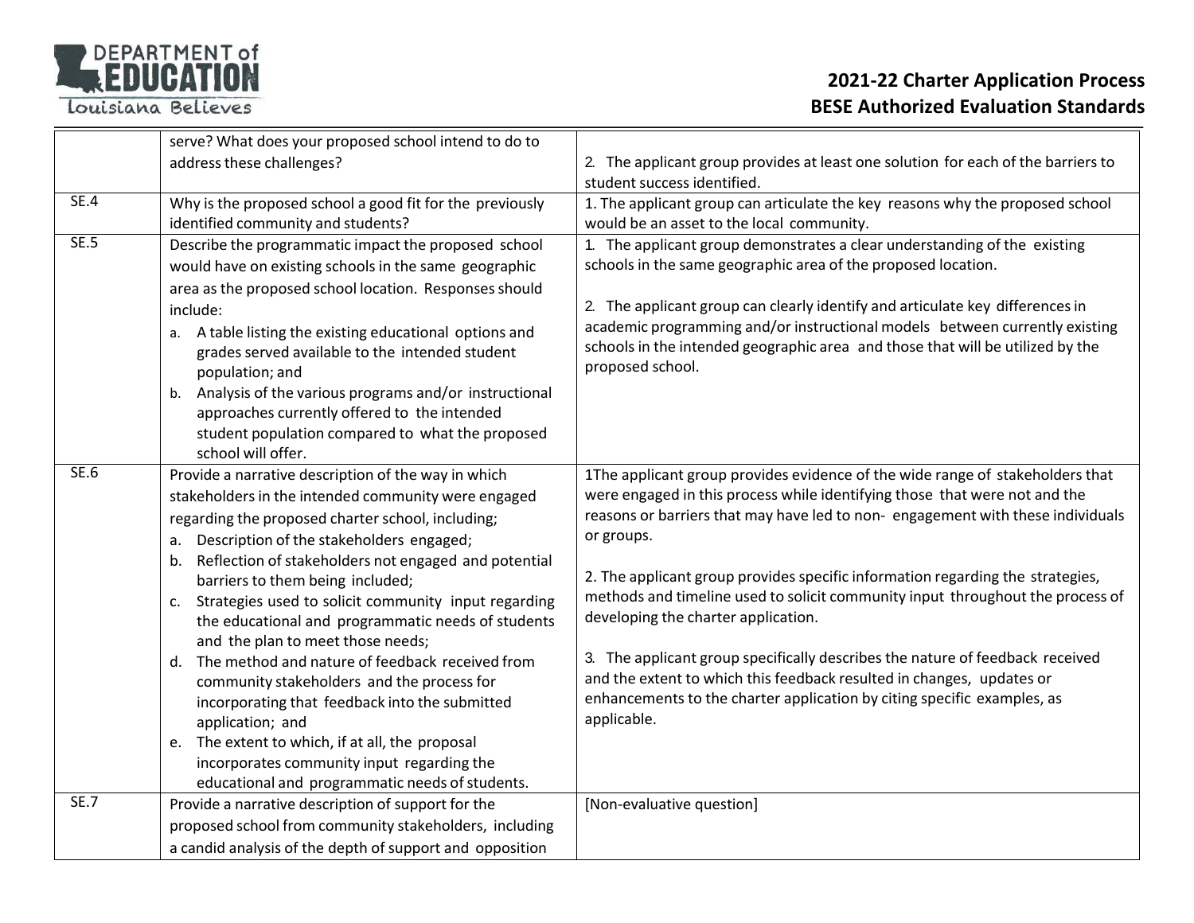| | | |
|---|---|---|
| | serve? What does your proposed school intend to do to address these challenges? | 2. The applicant group provides at least one solution for each of the barriers to student success identified. |
| SE.4 | Why is the proposed school a good fit for the previously identified community and students? | 1. The applicant group can articulate the key reasons why the proposed school would be an asset to the local community. |
| SE.5 | Describe the programmatic impact the proposed school would have on existing schools in the same geographic area as the proposed school location. Responses should include:<br>a. A table listing the existing educational options and grades served available to the intended student population; and<br>b. Analysis of the various programs and/or instructional approaches currently offered to the intended student population compared to what the proposed school will offer. | 1. The applicant group demonstrates a clear understanding of the existing schools in the same geographic area of the proposed location.<br><br>2. The applicant group can clearly identify and articulate key differences in academic programming and/or instructional models between currently existing schools in the intended geographic area and those that will be utilized by the proposed school. |
| SE.6 | Provide a narrative description of the way in which stakeholders in the intended community were engaged regarding the proposed charter school, including;<br>a. Description of the stakeholders engaged;<br>b. Reflection of stakeholders not engaged and potential barriers to them being included;<br>c. Strategies used to solicit community input regarding the educational and programmatic needs of students and the plan to meet those needs;<br>d. The method and nature of feedback received from community stakeholders and the process for incorporating that feedback into the submitted application; and<br>e. The extent to which, if at all, the proposal incorporates community input regarding the educational and programmatic needs of students. | 1The applicant group provides evidence of the wide range of stakeholders that were engaged in this process while identifying those that were not and the reasons or barriers that may have led to non- engagement with these individuals or groups.<br><br>2. The applicant group provides specific information regarding the strategies, methods and timeline used to solicit community input throughout the process of developing the charter application.<br><br>3. The applicant group specifically describes the nature of feedback received and the extent to which this feedback resulted in changes, updates or enhancements to the charter application by citing specific examples, as applicable. |
| SE.7 | Provide a narrative description of support for the proposed school from community stakeholders, including a candid analysis of the depth of support and opposition | [Non-evaluative question] |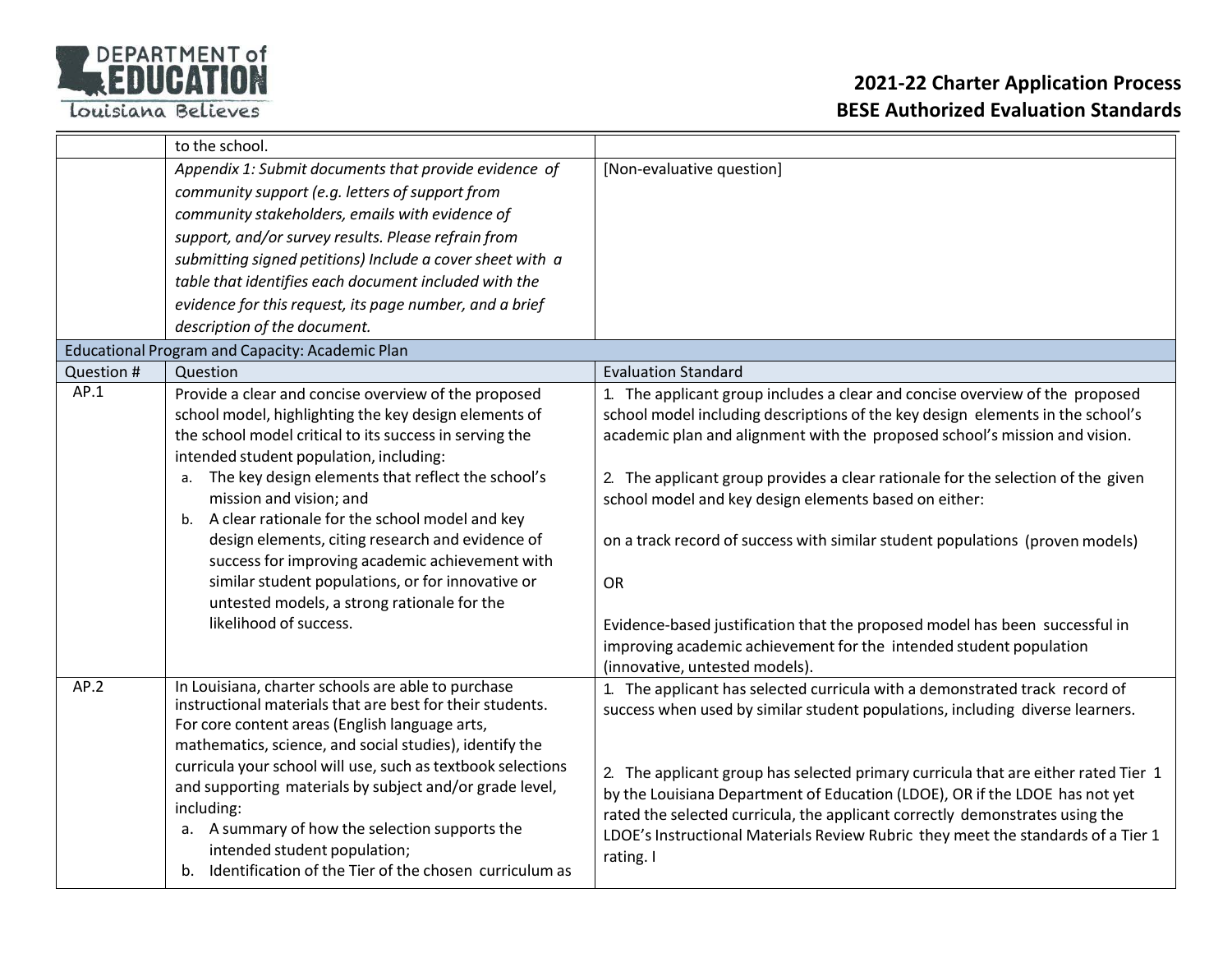| Question # | Question | Evaluation Standard |
|---|---|---|
| | to the school. | |
| | *Appendix 1: Submit documents that provide evidence of community support (e.g. letters of support from community stakeholders, emails with evidence of support, and/or survey results. Please refrain from submitting signed petitions) Include a cover sheet with a table that identifies each document included with the evidence for this request, its page number, and a brief description of the document.* | [Non-evaluative question] |
| **Educational Program and Capacity: Academic Plan** | | |
| Question # | Question | Evaluation Standard |
| AP.1 | Provide a clear and concise overview of the proposed school model, highlighting the key design elements of the school model critical to its success in serving the intended student population, including:<br>a. The key design elements that reflect the school's mission and vision; and<br>b. A clear rationale for the school model and key design elements, citing research and evidence of success for improving academic achievement with similar student populations, or for innovative or untested models, a strong rationale for the likelihood of success. | 1. The applicant group includes a clear and concise overview of the proposed school model including descriptions of the key design elements in the school's academic plan and alignment with the proposed school's mission and vision.<br><br>2. The applicant group provides a clear rationale for the selection of the given school model and key design elements based on either:<br><br>on a track record of success with similar student populations (proven models)<br><br>OR<br><br>Evidence-based justification that the proposed model has been successful in improving academic achievement for the intended student population (innovative, untested models). |
| AP.2 | In Louisiana, charter schools are able to purchase instructional materials that are best for their students. For core content areas (English language arts, mathematics, science, and social studies), identify the curricula your school will use, such as textbook selections and supporting materials by subject and/or grade level, including:<br>a. A summary of how the selection supports the intended student population;<br>b. Identification of the Tier of the chosen curriculum as | 1. The applicant has selected curricula with a demonstrated track record of success when used by similar student populations, including diverse learners.<br><br>2. The applicant group has selected primary curricula that are either rated Tier 1 by the Louisiana Department of Education (LDOE), OR if the LDOE has not yet rated the selected curricula, the applicant correctly demonstrates using the LDOE's Instructional Materials Review Rubric they meet the standards of a Tier 1 rating. I |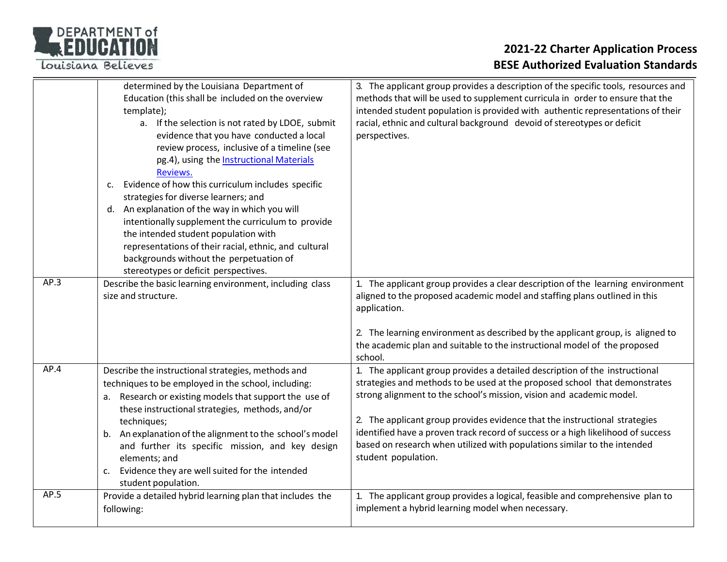| | | |
|---|---|---|
| | determined by the Louisiana Department of Education (this shall be included on the overview template);<br>a. If the selection is not rated by LDOE, submit evidence that you have conducted a local review process, inclusive of a timeline (see pg.4), using the Instructional Materials Reviews.<br>c. Evidence of how this curriculum includes specific strategies for diverse learners; and<br>d. An explanation of the way in which you will intentionally supplement the curriculum to provide the intended student population with representations of their racial, ethnic, and cultural backgrounds without the perpetuation of stereotypes or deficit perspectives. | 3. The applicant group provides a description of the specific tools, resources and methods that will be used to supplement curricula in order to ensure that the intended student population is provided with authentic representations of their racial, ethnic and cultural background devoid of stereotypes or deficit perspectives. |
| AP.3 | Describe the basic learning environment, including class size and structure. | 1. The applicant group provides a clear description of the learning environment aligned to the proposed academic model and staffing plans outlined in this application.<br><br>2. The learning environment as described by the applicant group, is aligned to the academic plan and suitable to the instructional model of the proposed school. |
| AP.4 | Describe the instructional strategies, methods and techniques to be employed in the school, including:<br>a. Research or existing models that support the use of these instructional strategies, methods, and/or techniques;<br>b. An explanation of the alignment to the school's model and further its specific mission, and key design elements; and<br>c. Evidence they are well suited for the intended student population. | 1. The applicant group provides a detailed description of the instructional strategies and methods to be used at the proposed school that demonstrates strong alignment to the school's mission, vision and academic model.<br><br>2. The applicant group provides evidence that the instructional strategies identified have a proven track record of success or a high likelihood of success based on research when utilized with populations similar to the intended student population. |
| AP.5 | Provide a detailed hybrid learning plan that includes the following: | 1. The applicant group provides a logical, feasible and comprehensive plan to implement a hybrid learning model when necessary. |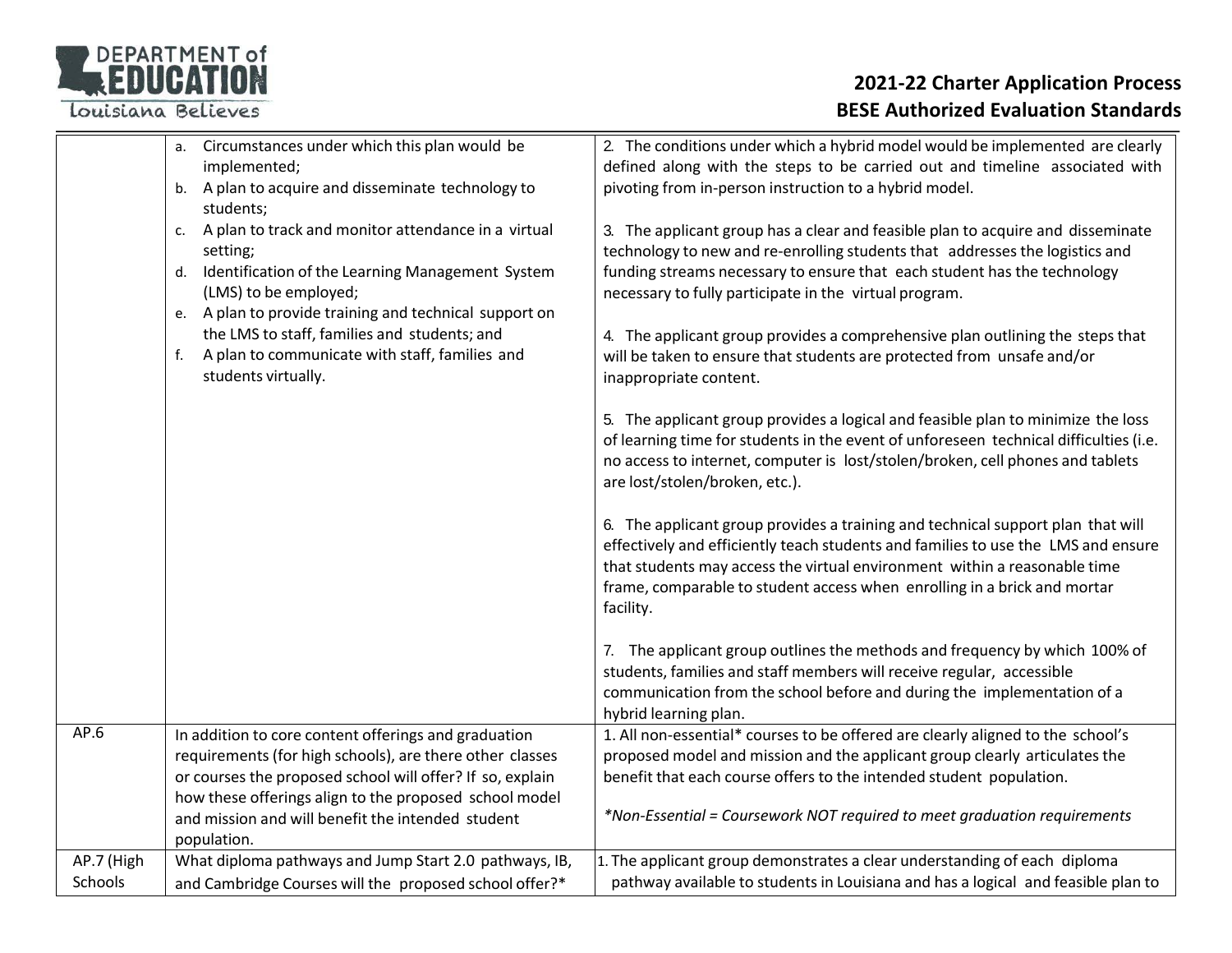| | | |
|---|---|---|
| | a. Circumstances under which this plan would be implemented;<br>b. A plan to acquire and disseminate technology to students;<br>c. A plan to track and monitor attendance in a virtual setting;<br>d. Identification of the Learning Management System (LMS) to be employed;<br>e. A plan to provide training and technical support on the LMS to staff, families and students; and<br>f. A plan to communicate with staff, families and students virtually. | 2. The conditions under which a hybrid model would be implemented are clearly defined along with the steps to be carried out and timeline associated with pivoting from in-person instruction to a hybrid model.<br><br>3. The applicant group has a clear and feasible plan to acquire and disseminate technology to new and re-enrolling students that addresses the logistics and funding streams necessary to ensure that each student has the technology necessary to fully participate in the virtual program.<br><br>4. The applicant group provides a comprehensive plan outlining the steps that will be taken to ensure that students are protected from unsafe and/or inappropriate content.<br><br>5. The applicant group provides a logical and feasible plan to minimize the loss of learning time for students in the event of unforeseen technical difficulties (i.e. no access to internet, computer is lost/stolen/broken, cell phones and tablets are lost/stolen/broken, etc.).<br><br>6. The applicant group provides a training and technical support plan that will effectively and efficiently teach students and families to use the LMS and ensure that students may access the virtual environment within a reasonable time frame, comparable to student access when enrolling in a brick and mortar facility.<br><br>7. The applicant group outlines the methods and frequency by which 100% of students, families and staff members will receive regular, accessible communication from the school before and during the implementation of a hybrid learning plan. |
| AP.6 | In addition to core content offerings and graduation requirements (for high schools), are there other classes or courses the proposed school will offer? If so, explain how these offerings align to the proposed school model and mission and will benefit the intended student population. | 1. All non-essential* courses to be offered are clearly aligned to the school's proposed model and mission and the applicant group clearly articulates the benefit that each course offers to the intended student population.<br><br>*\*Non-Essential = Coursework NOT required to meet graduation requirements* |
| AP.7 (High Schools | What diploma pathways and Jump Start 2.0 pathways, IB, and Cambridge Courses will the proposed school offer?* | 1. The applicant group demonstrates a clear understanding of each diploma pathway available to students in Louisiana and has a logical and feasible plan to |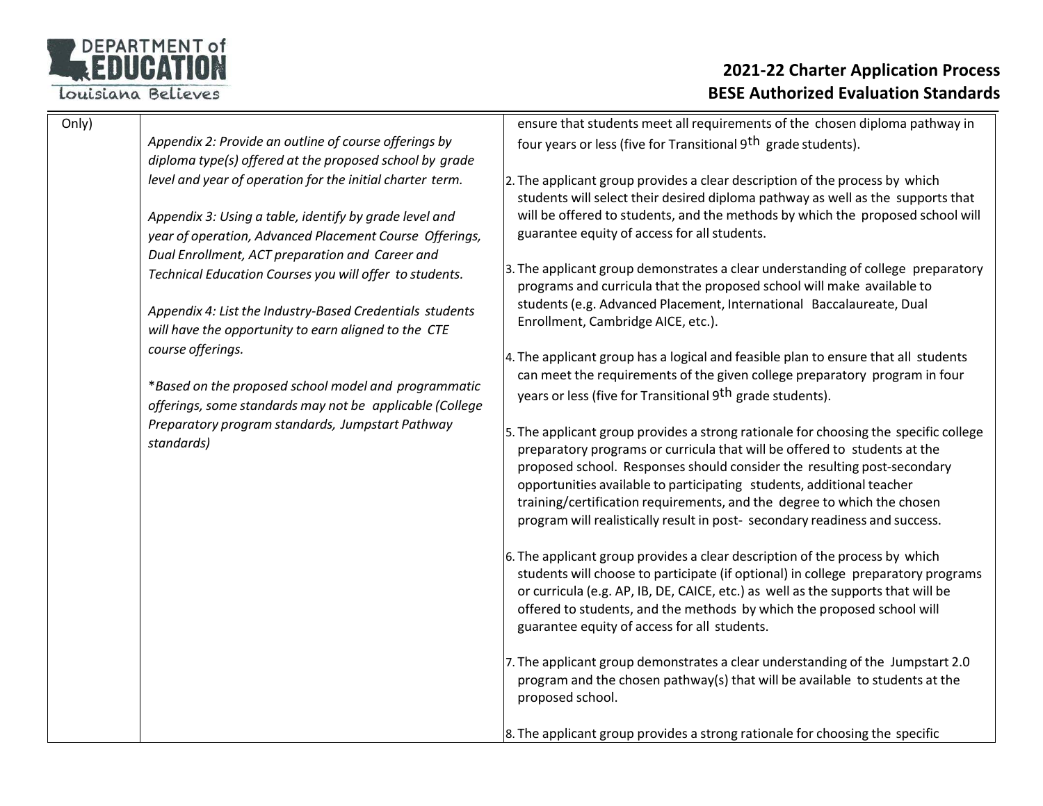| | | |
|---|---|---|
| Only) | *Appendix 2: Provide an outline of course offerings by diploma type(s) offered at the proposed school by grade level and year of operation for the initial charter term.*<br><br>*Appendix 3: Using a table, identify by grade level and year of operation, Advanced Placement Course Offerings, Dual Enrollment, ACT preparation and Career and Technical Education Courses you will offer to students.*<br><br>*Appendix 4: List the Industry-Based Credentials students will have the opportunity to earn aligned to the CTE course offerings.*<br><br>\**Based on the proposed school model and programmatic offerings, some standards may not be applicable (College Preparatory program standards, Jumpstart Pathway standards)* | ensure that students meet all requirements of the chosen diploma pathway in four years or less (five for Transitional 9th grade students).<br><br>2. The applicant group provides a clear description of the process by which students will select their desired diploma pathway as well as the supports that will be offered to students, and the methods by which the proposed school will guarantee equity of access for all students.<br><br>3. The applicant group demonstrates a clear understanding of college preparatory programs and curricula that the proposed school will make available to students (e.g. Advanced Placement, International Baccalaureate, Dual Enrollment, Cambridge AICE, etc.).<br><br>4. The applicant group has a logical and feasible plan to ensure that all students can meet the requirements of the given college preparatory program in four years or less (five for Transitional 9th grade students).<br><br>5. The applicant group provides a strong rationale for choosing the specific college preparatory programs or curricula that will be offered to students at the proposed school. Responses should consider the resulting post-secondary opportunities available to participating students, additional teacher training/certification requirements, and the degree to which the chosen program will realistically result in post- secondary readiness and success.<br><br>6. The applicant group provides a clear description of the process by which students will choose to participate (if optional) in college preparatory programs or curricula (e.g. AP, IB, DE, CAICE, etc.) as well as the supports that will be offered to students, and the methods by which the proposed school will guarantee equity of access for all students.<br><br>7. The applicant group demonstrates a clear understanding of the Jumpstart 2.0 program and the chosen pathway(s) that will be available to students at the proposed school.<br><br>8. The applicant group provides a strong rationale for choosing the specific |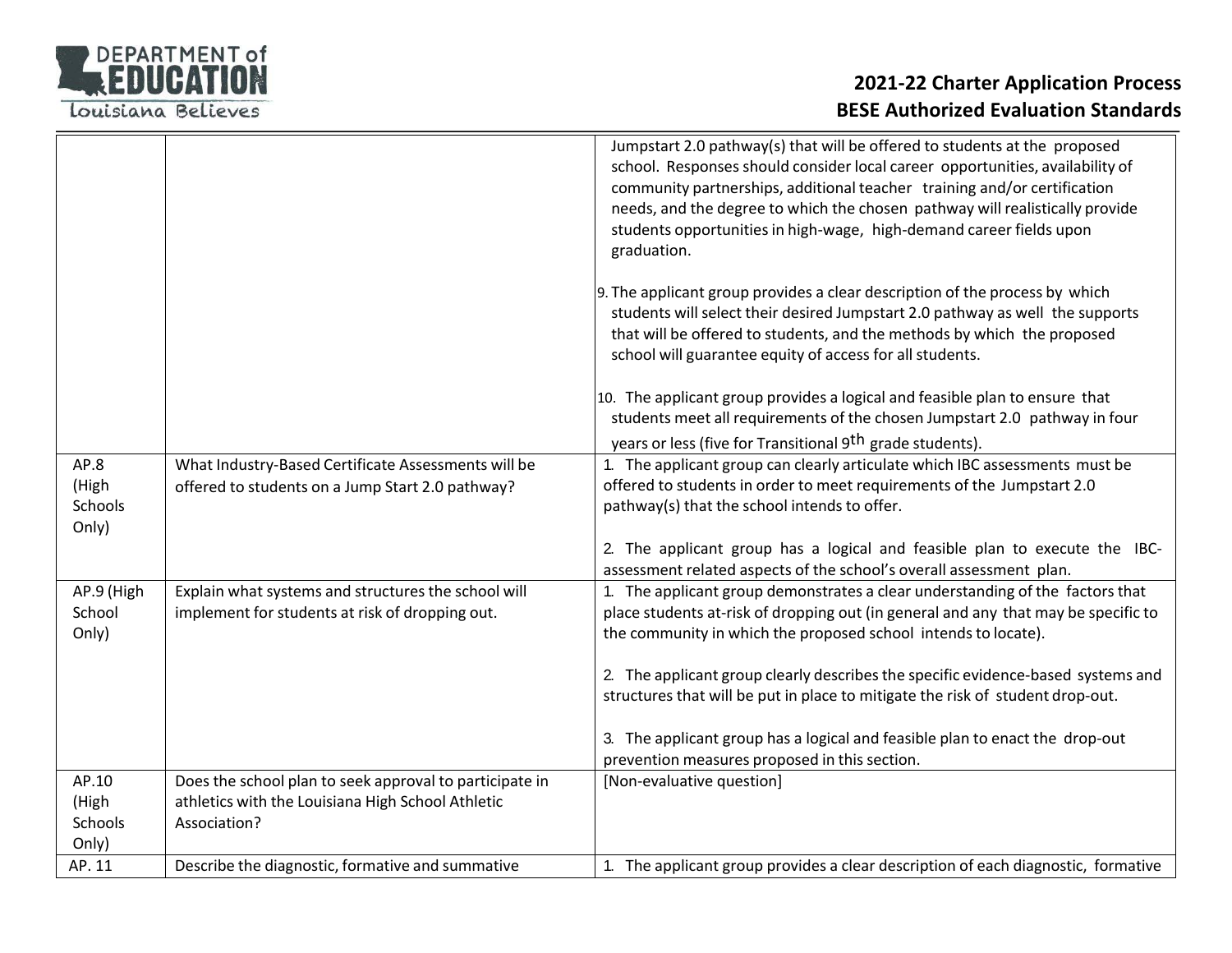| | | |
|---|---|---|
| | | Jumpstart 2.0 pathway(s) that will be offered to students at the proposed school. Responses should consider local career opportunities, availability of community partnerships, additional teacher training and/or certification needs, and the degree to which the chosen pathway will realistically provide students opportunities in high-wage, high-demand career fields upon graduation.<br><br>9. The applicant group provides a clear description of the process by which students will select their desired Jumpstart 2.0 pathway as well the supports that will be offered to students, and the methods by which the proposed school will guarantee equity of access for all students.<br><br>10. The applicant group provides a logical and feasible plan to ensure that students meet all requirements of the chosen Jumpstart 2.0 pathway in four years or less (five for Transitional 9th grade students). |
| AP.8 (High Schools Only) | What Industry-Based Certificate Assessments will be offered to students on a Jump Start 2.0 pathway? | 1. The applicant group can clearly articulate which IBC assessments must be offered to students in order to meet requirements of the Jumpstart 2.0 pathway(s) that the school intends to offer.<br><br>2. The applicant group has a logical and feasible plan to execute the IBC-assessment related aspects of the school's overall assessment plan. |
| AP.9 (High School Only) | Explain what systems and structures the school will implement for students at risk of dropping out. | 1. The applicant group demonstrates a clear understanding of the factors that place students at-risk of dropping out (in general and any that may be specific to the community in which the proposed school intends to locate).<br><br>2. The applicant group clearly describes the specific evidence-based systems and structures that will be put in place to mitigate the risk of student drop-out.<br><br>3. The applicant group has a logical and feasible plan to enact the drop-out prevention measures proposed in this section. |
| AP.10 (High Schools Only) | Does the school plan to seek approval to participate in athletics with the Louisiana High School Athletic Association? | [Non-evaluative question] |
| AP. 11 | Describe the diagnostic, formative and summative | 1. The applicant group provides a clear description of each diagnostic, formative |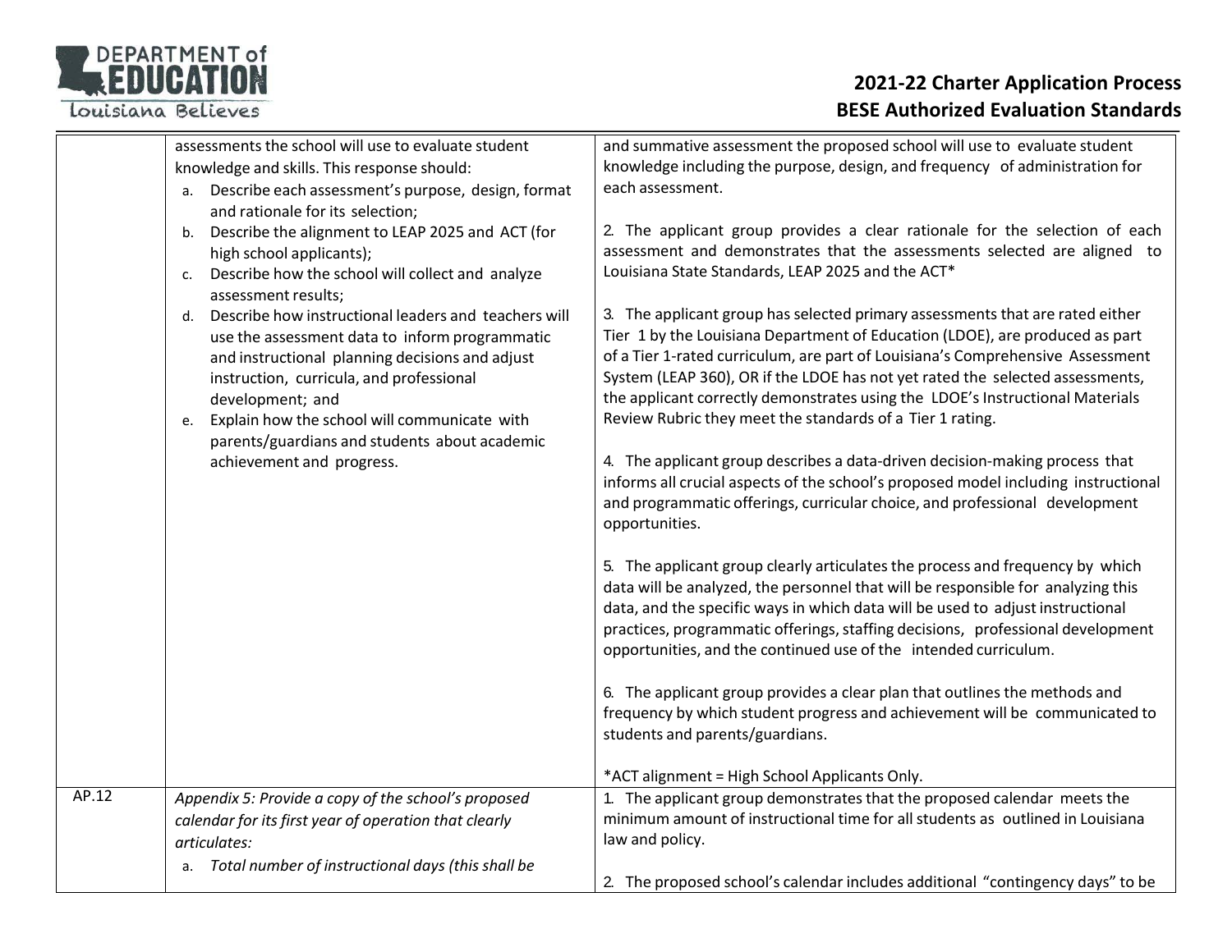| | | |
|---|---|---|
| | assessments the school will use to evaluate student knowledge and skills. This response should:<br>a. Describe each assessment's purpose, design, format and rationale for its selection;<br>b. Describe the alignment to LEAP 2025 and ACT (for high school applicants);<br>c. Describe how the school will collect and analyze assessment results;<br>d. Describe how instructional leaders and teachers will use the assessment data to inform programmatic and instructional planning decisions and adjust instruction, curricula, and professional development; and<br>e. Explain how the school will communicate with parents/guardians and students about academic achievement and progress. | and summative assessment the proposed school will use to evaluate student knowledge including the purpose, design, and frequency of administration for each assessment.<br><br>2. The applicant group provides a clear rationale for the selection of each assessment and demonstrates that the assessments selected are aligned to Louisiana State Standards, LEAP 2025 and the ACT*<br><br>3. The applicant group has selected primary assessments that are rated either Tier 1 by the Louisiana Department of Education (LDOE), are produced as part of a Tier 1-rated curriculum, are part of Louisiana's Comprehensive Assessment System (LEAP 360), OR if the LDOE has not yet rated the selected assessments, the applicant correctly demonstrates using the LDOE's Instructional Materials Review Rubric they meet the standards of a Tier 1 rating.<br><br>4. The applicant group describes a data-driven decision-making process that informs all crucial aspects of the school's proposed model including instructional and programmatic offerings, curricular choice, and professional development opportunities.<br><br>5. The applicant group clearly articulates the process and frequency by which data will be analyzed, the personnel that will be responsible for analyzing this data, and the specific ways in which data will be used to adjust instructional practices, programmatic offerings, staffing decisions, professional development opportunities, and the continued use of the intended curriculum.<br><br>6. The applicant group provides a clear plan that outlines the methods and frequency by which student progress and achievement will be communicated to students and parents/guardians.<br><br>*ACT alignment = High School Applicants Only. |
| AP.12 | *Appendix 5: Provide a copy of the school's proposed calendar for its first year of operation that clearly articulates:*<br>a. *Total number of instructional days (this shall be* | 1. The applicant group demonstrates that the proposed calendar meets the minimum amount of instructional time for all students as outlined in Louisiana law and policy.<br><br>2. The proposed school's calendar includes additional "contingency days" to be |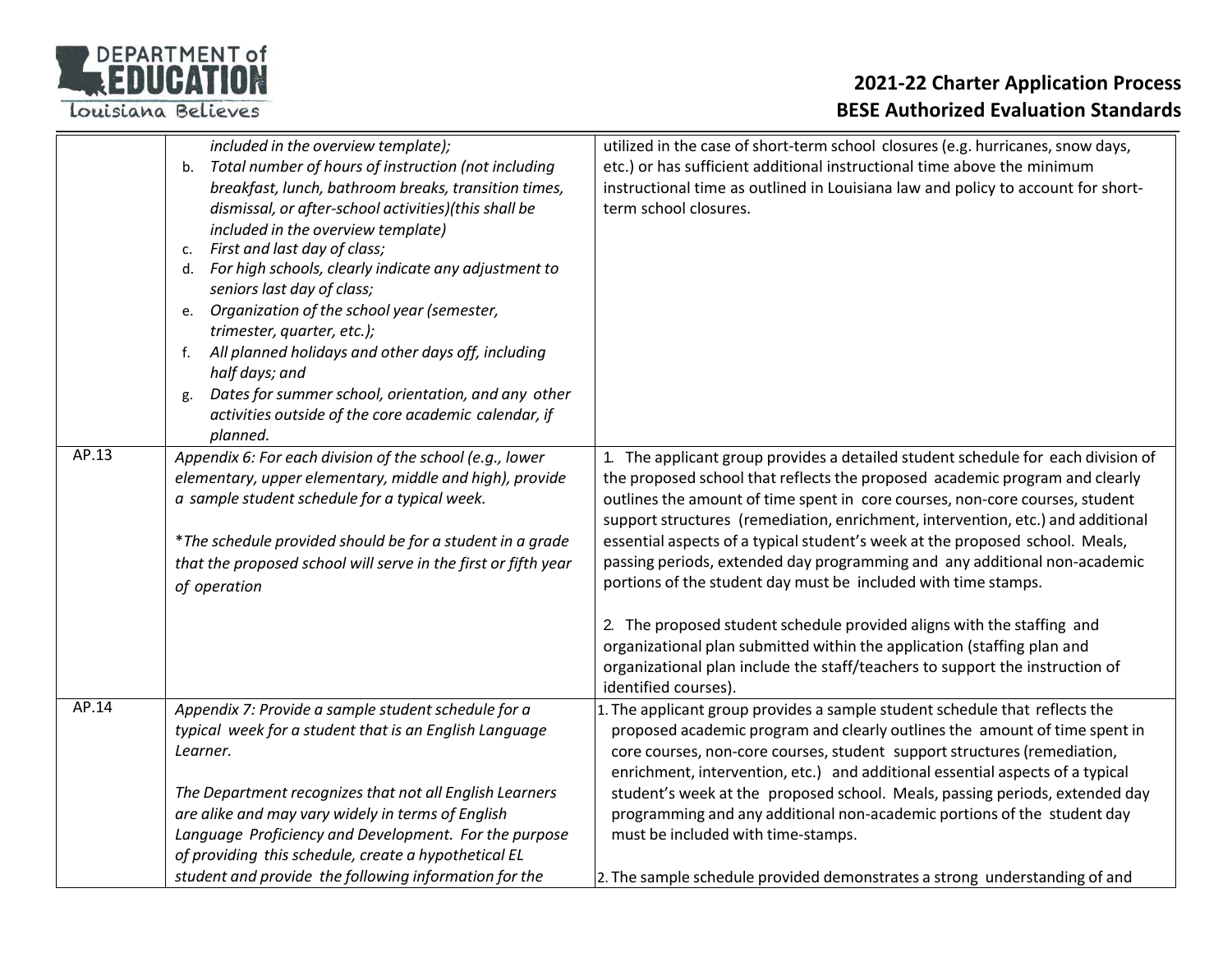| | | |
|---|---|---|
| | *included in the overview template);*<br>b. *Total number of hours of instruction (not including breakfast, lunch, bathroom breaks, transition times, dismissal, or after-school activities)(this shall be included in the overview template)*<br>c. *First and last day of class;*<br>d. *For high schools, clearly indicate any adjustment to seniors last day of class;*<br>e. *Organization of the school year (semester, trimester, quarter, etc.);*<br>f. *All planned holidays and other days off, including half days; and*<br>g. *Dates for summer school, orientation, and any other activities outside of the core academic calendar, if planned.* | utilized in the case of short-term school closures (e.g. hurricanes, snow days, etc.) or has sufficient additional instructional time above the minimum instructional time as outlined in Louisiana law and policy to account for short-term school closures. |
| AP.13 | *Appendix 6: For each division of the school (e.g., lower elementary, upper elementary, middle and high), provide a sample student schedule for a typical week.*<br><br>*\*The schedule provided should be for a student in a grade that the proposed school will serve in the first or fifth year of operation* | 1. The applicant group provides a detailed student schedule for each division of the proposed school that reflects the proposed academic program and clearly outlines the amount of time spent in core courses, non-core courses, student support structures (remediation, enrichment, intervention, etc.) and additional essential aspects of a typical student's week at the proposed school. Meals, passing periods, extended day programming and any additional non-academic portions of the student day must be included with time stamps.<br><br>2. The proposed student schedule provided aligns with the staffing and organizational plan submitted within the application (staffing plan and organizational plan include the staff/teachers to support the instruction of identified courses). |
| AP.14 | *Appendix 7: Provide a sample student schedule for a typical week for a student that is an English Language Learner.*<br><br>*The Department recognizes that not all English Learners are alike and may vary widely in terms of English Language Proficiency and Development. For the purpose of providing this schedule, create a hypothetical EL student and provide the following information for the* | 1. The applicant group provides a sample student schedule that reflects the proposed academic program and clearly outlines the amount of time spent in core courses, non-core courses, student support structures (remediation, enrichment, intervention, etc.) and additional essential aspects of a typical student's week at the proposed school. Meals, passing periods, extended day programming and any additional non-academic portions of the student day must be included with time-stamps.<br><br>2. The sample schedule provided demonstrates a strong understanding of and |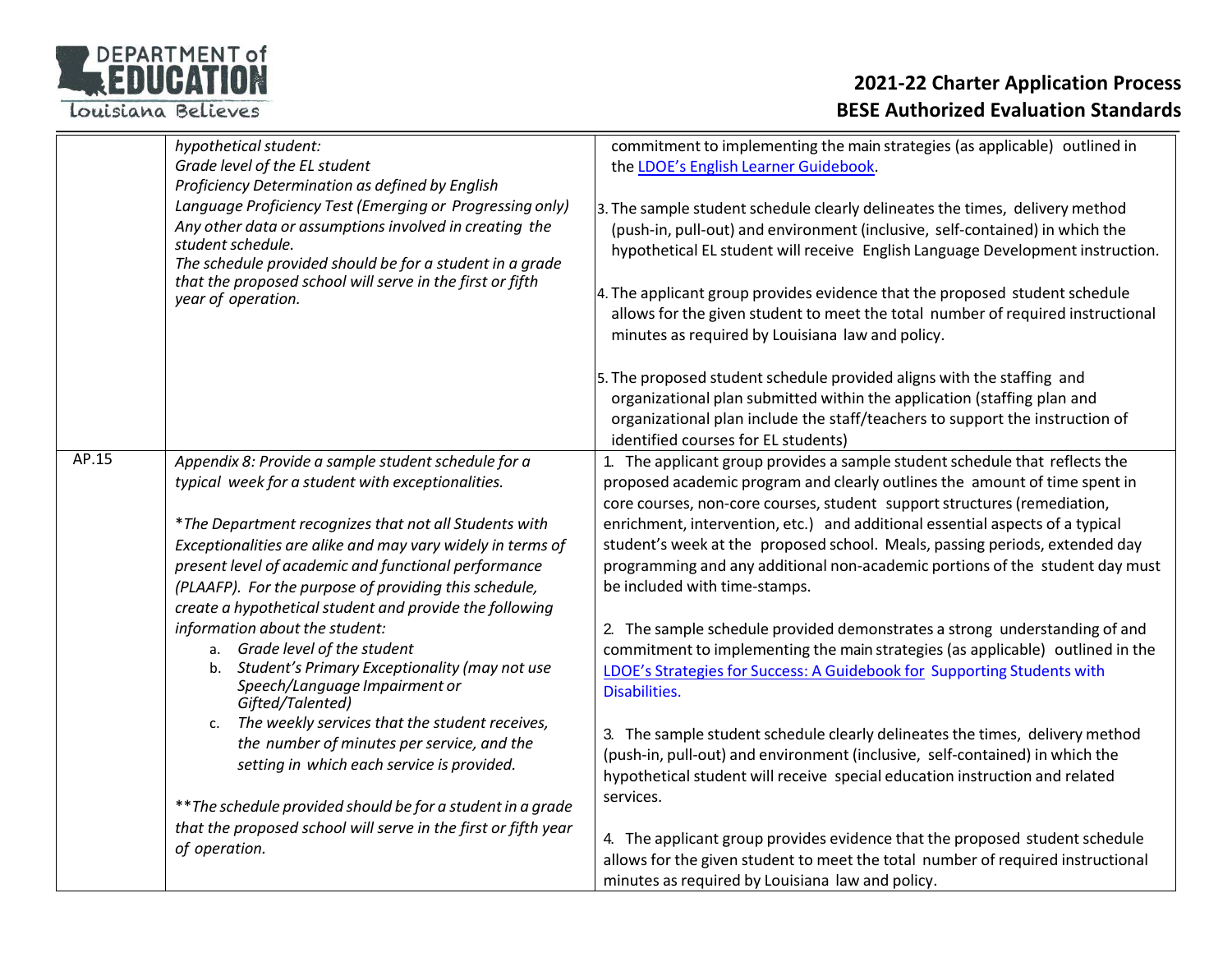| | | |
|---|---|---|
| | *hypothetical student:*<br>*Grade level of the EL student*<br>*Proficiency Determination as defined by English Language Proficiency Test (Emerging or Progressing only)*<br>*Any other data or assumptions involved in creating the student schedule.*<br>*The schedule provided should be for a student in a grade that the proposed school will serve in the first or fifth year of operation.* | commitment to implementing the main strategies (as applicable) outlined in the [LDOE's English Learner Guidebook](). <br><br>3. The sample student schedule clearly delineates the times, delivery method (push-in, pull-out) and environment (inclusive, self-contained) in which the hypothetical EL student will receive English Language Development instruction.<br><br>4. The applicant group provides evidence that the proposed student schedule allows for the given student to meet the total number of required instructional minutes as required by Louisiana law and policy.<br><br>5. The proposed student schedule provided aligns with the staffing and organizational plan submitted within the application (staffing plan and organizational plan include the staff/teachers to support the instruction of identified courses for EL students) |
| AP.15 | *Appendix 8: Provide a sample student schedule for a typical week for a student with exceptionalities.*<br><br>*\*The Department recognizes that not all Students with Exceptionalities are alike and may vary widely in terms of present level of academic and functional performance (PLAAFP). For the purpose of providing this schedule, create a hypothetical student and provide the following information about the student:*<br>a. *Grade level of the student*<br>b. *Student's Primary Exceptionality (may not use Speech/Language Impairment or Gifted/Talented)*<br>c. *The weekly services that the student receives, the number of minutes per service, and the setting in which each service is provided.*<br><br>*\*\*The schedule provided should be for a student in a grade that the proposed school will serve in the first or fifth year of operation.* | 1. The applicant group provides a sample student schedule that reflects the proposed academic program and clearly outlines the amount of time spent in core courses, non-core courses, student support structures (remediation, enrichment, intervention, etc.) and additional essential aspects of a typical student's week at the proposed school. Meals, passing periods, extended day programming and any additional non-academic portions of the student day must be included with time-stamps.<br><br>2. The sample schedule provided demonstrates a strong understanding of and commitment to implementing the main strategies (as applicable) outlined in the [LDOE's Strategies for Success: A Guidebook for Supporting Students with Disabilities.]()<br><br>3. The sample student schedule clearly delineates the times, delivery method (push-in, pull-out) and environment (inclusive, self-contained) in which the hypothetical student will receive special education instruction and related services.<br><br>4. The applicant group provides evidence that the proposed student schedule allows for the given student to meet the total number of required instructional minutes as required by Louisiana law and policy. |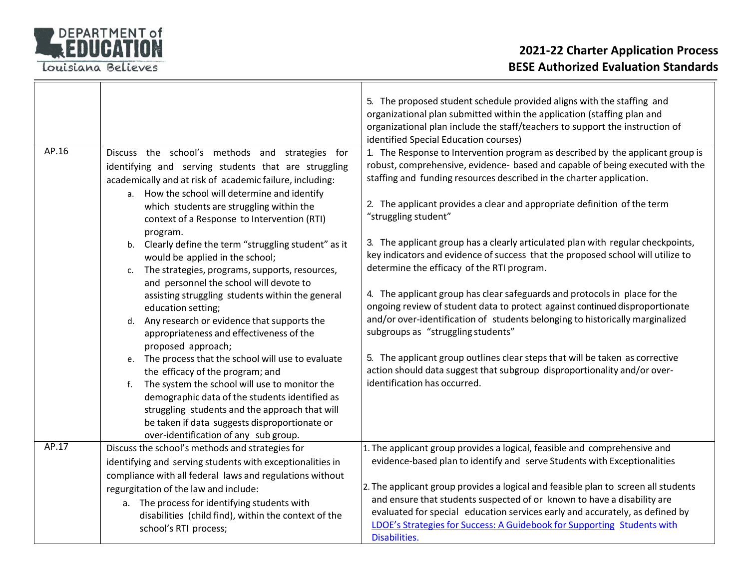| | | |
|---|---|---|
| | | 5. The proposed student schedule provided aligns with the staffing and organizational plan submitted within the application (staffing plan and organizational plan include the staff/teachers to support the instruction of identified Special Education courses) |
| AP.16 | Discuss the school's methods and strategies for identifying and serving students that are struggling academically and at risk of academic failure, including:<br>a. How the school will determine and identify which students are struggling within the context of a Response to Intervention (RTI) program.<br>b. Clearly define the term "struggling student" as it would be applied in the school;<br>c. The strategies, programs, supports, resources, and personnel the school will devote to assisting struggling students within the general education setting;<br>d. Any research or evidence that supports the appropriateness and effectiveness of the proposed approach;<br>e. The process that the school will use to evaluate the efficacy of the program; and<br>f. The system the school will use to monitor the demographic data of the students identified as struggling students and the approach that will be taken if data suggests disproportionate or over-identification of any sub group. | 1. The Response to Intervention program as described by the applicant group is robust, comprehensive, evidence- based and capable of being executed with the staffing and funding resources described in the charter application.<br><br>2. The applicant provides a clear and appropriate definition of the term "struggling student"<br><br>3. The applicant group has a clearly articulated plan with regular checkpoints, key indicators and evidence of success that the proposed school will utilize to determine the efficacy of the RTI program.<br><br>4. The applicant group has clear safeguards and protocols in place for the ongoing review of student data to protect against continued disproportionate and/or over-identification of students belonging to historically marginalized subgroups as "struggling students"<br><br>5. The applicant group outlines clear steps that will be taken as corrective action should data suggest that subgroup disproportionality and/or over-identification has occurred. |
| AP.17 | Discuss the school's methods and strategies for identifying and serving students with exceptionalities in compliance with all federal laws and regulations without regurgitation of the law and include:<br>a. The process for identifying students with disabilities (child find), within the context of the school's RTI process; | 1. The applicant group provides a logical, feasible and comprehensive and evidence-based plan to identify and serve Students with Exceptionalities<br><br>2. The applicant group provides a logical and feasible plan to screen all students and ensure that students suspected of or known to have a disability are evaluated for special education services early and accurately, as defined by LDOE's Strategies for Success: A Guidebook for Supporting Students with Disabilities. |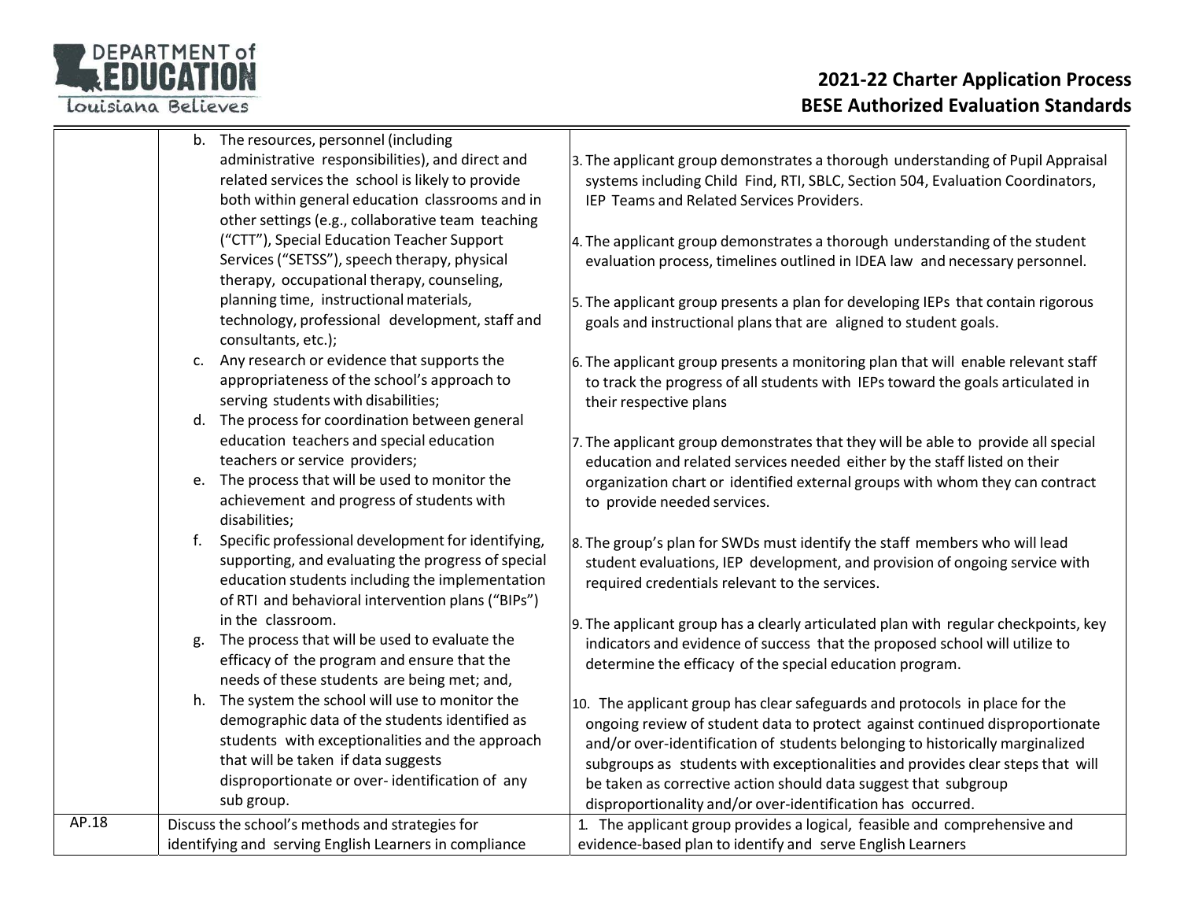| | | |
|---|---|---|
| | b. The resources, personnel (including administrative responsibilities), and direct and related services the school is likely to provide both within general education classrooms and in other settings (e.g., collaborative team teaching ("CTT"), Special Education Teacher Support Services ("SETSS"), speech therapy, physical therapy, occupational therapy, counseling, planning time, instructional materials, technology, professional development, staff and consultants, etc.);<br>c. Any research or evidence that supports the appropriateness of the school's approach to serving students with disabilities;<br>d. The process for coordination between general education teachers and special education teachers or service providers;<br>e. The process that will be used to monitor the achievement and progress of students with disabilities;<br>f. Specific professional development for identifying, supporting, and evaluating the progress of special education students including the implementation of RTI and behavioral intervention plans ("BIPs") in the classroom.<br>g. The process that will be used to evaluate the efficacy of the program and ensure that the needs of these students are being met; and,<br>h. The system the school will use to monitor the demographic data of the students identified as students with exceptionalities and the approach that will be taken if data suggests disproportionate or over- identification of any sub group. | 3. The applicant group demonstrates a thorough understanding of Pupil Appraisal systems including Child Find, RTI, SBLC, Section 504, Evaluation Coordinators, IEP Teams and Related Services Providers.<br><br>4. The applicant group demonstrates a thorough understanding of the student evaluation process, timelines outlined in IDEA law and necessary personnel.<br><br>5. The applicant group presents a plan for developing IEPs that contain rigorous goals and instructional plans that are aligned to student goals.<br><br>6. The applicant group presents a monitoring plan that will enable relevant staff to track the progress of all students with IEPs toward the goals articulated in their respective plans<br><br>7. The applicant group demonstrates that they will be able to provide all special education and related services needed either by the staff listed on their organization chart or identified external groups with whom they can contract to provide needed services.<br><br>8. The group's plan for SWDs must identify the staff members who will lead student evaluations, IEP development, and provision of ongoing service with required credentials relevant to the services.<br><br>9. The applicant group has a clearly articulated plan with regular checkpoints, key indicators and evidence of success that the proposed school will utilize to determine the efficacy of the special education program.<br><br>10. The applicant group has clear safeguards and protocols in place for the ongoing review of student data to protect against continued disproportionate and/or over-identification of students belonging to historically marginalized subgroups as students with exceptionalities and provides clear steps that will be taken as corrective action should data suggest that subgroup disproportionality and/or over-identification has occurred. |
| AP.18 | Discuss the school's methods and strategies for identifying and serving English Learners in compliance | 1. The applicant group provides a logical, feasible and comprehensive and evidence-based plan to identify and serve English Learners |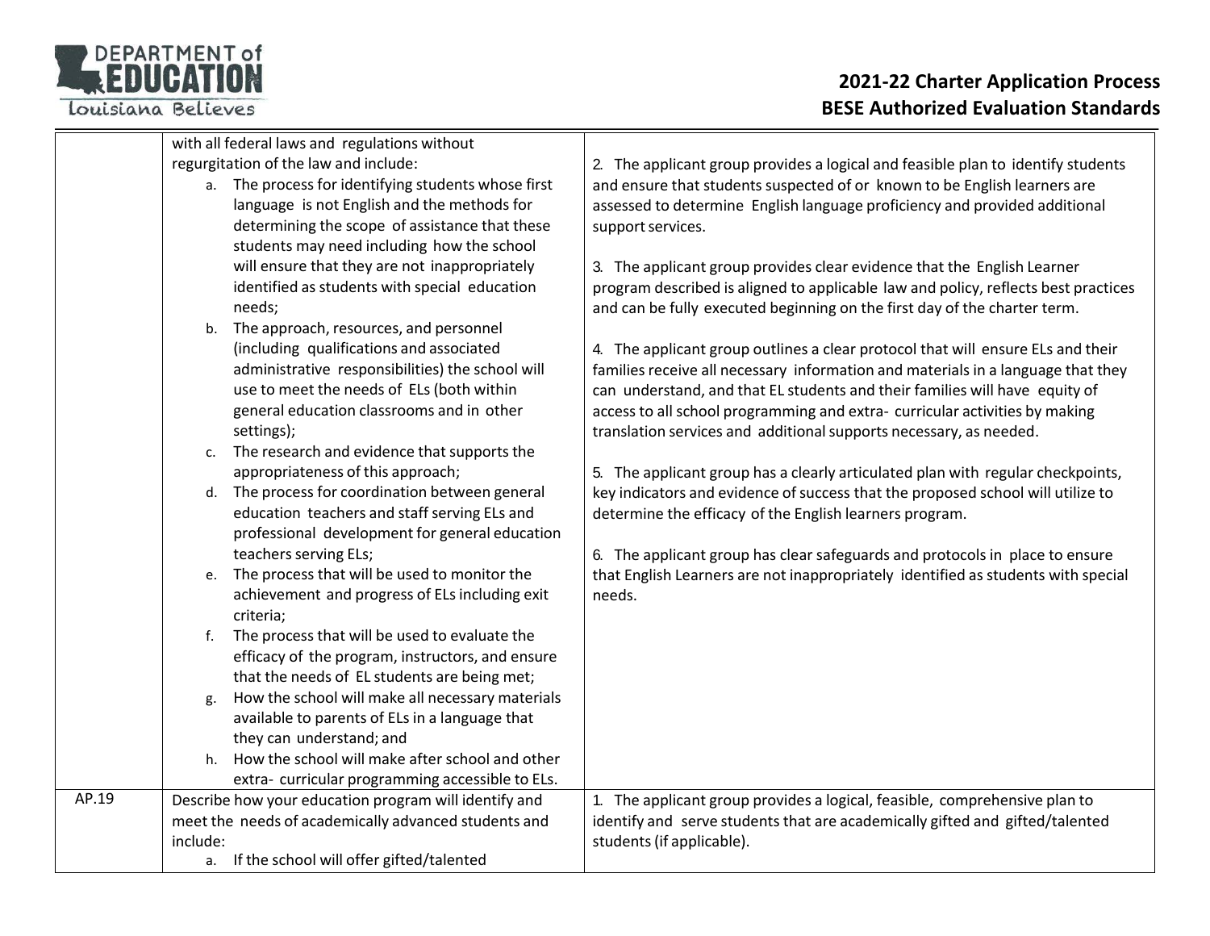| | | |
|---|---|---|
| | with all federal laws and regulations without regurgitation of the law and include:<br>a. The process for identifying students whose first language is not English and the methods for determining the scope of assistance that these students may need including how the school will ensure that they are not inappropriately identified as students with special education needs;<br>b. The approach, resources, and personnel (including qualifications and associated administrative responsibilities) the school will use to meet the needs of ELs (both within general education classrooms and in other settings);<br>c. The research and evidence that supports the appropriateness of this approach;<br>d. The process for coordination between general education teachers and staff serving ELs and professional development for general education teachers serving ELs;<br>e. The process that will be used to monitor the achievement and progress of ELs including exit criteria;<br>f. The process that will be used to evaluate the efficacy of the program, instructors, and ensure that the needs of EL students are being met;<br>g. How the school will make all necessary materials available to parents of ELs in a language that they can understand; and<br>h. How the school will make after school and other extra- curricular programming accessible to ELs. | 2. The applicant group provides a logical and feasible plan to identify students and ensure that students suspected of or known to be English learners are assessed to determine English language proficiency and provided additional support services.<br><br>3. The applicant group provides clear evidence that the English Learner program described is aligned to applicable law and policy, reflects best practices and can be fully executed beginning on the first day of the charter term.<br><br>4. The applicant group outlines a clear protocol that will ensure ELs and their families receive all necessary information and materials in a language that they can understand, and that EL students and their families will have equity of access to all school programming and extra- curricular activities by making translation services and additional supports necessary, as needed.<br><br>5. The applicant group has a clearly articulated plan with regular checkpoints, key indicators and evidence of success that the proposed school will utilize to determine the efficacy of the English learners program.<br><br>6. The applicant group has clear safeguards and protocols in place to ensure that English Learners are not inappropriately identified as students with special needs. |
| AP.19 | Describe how your education program will identify and meet the needs of academically advanced students and include:<br>a. If the school will offer gifted/talented | 1. The applicant group provides a logical, feasible, comprehensive plan to identify and serve students that are academically gifted and gifted/talented students (if applicable). |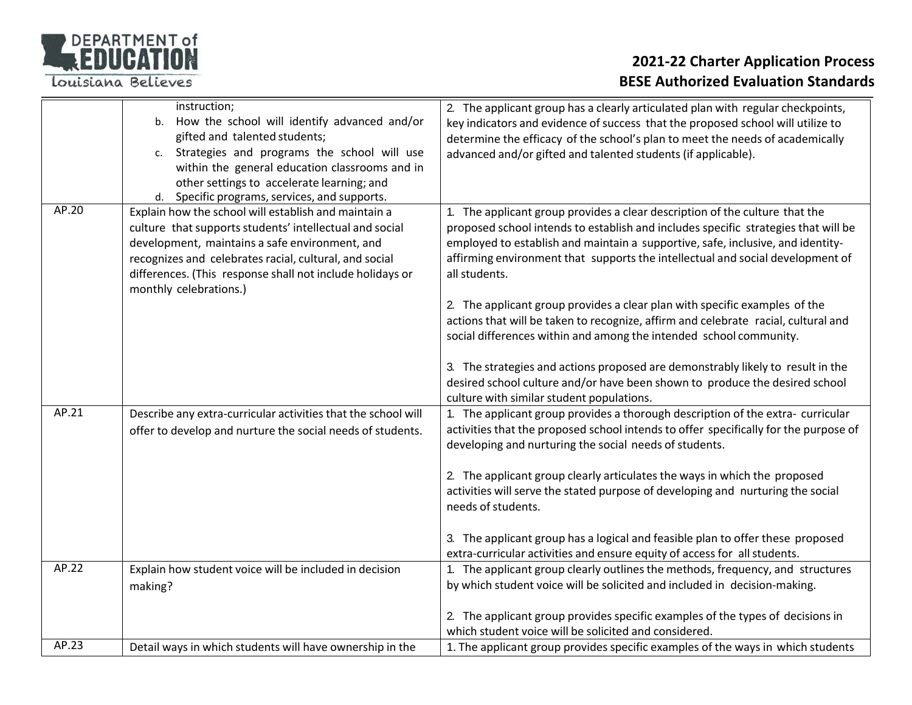| | | |
|---|---|---|
| | instruction;<br>b. How the school will identify advanced and/or gifted and talented students;<br>c. Strategies and programs the school will use within the general education classrooms and in other settings to accelerate learning; and<br>d. Specific programs, services, and supports. | 2. The applicant group has a clearly articulated plan with regular checkpoints, key indicators and evidence of success that the proposed school will utilize to determine the efficacy of the school's plan to meet the needs of academically advanced and/or gifted and talented students (if applicable). |
| AP.20 | Explain how the school will establish and maintain a culture that supports students' intellectual and social development, maintains a safe environment, and recognizes and celebrates racial, cultural, and social differences. (This response shall not include holidays or monthly celebrations.) | 1. The applicant group provides a clear description of the culture that the proposed school intends to establish and includes specific strategies that will be employed to establish and maintain a supportive, safe, inclusive, and identity-affirming environment that supports the intellectual and social development of all students.<br><br>2. The applicant group provides a clear plan with specific examples of the actions that will be taken to recognize, affirm and celebrate racial, cultural and social differences within and among the intended school community.<br><br>3. The strategies and actions proposed are demonstrably likely to result in the desired school culture and/or have been shown to produce the desired school culture with similar student populations. |
| AP.21 | Describe any extra-curricular activities that the school will offer to develop and nurture the social needs of students. | 1. The applicant group provides a thorough description of the extra- curricular activities that the proposed school intends to offer specifically for the purpose of developing and nurturing the social needs of students.<br><br>2. The applicant group clearly articulates the ways in which the proposed activities will serve the stated purpose of developing and nurturing the social needs of students.<br><br>3. The applicant group has a logical and feasible plan to offer these proposed extra-curricular activities and ensure equity of access for all students. |
| AP.22 | Explain how student voice will be included in decision making? | 1. The applicant group clearly outlines the methods, frequency, and structures by which student voice will be solicited and included in decision-making.<br><br>2. The applicant group provides specific examples of the types of decisions in which student voice will be solicited and considered. |
| AP.23 | Detail ways in which students will have ownership in the | 1. The applicant group provides specific examples of the ways in which students |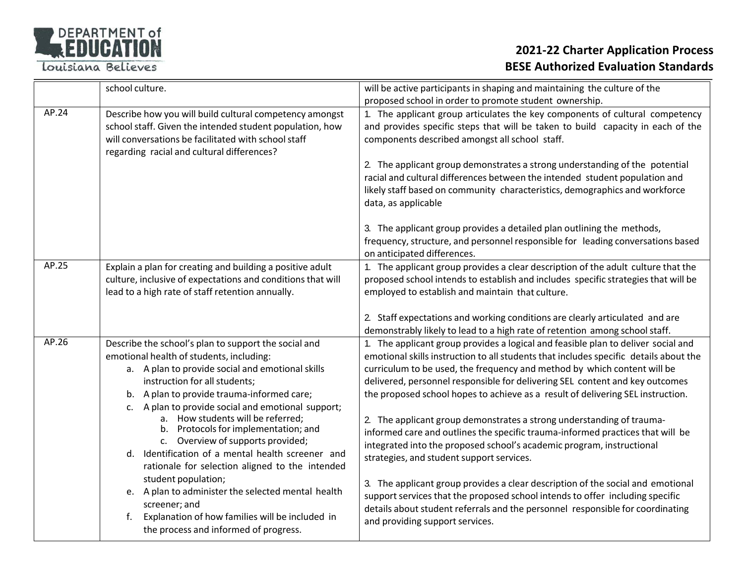| | school culture. | will be active participants in shaping and maintaining the culture of the proposed school in order to promote student ownership. |
|---|---|---|
| AP.24 | Describe how you will build cultural competency amongst school staff. Given the intended student population, how will conversations be facilitated with school staff regarding racial and cultural differences? | 1. The applicant group articulates the key components of cultural competency and provides specific steps that will be taken to build capacity in each of the components described amongst all school staff.<br><br>2. The applicant group demonstrates a strong understanding of the potential racial and cultural differences between the intended student population and likely staff based on community characteristics, demographics and workforce data, as applicable<br><br>3. The applicant group provides a detailed plan outlining the methods, frequency, structure, and personnel responsible for leading conversations based on anticipated differences. |
| AP.25 | Explain a plan for creating and building a positive adult culture, inclusive of expectations and conditions that will lead to a high rate of staff retention annually. | 1. The applicant group provides a clear description of the adult culture that the proposed school intends to establish and includes specific strategies that will be employed to establish and maintain that culture.<br><br>2. Staff expectations and working conditions are clearly articulated and are demonstrably likely to lead to a high rate of retention among school staff. |
| AP.26 | Describe the school's plan to support the social and emotional health of students, including:<br>a. A plan to provide social and emotional skills instruction for all students;<br>b. A plan to provide trauma-informed care;<br>c. A plan to provide social and emotional support;<br>&nbsp;&nbsp;&nbsp;&nbsp;a. How students will be referred;<br>&nbsp;&nbsp;&nbsp;&nbsp;b. Protocols for implementation; and<br>&nbsp;&nbsp;&nbsp;&nbsp;c. Overview of supports provided;<br>d. Identification of a mental health screener and rationale for selection aligned to the intended student population;<br>e. A plan to administer the selected mental health screener; and<br>f. Explanation of how families will be included in the process and informed of progress. | 1. The applicant group provides a logical and feasible plan to deliver social and emotional skills instruction to all students that includes specific details about the curriculum to be used, the frequency and method by which content will be delivered, personnel responsible for delivering SEL content and key outcomes the proposed school hopes to achieve as a result of delivering SEL instruction.<br><br>2. The applicant group demonstrates a strong understanding of trauma-informed care and outlines the specific trauma-informed practices that will be integrated into the proposed school's academic program, instructional strategies, and student support services.<br><br>3. The applicant group provides a clear description of the social and emotional support services that the proposed school intends to offer including specific details about student referrals and the personnel responsible for coordinating and providing support services. |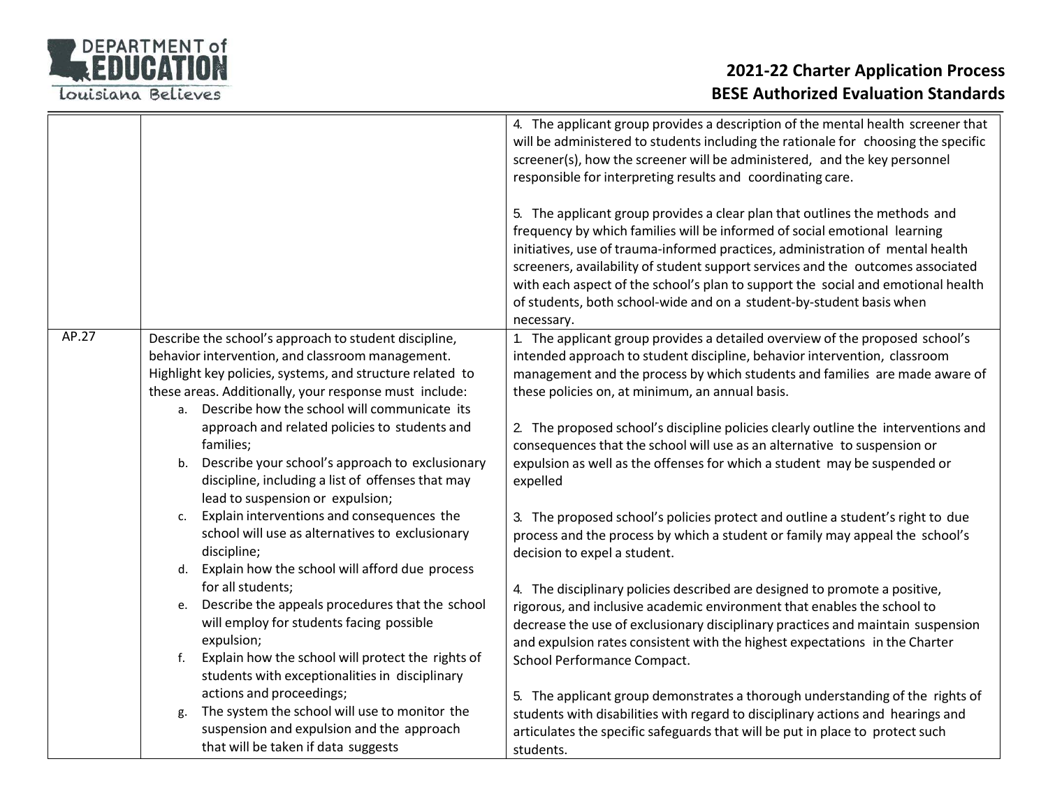| | | |
|---|---|---|
| | | 4. The applicant group provides a description of the mental health screener that will be administered to students including the rationale for choosing the specific screener(s), how the screener will be administered, and the key personnel responsible for interpreting results and coordinating care.<br><br>5. The applicant group provides a clear plan that outlines the methods and frequency by which families will be informed of social emotional learning initiatives, use of trauma-informed practices, administration of mental health screeners, availability of student support services and the outcomes associated with each aspect of the school's plan to support the social and emotional health of students, both school-wide and on a student-by-student basis when necessary. |
| AP.27 | Describe the school's approach to student discipline, behavior intervention, and classroom management. Highlight key policies, systems, and structure related to these areas. Additionally, your response must include:<br>a. Describe how the school will communicate its approach and related policies to students and families;<br>b. Describe your school's approach to exclusionary discipline, including a list of offenses that may lead to suspension or expulsion;<br>c. Explain interventions and consequences the school will use as alternatives to exclusionary discipline;<br>d. Explain how the school will afford due process for all students;<br>e. Describe the appeals procedures that the school will employ for students facing possible expulsion;<br>f. Explain how the school will protect the rights of students with exceptionalities in disciplinary actions and proceedings;<br>g. The system the school will use to monitor the suspension and expulsion and the approach that will be taken if data suggests | 1. The applicant group provides a detailed overview of the proposed school's intended approach to student discipline, behavior intervention, classroom management and the process by which students and families are made aware of these policies on, at minimum, an annual basis.<br><br>2. The proposed school's discipline policies clearly outline the interventions and consequences that the school will use as an alternative to suspension or expulsion as well as the offenses for which a student may be suspended or expelled<br><br>3. The proposed school's policies protect and outline a student's right to due process and the process by which a student or family may appeal the school's decision to expel a student.<br><br>4. The disciplinary policies described are designed to promote a positive, rigorous, and inclusive academic environment that enables the school to decrease the use of exclusionary disciplinary practices and maintain suspension and expulsion rates consistent with the highest expectations in the Charter School Performance Compact.<br><br>5. The applicant group demonstrates a thorough understanding of the rights of students with disabilities with regard to disciplinary actions and hearings and articulates the specific safeguards that will be put in place to protect such students. |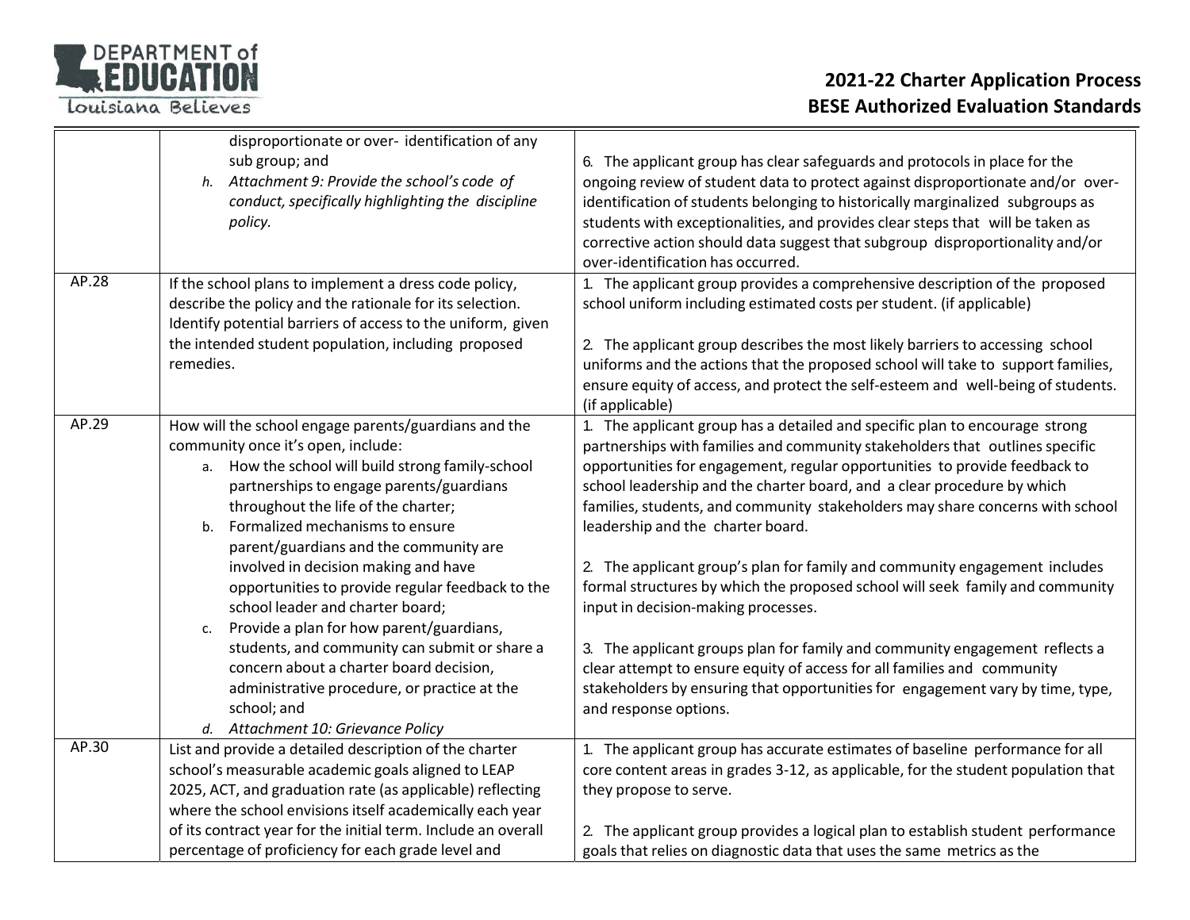| | | |
|---|---|---|
| | disproportionate or over- identification of any sub group; and<br>h. *Attachment 9: Provide the school's code of conduct, specifically highlighting the discipline policy.* | 6. The applicant group has clear safeguards and protocols in place for the ongoing review of student data to protect against disproportionate and/or over-identification of students belonging to historically marginalized subgroups as students with exceptionalities, and provides clear steps that will be taken as corrective action should data suggest that subgroup disproportionality and/or over-identification has occurred. |
| AP.28 | If the school plans to implement a dress code policy, describe the policy and the rationale for its selection. Identify potential barriers of access to the uniform, given the intended student population, including proposed remedies. | 1. The applicant group provides a comprehensive description of the proposed school uniform including estimated costs per student. (if applicable)<br><br>2. The applicant group describes the most likely barriers to accessing school uniforms and the actions that the proposed school will take to support families, ensure equity of access, and protect the self-esteem and well-being of students. (if applicable) |
| AP.29 | How will the school engage parents/guardians and the community once it's open, include:<br>a. How the school will build strong family-school partnerships to engage parents/guardians throughout the life of the charter;<br>b. Formalized mechanisms to ensure parent/guardians and the community are involved in decision making and have opportunities to provide regular feedback to the school leader and charter board;<br>c. Provide a plan for how parent/guardians, students, and community can submit or share a concern about a charter board decision, administrative procedure, or practice at the school; and<br>d. *Attachment 10: Grievance Policy* | 1. The applicant group has a detailed and specific plan to encourage strong partnerships with families and community stakeholders that outlines specific opportunities for engagement, regular opportunities to provide feedback to school leadership and the charter board, and a clear procedure by which families, students, and community stakeholders may share concerns with school leadership and the charter board.<br><br>2. The applicant group's plan for family and community engagement includes formal structures by which the proposed school will seek family and community input in decision-making processes.<br><br>3. The applicant groups plan for family and community engagement reflects a clear attempt to ensure equity of access for all families and community stakeholders by ensuring that opportunities for engagement vary by time, type, and response options. |
| AP.30 | List and provide a detailed description of the charter school's measurable academic goals aligned to LEAP 2025, ACT, and graduation rate (as applicable) reflecting where the school envisions itself academically each year of its contract year for the initial term. Include an overall percentage of proficiency for each grade level and | 1. The applicant group has accurate estimates of baseline performance for all core content areas in grades 3-12, as applicable, for the student population that they propose to serve.<br><br>2. The applicant group provides a logical plan to establish student performance goals that relies on diagnostic data that uses the same metrics as the |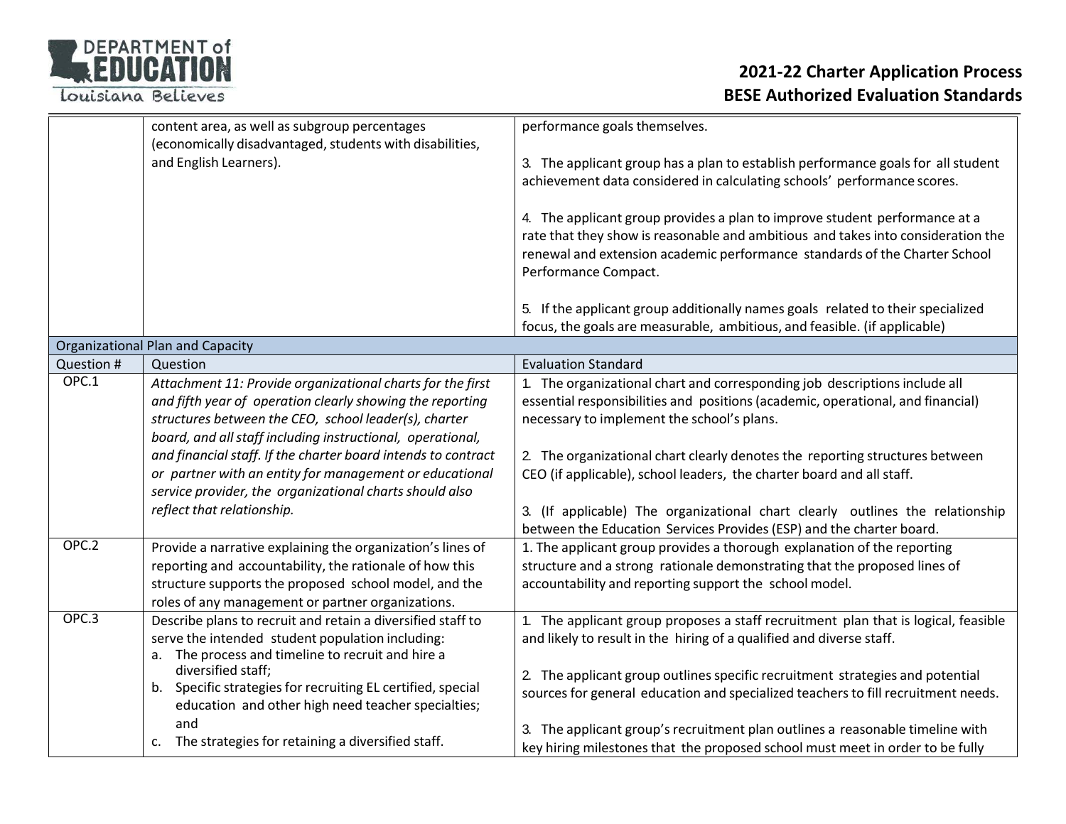| Question # | Question | Evaluation Standard |
|---|---|---|
| | content area, as well as subgroup percentages (economically disadvantaged, students with disabilities, and English Learners). | performance goals themselves.<br><br>3. The applicant group has a plan to establish performance goals for all student achievement data considered in calculating schools' performance scores.<br><br>4. The applicant group provides a plan to improve student performance at a rate that they show is reasonable and ambitious and takes into consideration the renewal and extension academic performance standards of the Charter School Performance Compact.<br><br>5. If the applicant group additionally names goals related to their specialized focus, the goals are measurable, ambitious, and feasible. (if applicable) |
| **Organizational Plan and Capacity** | | |
| Question # | Question | Evaluation Standard |
| OPC.1 | *Attachment 11: Provide organizational charts for the first and fifth year of operation clearly showing the reporting structures between the CEO, school leader(s), charter board, and all staff including instructional, operational, and financial staff. If the charter board intends to contract or partner with an entity for management or educational service provider, the organizational charts should also reflect that relationship.* | 1. The organizational chart and corresponding job descriptions include all essential responsibilities and positions (academic, operational, and financial) necessary to implement the school's plans.<br><br>2. The organizational chart clearly denotes the reporting structures between CEO (if applicable), school leaders, the charter board and all staff.<br><br>3. (If applicable) The organizational chart clearly outlines the relationship between the Education Services Provides (ESP) and the charter board. |
| OPC.2 | Provide a narrative explaining the organization's lines of reporting and accountability, the rationale of how this structure supports the proposed school model, and the roles of any management or partner organizations. | 1. The applicant group provides a thorough explanation of the reporting structure and a strong rationale demonstrating that the proposed lines of accountability and reporting support the school model. |
| OPC.3 | Describe plans to recruit and retain a diversified staff to serve the intended student population including:<br>a. The process and timeline to recruit and hire a diversified staff;<br>b. Specific strategies for recruiting EL certified, special education and other high need teacher specialties; and<br>c. The strategies for retaining a diversified staff. | 1. The applicant group proposes a staff recruitment plan that is logical, feasible and likely to result in the hiring of a qualified and diverse staff.<br><br>2. The applicant group outlines specific recruitment strategies and potential sources for general education and specialized teachers to fill recruitment needs.<br><br>3. The applicant group's recruitment plan outlines a reasonable timeline with key hiring milestones that the proposed school must meet in order to be fully |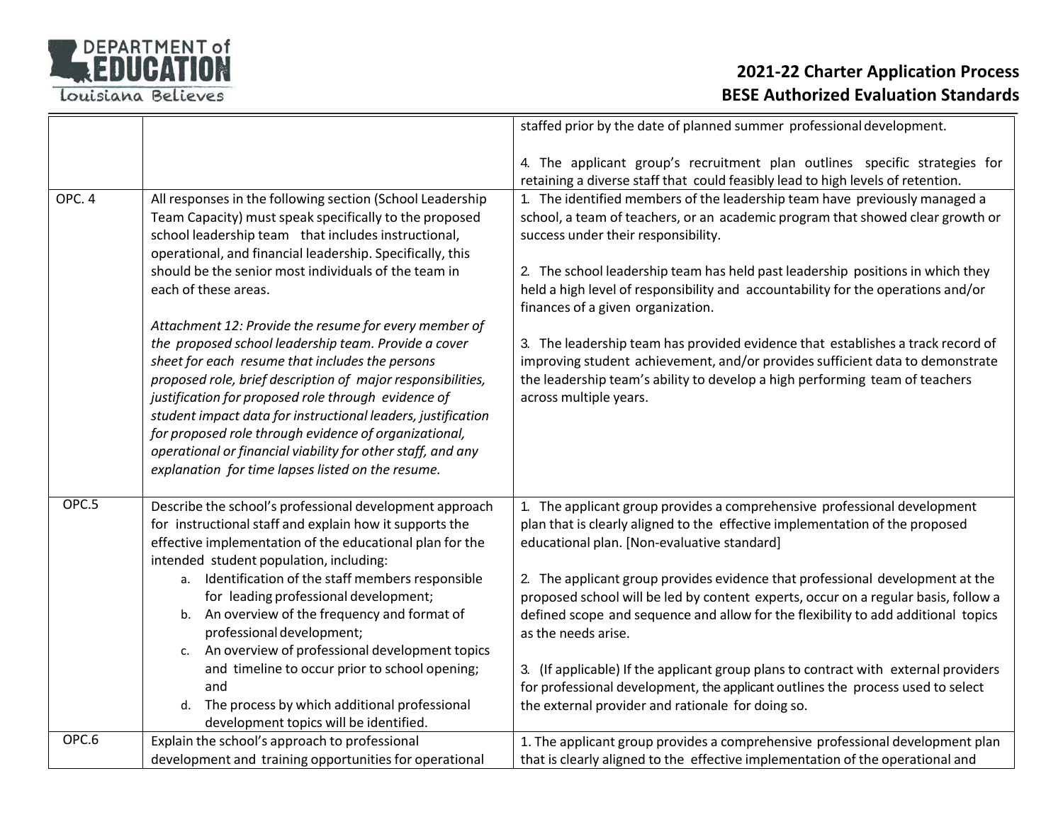| | | |
|---|---|---|
| | | staffed prior by the date of planned summer professional development.<br><br>4. The applicant group's recruitment plan outlines specific strategies for retaining a diverse staff that could feasibly lead to high levels of retention. |
| OPC. 4 | All responses in the following section (School Leadership Team Capacity) must speak specifically to the proposed school leadership team that includes instructional, operational, and financial leadership. Specifically, this should be the senior most individuals of the team in each of these areas.<br><br>*Attachment 12: Provide the resume for every member of the proposed school leadership team. Provide a cover sheet for each resume that includes the persons proposed role, brief description of major responsibilities, justification for proposed role through evidence of student impact data for instructional leaders, justification for proposed role through evidence of organizational, operational or financial viability for other staff, and any explanation for time lapses listed on the resume.* | 1. The identified members of the leadership team have previously managed a school, a team of teachers, or an academic program that showed clear growth or success under their responsibility.<br><br>2. The school leadership team has held past leadership positions in which they held a high level of responsibility and accountability for the operations and/or finances of a given organization.<br><br>3. The leadership team has provided evidence that establishes a track record of improving student achievement, and/or provides sufficient data to demonstrate the leadership team's ability to develop a high performing team of teachers across multiple years. |
| OPC.5 | Describe the school's professional development approach for instructional staff and explain how it supports the effective implementation of the educational plan for the intended student population, including:<br>a. Identification of the staff members responsible for leading professional development;<br>b. An overview of the frequency and format of professional development;<br>c. An overview of professional development topics and timeline to occur prior to school opening; and<br>d. The process by which additional professional development topics will be identified. | 1. The applicant group provides a comprehensive professional development plan that is clearly aligned to the effective implementation of the proposed educational plan. [Non-evaluative standard]<br><br>2. The applicant group provides evidence that professional development at the proposed school will be led by content experts, occur on a regular basis, follow a defined scope and sequence and allow for the flexibility to add additional topics as the needs arise.<br><br>3. (If applicable) If the applicant group plans to contract with external providers for professional development, the applicant outlines the process used to select the external provider and rationale for doing so. |
| OPC.6 | Explain the school's approach to professional development and training opportunities for operational | 1. The applicant group provides a comprehensive professional development plan that is clearly aligned to the effective implementation of the operational and |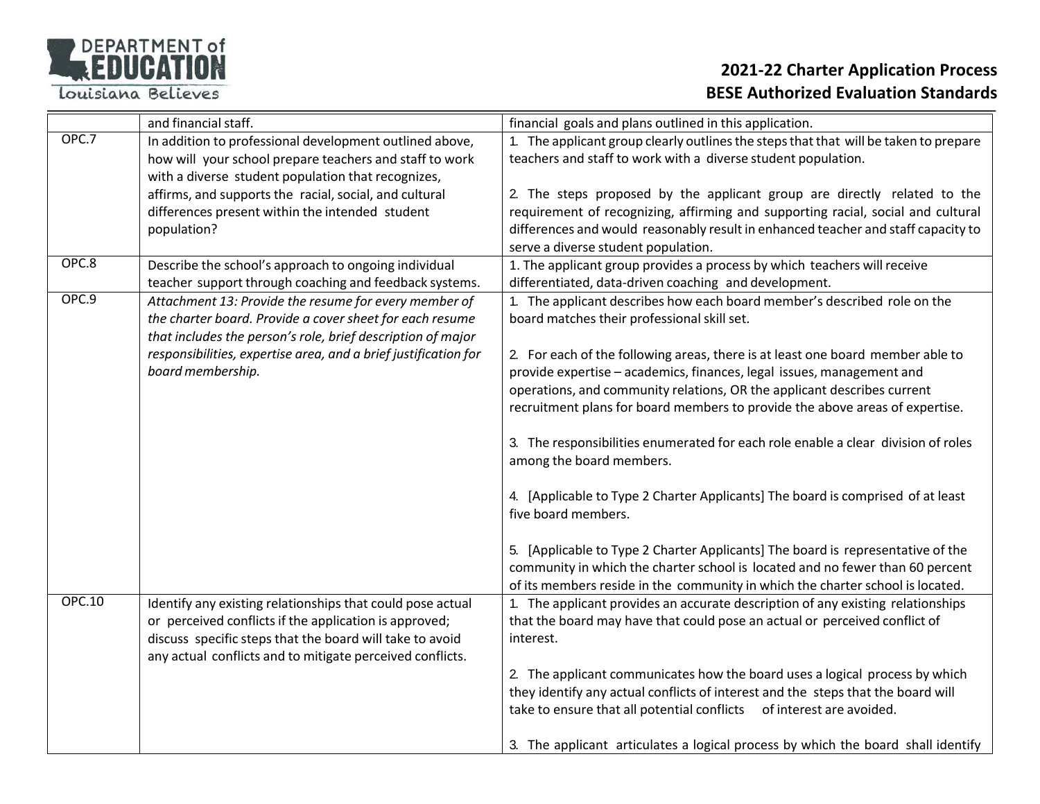|  |  |  |
|---|---|---|
|  | and financial staff. | financial goals and plans outlined in this application. |
| OPC.7 | In addition to professional development outlined above, how will your school prepare teachers and staff to work with a diverse student population that recognizes, affirms, and supports the racial, social, and cultural differences present within the intended student population? | 1. The applicant group clearly outlines the steps that that will be taken to prepare teachers and staff to work with a diverse student population.<br><br>2. The steps proposed by the applicant group are directly related to the requirement of recognizing, affirming and supporting racial, social and cultural differences and would reasonably result in enhanced teacher and staff capacity to serve a diverse student population. |
| OPC.8 | Describe the school's approach to ongoing individual teacher support through coaching and feedback systems. | 1. The applicant group provides a process by which teachers will receive differentiated, data-driven coaching and development. |
| OPC.9 | *Attachment 13: Provide the resume for every member of the charter board. Provide a cover sheet for each resume that includes the person's role, brief description of major responsibilities, expertise area, and a brief justification for board membership.* | 1. The applicant describes how each board member's described role on the board matches their professional skill set.<br><br>2. For each of the following areas, there is at least one board member able to provide expertise – academics, finances, legal issues, management and operations, and community relations, OR the applicant describes current recruitment plans for board members to provide the above areas of expertise.<br><br>3. The responsibilities enumerated for each role enable a clear division of roles among the board members.<br><br>4. [Applicable to Type 2 Charter Applicants] The board is comprised of at least five board members.<br><br>5. [Applicable to Type 2 Charter Applicants] The board is representative of the community in which the charter school is located and no fewer than 60 percent of its members reside in the community in which the charter school is located. |
| OPC.10 | Identify any existing relationships that could pose actual or perceived conflicts if the application is approved; discuss specific steps that the board will take to avoid any actual conflicts and to mitigate perceived conflicts. | 1. The applicant provides an accurate description of any existing relationships that the board may have that could pose an actual or perceived conflict of interest.<br><br>2. The applicant communicates how the board uses a logical process by which they identify any actual conflicts of interest and the steps that the board will take to ensure that all potential conflicts of interest are avoided.<br><br>3. The applicant articulates a logical process by which the board shall identify |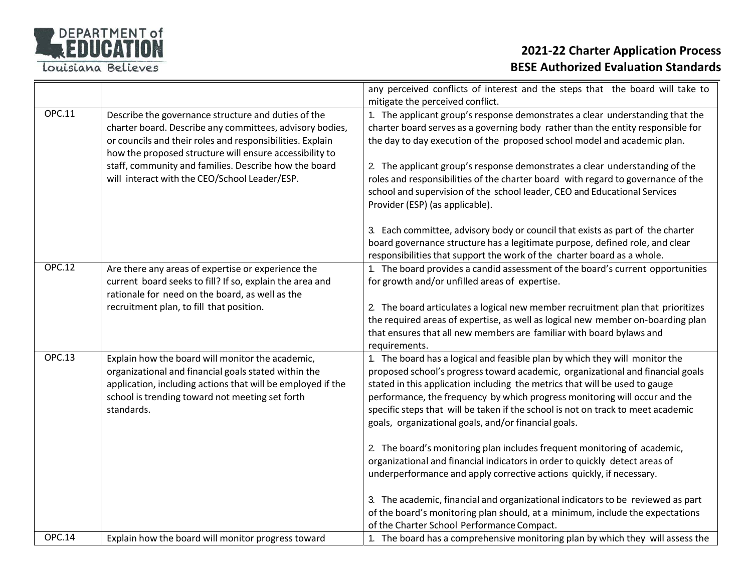| | | |
|---|---|---|
| | | any perceived conflicts of interest and the steps that the board will take to mitigate the perceived conflict. |
| OPC.11 | Describe the governance structure and duties of the charter board. Describe any committees, advisory bodies, or councils and their roles and responsibilities. Explain how the proposed structure will ensure accessibility to staff, community and families. Describe how the board will interact with the CEO/School Leader/ESP. | 1. The applicant group's response demonstrates a clear understanding that the charter board serves as a governing body rather than the entity responsible for the day to day execution of the proposed school model and academic plan.<br><br>2. The applicant group's response demonstrates a clear understanding of the roles and responsibilities of the charter board with regard to governance of the school and supervision of the school leader, CEO and Educational Services Provider (ESP) (as applicable).<br><br>3. Each committee, advisory body or council that exists as part of the charter board governance structure has a legitimate purpose, defined role, and clear responsibilities that support the work of the charter board as a whole. |
| OPC.12 | Are there any areas of expertise or experience the current board seeks to fill? If so, explain the area and rationale for need on the board, as well as the recruitment plan, to fill that position. | 1. The board provides a candid assessment of the board's current opportunities for growth and/or unfilled areas of expertise.<br><br>2. The board articulates a logical new member recruitment plan that prioritizes the required areas of expertise, as well as logical new member on-boarding plan that ensures that all new members are familiar with board bylaws and requirements. |
| OPC.13 | Explain how the board will monitor the academic, organizational and financial goals stated within the application, including actions that will be employed if the school is trending toward not meeting set forth standards. | 1. The board has a logical and feasible plan by which they will monitor the proposed school's progress toward academic, organizational and financial goals stated in this application including the metrics that will be used to gauge performance, the frequency by which progress monitoring will occur and the specific steps that will be taken if the school is not on track to meet academic goals, organizational goals, and/or financial goals.<br><br>2. The board's monitoring plan includes frequent monitoring of academic, organizational and financial indicators in order to quickly detect areas of underperformance and apply corrective actions quickly, if necessary.<br><br>3. The academic, financial and organizational indicators to be reviewed as part of the board's monitoring plan should, at a minimum, include the expectations of the Charter School Performance Compact. |
| OPC.14 | Explain how the board will monitor progress toward | 1. The board has a comprehensive monitoring plan by which they will assess the |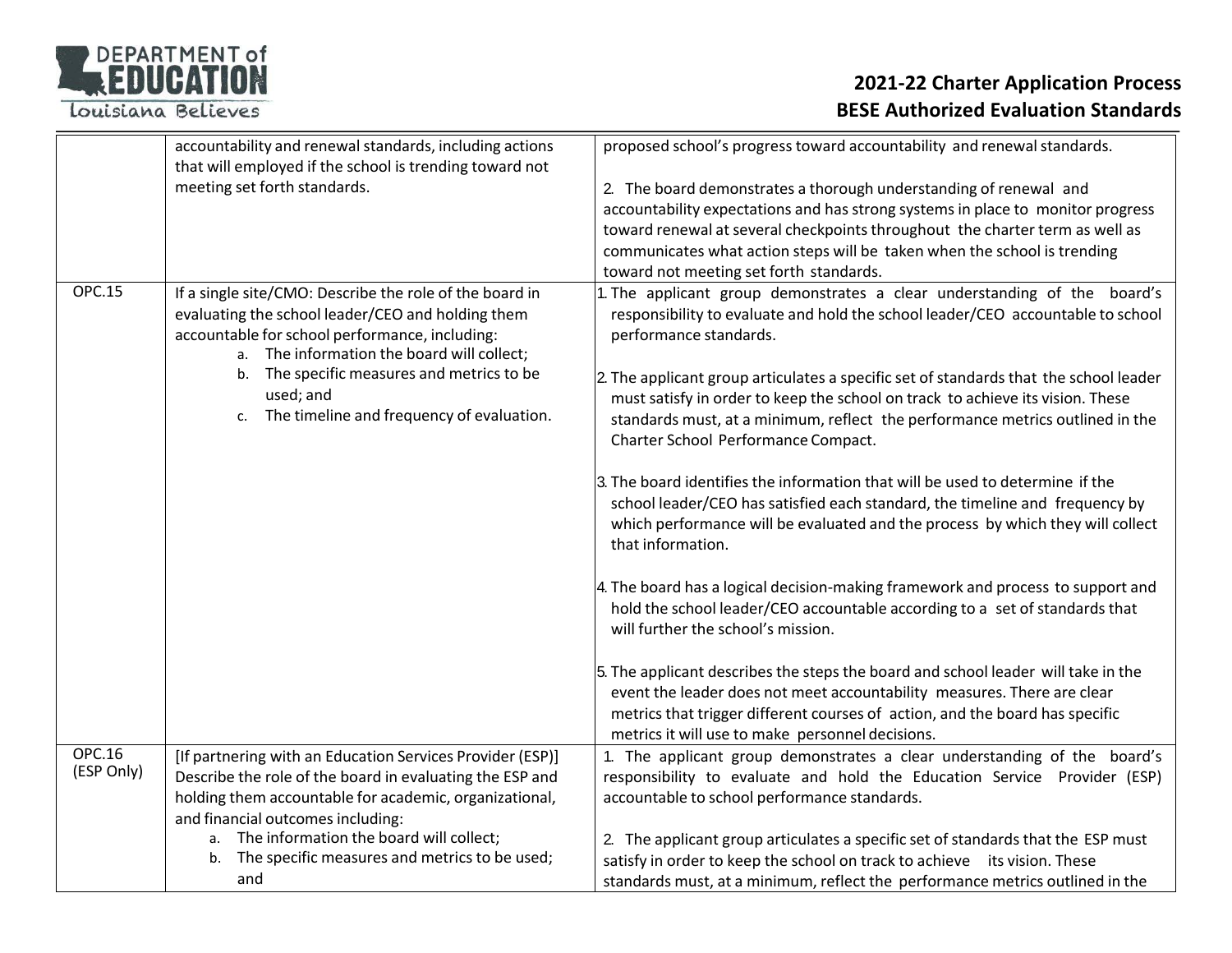| | | |
|---|---|---|
| | accountability and renewal standards, including actions that will employed if the school is trending toward not meeting set forth standards. | proposed school's progress toward accountability and renewal standards.<br><br>2. The board demonstrates a thorough understanding of renewal and accountability expectations and has strong systems in place to monitor progress toward renewal at several checkpoints throughout the charter term as well as communicates what action steps will be taken when the school is trending toward not meeting set forth standards. |
| OPC.15 | If a single site/CMO: Describe the role of the board in evaluating the school leader/CEO and holding them accountable for school performance, including:<br>a. The information the board will collect;<br>b. The specific measures and metrics to be used; and<br>c. The timeline and frequency of evaluation. | 1. The applicant group demonstrates a clear understanding of the board's responsibility to evaluate and hold the school leader/CEO accountable to school performance standards.<br><br>2. The applicant group articulates a specific set of standards that the school leader must satisfy in order to keep the school on track to achieve its vision. These standards must, at a minimum, reflect the performance metrics outlined in the Charter School Performance Compact.<br><br>3. The board identifies the information that will be used to determine if the school leader/CEO has satisfied each standard, the timeline and frequency by which performance will be evaluated and the process by which they will collect that information.<br><br>4. The board has a logical decision-making framework and process to support and hold the school leader/CEO accountable according to a set of standards that will further the school's mission.<br><br>5. The applicant describes the steps the board and school leader will take in the event the leader does not meet accountability measures. There are clear metrics that trigger different courses of action, and the board has specific metrics it will use to make personnel decisions. |
| OPC.16 (ESP Only) | [If partnering with an Education Services Provider (ESP)] Describe the role of the board in evaluating the ESP and holding them accountable for academic, organizational, and financial outcomes including:<br>a. The information the board will collect;<br>b. The specific measures and metrics to be used; and | 1. The applicant group demonstrates a clear understanding of the board's responsibility to evaluate and hold the Education Service Provider (ESP) accountable to school performance standards.<br><br>2. The applicant group articulates a specific set of standards that the ESP must satisfy in order to keep the school on track to achieve its vision. These standards must, at a minimum, reflect the performance metrics outlined in the |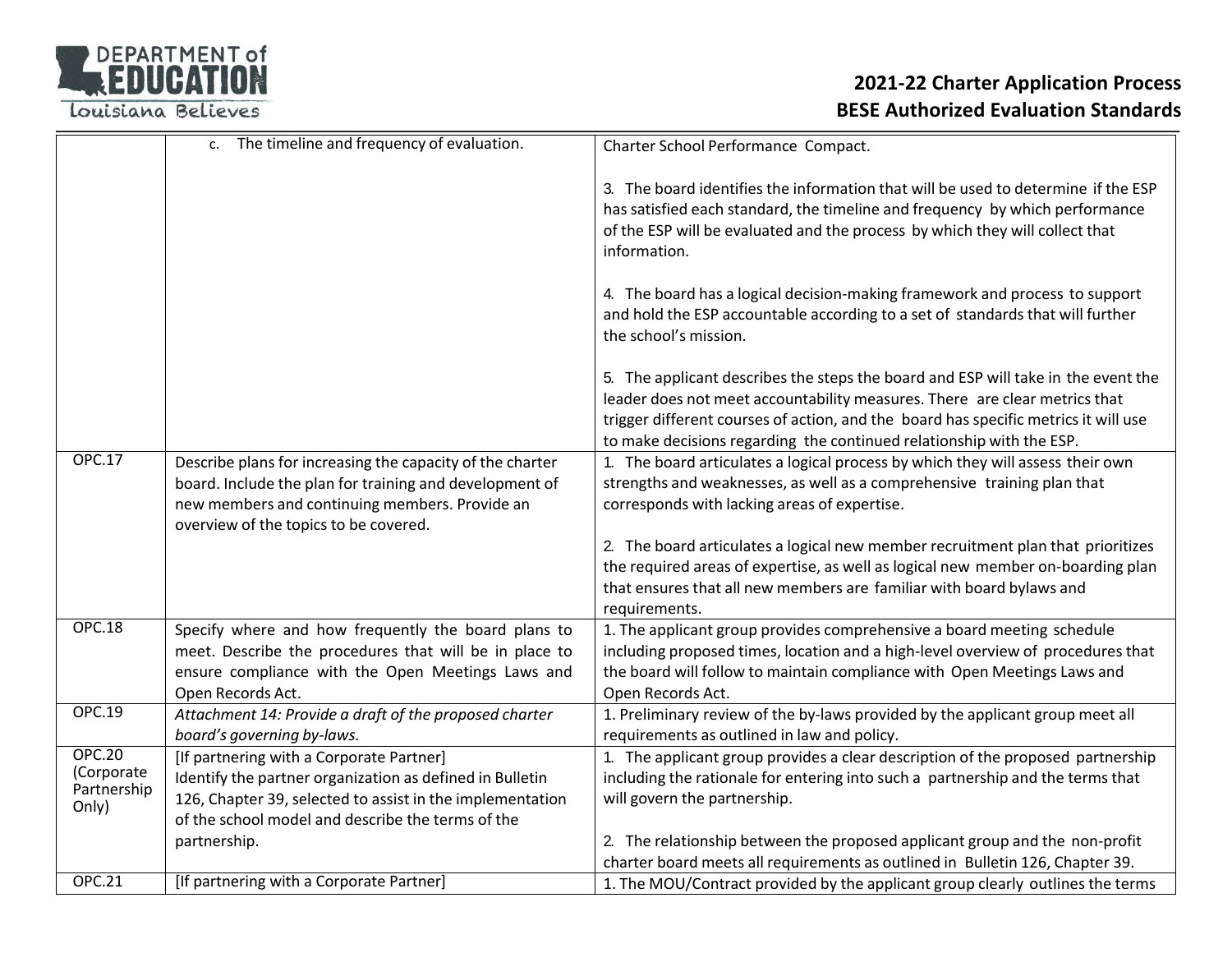| | | |
|---|---|---|
| | c. The timeline and frequency of evaluation. | Charter School Performance Compact.<br><br>3. The board identifies the information that will be used to determine if the ESP has satisfied each standard, the timeline and frequency by which performance of the ESP will be evaluated and the process by which they will collect that information.<br><br>4. The board has a logical decision-making framework and process to support and hold the ESP accountable according to a set of standards that will further the school's mission.<br><br>5. The applicant describes the steps the board and ESP will take in the event the leader does not meet accountability measures. There are clear metrics that trigger different courses of action, and the board has specific metrics it will use to make decisions regarding the continued relationship with the ESP. |
| OPC.17 | Describe plans for increasing the capacity of the charter board. Include the plan for training and development of new members and continuing members. Provide an overview of the topics to be covered. | 1. The board articulates a logical process by which they will assess their own strengths and weaknesses, as well as a comprehensive training plan that corresponds with lacking areas of expertise.<br><br>2. The board articulates a logical new member recruitment plan that prioritizes the required areas of expertise, as well as logical new member on-boarding plan that ensures that all new members are familiar with board bylaws and requirements. |
| OPC.18 | Specify where and how frequently the board plans to meet. Describe the procedures that will be in place to ensure compliance with the Open Meetings Laws and Open Records Act. | 1. The applicant group provides comprehensive a board meeting schedule including proposed times, location and a high-level overview of procedures that the board will follow to maintain compliance with Open Meetings Laws and Open Records Act. |
| OPC.19 | *Attachment 14: Provide a draft of the proposed charter board's governing by-laws.* | 1. Preliminary review of the by-laws provided by the applicant group meet all requirements as outlined in law and policy. |
| OPC.20 (Corporate Partnership Only) | [If partnering with a Corporate Partner]<br>Identify the partner organization as defined in Bulletin 126, Chapter 39, selected to assist in the implementation of the school model and describe the terms of the partnership. | 1. The applicant group provides a clear description of the proposed partnership including the rationale for entering into such a partnership and the terms that will govern the partnership.<br><br>2. The relationship between the proposed applicant group and the non-profit charter board meets all requirements as outlined in Bulletin 126, Chapter 39. |
| OPC.21 | [If partnering with a Corporate Partner] | 1. The MOU/Contract provided by the applicant group clearly outlines the terms |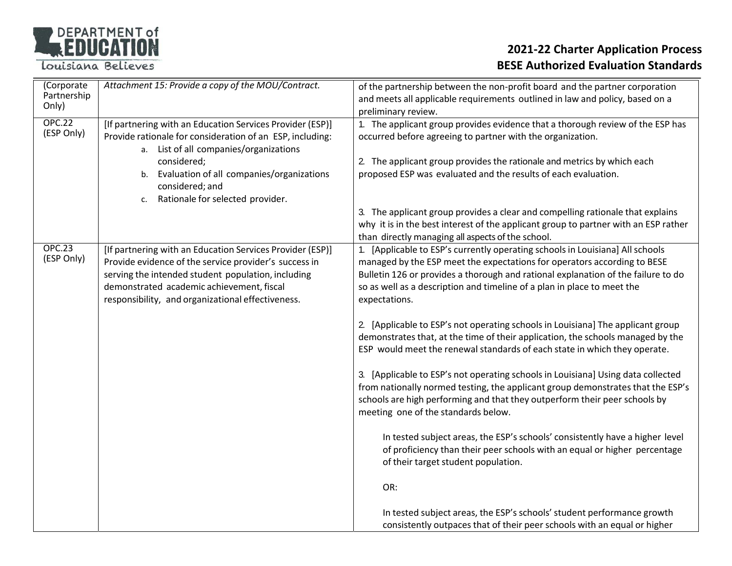| | | |
|---|---|---|
| (Corporate Partnership Only) | *Attachment 15: Provide a copy of the MOU/Contract.* | of the partnership between the non-profit board and the partner corporation and meets all applicable requirements outlined in law and policy, based on a preliminary review. |
| OPC.22 (ESP Only) | [If partnering with an Education Services Provider (ESP)] Provide rationale for consideration of an ESP, including: <br>a. List of all companies/organizations considered; <br>b. Evaluation of all companies/organizations considered; and <br>c. Rationale for selected provider. | 1. The applicant group provides evidence that a thorough review of the ESP has occurred before agreeing to partner with the organization. <br><br>2. The applicant group provides the rationale and metrics by which each proposed ESP was evaluated and the results of each evaluation. <br><br>3. The applicant group provides a clear and compelling rationale that explains why it is in the best interest of the applicant group to partner with an ESP rather than directly managing all aspects of the school. |
| OPC.23 (ESP Only) | [If partnering with an Education Services Provider (ESP)] Provide evidence of the service provider's success in serving the intended student population, including demonstrated academic achievement, fiscal responsibility, and organizational effectiveness. | 1. [Applicable to ESP's currently operating schools in Louisiana] All schools managed by the ESP meet the expectations for operators according to BESE Bulletin 126 or provides a thorough and rational explanation of the failure to do so as well as a description and timeline of a plan in place to meet the expectations. <br><br>2. [Applicable to ESP's not operating schools in Louisiana] The applicant group demonstrates that, at the time of their application, the schools managed by the ESP would meet the renewal standards of each state in which they operate. <br><br>3. [Applicable to ESP's not operating schools in Louisiana] Using data collected from nationally normed testing, the applicant group demonstrates that the ESP's schools are high performing and that they outperform their peer schools by meeting one of the standards below. <br><br>In tested subject areas, the ESP's schools' consistently have a higher level of proficiency than their peer schools with an equal or higher percentage of their target student population. <br><br>OR: <br><br>In tested subject areas, the ESP's schools' student performance growth consistently outpaces that of their peer schools with an equal or higher |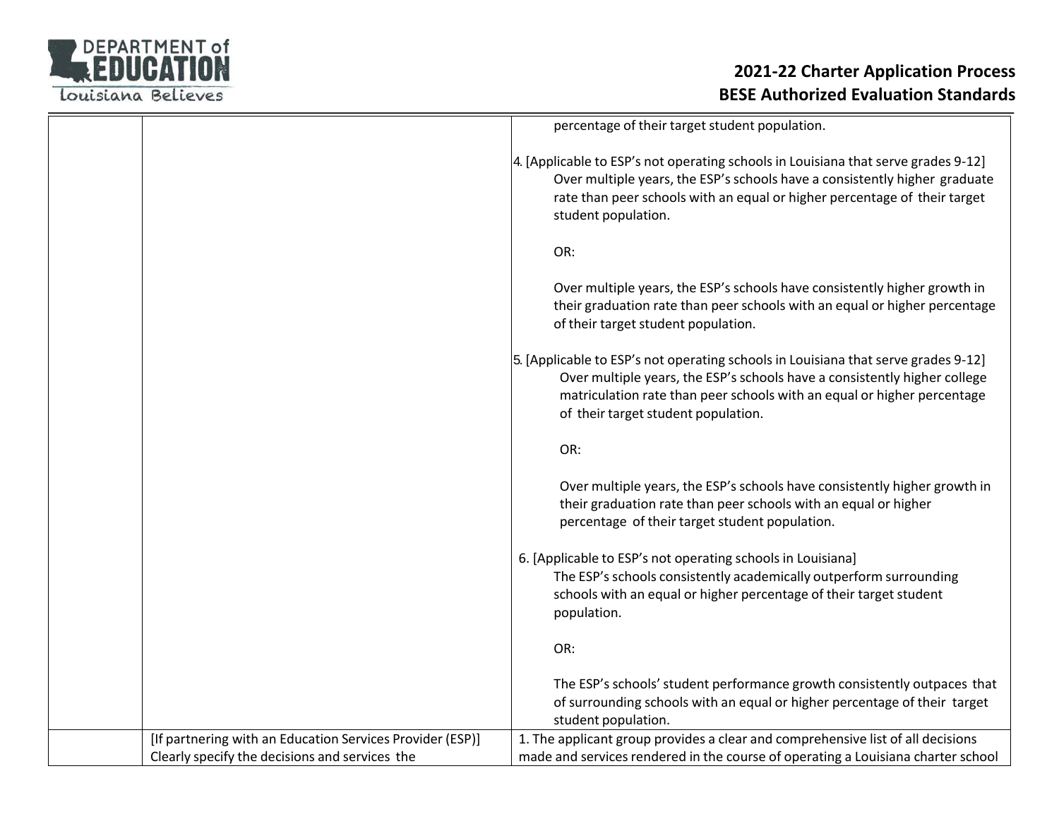| | | |
|---|---|---|
| | | percentage of their target student population.<br><br>4. [Applicable to ESP's not operating schools in Louisiana that serve grades 9-12] Over multiple years, the ESP's schools have a consistently higher graduate rate than peer schools with an equal or higher percentage of their target student population.<br><br>OR:<br><br>Over multiple years, the ESP's schools have consistently higher growth in their graduation rate than peer schools with an equal or higher percentage of their target student population.<br><br>5. [Applicable to ESP's not operating schools in Louisiana that serve grades 9-12] Over multiple years, the ESP's schools have a consistently higher college matriculation rate than peer schools with an equal or higher percentage of their target student population.<br><br>OR:<br><br>Over multiple years, the ESP's schools have consistently higher growth in their graduation rate than peer schools with an equal or higher percentage of their target student population.<br><br>6. [Applicable to ESP's not operating schools in Louisiana] The ESP's schools consistently academically outperform surrounding schools with an equal or higher percentage of their target student population.<br><br>OR:<br><br>The ESP's schools' student performance growth consistently outpaces that of surrounding schools with an equal or higher percentage of their target student population. |
| | [If partnering with an Education Services Provider (ESP)] Clearly specify the decisions and services the | 1. The applicant group provides a clear and comprehensive list of all decisions made and services rendered in the course of operating a Louisiana charter school |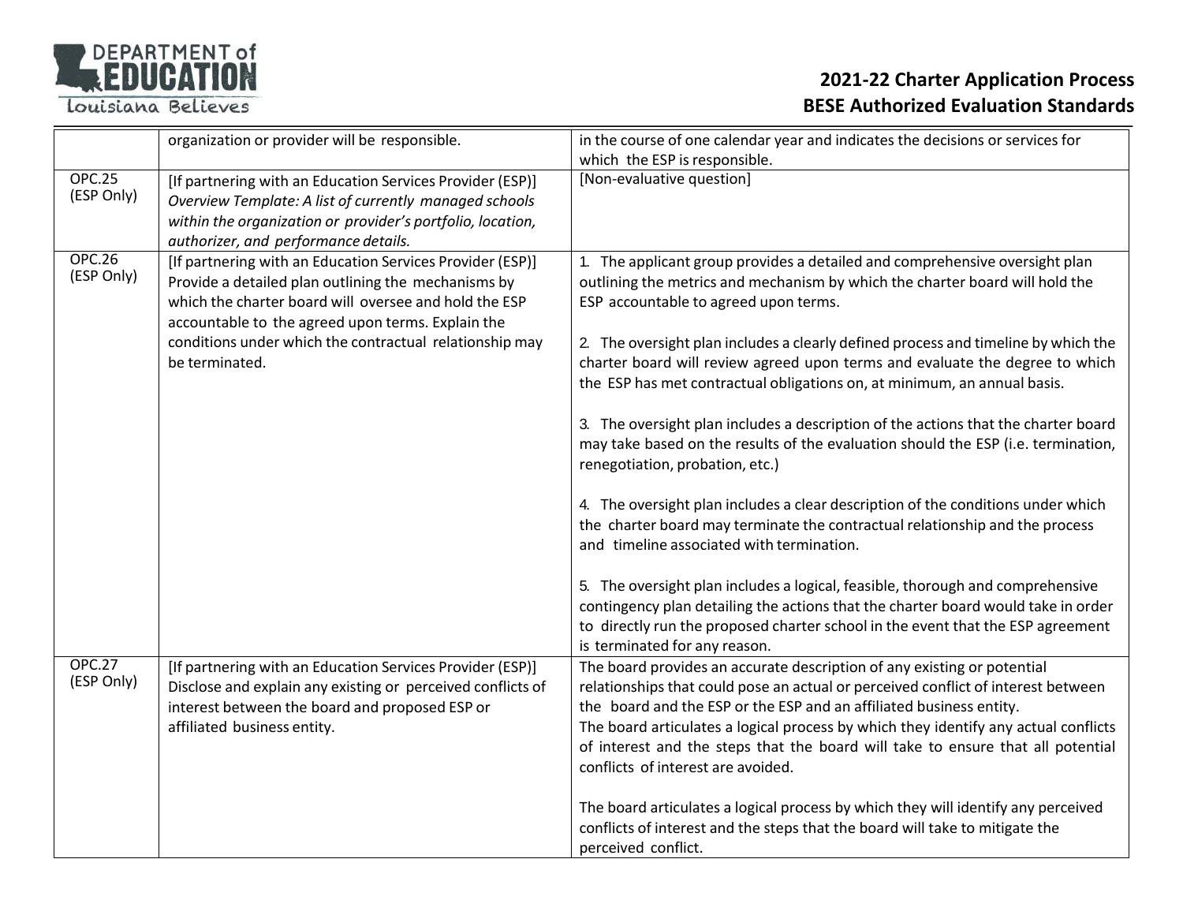| | | |
|---|---|---|
| | organization or provider will be responsible. | in the course of one calendar year and indicates the decisions or services for which the ESP is responsible. |
| OPC.25 (ESP Only) | [If partnering with an Education Services Provider (ESP)] *Overview Template: A list of currently managed schools within the organization or provider's portfolio, location, authorizer, and performance details.* | [Non-evaluative question] |
| OPC.26 (ESP Only) | [If partnering with an Education Services Provider (ESP)] Provide a detailed plan outlining the mechanisms by which the charter board will oversee and hold the ESP accountable to the agreed upon terms. Explain the conditions under which the contractual relationship may be terminated. | 1. The applicant group provides a detailed and comprehensive oversight plan outlining the metrics and mechanism by which the charter board will hold the ESP accountable to agreed upon terms.<br><br>2. The oversight plan includes a clearly defined process and timeline by which the charter board will review agreed upon terms and evaluate the degree to which the ESP has met contractual obligations on, at minimum, an annual basis.<br><br>3. The oversight plan includes a description of the actions that the charter board may take based on the results of the evaluation should the ESP (i.e. termination, renegotiation, probation, etc.)<br><br>4. The oversight plan includes a clear description of the conditions under which the charter board may terminate the contractual relationship and the process and timeline associated with termination.<br><br>5. The oversight plan includes a logical, feasible, thorough and comprehensive contingency plan detailing the actions that the charter board would take in order to directly run the proposed charter school in the event that the ESP agreement is terminated for any reason. |
| OPC.27 (ESP Only) | [If partnering with an Education Services Provider (ESP)] Disclose and explain any existing or perceived conflicts of interest between the board and proposed ESP or affiliated business entity. | The board provides an accurate description of any existing or potential relationships that could pose an actual or perceived conflict of interest between the board and the ESP or the ESP and an affiliated business entity.<br>The board articulates a logical process by which they identify any actual conflicts of interest and the steps that the board will take to ensure that all potential conflicts of interest are avoided.<br><br>The board articulates a logical process by which they will identify any perceived conflicts of interest and the steps that the board will take to mitigate the perceived conflict. |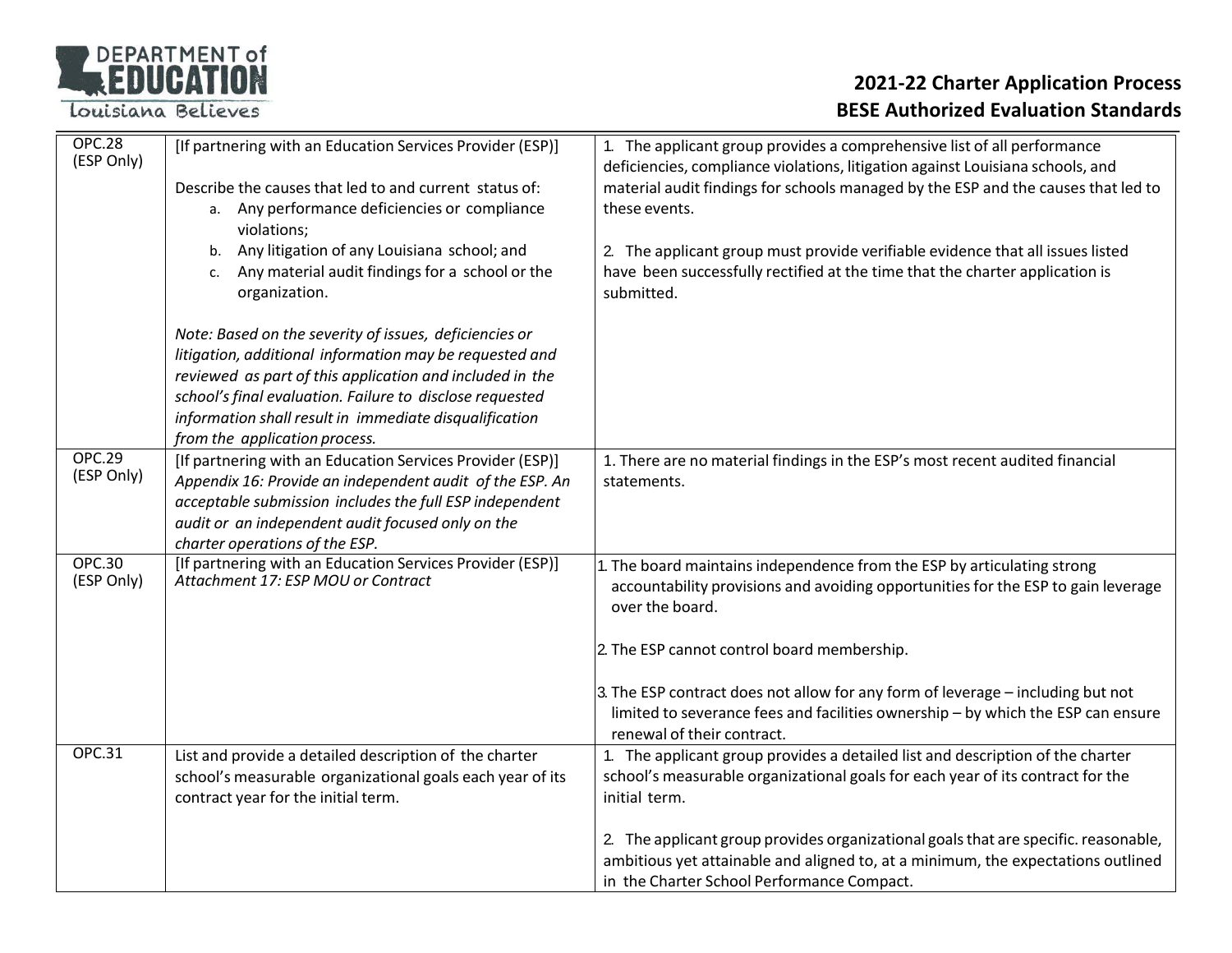| | | |
|---|---|---|
| OPC.28 (ESP Only) | [If partnering with an Education Services Provider (ESP)]<br><br>Describe the causes that led to and current status of:<br>a. Any performance deficiencies or compliance violations;<br>b. Any litigation of any Louisiana school; and<br>c. Any material audit findings for a school or the organization.<br><br>*Note: Based on the severity of issues, deficiencies or litigation, additional information may be requested and reviewed as part of this application and included in the school's final evaluation. Failure to disclose requested information shall result in immediate disqualification from the application process.* | 1. The applicant group provides a comprehensive list of all performance deficiencies, compliance violations, litigation against Louisiana schools, and material audit findings for schools managed by the ESP and the causes that led to these events.<br><br>2. The applicant group must provide verifiable evidence that all issues listed have been successfully rectified at the time that the charter application is submitted. |
| OPC.29 (ESP Only) | [If partnering with an Education Services Provider (ESP)]<br>*Appendix 16: Provide an independent audit of the ESP. An acceptable submission includes the full ESP independent audit or an independent audit focused only on the charter operations of the ESP.* | 1. There are no material findings in the ESP's most recent audited financial statements. |
| OPC.30 (ESP Only) | [If partnering with an Education Services Provider (ESP)]<br>*Attachment 17: ESP MOU or Contract* | 1. The board maintains independence from the ESP by articulating strong accountability provisions and avoiding opportunities for the ESP to gain leverage over the board.<br><br>2. The ESP cannot control board membership.<br><br>3. The ESP contract does not allow for any form of leverage – including but not limited to severance fees and facilities ownership – by which the ESP can ensure renewal of their contract. |
| OPC.31 | List and provide a detailed description of the charter school's measurable organizational goals each year of its contract year for the initial term. | 1. The applicant group provides a detailed list and description of the charter school's measurable organizational goals for each year of its contract for the initial term.<br><br>2. The applicant group provides organizational goals that are specific. reasonable, ambitious yet attainable and aligned to, at a minimum, the expectations outlined in the Charter School Performance Compact. |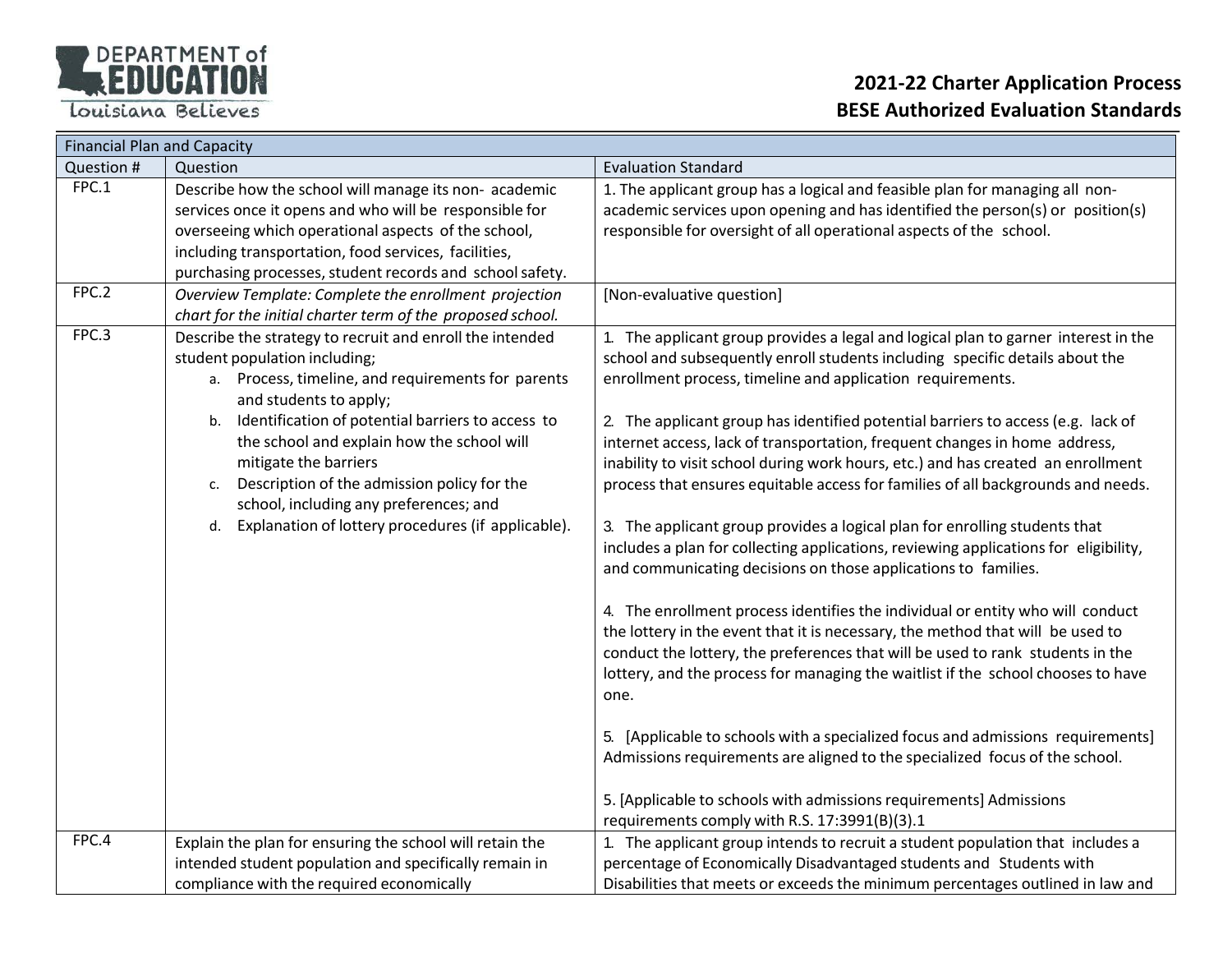# 2021-22 Charter Application Process
## BESE Authorized Evaluation Standards

| Financial Plan and Capacity | | |
|---|---|---|
| Question # | Question | Evaluation Standard |
| FPC.1 | Describe how the school will manage its non- academic services once it opens and who will be responsible for overseeing which operational aspects of the school, including transportation, food services, facilities, purchasing processes, student records and school safety. | 1. The applicant group has a logical and feasible plan for managing all non-academic services upon opening and has identified the person(s) or position(s) responsible for oversight of all operational aspects of the school. |
| FPC.2 | *Overview Template: Complete the enrollment projection chart for the initial charter term of the proposed school.* | [Non-evaluative question] |
| FPC.3 | Describe the strategy to recruit and enroll the intended student population including;<br>a. Process, timeline, and requirements for parents and students to apply;<br>b. Identification of potential barriers to access to the school and explain how the school will mitigate the barriers<br>c. Description of the admission policy for the school, including any preferences; and<br>d. Explanation of lottery procedures (if applicable). | 1. The applicant group provides a legal and logical plan to garner interest in the school and subsequently enroll students including specific details about the enrollment process, timeline and application requirements.<br><br>2. The applicant group has identified potential barriers to access (e.g. lack of internet access, lack of transportation, frequent changes in home address, inability to visit school during work hours, etc.) and has created an enrollment process that ensures equitable access for families of all backgrounds and needs.<br><br>3. The applicant group provides a logical plan for enrolling students that includes a plan for collecting applications, reviewing applications for eligibility, and communicating decisions on those applications to families.<br><br>4. The enrollment process identifies the individual or entity who will conduct the lottery in the event that it is necessary, the method that will be used to conduct the lottery, the preferences that will be used to rank students in the lottery, and the process for managing the waitlist if the school chooses to have one.<br><br>5. [Applicable to schools with a specialized focus and admissions requirements] Admissions requirements are aligned to the specialized focus of the school.<br><br>5. [Applicable to schools with admissions requirements] Admissions requirements comply with R.S. 17:3991(B)(3).1 |
| FPC.4 | Explain the plan for ensuring the school will retain the intended student population and specifically remain in compliance with the required economically | 1. The applicant group intends to recruit a student population that includes a percentage of Economically Disadvantaged students and Students with Disabilities that meets or exceeds the minimum percentages outlined in law and |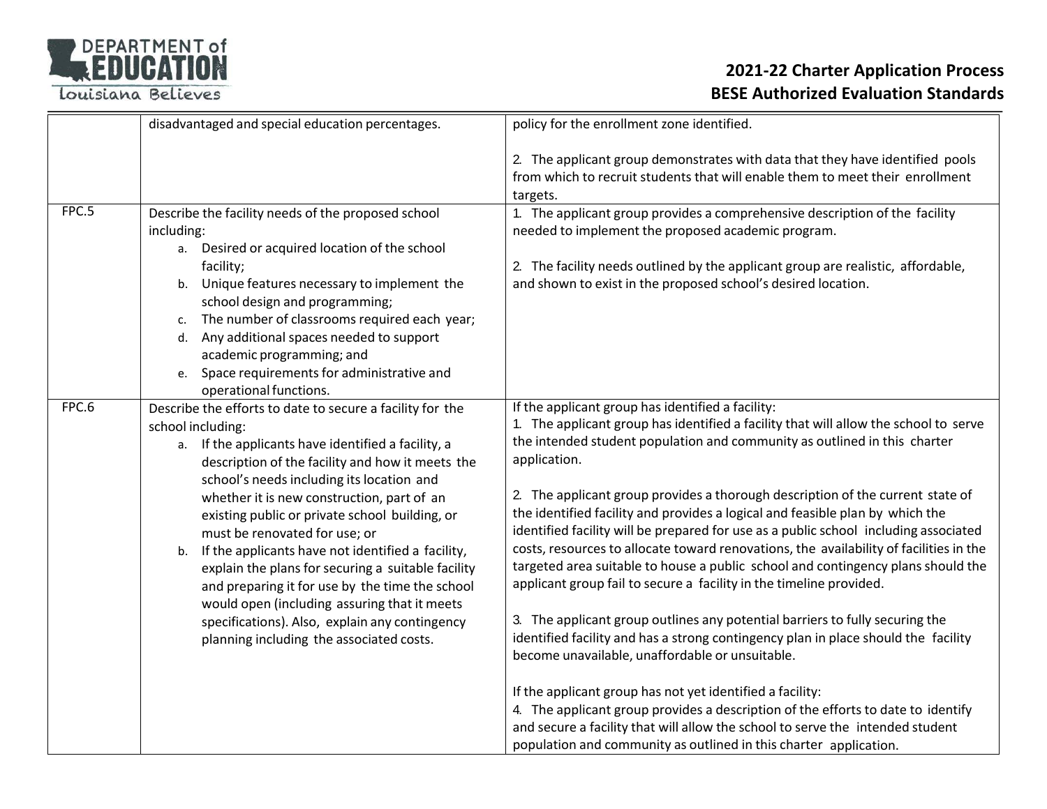| | | |
|---|---|---|
| | disadvantaged and special education percentages. | policy for the enrollment zone identified.<br><br>2. The applicant group demonstrates with data that they have identified pools from which to recruit students that will enable them to meet their enrollment targets. |
| FPC.5 | Describe the facility needs of the proposed school including:<br>a. Desired or acquired location of the school facility;<br>b. Unique features necessary to implement the school design and programming;<br>c. The number of classrooms required each year;<br>d. Any additional spaces needed to support academic programming; and<br>e. Space requirements for administrative and operational functions. | 1. The applicant group provides a comprehensive description of the facility needed to implement the proposed academic program.<br><br>2. The facility needs outlined by the applicant group are realistic, affordable, and shown to exist in the proposed school's desired location. |
| FPC.6 | Describe the efforts to date to secure a facility for the school including:<br>a. If the applicants have identified a facility, a description of the facility and how it meets the school's needs including its location and whether it is new construction, part of an existing public or private school building, or must be renovated for use; or<br>b. If the applicants have not identified a facility, explain the plans for securing a suitable facility and preparing it for use by the time the school would open (including assuring that it meets specifications). Also, explain any contingency planning including the associated costs. | If the applicant group has identified a facility:<br>1. The applicant group has identified a facility that will allow the school to serve the intended student population and community as outlined in this charter application.<br><br>2. The applicant group provides a thorough description of the current state of the identified facility and provides a logical and feasible plan by which the identified facility will be prepared for use as a public school including associated costs, resources to allocate toward renovations, the availability of facilities in the targeted area suitable to house a public school and contingency plans should the applicant group fail to secure a facility in the timeline provided.<br><br>3. The applicant group outlines any potential barriers to fully securing the identified facility and has a strong contingency plan in place should the facility become unavailable, unaffordable or unsuitable.<br><br>If the applicant group has not yet identified a facility:<br>4. The applicant group provides a description of the efforts to date to identify and secure a facility that will allow the school to serve the intended student population and community as outlined in this charter application. |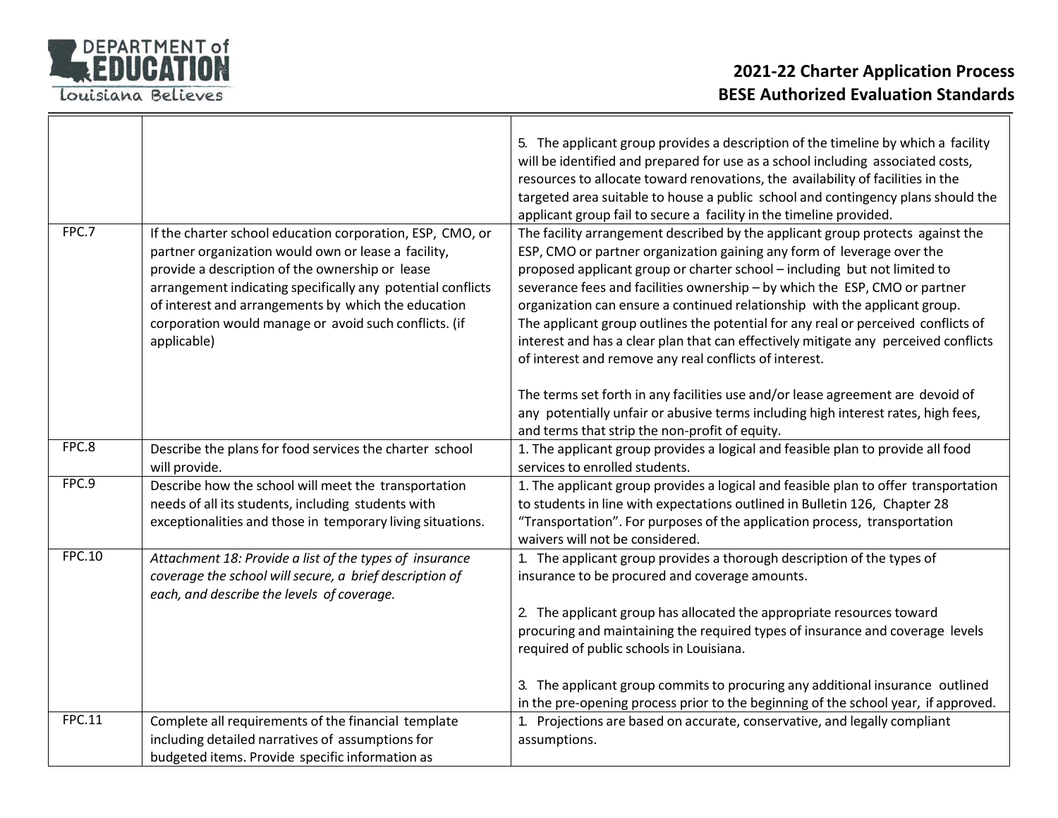| | | |
|---|---|---|
| | | 5. The applicant group provides a description of the timeline by which a facility will be identified and prepared for use as a school including associated costs, resources to allocate toward renovations, the availability of facilities in the targeted area suitable to house a public school and contingency plans should the applicant group fail to secure a facility in the timeline provided. |
| FPC.7 | If the charter school education corporation, ESP, CMO, or partner organization would own or lease a facility, provide a description of the ownership or lease arrangement indicating specifically any potential conflicts of interest and arrangements by which the education corporation would manage or avoid such conflicts. (if applicable) | The facility arrangement described by the applicant group protects against the ESP, CMO or partner organization gaining any form of leverage over the proposed applicant group or charter school – including but not limited to severance fees and facilities ownership – by which the ESP, CMO or partner organization can ensure a continued relationship with the applicant group.<br>The applicant group outlines the potential for any real or perceived conflicts of interest and has a clear plan that can effectively mitigate any perceived conflicts of interest and remove any real conflicts of interest.<br><br>The terms set forth in any facilities use and/or lease agreement are devoid of any potentially unfair or abusive terms including high interest rates, high fees, and terms that strip the non-profit of equity. |
| FPC.8 | Describe the plans for food services the charter school will provide. | 1. The applicant group provides a logical and feasible plan to provide all food services to enrolled students. |
| FPC.9 | Describe how the school will meet the transportation needs of all its students, including students with exceptionalities and those in temporary living situations. | 1. The applicant group provides a logical and feasible plan to offer transportation to students in line with expectations outlined in Bulletin 126, Chapter 28 "Transportation". For purposes of the application process, transportation waivers will not be considered. |
| FPC.10 | *Attachment 18: Provide a list of the types of insurance coverage the school will secure, a brief description of each, and describe the levels of coverage.* | 1. The applicant group provides a thorough description of the types of insurance to be procured and coverage amounts.<br><br>2. The applicant group has allocated the appropriate resources toward procuring and maintaining the required types of insurance and coverage levels required of public schools in Louisiana.<br><br>3. The applicant group commits to procuring any additional insurance outlined in the pre-opening process prior to the beginning of the school year, if approved. |
| FPC.11 | Complete all requirements of the financial template including detailed narratives of assumptions for budgeted items. Provide specific information as | 1. Projections are based on accurate, conservative, and legally compliant assumptions. |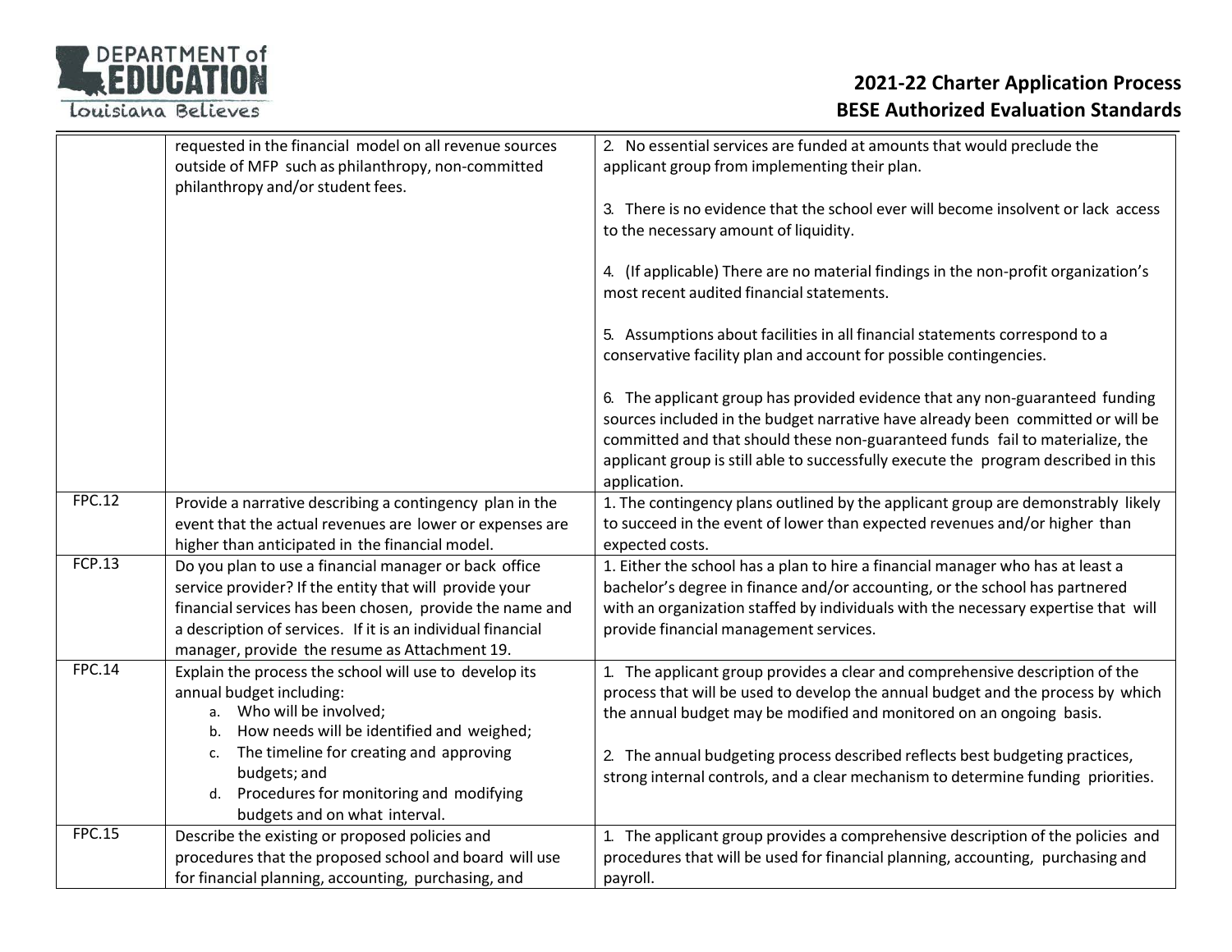|  |  |  |
|---|---|---|
|  | requested in the financial model on all revenue sources outside of MFP such as philanthropy, non-committed philanthropy and/or student fees. | 2. No essential services are funded at amounts that would preclude the applicant group from implementing their plan.<br><br>3. There is no evidence that the school ever will become insolvent or lack access to the necessary amount of liquidity.<br><br>4. (If applicable) There are no material findings in the non-profit organization's most recent audited financial statements.<br><br>5. Assumptions about facilities in all financial statements correspond to a conservative facility plan and account for possible contingencies.<br><br>6. The applicant group has provided evidence that any non-guaranteed funding sources included in the budget narrative have already been committed or will be committed and that should these non-guaranteed funds fail to materialize, the applicant group is still able to successfully execute the program described in this application. |
| FPC.12 | Provide a narrative describing a contingency plan in the event that the actual revenues are lower or expenses are higher than anticipated in the financial model. | 1. The contingency plans outlined by the applicant group are demonstrably likely to succeed in the event of lower than expected revenues and/or higher than expected costs. |
| FCP.13 | Do you plan to use a financial manager or back office service provider? If the entity that will provide your financial services has been chosen, provide the name and a description of services. If it is an individual financial manager, provide the resume as Attachment 19. | 1. Either the school has a plan to hire a financial manager who has at least a bachelor's degree in finance and/or accounting, or the school has partnered with an organization staffed by individuals with the necessary expertise that will provide financial management services. |
| FPC.14 | Explain the process the school will use to develop its annual budget including:<br>a. Who will be involved;<br>b. How needs will be identified and weighed;<br>c. The timeline for creating and approving budgets; and<br>d. Procedures for monitoring and modifying budgets and on what interval. | 1. The applicant group provides a clear and comprehensive description of the process that will be used to develop the annual budget and the process by which the annual budget may be modified and monitored on an ongoing basis.<br><br>2. The annual budgeting process described reflects best budgeting practices, strong internal controls, and a clear mechanism to determine funding priorities. |
| FPC.15 | Describe the existing or proposed policies and procedures that the proposed school and board will use for financial planning, accounting, purchasing, and | 1. The applicant group provides a comprehensive description of the policies and procedures that will be used for financial planning, accounting, purchasing and payroll. |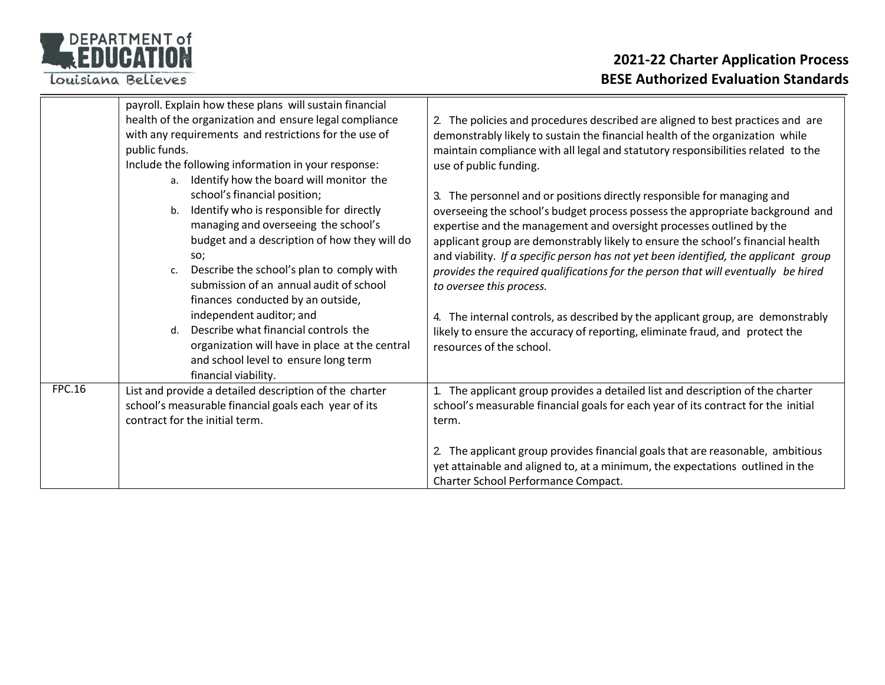| | | |
|---|---|---|
| | payroll. Explain how these plans will sustain financial health of the organization and ensure legal compliance with any requirements and restrictions for the use of public funds.<br>Include the following information in your response:<br>a. Identify how the board will monitor the school's financial position;<br>b. Identify who is responsible for directly managing and overseeing the school's budget and a description of how they will do so;<br>c. Describe the school's plan to comply with submission of an annual audit of school finances conducted by an outside, independent auditor; and<br>d. Describe what financial controls the organization will have in place at the central and school level to ensure long term financial viability. | 2. The policies and procedures described are aligned to best practices and are demonstrably likely to sustain the financial health of the organization while maintain compliance with all legal and statutory responsibilities related to the use of public funding.<br><br>3. The personnel and or positions directly responsible for managing and overseeing the school's budget process possess the appropriate background and expertise and the management and oversight processes outlined by the applicant group are demonstrably likely to ensure the school's financial health and viability. *If a specific person has not yet been identified, the applicant group provides the required qualifications for the person that will eventually be hired to oversee this process.*<br><br>4. The internal controls, as described by the applicant group, are demonstrably likely to ensure the accuracy of reporting, eliminate fraud, and protect the resources of the school. |
| FPC.16 | List and provide a detailed description of the charter school's measurable financial goals each year of its contract for the initial term. | 1. The applicant group provides a detailed list and description of the charter school's measurable financial goals for each year of its contract for the initial term.<br><br>2. The applicant group provides financial goals that are reasonable, ambitious yet attainable and aligned to, at a minimum, the expectations outlined in the Charter School Performance Compact. |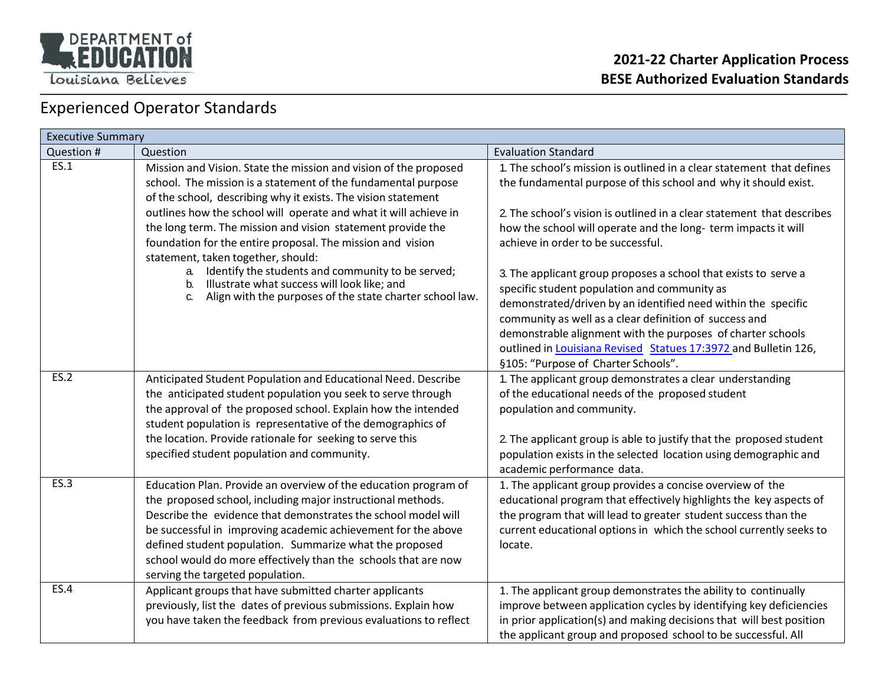# 2021-22 Charter Application Process
# BESE Authorized Evaluation Standards

## Experienced Operator Standards

| Executive Summary | | |
|---|---|---|
| Question # | Question | Evaluation Standard |
| ES.1 | Mission and Vision. State the mission and vision of the proposed school. The mission is a statement of the fundamental purpose of the school, describing why it exists. The vision statement outlines how the school will operate and what it will achieve in the long term. The mission and vision statement provide the foundation for the entire proposal. The mission and vision statement, taken together, should:<br>a. Identify the students and community to be served;<br>b. Illustrate what success will look like; and<br>c. Align with the purposes of the state charter school law. | 1. The school's mission is outlined in a clear statement that defines the fundamental purpose of this school and why it should exist.<br><br>2. The school's vision is outlined in a clear statement that describes how the school will operate and the long- term impacts it will achieve in order to be successful.<br><br>3. The applicant group proposes a school that exists to serve a specific student population and community as demonstrated/driven by an identified need within the specific community as well as a clear definition of success and demonstrable alignment with the purposes of charter schools outlined in Louisiana Revised Statues 17:3972 and Bulletin 126, §105: "Purpose of Charter Schools". |
| ES.2 | Anticipated Student Population and Educational Need. Describe the anticipated student population you seek to serve through the approval of the proposed school. Explain how the intended student population is representative of the demographics of the location. Provide rationale for seeking to serve this specified student population and community. | 1. The applicant group demonstrates a clear understanding of the educational needs of the proposed student population and community.<br><br>2. The applicant group is able to justify that the proposed student population exists in the selected location using demographic and academic performance data. |
| ES.3 | Education Plan. Provide an overview of the education program of the proposed school, including major instructional methods. Describe the evidence that demonstrates the school model will be successful in improving academic achievement for the above defined student population. Summarize what the proposed school would do more effectively than the schools that are now serving the targeted population. | 1. The applicant group provides a concise overview of the educational program that effectively highlights the key aspects of the program that will lead to greater student success than the current educational options in which the school currently seeks to locate. |
| ES.4 | Applicant groups that have submitted charter applicants previously, list the dates of previous submissions. Explain how you have taken the feedback from previous evaluations to reflect | 1. The applicant group demonstrates the ability to continually improve between application cycles by identifying key deficiencies in prior application(s) and making decisions that will best position the applicant group and proposed school to be successful. All |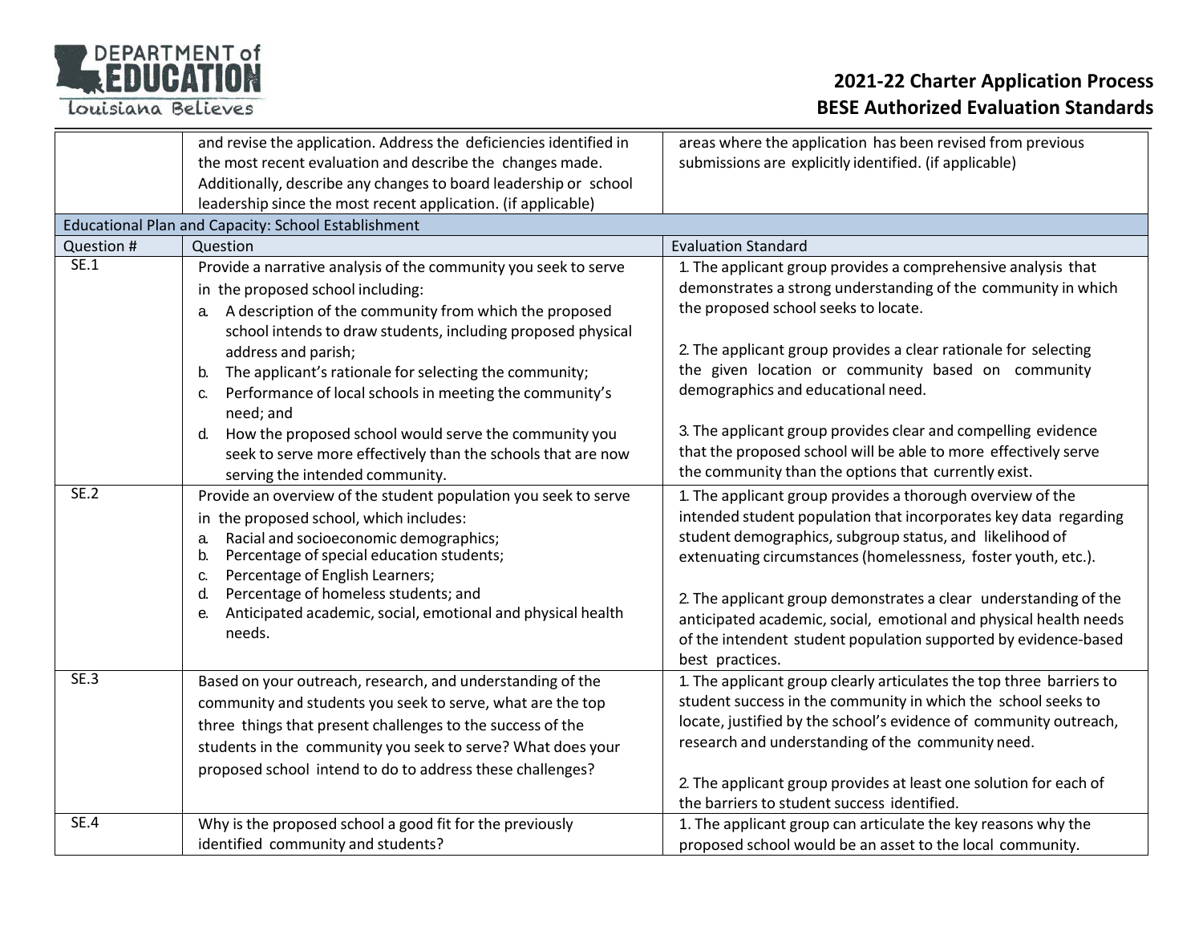| | | |
|---|---|---|
| | and revise the application. Address the deficiencies identified in the most recent evaluation and describe the changes made. Additionally, describe any changes to board leadership or school leadership since the most recent application. (if applicable) | areas where the application has been revised from previous submissions are explicitly identified. (if applicable) |
| **Educational Plan and Capacity: School Establishment** | | |
| **Question #** | **Question** | **Evaluation Standard** |
| SE.1 | Provide a narrative analysis of the community you seek to serve in the proposed school including:<br>a. A description of the community from which the proposed school intends to draw students, including proposed physical address and parish;<br>b. The applicant's rationale for selecting the community;<br>c. Performance of local schools in meeting the community's need; and<br>d. How the proposed school would serve the community you seek to serve more effectively than the schools that are now serving the intended community. | 1. The applicant group provides a comprehensive analysis that demonstrates a strong understanding of the community in which the proposed school seeks to locate.<br><br>2. The applicant group provides a clear rationale for selecting the given location or community based on community demographics and educational need.<br><br>3. The applicant group provides clear and compelling evidence that the proposed school will be able to more effectively serve the community than the options that currently exist. |
| SE.2 | Provide an overview of the student population you seek to serve in the proposed school, which includes:<br>a. Racial and socioeconomic demographics;<br>b. Percentage of special education students;<br>c. Percentage of English Learners;<br>d. Percentage of homeless students; and<br>e. Anticipated academic, social, emotional and physical health needs. | 1. The applicant group provides a thorough overview of the intended student population that incorporates key data regarding student demographics, subgroup status, and likelihood of extenuating circumstances (homelessness, foster youth, etc.).<br><br>2. The applicant group demonstrates a clear understanding of the anticipated academic, social, emotional and physical health needs of the intendent student population supported by evidence-based best practices. |
| SE.3 | Based on your outreach, research, and understanding of the community and students you seek to serve, what are the top three things that present challenges to the success of the students in the community you seek to serve? What does your proposed school intend to do to address these challenges? | 1. The applicant group clearly articulates the top three barriers to student success in the community in which the school seeks to locate, justified by the school's evidence of community outreach, research and understanding of the community need.<br><br>2. The applicant group provides at least one solution for each of the barriers to student success identified. |
| SE.4 | Why is the proposed school a good fit for the previously identified community and students? | 1. The applicant group can articulate the key reasons why the proposed school would be an asset to the local community. |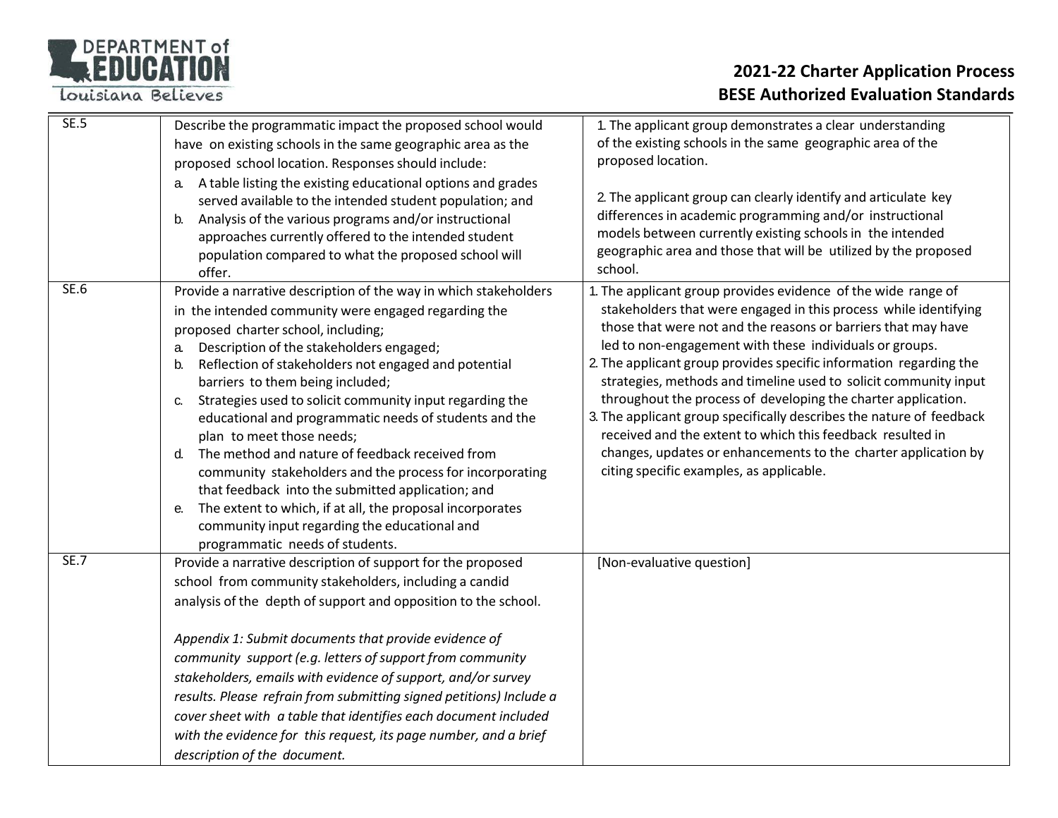| SE.5 | Describe the programmatic impact the proposed school would have on existing schools in the same geographic area as the proposed school location. Responses should include:<br>a. A table listing the existing educational options and grades served available to the intended student population; and<br>b. Analysis of the various programs and/or instructional approaches currently offered to the intended student population compared to what the proposed school will offer. | 1. The applicant group demonstrates a clear understanding of the existing schools in the same geographic area of the proposed location.<br><br>2. The applicant group can clearly identify and articulate key differences in academic programming and/or instructional models between currently existing schools in the intended geographic area and those that will be utilized by the proposed school. |
|---|---|---|
| SE.6 | Provide a narrative description of the way in which stakeholders in the intended community were engaged regarding the proposed charter school, including;<br>a. Description of the stakeholders engaged;<br>b. Reflection of stakeholders not engaged and potential barriers to them being included;<br>c. Strategies used to solicit community input regarding the educational and programmatic needs of students and the plan to meet those needs;<br>d. The method and nature of feedback received from community stakeholders and the process for incorporating that feedback into the submitted application; and<br>e. The extent to which, if at all, the proposal incorporates community input regarding the educational and programmatic needs of students. | 1. The applicant group provides evidence of the wide range of stakeholders that were engaged in this process while identifying those that were not and the reasons or barriers that may have led to non-engagement with these individuals or groups.<br>2. The applicant group provides specific information regarding the strategies, methods and timeline used to solicit community input throughout the process of developing the charter application.<br>3. The applicant group specifically describes the nature of feedback received and the extent to which this feedback resulted in changes, updates or enhancements to the charter application by citing specific examples, as applicable. |
| SE.7 | Provide a narrative description of support for the proposed school from community stakeholders, including a candid analysis of the depth of support and opposition to the school.<br><br>*Appendix 1: Submit documents that provide evidence of community support (e.g. letters of support from community stakeholders, emails with evidence of support, and/or survey results. Please refrain from submitting signed petitions) Include a cover sheet with a table that identifies each document included with the evidence for this request, its page number, and a brief description of the document.* | [Non-evaluative question] |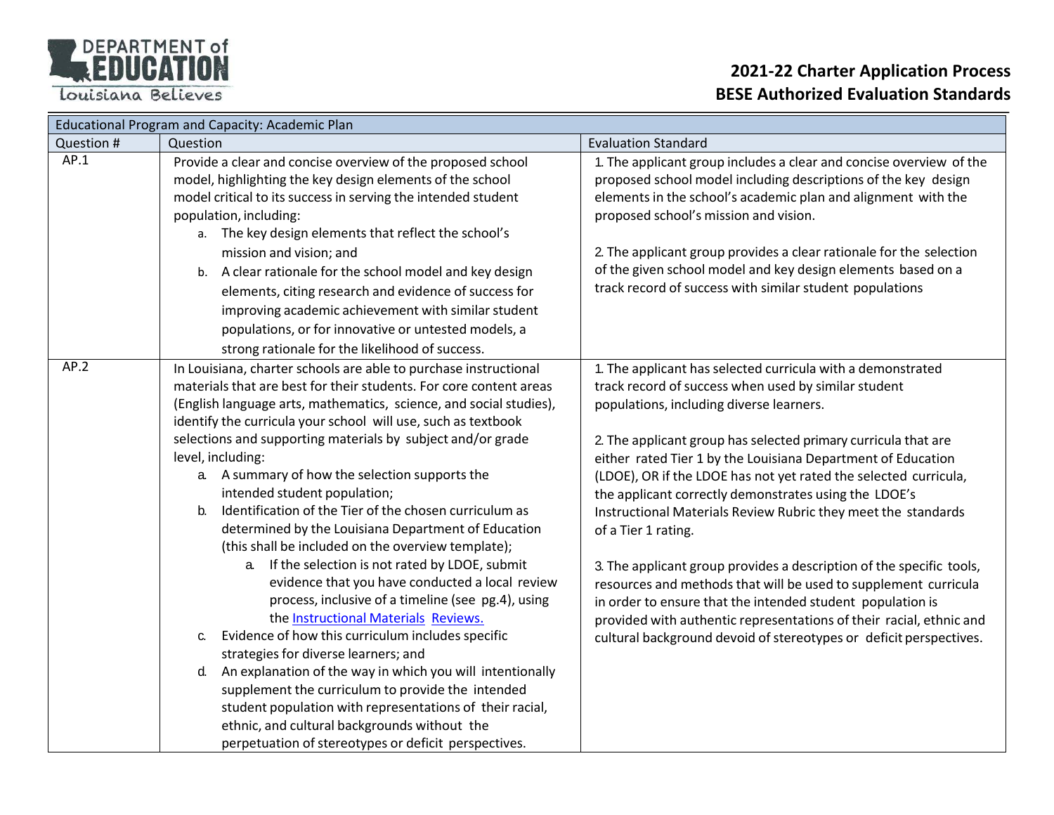## 2021-22 Charter Application Process
## BESE Authorized Evaluation Standards

| Educational Program and Capacity: Academic Plan | | |
|---|---|---|
| Question # | Question | Evaluation Standard |
| AP.1 | Provide a clear and concise overview of the proposed school model, highlighting the key design elements of the school model critical to its success in serving the intended student population, including:<br>a. The key design elements that reflect the school's mission and vision; and<br>b. A clear rationale for the school model and key design elements, citing research and evidence of success for improving academic achievement with similar student populations, or for innovative or untested models, a strong rationale for the likelihood of success. | 1. The applicant group includes a clear and concise overview of the proposed school model including descriptions of the key design elements in the school's academic plan and alignment with the proposed school's mission and vision.<br><br>2. The applicant group provides a clear rationale for the selection of the given school model and key design elements based on a track record of success with similar student populations |
| AP.2 | In Louisiana, charter schools are able to purchase instructional materials that are best for their students. For core content areas (English language arts, mathematics, science, and social studies), identify the curricula your school will use, such as textbook selections and supporting materials by subject and/or grade level, including:<br>a. A summary of how the selection supports the intended student population;<br>b. Identification of the Tier of the chosen curriculum as determined by the Louisiana Department of Education (this shall be included on the overview template);<br>&nbsp;&nbsp;&nbsp;&nbsp;a. If the selection is not rated by LDOE, submit evidence that you have conducted a local review process, inclusive of a timeline (see pg.4), using the [Instructional Materials Reviews.]()<br>c. Evidence of how this curriculum includes specific strategies for diverse learners; and<br>d. An explanation of the way in which you will intentionally supplement the curriculum to provide the intended student population with representations of their racial, ethnic, and cultural backgrounds without the perpetuation of stereotypes or deficit perspectives. | 1. The applicant has selected curricula with a demonstrated track record of success when used by similar student populations, including diverse learners.<br><br>2. The applicant group has selected primary curricula that are either rated Tier 1 by the Louisiana Department of Education (LDOE), OR if the LDOE has not yet rated the selected curricula, the applicant correctly demonstrates using the LDOE's Instructional Materials Review Rubric they meet the standards of a Tier 1 rating.<br><br>3. The applicant group provides a description of the specific tools, resources and methods that will be used to supplement curricula in order to ensure that the intended student population is provided with authentic representations of their racial, ethnic and cultural background devoid of stereotypes or deficit perspectives. |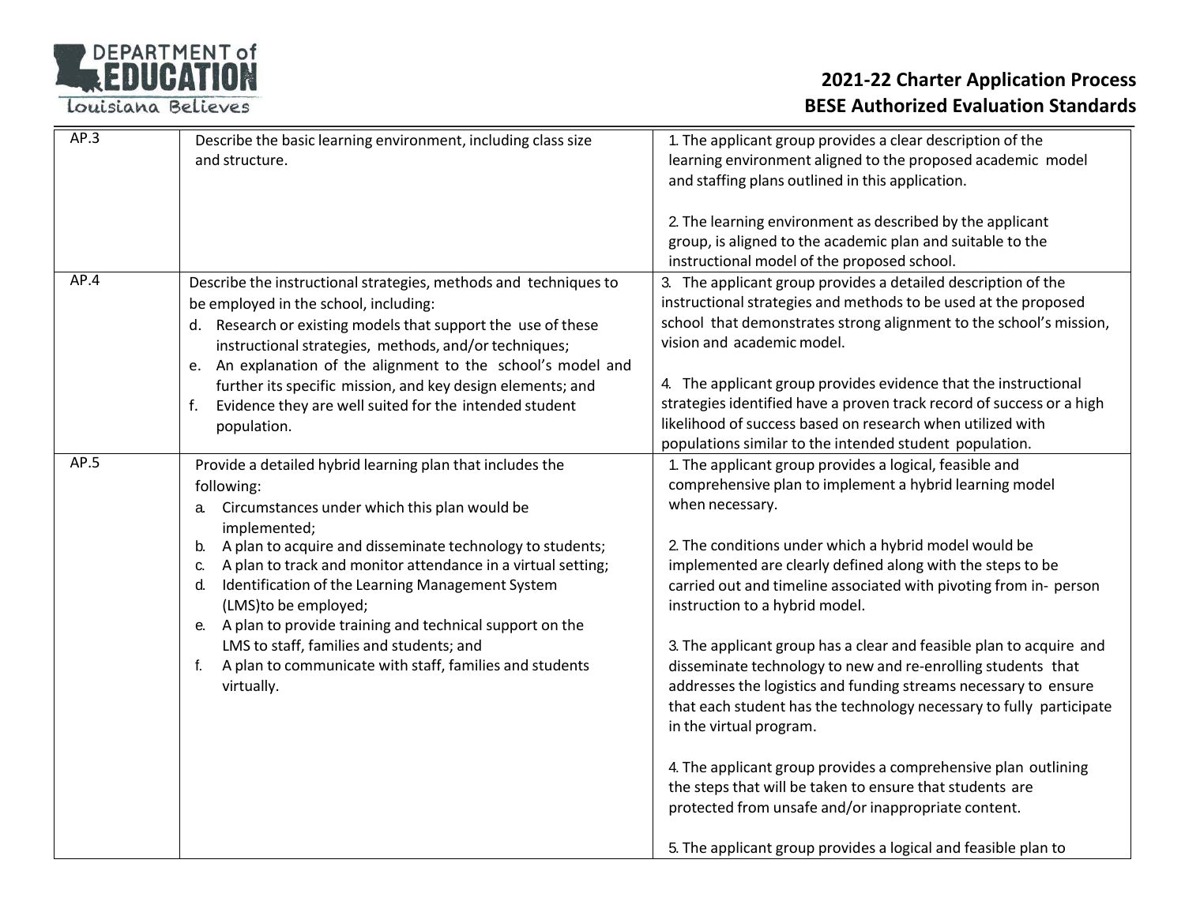| | | |
|---|---|---|
| AP.3 | Describe the basic learning environment, including class size and structure. | 1. The applicant group provides a clear description of the learning environment aligned to the proposed academic model and staffing plans outlined in this application.<br><br>2. The learning environment as described by the applicant group, is aligned to the academic plan and suitable to the instructional model of the proposed school. |
| AP.4 | Describe the instructional strategies, methods and techniques to be employed in the school, including:<br>d. Research or existing models that support the use of these instructional strategies, methods, and/or techniques;<br>e. An explanation of the alignment to the school's model and further its specific mission, and key design elements; and<br>f. Evidence they are well suited for the intended student population. | 3. The applicant group provides a detailed description of the instructional strategies and methods to be used at the proposed school that demonstrates strong alignment to the school's mission, vision and academic model.<br><br>4. The applicant group provides evidence that the instructional strategies identified have a proven track record of success or a high likelihood of success based on research when utilized with populations similar to the intended student population. |
| AP.5 | Provide a detailed hybrid learning plan that includes the following:<br>a. Circumstances under which this plan would be implemented;<br>b. A plan to acquire and disseminate technology to students;<br>c. A plan to track and monitor attendance in a virtual setting;<br>d. Identification of the Learning Management System (LMS)to be employed;<br>e. A plan to provide training and technical support on the LMS to staff, families and students; and<br>f. A plan to communicate with staff, families and students virtually. | 1. The applicant group provides a logical, feasible and comprehensive plan to implement a hybrid learning model when necessary.<br><br>2. The conditions under which a hybrid model would be implemented are clearly defined along with the steps to be carried out and timeline associated with pivoting from in- person instruction to a hybrid model.<br><br>3. The applicant group has a clear and feasible plan to acquire and disseminate technology to new and re-enrolling students that addresses the logistics and funding streams necessary to ensure that each student has the technology necessary to fully participate in the virtual program.<br><br>4. The applicant group provides a comprehensive plan outlining the steps that will be taken to ensure that students are protected from unsafe and/or inappropriate content.<br><br>5. The applicant group provides a logical and feasible plan to |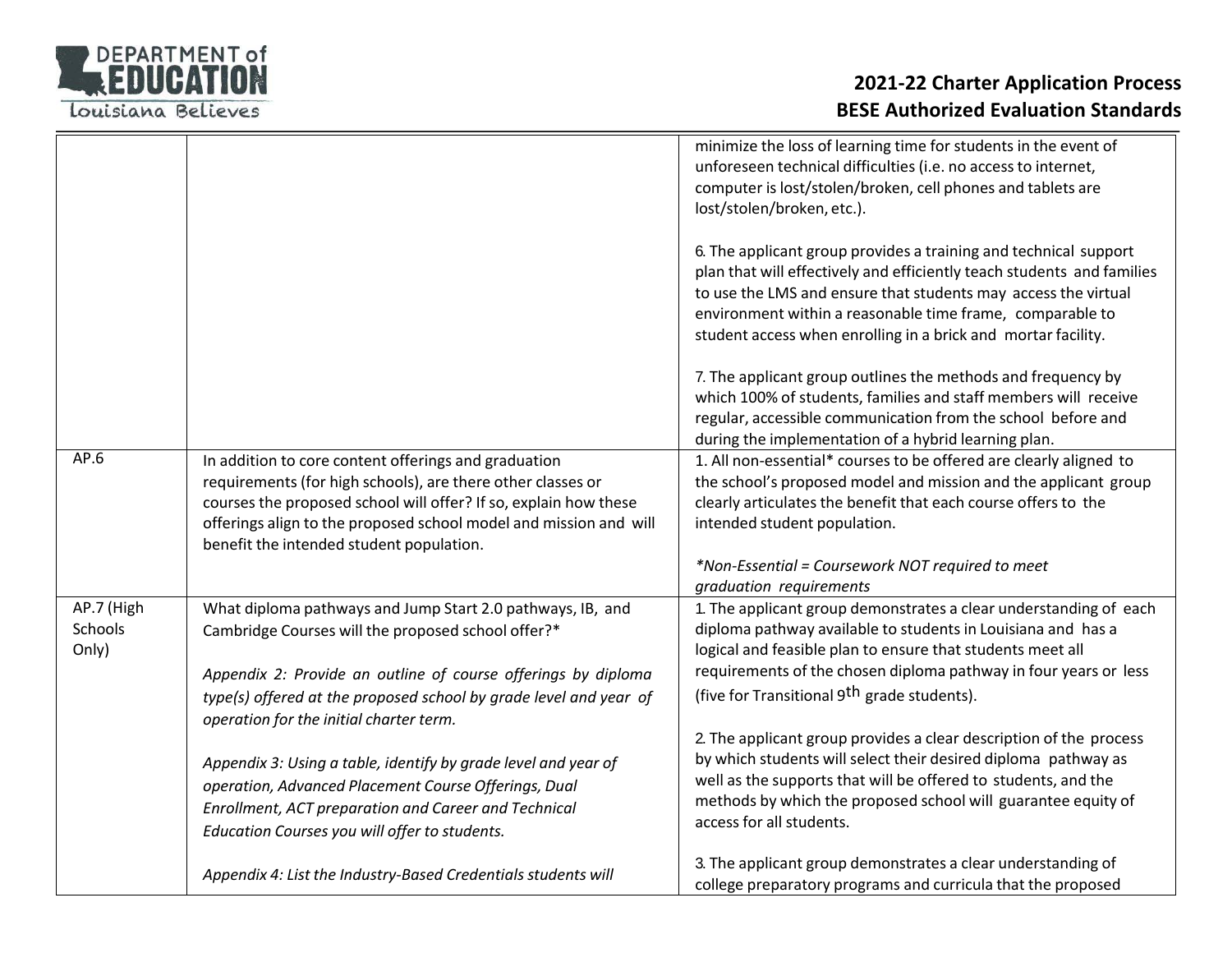| | | |
|---|---|---|
| | | minimize the loss of learning time for students in the event of unforeseen technical difficulties (i.e. no access to internet, computer is lost/stolen/broken, cell phones and tablets are lost/stolen/broken, etc.).<br><br>6. The applicant group provides a training and technical support plan that will effectively and efficiently teach students and families to use the LMS and ensure that students may access the virtual environment within a reasonable time frame, comparable to student access when enrolling in a brick and mortar facility.<br><br>7. The applicant group outlines the methods and frequency by which 100% of students, families and staff members will receive regular, accessible communication from the school before and during the implementation of a hybrid learning plan. |
| AP.6 | In addition to core content offerings and graduation requirements (for high schools), are there other classes or courses the proposed school will offer? If so, explain how these offerings align to the proposed school model and mission and will benefit the intended student population. | 1. All non-essential* courses to be offered are clearly aligned to the school's proposed model and mission and the applicant group clearly articulates the benefit that each course offers to the intended student population.<br><br>*\*Non-Essential = Coursework NOT required to meet graduation requirements* |
| AP.7 (High Schools Only) | What diploma pathways and Jump Start 2.0 pathways, IB, and Cambridge Courses will the proposed school offer?*<br><br>*Appendix 2: Provide an outline of course offerings by diploma type(s) offered at the proposed school by grade level and year of operation for the initial charter term.*<br><br>*Appendix 3: Using a table, identify by grade level and year of operation, Advanced Placement Course Offerings, Dual Enrollment, ACT preparation and Career and Technical Education Courses you will offer to students.*<br><br>*Appendix 4: List the Industry-Based Credentials students will* | 1. The applicant group demonstrates a clear understanding of each diploma pathway available to students in Louisiana and has a logical and feasible plan to ensure that students meet all requirements of the chosen diploma pathway in four years or less (five for Transitional 9th grade students).<br><br>2. The applicant group provides a clear description of the process by which students will select their desired diploma pathway as well as the supports that will be offered to students, and the methods by which the proposed school will guarantee equity of access for all students.<br><br>3. The applicant group demonstrates a clear understanding of college preparatory programs and curricula that the proposed |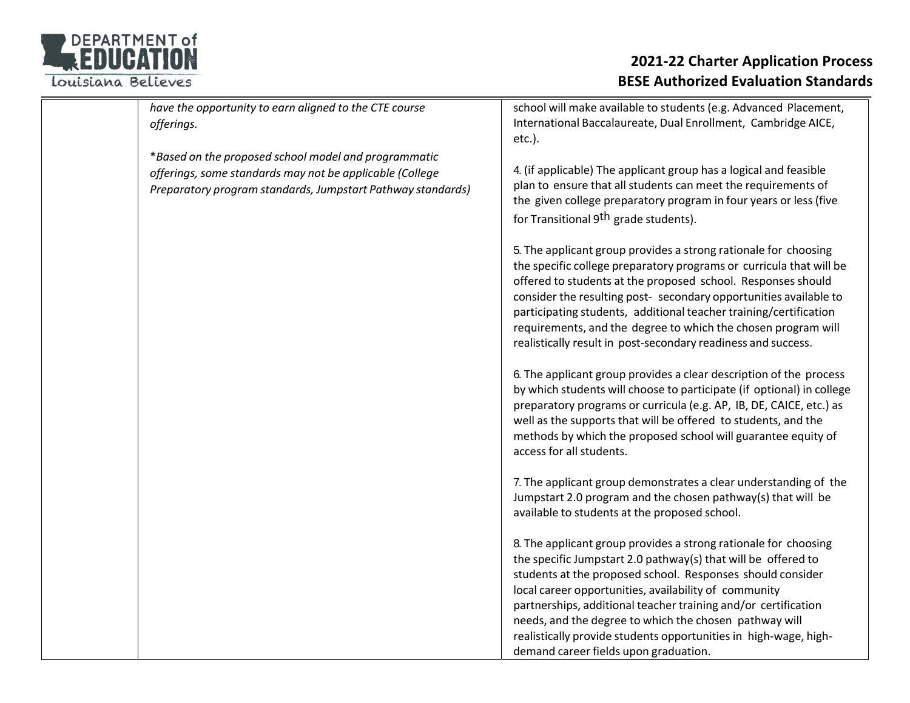| | | |
|---|---|---|
| | *have the opportunity to earn aligned to the CTE course offerings.*<br><br>**Based on the proposed school model and programmatic offerings, some standards may not be applicable (College Preparatory program standards, Jumpstart Pathway standards)* | school will make available to students (e.g. Advanced Placement, International Baccalaureate, Dual Enrollment, Cambridge AICE, etc.).<br><br>4. (if applicable) The applicant group has a logical and feasible plan to ensure that all students can meet the requirements of the given college preparatory program in four years or less (five for Transitional 9th grade students).<br><br>5. The applicant group provides a strong rationale for choosing the specific college preparatory programs or curricula that will be offered to students at the proposed school. Responses should consider the resulting post- secondary opportunities available to participating students, additional teacher training/certification requirements, and the degree to which the chosen program will realistically result in post-secondary readiness and success.<br><br>6. The applicant group provides a clear description of the process by which students will choose to participate (if optional) in college preparatory programs or curricula (e.g. AP, IB, DE, CAICE, etc.) as well as the supports that will be offered to students, and the methods by which the proposed school will guarantee equity of access for all students.<br><br>7. The applicant group demonstrates a clear understanding of the Jumpstart 2.0 program and the chosen pathway(s) that will be available to students at the proposed school.<br><br>8. The applicant group provides a strong rationale for choosing the specific Jumpstart 2.0 pathway(s) that will be offered to students at the proposed school. Responses should consider local career opportunities, availability of community partnerships, additional teacher training and/or certification needs, and the degree to which the chosen pathway will realistically provide students opportunities in high-wage, high-demand career fields upon graduation. |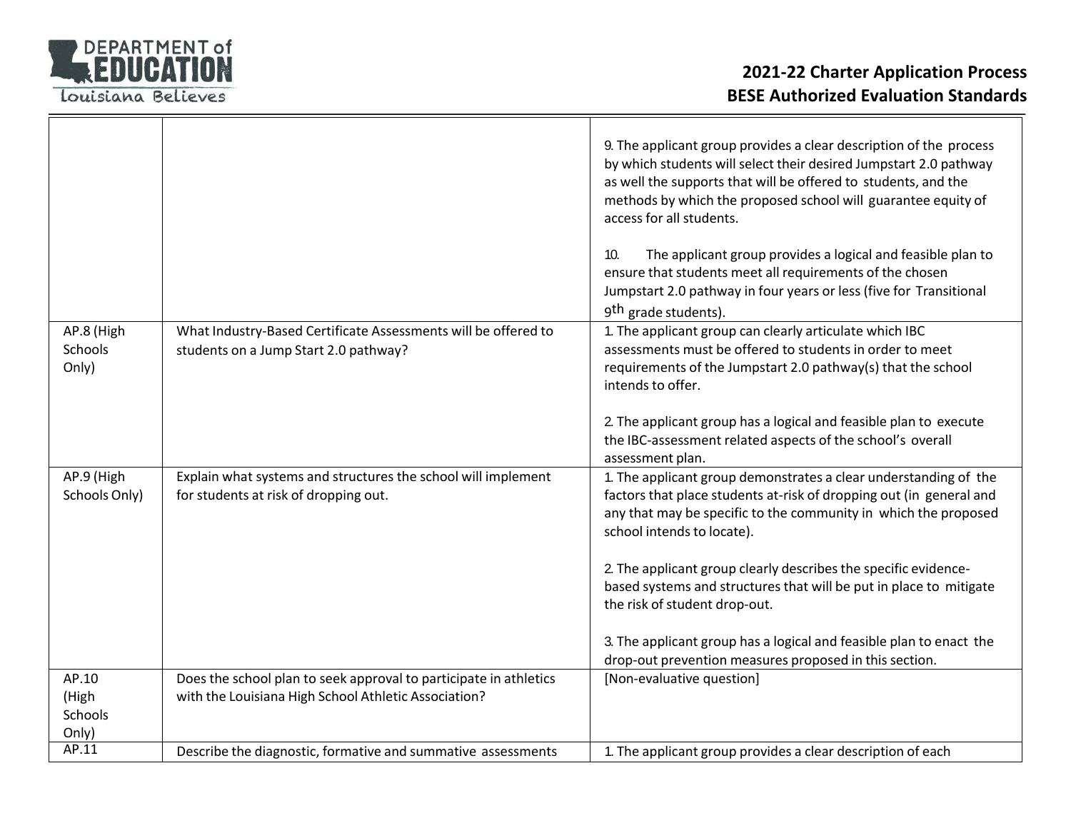| | | |
|---|---|---|
| | | 9. The applicant group provides a clear description of the process by which students will select their desired Jumpstart 2.0 pathway as well the supports that will be offered to students, and the methods by which the proposed school will guarantee equity of access for all students.<br><br>10. The applicant group provides a logical and feasible plan to ensure that students meet all requirements of the chosen Jumpstart 2.0 pathway in four years or less (five for Transitional 9th grade students). |
| AP.8 (High Schools Only) | What Industry-Based Certificate Assessments will be offered to students on a Jump Start 2.0 pathway? | 1. The applicant group can clearly articulate which IBC assessments must be offered to students in order to meet requirements of the Jumpstart 2.0 pathway(s) that the school intends to offer.<br><br>2. The applicant group has a logical and feasible plan to execute the IBC-assessment related aspects of the school's overall assessment plan. |
| AP.9 (High Schools Only) | Explain what systems and structures the school will implement for students at risk of dropping out. | 1. The applicant group demonstrates a clear understanding of the factors that place students at-risk of dropping out (in general and any that may be specific to the community in which the proposed school intends to locate).<br><br>2. The applicant group clearly describes the specific evidence-based systems and structures that will be put in place to mitigate the risk of student drop-out.<br><br>3. The applicant group has a logical and feasible plan to enact the drop-out prevention measures proposed in this section. |
| AP.10 (High Schools Only) | Does the school plan to seek approval to participate in athletics with the Louisiana High School Athletic Association? | [Non-evaluative question] |
| AP.11 | Describe the diagnostic, formative and summative assessments | 1. The applicant group provides a clear description of each |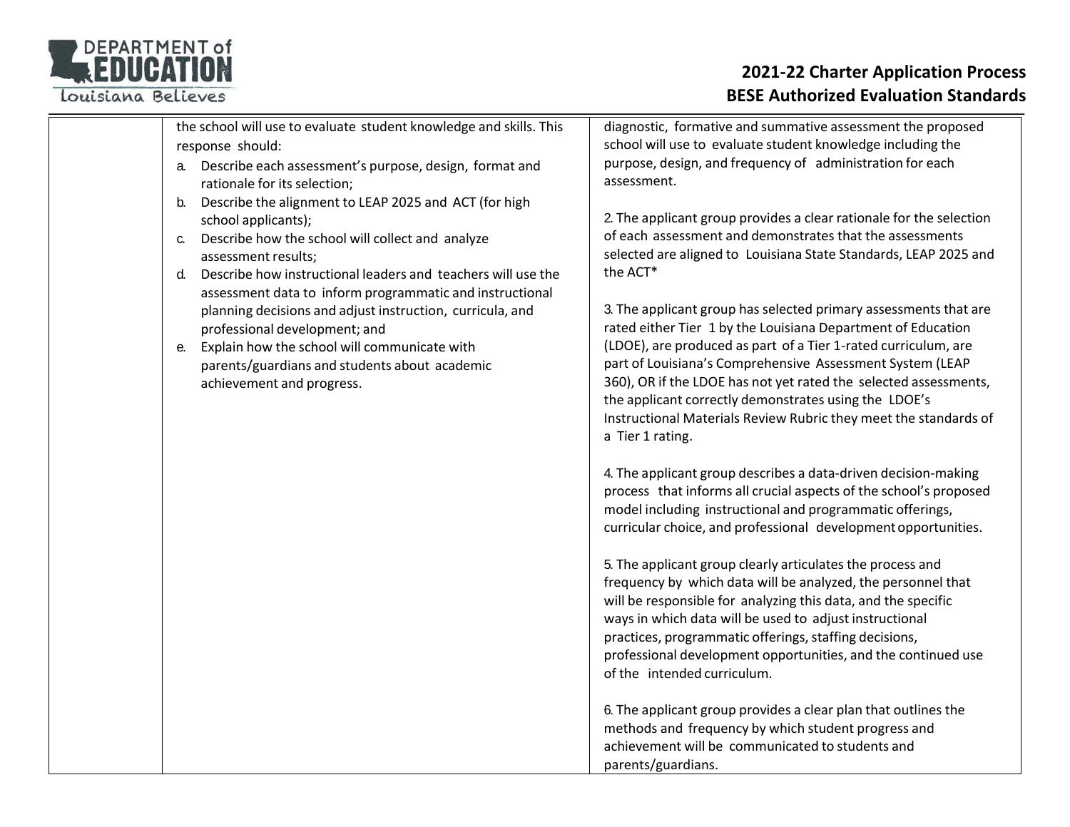| | | |
|---|---|---|
| | the school will use to evaluate student knowledge and skills. This response should:<br>a. Describe each assessment's purpose, design, format and rationale for its selection;<br>b. Describe the alignment to LEAP 2025 and ACT (for high school applicants);<br>c. Describe how the school will collect and analyze assessment results;<br>d. Describe how instructional leaders and teachers will use the assessment data to inform programmatic and instructional planning decisions and adjust instruction, curricula, and professional development; and<br>e. Explain how the school will communicate with parents/guardians and students about academic achievement and progress. | diagnostic, formative and summative assessment the proposed school will use to evaluate student knowledge including the purpose, design, and frequency of administration for each assessment.<br><br>2. The applicant group provides a clear rationale for the selection of each assessment and demonstrates that the assessments selected are aligned to Louisiana State Standards, LEAP 2025 and the ACT*<br><br>3. The applicant group has selected primary assessments that are rated either Tier 1 by the Louisiana Department of Education (LDOE), are produced as part of a Tier 1-rated curriculum, are part of Louisiana's Comprehensive Assessment System (LEAP 360), OR if the LDOE has not yet rated the selected assessments, the applicant correctly demonstrates using the LDOE's Instructional Materials Review Rubric they meet the standards of a Tier 1 rating.<br><br>4. The applicant group describes a data-driven decision-making process that informs all crucial aspects of the school's proposed model including instructional and programmatic offerings, curricular choice, and professional development opportunities.<br><br>5. The applicant group clearly articulates the process and frequency by which data will be analyzed, the personnel that will be responsible for analyzing this data, and the specific ways in which data will be used to adjust instructional practices, programmatic offerings, staffing decisions, professional development opportunities, and the continued use of the intended curriculum.<br><br>6. The applicant group provides a clear plan that outlines the methods and frequency by which student progress and achievement will be communicated to students and parents/guardians. |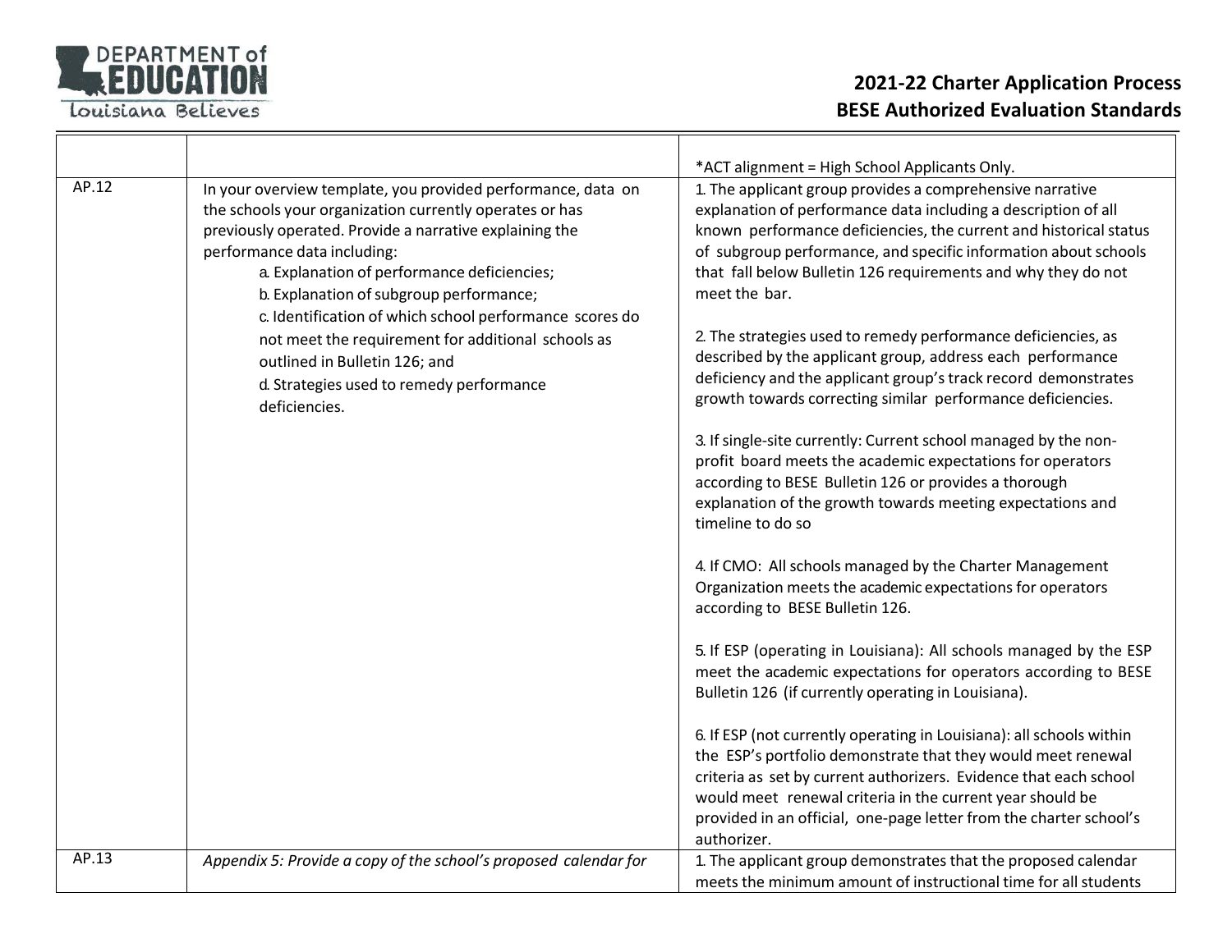| | | |
|---|---|---|
| | | *ACT alignment = High School Applicants Only. |
| AP.12 | In your overview template, you provided performance, data on the schools your organization currently operates or has previously operated. Provide a narrative explaining the performance data including:<br>a. Explanation of performance deficiencies;<br>b. Explanation of subgroup performance;<br>c. Identification of which school performance scores do not meet the requirement for additional schools as outlined in Bulletin 126; and<br>d. Strategies used to remedy performance deficiencies. | 1. The applicant group provides a comprehensive narrative explanation of performance data including a description of all known performance deficiencies, the current and historical status of subgroup performance, and specific information about schools that fall below Bulletin 126 requirements and why they do not meet the bar.<br><br>2. The strategies used to remedy performance deficiencies, as described by the applicant group, address each performance deficiency and the applicant group's track record demonstrates growth towards correcting similar performance deficiencies.<br><br>3. If single-site currently: Current school managed by the non-profit board meets the academic expectations for operators according to BESE Bulletin 126 or provides a thorough explanation of the growth towards meeting expectations and timeline to do so<br><br>4. If CMO: All schools managed by the Charter Management Organization meets the academic expectations for operators according to BESE Bulletin 126.<br><br>5. If ESP (operating in Louisiana): All schools managed by the ESP meet the academic expectations for operators according to BESE Bulletin 126 (if currently operating in Louisiana).<br><br>6. If ESP (not currently operating in Louisiana): all schools within the ESP's portfolio demonstrate that they would meet renewal criteria as set by current authorizers. Evidence that each school would meet renewal criteria in the current year should be provided in an official, one-page letter from the charter school's authorizer. |
| AP.13 | *Appendix 5: Provide a copy of the school's proposed calendar for* | 1. The applicant group demonstrates that the proposed calendar meets the minimum amount of instructional time for all students |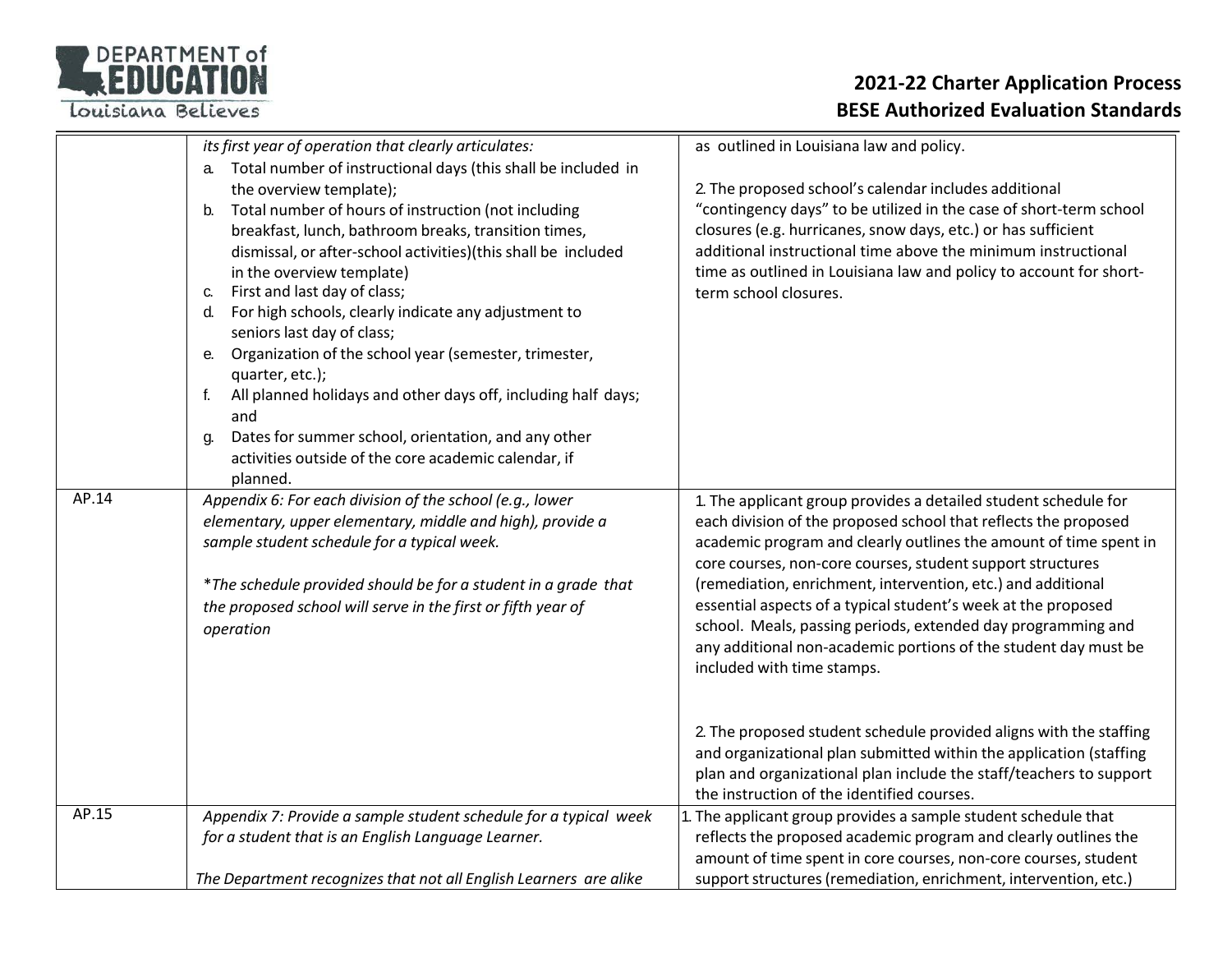| | | |
|---|---|---|
| | *its first year of operation that clearly articulates:*<br>a. Total number of instructional days (this shall be included in the overview template);<br>b. Total number of hours of instruction (not including breakfast, lunch, bathroom breaks, transition times, dismissal, or after-school activities)(this shall be included in the overview template)<br>c. First and last day of class;<br>d. For high schools, clearly indicate any adjustment to seniors last day of class;<br>e. Organization of the school year (semester, trimester, quarter, etc.);<br>f. All planned holidays and other days off, including half days; and<br>g. Dates for summer school, orientation, and any other activities outside of the core academic calendar, if planned. | as outlined in Louisiana law and policy.<br><br>2. The proposed school's calendar includes additional "contingency days" to be utilized in the case of short-term school closures (e.g. hurricanes, snow days, etc.) or has sufficient additional instructional time above the minimum instructional time as outlined in Louisiana law and policy to account for short-term school closures. |
| AP.14 | *Appendix 6: For each division of the school (e.g., lower elementary, upper elementary, middle and high), provide a sample student schedule for a typical week.*<br><br>*\*The schedule provided should be for a student in a grade that the proposed school will serve in the first or fifth year of operation* | 1. The applicant group provides a detailed student schedule for each division of the proposed school that reflects the proposed academic program and clearly outlines the amount of time spent in core courses, non-core courses, student support structures (remediation, enrichment, intervention, etc.) and additional essential aspects of a typical student's week at the proposed school. Meals, passing periods, extended day programming and any additional non-academic portions of the student day must be included with time stamps.<br><br>2. The proposed student schedule provided aligns with the staffing and organizational plan submitted within the application (staffing plan and organizational plan include the staff/teachers to support the instruction of the identified courses. |
| AP.15 | *Appendix 7: Provide a sample student schedule for a typical week for a student that is an English Language Learner.*<br><br>*The Department recognizes that not all English Learners are alike* | 1. The applicant group provides a sample student schedule that reflects the proposed academic program and clearly outlines the amount of time spent in core courses, non-core courses, student support structures (remediation, enrichment, intervention, etc.) |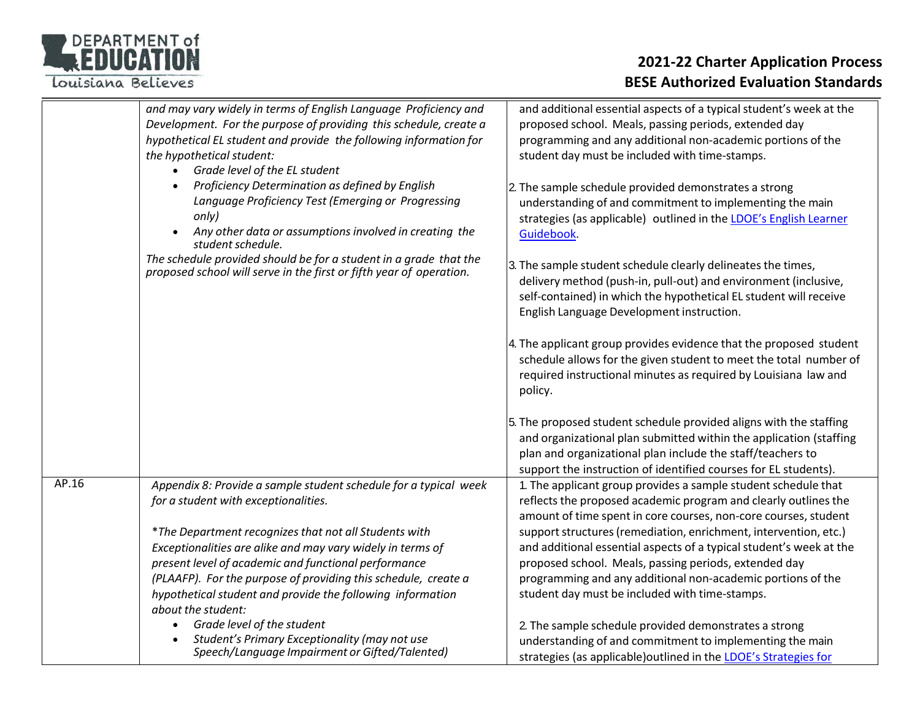| | | |
|---|---|---|
| | *and may vary widely in terms of English Language Proficiency and Development. For the purpose of providing this schedule, create a hypothetical EL student and provide the following information for the hypothetical student:*<br>• *Grade level of the EL student*<br>• *Proficiency Determination as defined by English Language Proficiency Test (Emerging or Progressing only)*<br>• *Any other data or assumptions involved in creating the student schedule.*<br>*The schedule provided should be for a student in a grade that the proposed school will serve in the first or fifth year of operation.* | and additional essential aspects of a typical student's week at the proposed school. Meals, passing periods, extended day programming and any additional non-academic portions of the student day must be included with time-stamps.<br><br>2. The sample schedule provided demonstrates a strong understanding of and commitment to implementing the main strategies (as applicable) outlined in the LDOE's English Learner Guidebook.<br><br>3. The sample student schedule clearly delineates the times, delivery method (push-in, pull-out) and environment (inclusive, self-contained) in which the hypothetical EL student will receive English Language Development instruction.<br><br>4. The applicant group provides evidence that the proposed student schedule allows for the given student to meet the total number of required instructional minutes as required by Louisiana law and policy.<br><br>5. The proposed student schedule provided aligns with the staffing and organizational plan submitted within the application (staffing plan and organizational plan include the staff/teachers to support the instruction of identified courses for EL students). |
| AP.16 | *Appendix 8: Provide a sample student schedule for a typical week for a student with exceptionalities.*<br><br>*\*The Department recognizes that not all Students with Exceptionalities are alike and may vary widely in terms of present level of academic and functional performance (PLAAFP). For the purpose of providing this schedule, create a hypothetical student and provide the following information about the student:*<br>• *Grade level of the student*<br>• *Student's Primary Exceptionality (may not use Speech/Language Impairment or Gifted/Talented)* | 1. The applicant group provides a sample student schedule that reflects the proposed academic program and clearly outlines the amount of time spent in core courses, non-core courses, student support structures (remediation, enrichment, intervention, etc.) and additional essential aspects of a typical student's week at the proposed school. Meals, passing periods, extended day programming and any additional non-academic portions of the student day must be included with time-stamps.<br><br>2. The sample schedule provided demonstrates a strong understanding of and commitment to implementing the main strategies (as applicable)outlined in the LDOE's Strategies for |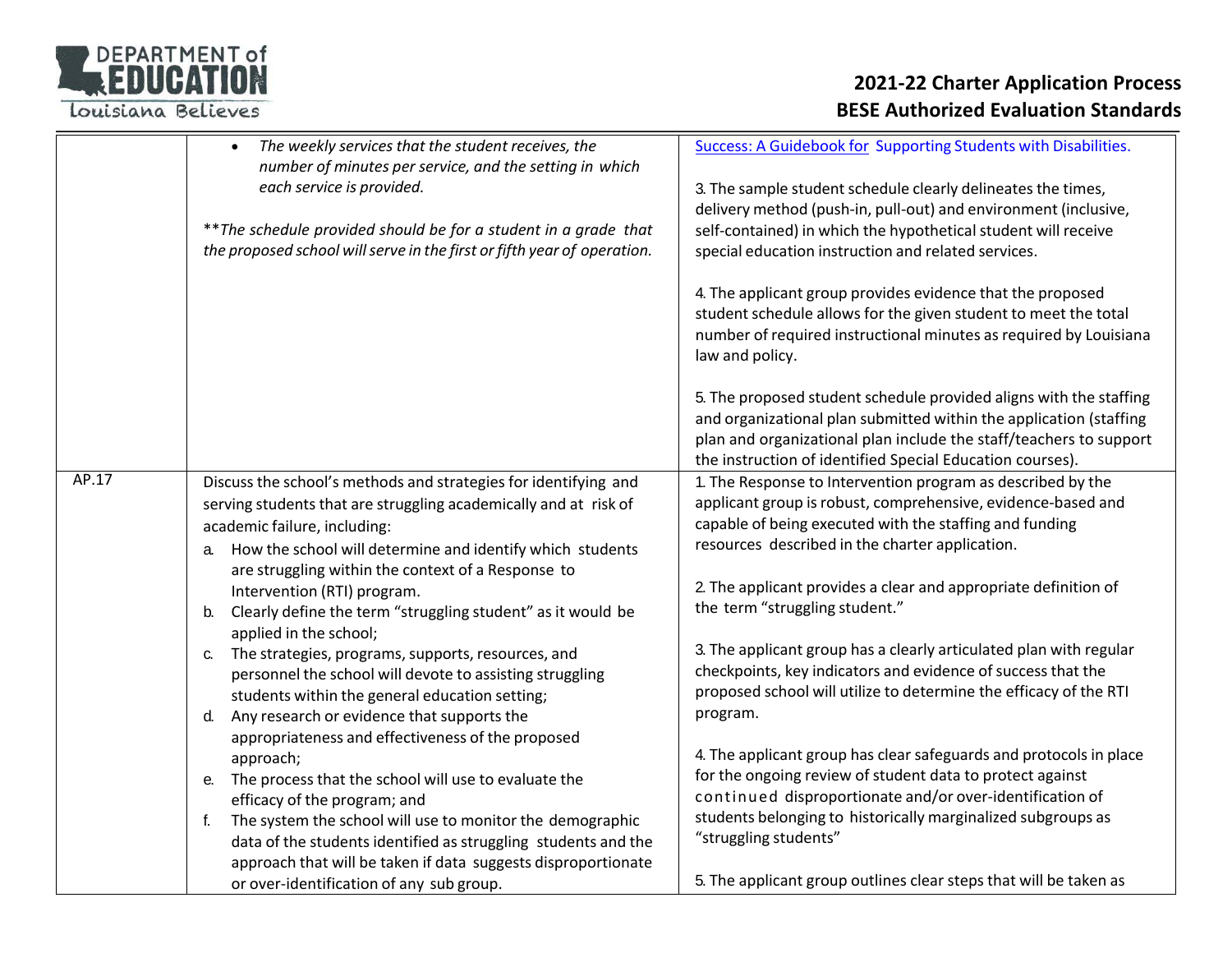| | | |
|---|---|---|
| | • *The weekly services that the student receives, the number of minutes per service, and the setting in which each service is provided.*<br><br>***The schedule provided should be for a student in a grade that the proposed school will serve in the first or fifth year of operation.* | Success: A Guidebook for Supporting Students with Disabilities.<br><br>3. The sample student schedule clearly delineates the times, delivery method (push-in, pull-out) and environment (inclusive, self-contained) in which the hypothetical student will receive special education instruction and related services.<br><br>4. The applicant group provides evidence that the proposed student schedule allows for the given student to meet the total number of required instructional minutes as required by Louisiana law and policy.<br><br>5. The proposed student schedule provided aligns with the staffing and organizational plan submitted within the application (staffing plan and organizational plan include the staff/teachers to support the instruction of identified Special Education courses). |
| AP.17 | Discuss the school's methods and strategies for identifying and serving students that are struggling academically and at risk of academic failure, including:<br>a. How the school will determine and identify which students are struggling within the context of a Response to Intervention (RTI) program.<br>b. Clearly define the term "struggling student" as it would be applied in the school;<br>c. The strategies, programs, supports, resources, and personnel the school will devote to assisting struggling students within the general education setting;<br>d. Any research or evidence that supports the appropriateness and effectiveness of the proposed approach;<br>e. The process that the school will use to evaluate the efficacy of the program; and<br>f. The system the school will use to monitor the demographic data of the students identified as struggling students and the approach that will be taken if data suggests disproportionate or over-identification of any sub group. | 1. The Response to Intervention program as described by the applicant group is robust, comprehensive, evidence-based and capable of being executed with the staffing and funding resources described in the charter application.<br><br>2. The applicant provides a clear and appropriate definition of the term "struggling student."<br><br>3. The applicant group has a clearly articulated plan with regular checkpoints, key indicators and evidence of success that the proposed school will utilize to determine the efficacy of the RTI program.<br><br>4. The applicant group has clear safeguards and protocols in place for the ongoing review of student data to protect against continued disproportionate and/or over-identification of students belonging to historically marginalized subgroups as "struggling students"<br><br>5. The applicant group outlines clear steps that will be taken as |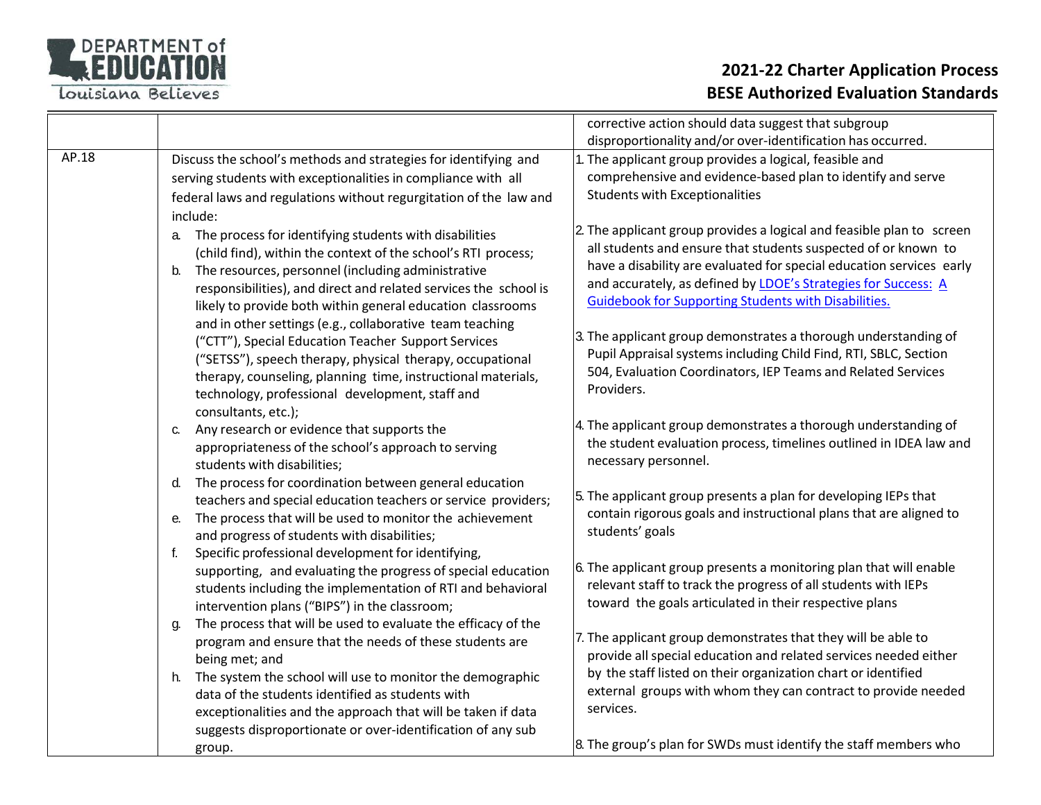| | | |
|---|---|---|
| | | corrective action should data suggest that subgroup disproportionality and/or over-identification has occurred. |
| AP.18 | Discuss the school's methods and strategies for identifying and serving students with exceptionalities in compliance with all federal laws and regulations without regurgitation of the law and include:<br>a. The process for identifying students with disabilities (child find), within the context of the school's RTI process;<br>b. The resources, personnel (including administrative responsibilities), and direct and related services the school is likely to provide both within general education classrooms and in other settings (e.g., collaborative team teaching ("CTT"), Special Education Teacher Support Services ("SETSS"), speech therapy, physical therapy, occupational therapy, counseling, planning time, instructional materials, technology, professional development, staff and consultants, etc.);<br>c. Any research or evidence that supports the appropriateness of the school's approach to serving students with disabilities;<br>d. The process for coordination between general education teachers and special education teachers or service providers;<br>e. The process that will be used to monitor the achievement and progress of students with disabilities;<br>f. Specific professional development for identifying, supporting, and evaluating the progress of special education students including the implementation of RTI and behavioral intervention plans ("BIPS") in the classroom;<br>g. The process that will be used to evaluate the efficacy of the program and ensure that the needs of these students are being met; and<br>h. The system the school will use to monitor the demographic data of the students identified as students with exceptionalities and the approach that will be taken if data suggests disproportionate or over-identification of any sub group. | 1. The applicant group provides a logical, feasible and comprehensive and evidence-based plan to identify and serve Students with Exceptionalities<br><br>2. The applicant group provides a logical and feasible plan to screen all students and ensure that students suspected of or known to have a disability are evaluated for special education services early and accurately, as defined by LDOE's Strategies for Success: A Guidebook for Supporting Students with Disabilities.<br><br>3. The applicant group demonstrates a thorough understanding of Pupil Appraisal systems including Child Find, RTI, SBLC, Section 504, Evaluation Coordinators, IEP Teams and Related Services Providers.<br><br>4. The applicant group demonstrates a thorough understanding of the student evaluation process, timelines outlined in IDEA law and necessary personnel.<br><br>5. The applicant group presents a plan for developing IEPs that contain rigorous goals and instructional plans that are aligned to students' goals<br><br>6. The applicant group presents a monitoring plan that will enable relevant staff to track the progress of all students with IEPs toward the goals articulated in their respective plans<br><br>7. The applicant group demonstrates that they will be able to provide all special education and related services needed either by the staff listed on their organization chart or identified external groups with whom they can contract to provide needed services.<br><br>8. The group's plan for SWDs must identify the staff members who |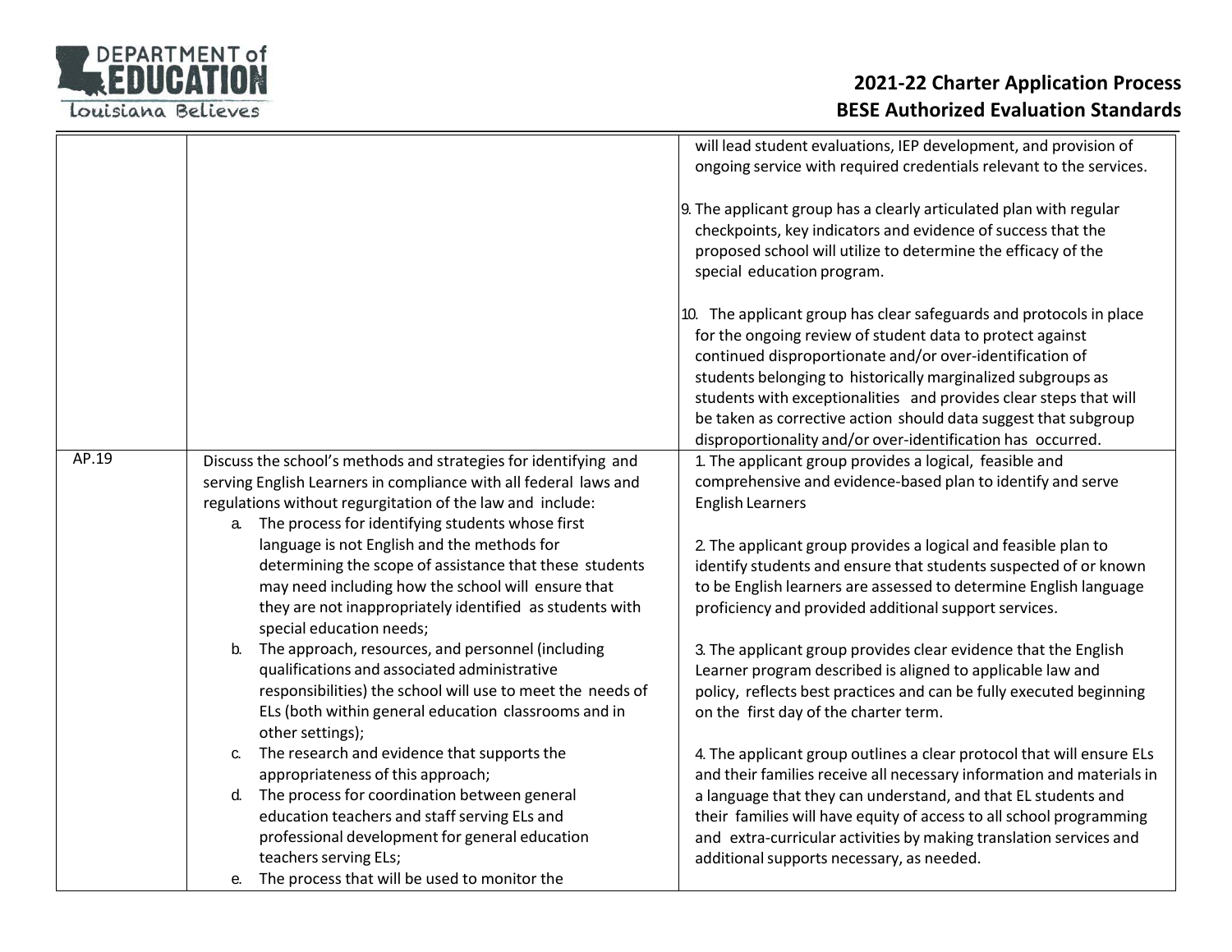| | | |
|---|---|---|
| | | will lead student evaluations, IEP development, and provision of ongoing service with required credentials relevant to the services.<br><br>9. The applicant group has a clearly articulated plan with regular checkpoints, key indicators and evidence of success that the proposed school will utilize to determine the efficacy of the special education program.<br><br>10. The applicant group has clear safeguards and protocols in place for the ongoing review of student data to protect against continued disproportionate and/or over-identification of students belonging to historically marginalized subgroups as students with exceptionalities and provides clear steps that will be taken as corrective action should data suggest that subgroup disproportionality and/or over-identification has occurred. |
| AP.19 | Discuss the school's methods and strategies for identifying and serving English Learners in compliance with all federal laws and regulations without regurgitation of the law and include:<br>a. The process for identifying students whose first language is not English and the methods for determining the scope of assistance that these students may need including how the school will ensure that they are not inappropriately identified as students with special education needs;<br>b. The approach, resources, and personnel (including qualifications and associated administrative responsibilities) the school will use to meet the needs of ELs (both within general education classrooms and in other settings);<br>c. The research and evidence that supports the appropriateness of this approach;<br>d. The process for coordination between general education teachers and staff serving ELs and professional development for general education teachers serving ELs;<br>e. The process that will be used to monitor the | 1. The applicant group provides a logical, feasible and comprehensive and evidence-based plan to identify and serve English Learners<br><br>2. The applicant group provides a logical and feasible plan to identify students and ensure that students suspected of or known to be English learners are assessed to determine English language proficiency and provided additional support services.<br><br>3. The applicant group provides clear evidence that the English Learner program described is aligned to applicable law and policy, reflects best practices and can be fully executed beginning on the first day of the charter term.<br><br>4. The applicant group outlines a clear protocol that will ensure ELs and their families receive all necessary information and materials in a language that they can understand, and that EL students and their families will have equity of access to all school programming and extra-curricular activities by making translation services and additional supports necessary, as needed. |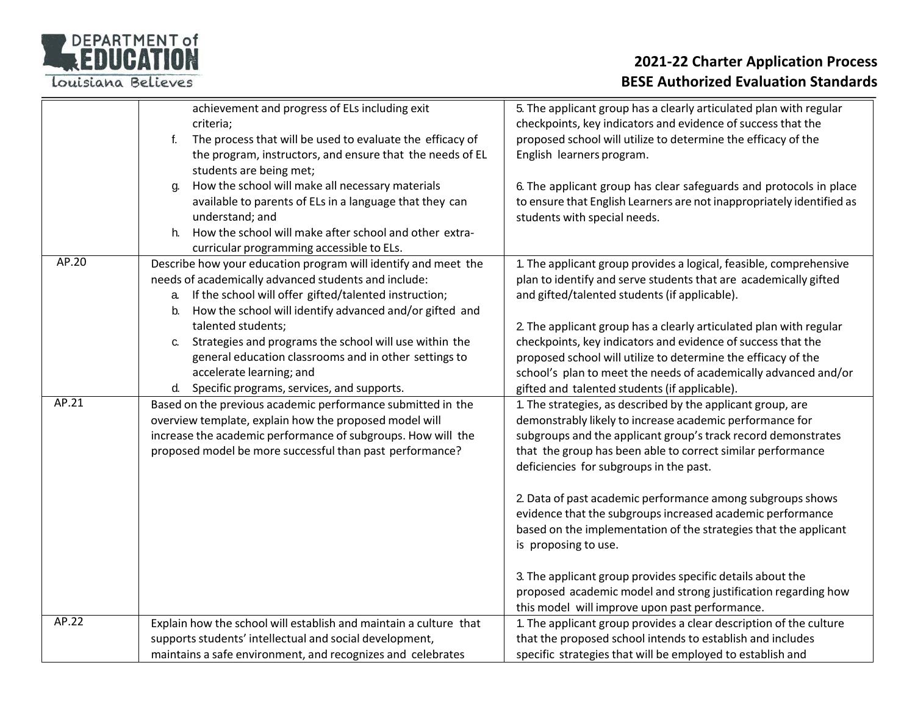| | | |
|---|---|---|
| | achievement and progress of ELs including exit criteria;<br>f. The process that will be used to evaluate the efficacy of the program, instructors, and ensure that the needs of EL students are being met;<br>g. How the school will make all necessary materials available to parents of ELs in a language that they can understand; and<br>h. How the school will make after school and other extra-curricular programming accessible to ELs. | 5. The applicant group has a clearly articulated plan with regular checkpoints, key indicators and evidence of success that the proposed school will utilize to determine the efficacy of the English learners program.<br><br>6. The applicant group has clear safeguards and protocols in place to ensure that English Learners are not inappropriately identified as students with special needs. |
| AP.20 | Describe how your education program will identify and meet the needs of academically advanced students and include:<br>a. If the school will offer gifted/talented instruction;<br>b. How the school will identify advanced and/or gifted and talented students;<br>c. Strategies and programs the school will use within the general education classrooms and in other settings to accelerate learning; and<br>d. Specific programs, services, and supports. | 1. The applicant group provides a logical, feasible, comprehensive plan to identify and serve students that are academically gifted and gifted/talented students (if applicable).<br><br>2. The applicant group has a clearly articulated plan with regular checkpoints, key indicators and evidence of success that the proposed school will utilize to determine the efficacy of the school's plan to meet the needs of academically advanced and/or gifted and talented students (if applicable). |
| AP.21 | Based on the previous academic performance submitted in the overview template, explain how the proposed model will increase the academic performance of subgroups. How will the proposed model be more successful than past performance? | 1. The strategies, as described by the applicant group, are demonstrably likely to increase academic performance for subgroups and the applicant group's track record demonstrates that the group has been able to correct similar performance deficiencies for subgroups in the past.<br><br>2. Data of past academic performance among subgroups shows evidence that the subgroups increased academic performance based on the implementation of the strategies that the applicant is proposing to use.<br><br>3. The applicant group provides specific details about the proposed academic model and strong justification regarding how this model will improve upon past performance. |
| AP.22 | Explain how the school will establish and maintain a culture that supports students' intellectual and social development, maintains a safe environment, and recognizes and celebrates | 1. The applicant group provides a clear description of the culture that the proposed school intends to establish and includes specific strategies that will be employed to establish and |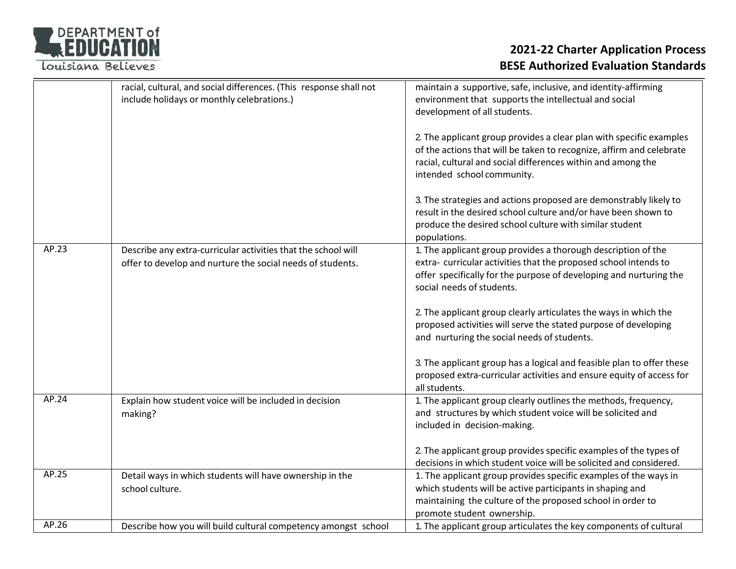| | | |
|---|---|---|
| | racial, cultural, and social differences. (This response shall not include holidays or monthly celebrations.) | maintain a supportive, safe, inclusive, and identity-affirming environment that supports the intellectual and social development of all students.<br><br>2. The applicant group provides a clear plan with specific examples of the actions that will be taken to recognize, affirm and celebrate racial, cultural and social differences within and among the intended school community.<br><br>3. The strategies and actions proposed are demonstrably likely to result in the desired school culture and/or have been shown to produce the desired school culture with similar student populations. |
| AP.23 | Describe any extra-curricular activities that the school will offer to develop and nurture the social needs of students. | 1. The applicant group provides a thorough description of the extra- curricular activities that the proposed school intends to offer specifically for the purpose of developing and nurturing the social needs of students.<br><br>2. The applicant group clearly articulates the ways in which the proposed activities will serve the stated purpose of developing and nurturing the social needs of students.<br><br>3. The applicant group has a logical and feasible plan to offer these proposed extra-curricular activities and ensure equity of access for all students. |
| AP.24 | Explain how student voice will be included in decision making? | 1. The applicant group clearly outlines the methods, frequency, and structures by which student voice will be solicited and included in decision-making.<br><br>2. The applicant group provides specific examples of the types of decisions in which student voice will be solicited and considered. |
| AP.25 | Detail ways in which students will have ownership in the school culture. | 1. The applicant group provides specific examples of the ways in which students will be active participants in shaping and maintaining the culture of the proposed school in order to promote student ownership. |
| AP.26 | Describe how you will build cultural competency amongst school | 1. The applicant group articulates the key components of cultural |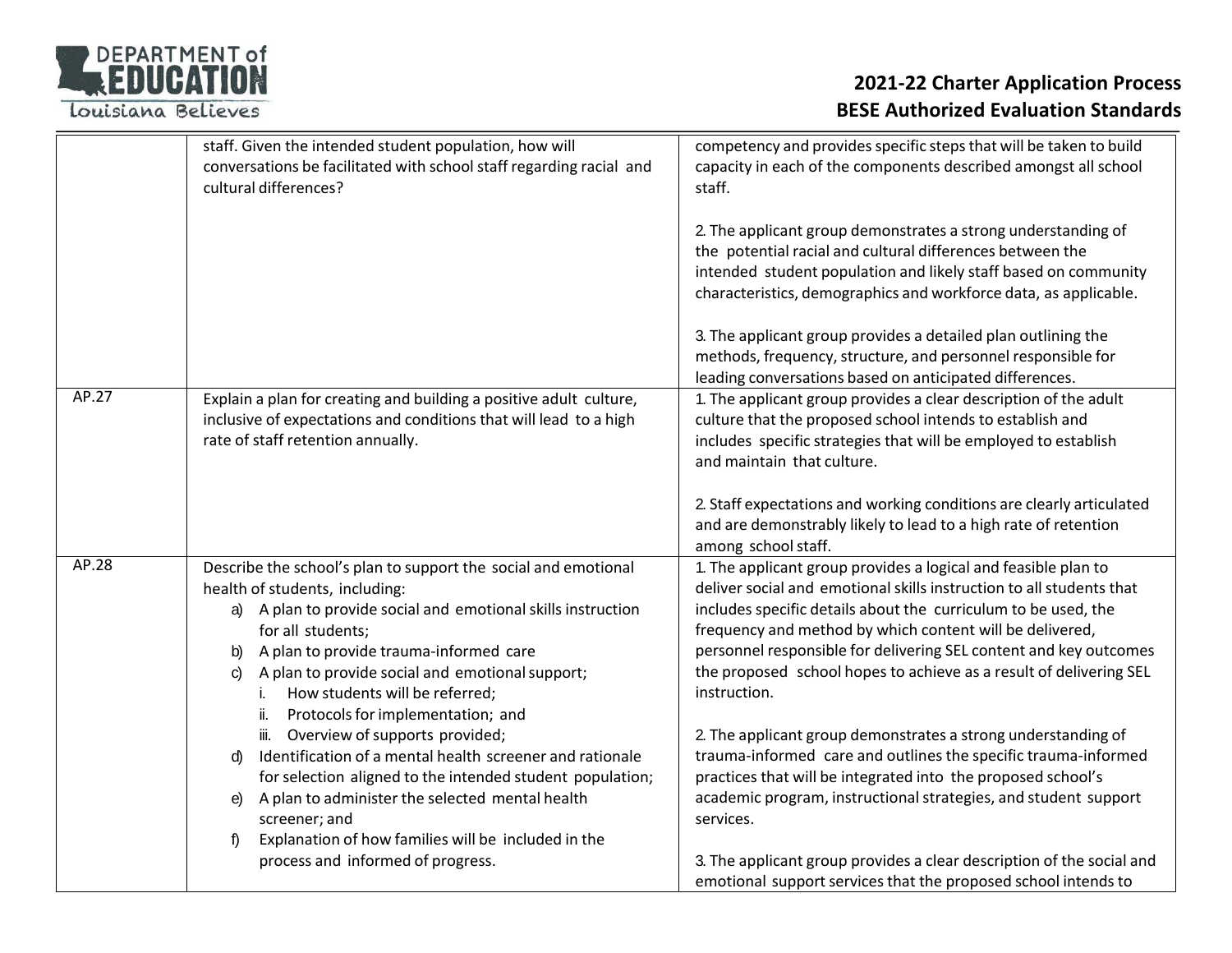| | | |
|---|---|---|
| | staff. Given the intended student population, how will conversations be facilitated with school staff regarding racial and cultural differences? | competency and provides specific steps that will be taken to build capacity in each of the components described amongst all school staff.<br><br>2. The applicant group demonstrates a strong understanding of the potential racial and cultural differences between the intended student population and likely staff based on community characteristics, demographics and workforce data, as applicable.<br><br>3. The applicant group provides a detailed plan outlining the methods, frequency, structure, and personnel responsible for leading conversations based on anticipated differences. |
| AP.27 | Explain a plan for creating and building a positive adult culture, inclusive of expectations and conditions that will lead to a high rate of staff retention annually. | 1. The applicant group provides a clear description of the adult culture that the proposed school intends to establish and includes specific strategies that will be employed to establish and maintain that culture.<br><br>2. Staff expectations and working conditions are clearly articulated and are demonstrably likely to lead to a high rate of retention among school staff. |
| AP.28 | Describe the school's plan to support the social and emotional health of students, including:<br>a) A plan to provide social and emotional skills instruction for all students;<br>b) A plan to provide trauma-informed care<br>c) A plan to provide social and emotional support;<br>i. How students will be referred;<br>ii. Protocols for implementation; and<br>iii. Overview of supports provided;<br>d) Identification of a mental health screener and rationale for selection aligned to the intended student population;<br>e) A plan to administer the selected mental health screener; and<br>f) Explanation of how families will be included in the process and informed of progress. | 1. The applicant group provides a logical and feasible plan to deliver social and emotional skills instruction to all students that includes specific details about the curriculum to be used, the frequency and method by which content will be delivered, personnel responsible for delivering SEL content and key outcomes the proposed school hopes to achieve as a result of delivering SEL instruction.<br><br>2. The applicant group demonstrates a strong understanding of trauma-informed care and outlines the specific trauma-informed practices that will be integrated into the proposed school's academic program, instructional strategies, and student support services.<br><br>3. The applicant group provides a clear description of the social and emotional support services that the proposed school intends to |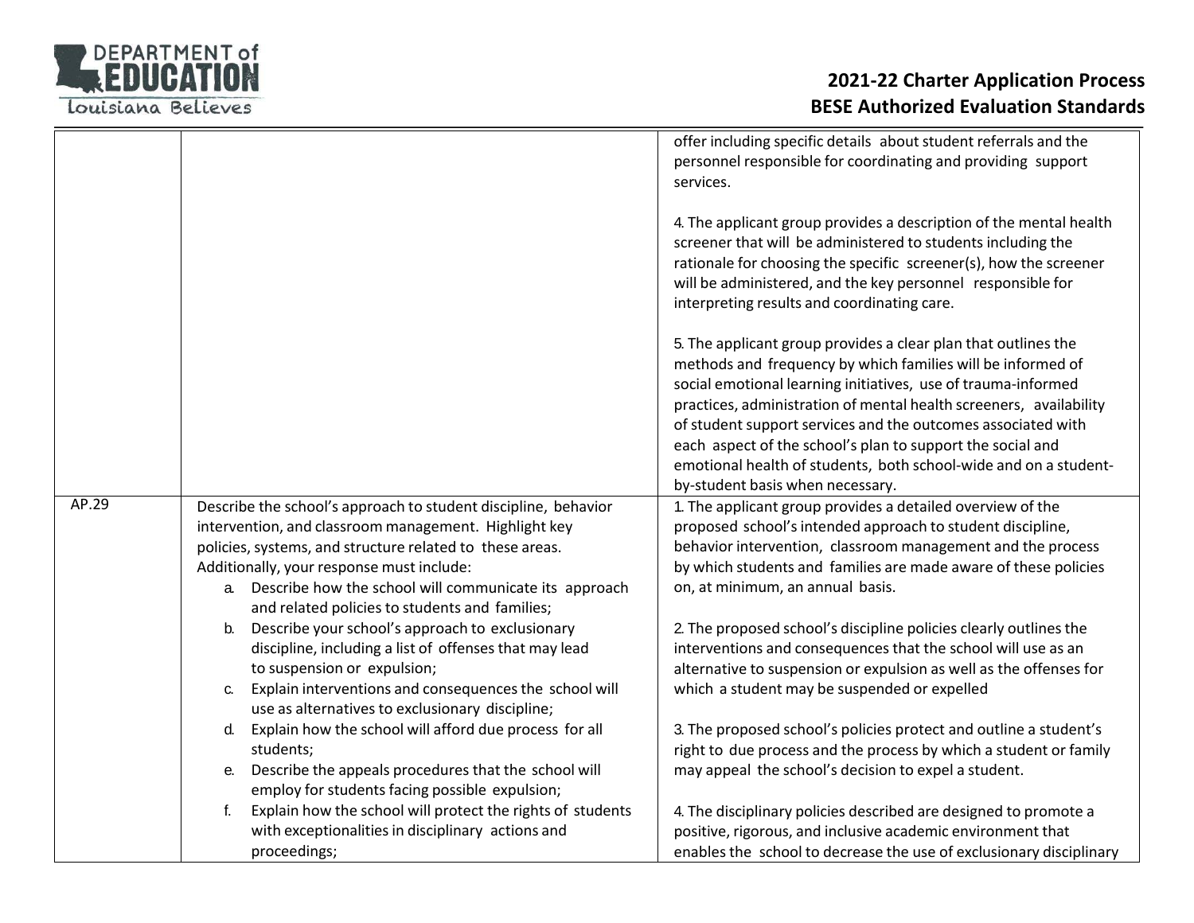| | | |
|---|---|---|
| | | offer including specific details about student referrals and the personnel responsible for coordinating and providing support services.<br><br>4. The applicant group provides a description of the mental health screener that will be administered to students including the rationale for choosing the specific screener(s), how the screener will be administered, and the key personnel responsible for interpreting results and coordinating care.<br><br>5. The applicant group provides a clear plan that outlines the methods and frequency by which families will be informed of social emotional learning initiatives, use of trauma-informed practices, administration of mental health screeners, availability of student support services and the outcomes associated with each aspect of the school's plan to support the social and emotional health of students, both school-wide and on a student-by-student basis when necessary. |
| AP.29 | Describe the school's approach to student discipline, behavior intervention, and classroom management. Highlight key policies, systems, and structure related to these areas. Additionally, your response must include:<br>a. Describe how the school will communicate its approach and related policies to students and families;<br>b. Describe your school's approach to exclusionary discipline, including a list of offenses that may lead to suspension or expulsion;<br>c. Explain interventions and consequences the school will use as alternatives to exclusionary discipline;<br>d. Explain how the school will afford due process for all students;<br>e. Describe the appeals procedures that the school will employ for students facing possible expulsion;<br>f. Explain how the school will protect the rights of students with exceptionalities in disciplinary actions and proceedings; | 1. The applicant group provides a detailed overview of the proposed school's intended approach to student discipline, behavior intervention, classroom management and the process by which students and families are made aware of these policies on, at minimum, an annual basis.<br><br>2. The proposed school's discipline policies clearly outlines the interventions and consequences that the school will use as an alternative to suspension or expulsion as well as the offenses for which a student may be suspended or expelled<br><br>3. The proposed school's policies protect and outline a student's right to due process and the process by which a student or family may appeal the school's decision to expel a student.<br><br>4. The disciplinary policies described are designed to promote a positive, rigorous, and inclusive academic environment that enables the school to decrease the use of exclusionary disciplinary |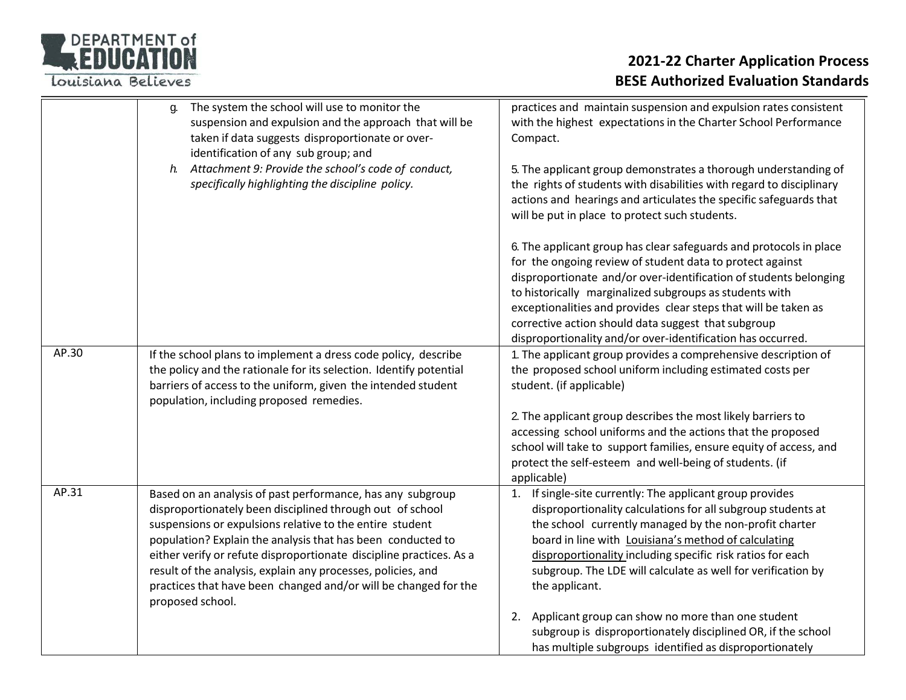| | | |
|---|---|---|
| | g. The system the school will use to monitor the suspension and expulsion and the approach that will be taken if data suggests disproportionate or over-identification of any sub group; and<br>h. *Attachment 9: Provide the school's code of conduct, specifically highlighting the discipline policy.* | practices and maintain suspension and expulsion rates consistent with the highest expectations in the Charter School Performance Compact.<br><br>5. The applicant group demonstrates a thorough understanding of the rights of students with disabilities with regard to disciplinary actions and hearings and articulates the specific safeguards that will be put in place to protect such students.<br><br>6. The applicant group has clear safeguards and protocols in place for the ongoing review of student data to protect against disproportionate and/or over-identification of students belonging to historically marginalized subgroups as students with exceptionalities and provides clear steps that will be taken as corrective action should data suggest that subgroup disproportionality and/or over-identification has occurred. |
| AP.30 | If the school plans to implement a dress code policy, describe the policy and the rationale for its selection. Identify potential barriers of access to the uniform, given the intended student population, including proposed remedies. | 1. The applicant group provides a comprehensive description of the proposed school uniform including estimated costs per student. (if applicable)<br><br>2. The applicant group describes the most likely barriers to accessing school uniforms and the actions that the proposed school will take to support families, ensure equity of access, and protect the self-esteem and well-being of students. (if applicable) |
| AP.31 | Based on an analysis of past performance, has any subgroup disproportionately been disciplined through out of school suspensions or expulsions relative to the entire student population? Explain the analysis that has been conducted to either verify or refute disproportionate discipline practices. As a result of the analysis, explain any processes, policies, and practices that have been changed and/or will be changed for the proposed school. | 1. If single-site currently: The applicant group provides disproportionality calculations for all subgroup students at the school currently managed by the non-profit charter board in line with Louisiana's method of calculating disproportionality including specific risk ratios for each subgroup. The LDE will calculate as well for verification by the applicant.<br><br>2. Applicant group can show no more than one student subgroup is disproportionately disciplined OR, if the school has multiple subgroups identified as disproportionately |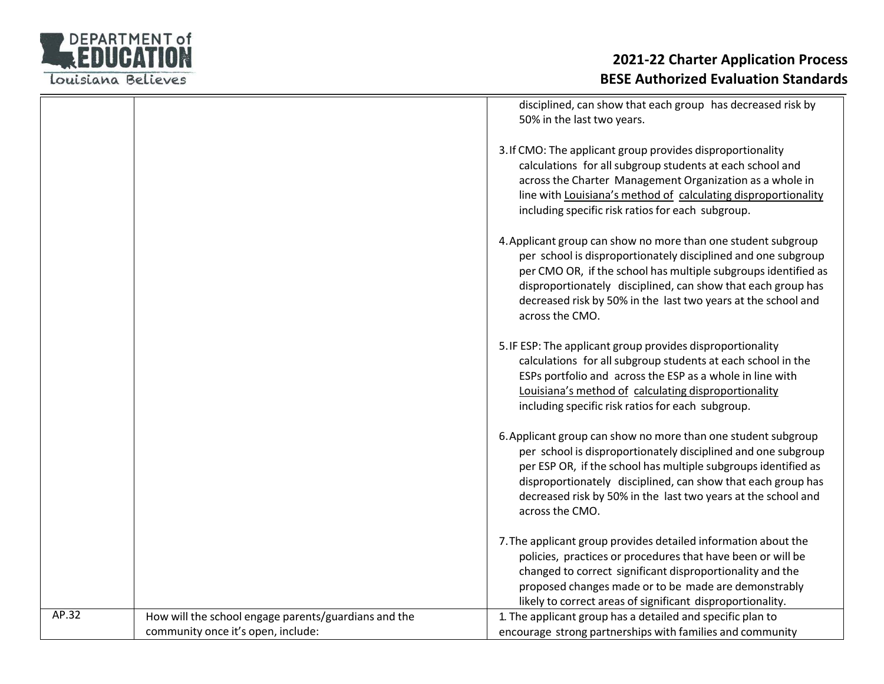| | | |
|---|---|---|
| | | disciplined, can show that each group has decreased risk by 50% in the last two years.<br><br>3. If CMO: The applicant group provides disproportionality calculations for all subgroup students at each school and across the Charter Management Organization as a whole in line with Louisiana's method of calculating disproportionality including specific risk ratios for each subgroup.<br><br>4. Applicant group can show no more than one student subgroup per school is disproportionately disciplined and one subgroup per CMO OR, if the school has multiple subgroups identified as disproportionately disciplined, can show that each group has decreased risk by 50% in the last two years at the school and across the CMO.<br><br>5. IF ESP: The applicant group provides disproportionality calculations for all subgroup students at each school in the ESPs portfolio and across the ESP as a whole in line with Louisiana's method of calculating disproportionality including specific risk ratios for each subgroup.<br><br>6. Applicant group can show no more than one student subgroup per school is disproportionately disciplined and one subgroup per ESP OR, if the school has multiple subgroups identified as disproportionately disciplined, can show that each group has decreased risk by 50% in the last two years at the school and across the CMO.<br><br>7. The applicant group provides detailed information about the policies, practices or procedures that have been or will be changed to correct significant disproportionality and the proposed changes made or to be made are demonstrably likely to correct areas of significant disproportionality. |
| AP.32 | How will the school engage parents/guardians and the community once it's open, include: | 1. The applicant group has a detailed and specific plan to encourage strong partnerships with families and community |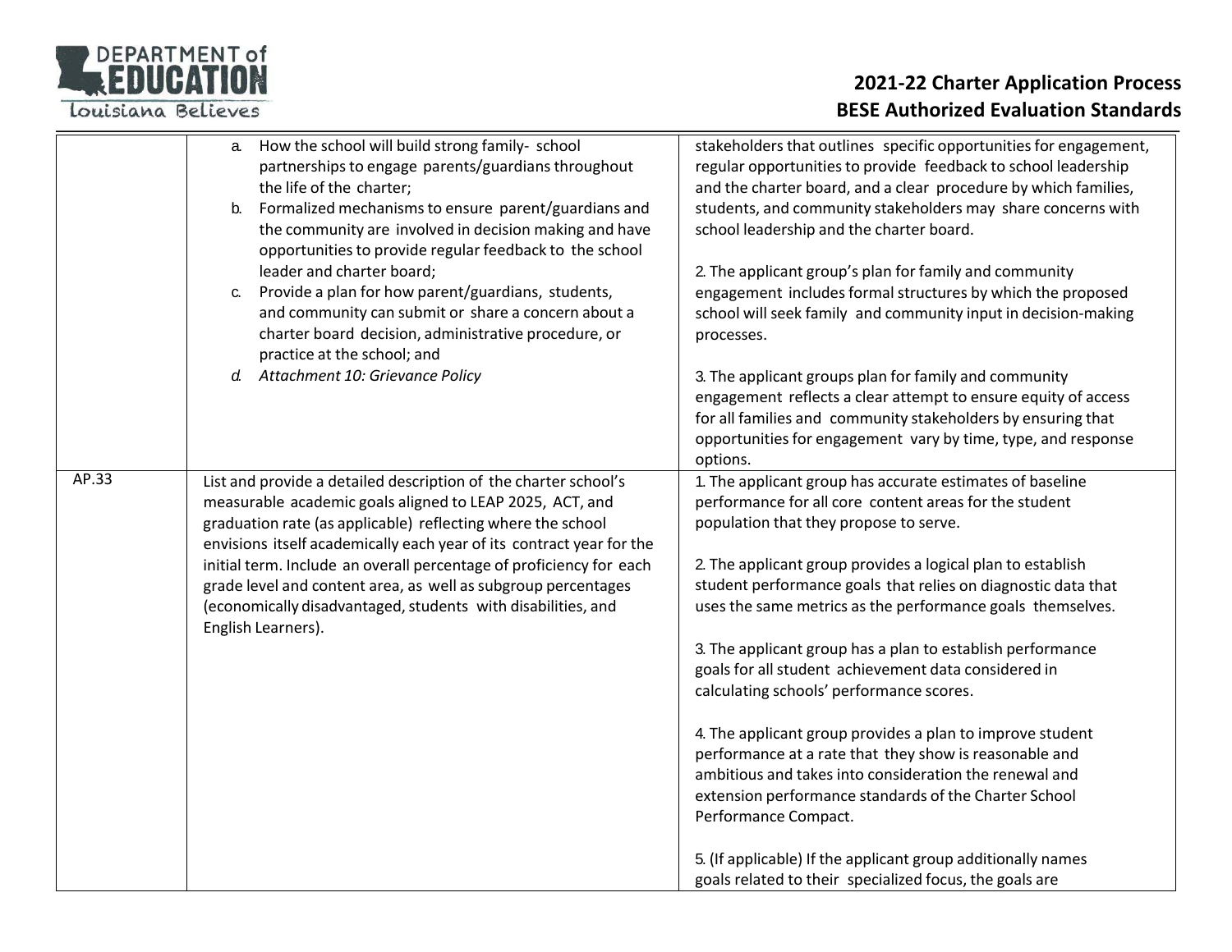| | | |
|---|---|---|
| | a. How the school will build strong family- school partnerships to engage parents/guardians throughout the life of the charter;<br>b. Formalized mechanisms to ensure parent/guardians and the community are involved in decision making and have opportunities to provide regular feedback to the school leader and charter board;<br>c. Provide a plan for how parent/guardians, students, and community can submit or share a concern about a charter board decision, administrative procedure, or practice at the school; and<br>d. *Attachment 10: Grievance Policy* | stakeholders that outlines specific opportunities for engagement, regular opportunities to provide feedback to school leadership and the charter board, and a clear procedure by which families, students, and community stakeholders may share concerns with school leadership and the charter board.<br><br>2. The applicant group's plan for family and community engagement includes formal structures by which the proposed school will seek family and community input in decision-making processes.<br><br>3. The applicant groups plan for family and community engagement reflects a clear attempt to ensure equity of access for all families and community stakeholders by ensuring that opportunities for engagement vary by time, type, and response options. |
| AP.33 | List and provide a detailed description of the charter school's measurable academic goals aligned to LEAP 2025, ACT, and graduation rate (as applicable) reflecting where the school envisions itself academically each year of its contract year for the initial term. Include an overall percentage of proficiency for each grade level and content area, as well as subgroup percentages (economically disadvantaged, students with disabilities, and English Learners). | 1. The applicant group has accurate estimates of baseline performance for all core content areas for the student population that they propose to serve.<br><br>2. The applicant group provides a logical plan to establish student performance goals that relies on diagnostic data that uses the same metrics as the performance goals themselves.<br><br>3. The applicant group has a plan to establish performance goals for all student achievement data considered in calculating schools' performance scores.<br><br>4. The applicant group provides a plan to improve student performance at a rate that they show is reasonable and ambitious and takes into consideration the renewal and extension performance standards of the Charter School Performance Compact.<br><br>5. (If applicable) If the applicant group additionally names goals related to their specialized focus, the goals are |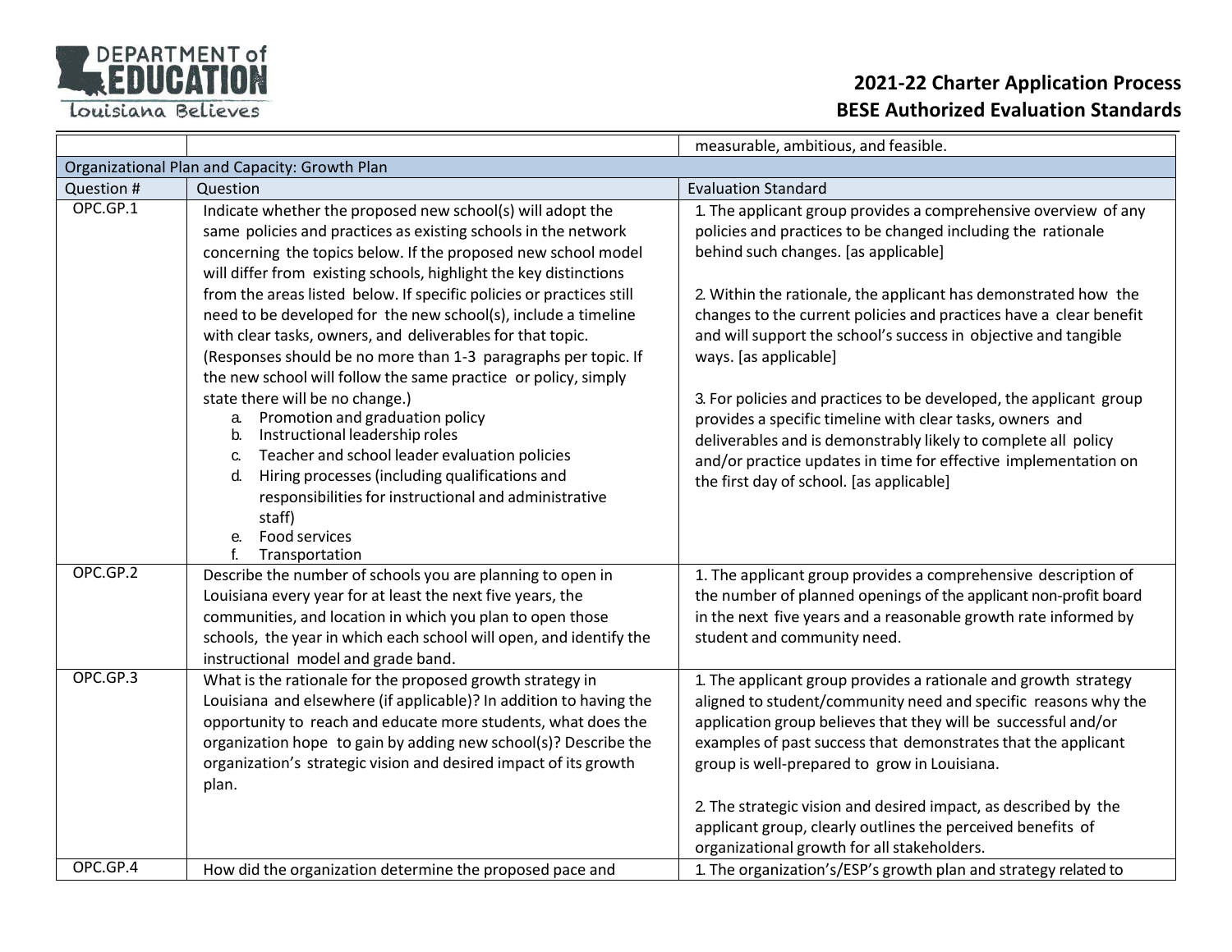| | | measurable, ambitious, and feasible. |
|---|---|---|
| Organizational Plan and Capacity: Growth Plan | | |
| Question # | Question | Evaluation Standard |
| OPC.GP.1 | Indicate whether the proposed new school(s) will adopt the same policies and practices as existing schools in the network concerning the topics below. If the proposed new school model will differ from existing schools, highlight the key distinctions from the areas listed below. If specific policies or practices still need to be developed for the new school(s), include a timeline with clear tasks, owners, and deliverables for that topic. (Responses should be no more than 1-3 paragraphs per topic. If the new school will follow the same practice or policy, simply state there will be no change.)<br>a. Promotion and graduation policy<br>b. Instructional leadership roles<br>c. Teacher and school leader evaluation policies<br>d. Hiring processes (including qualifications and responsibilities for instructional and administrative staff)<br>e. Food services<br>f. Transportation | 1. The applicant group provides a comprehensive overview of any policies and practices to be changed including the rationale behind such changes. [as applicable]<br><br>2. Within the rationale, the applicant has demonstrated how the changes to the current policies and practices have a clear benefit and will support the school's success in objective and tangible ways. [as applicable]<br><br>3. For policies and practices to be developed, the applicant group provides a specific timeline with clear tasks, owners and deliverables and is demonstrably likely to complete all policy and/or practice updates in time for effective implementation on the first day of school. [as applicable] |
| OPC.GP.2 | Describe the number of schools you are planning to open in Louisiana every year for at least the next five years, the communities, and location in which you plan to open those schools, the year in which each school will open, and identify the instructional model and grade band. | 1. The applicant group provides a comprehensive description of the number of planned openings of the applicant non-profit board in the next five years and a reasonable growth rate informed by student and community need. |
| OPC.GP.3 | What is the rationale for the proposed growth strategy in Louisiana and elsewhere (if applicable)? In addition to having the opportunity to reach and educate more students, what does the organization hope to gain by adding new school(s)? Describe the organization's strategic vision and desired impact of its growth plan. | 1. The applicant group provides a rationale and growth strategy aligned to student/community need and specific reasons why the application group believes that they will be successful and/or examples of past success that demonstrates that the applicant group is well-prepared to grow in Louisiana.<br><br>2. The strategic vision and desired impact, as described by the applicant group, clearly outlines the perceived benefits of organizational growth for all stakeholders. |
| OPC.GP.4 | How did the organization determine the proposed pace and | 1. The organization's/ESP's growth plan and strategy related to |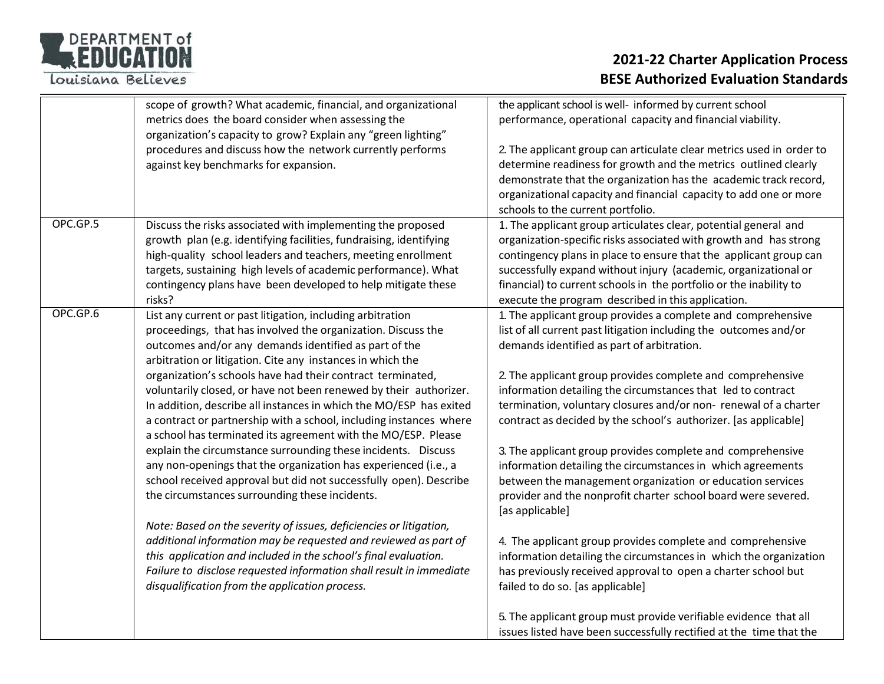|  | scope of growth? What academic, financial, and organizational metrics does the board consider when assessing the organization's capacity to grow? Explain any "green lighting" procedures and discuss how the network currently performs against key benchmarks for expansion. | the applicant school is well- informed by current school performance, operational capacity and financial viability.<br><br>2. The applicant group can articulate clear metrics used in order to determine readiness for growth and the metrics outlined clearly demonstrate that the organization has the academic track record, organizational capacity and financial capacity to add one or more schools to the current portfolio. |
|---|---|---|
| OPC.GP.5 | Discuss the risks associated with implementing the proposed growth plan (e.g. identifying facilities, fundraising, identifying high-quality school leaders and teachers, meeting enrollment targets, sustaining high levels of academic performance). What contingency plans have been developed to help mitigate these risks? | 1. The applicant group articulates clear, potential general and organization-specific risks associated with growth and has strong contingency plans in place to ensure that the applicant group can successfully expand without injury (academic, organizational or financial) to current schools in the portfolio or the inability to execute the program described in this application. |
| OPC.GP.6 | List any current or past litigation, including arbitration proceedings, that has involved the organization. Discuss the outcomes and/or any demands identified as part of the arbitration or litigation. Cite any instances in which the organization's schools have had their contract terminated, voluntarily closed, or have not been renewed by their authorizer. In addition, describe all instances in which the MO/ESP has exited a contract or partnership with a school, including instances where a school has terminated its agreement with the MO/ESP. Please explain the circumstance surrounding these incidents. Discuss any non-openings that the organization has experienced (i.e., a school received approval but did not successfully open). Describe the circumstances surrounding these incidents.<br><br>*Note: Based on the severity of issues, deficiencies or litigation, additional information may be requested and reviewed as part of this application and included in the school's final evaluation. Failure to disclose requested information shall result in immediate disqualification from the application process.* | 1. The applicant group provides a complete and comprehensive list of all current past litigation including the outcomes and/or demands identified as part of arbitration.<br><br>2. The applicant group provides complete and comprehensive information detailing the circumstances that led to contract termination, voluntary closures and/or non- renewal of a charter contract as decided by the school's authorizer. [as applicable]<br><br>3. The applicant group provides complete and comprehensive information detailing the circumstances in which agreements between the management organization or education services provider and the nonprofit charter school board were severed. [as applicable]<br><br>4. The applicant group provides complete and comprehensive information detailing the circumstances in which the organization has previously received approval to open a charter school but failed to do so. [as applicable]<br><br>5. The applicant group must provide verifiable evidence that all issues listed have been successfully rectified at the time that the |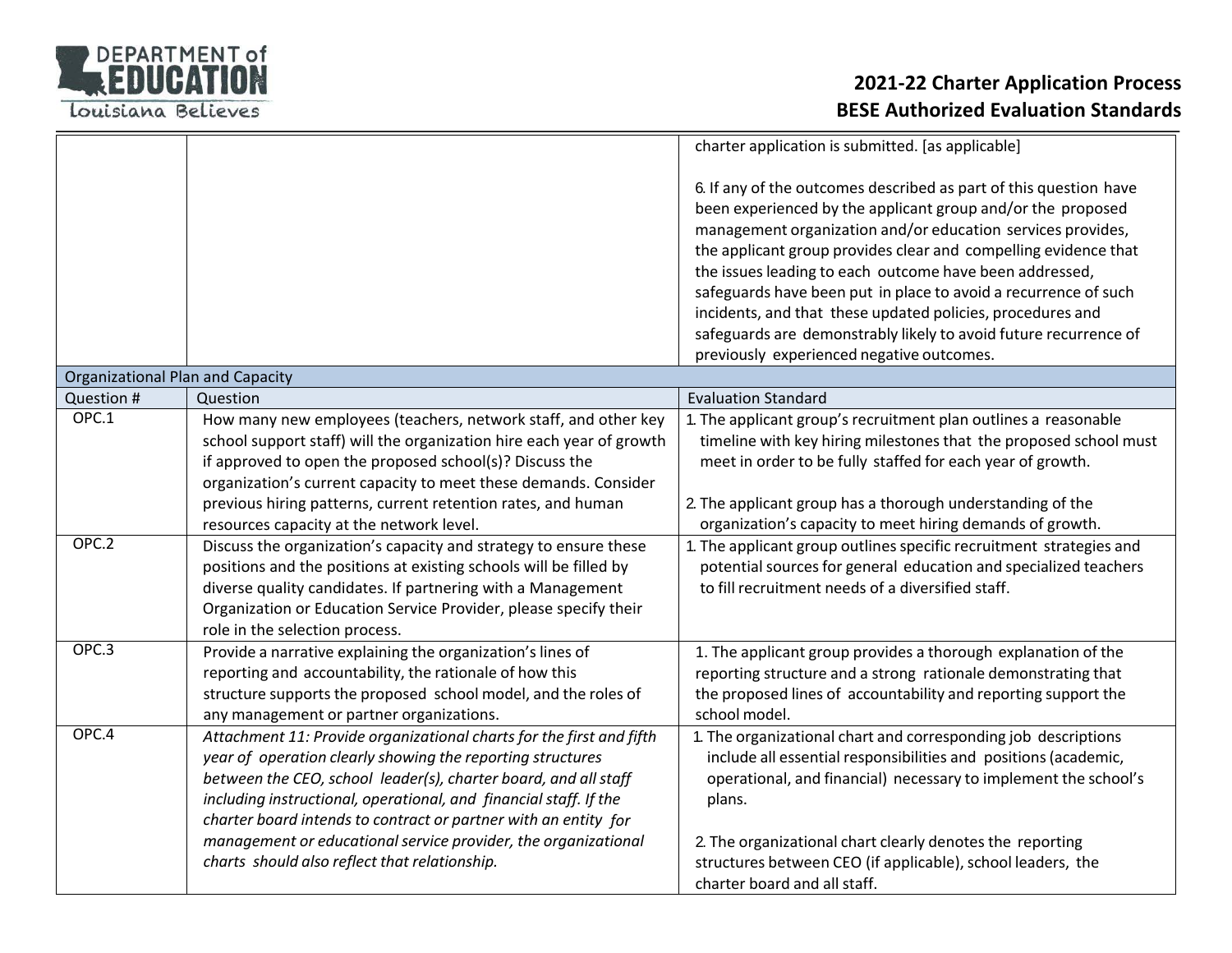| | | |
|---|---|---|
| | | charter application is submitted. [as applicable]<br><br>6. If any of the outcomes described as part of this question have been experienced by the applicant group and/or the proposed management organization and/or education services provides, the applicant group provides clear and compelling evidence that the issues leading to each outcome have been addressed, safeguards have been put in place to avoid a recurrence of such incidents, and that these updated policies, procedures and safeguards are demonstrably likely to avoid future recurrence of previously experienced negative outcomes. |
| **Organizational Plan and Capacity** | | |
| **Question #** | **Question** | **Evaluation Standard** |
| OPC.1 | How many new employees (teachers, network staff, and other key school support staff) will the organization hire each year of growth if approved to open the proposed school(s)? Discuss the organization's current capacity to meet these demands. Consider previous hiring patterns, current retention rates, and human resources capacity at the network level. | 1. The applicant group's recruitment plan outlines a reasonable timeline with key hiring milestones that the proposed school must meet in order to be fully staffed for each year of growth.<br><br>2. The applicant group has a thorough understanding of the organization's capacity to meet hiring demands of growth. |
| OPC.2 | Discuss the organization's capacity and strategy to ensure these positions and the positions at existing schools will be filled by diverse quality candidates. If partnering with a Management Organization or Education Service Provider, please specify their role in the selection process. | 1. The applicant group outlines specific recruitment strategies and potential sources for general education and specialized teachers to fill recruitment needs of a diversified staff. |
| OPC.3 | Provide a narrative explaining the organization's lines of reporting and accountability, the rationale of how this structure supports the proposed school model, and the roles of any management or partner organizations. | 1. The applicant group provides a thorough explanation of the reporting structure and a strong rationale demonstrating that the proposed lines of accountability and reporting support the school model. |
| OPC.4 | *Attachment 11: Provide organizational charts for the first and fifth year of operation clearly showing the reporting structures between the CEO, school leader(s), charter board, and all staff including instructional, operational, and financial staff. If the charter board intends to contract or partner with an entity for management or educational service provider, the organizational charts should also reflect that relationship.* | 1. The organizational chart and corresponding job descriptions include all essential responsibilities and positions (academic, operational, and financial) necessary to implement the school's plans.<br><br>2. The organizational chart clearly denotes the reporting structures between CEO (if applicable), school leaders, the charter board and all staff. |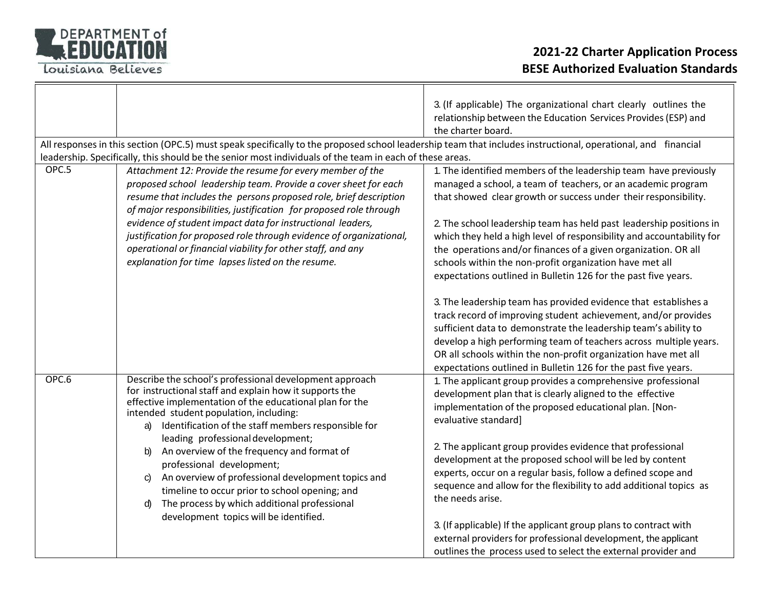| | | |
|---|---|---|
| | | 3. (If applicable) The organizational chart clearly outlines the relationship between the Education Services Provides (ESP) and the charter board. |
| All responses in this section (OPC.5) must speak specifically to the proposed school leadership team that includes instructional, operational, and financial leadership. Specifically, this should be the senior most individuals of the team in each of these areas. | | |
| OPC.5 | *Attachment 12: Provide the resume for every member of the proposed school leadership team. Provide a cover sheet for each resume that includes the persons proposed role, brief description of major responsibilities, justification for proposed role through evidence of student impact data for instructional leaders, justification for proposed role through evidence of organizational, operational or financial viability for other staff, and any explanation for time lapses listed on the resume.* | 1. The identified members of the leadership team have previously managed a school, a team of teachers, or an academic program that showed clear growth or success under their responsibility.<br><br>2. The school leadership team has held past leadership positions in which they held a high level of responsibility and accountability for the operations and/or finances of a given organization. OR all schools within the non-profit organization have met all expectations outlined in Bulletin 126 for the past five years.<br><br>3. The leadership team has provided evidence that establishes a track record of improving student achievement, and/or provides sufficient data to demonstrate the leadership team's ability to develop a high performing team of teachers across multiple years. OR all schools within the non-profit organization have met all expectations outlined in Bulletin 126 for the past five years. |
| OPC.6 | Describe the school's professional development approach for instructional staff and explain how it supports the effective implementation of the educational plan for the intended student population, including:<br>a) Identification of the staff members responsible for leading professional development;<br>b) An overview of the frequency and format of professional development;<br>c) An overview of professional development topics and timeline to occur prior to school opening; and<br>d) The process by which additional professional development topics will be identified. | 1. The applicant group provides a comprehensive professional development plan that is clearly aligned to the effective implementation of the proposed educational plan. [Non-evaluative standard]<br><br>2. The applicant group provides evidence that professional development at the proposed school will be led by content experts, occur on a regular basis, follow a defined scope and sequence and allow for the flexibility to add additional topics as the needs arise.<br><br>3. (If applicable) If the applicant group plans to contract with external providers for professional development, the applicant outlines the process used to select the external provider and |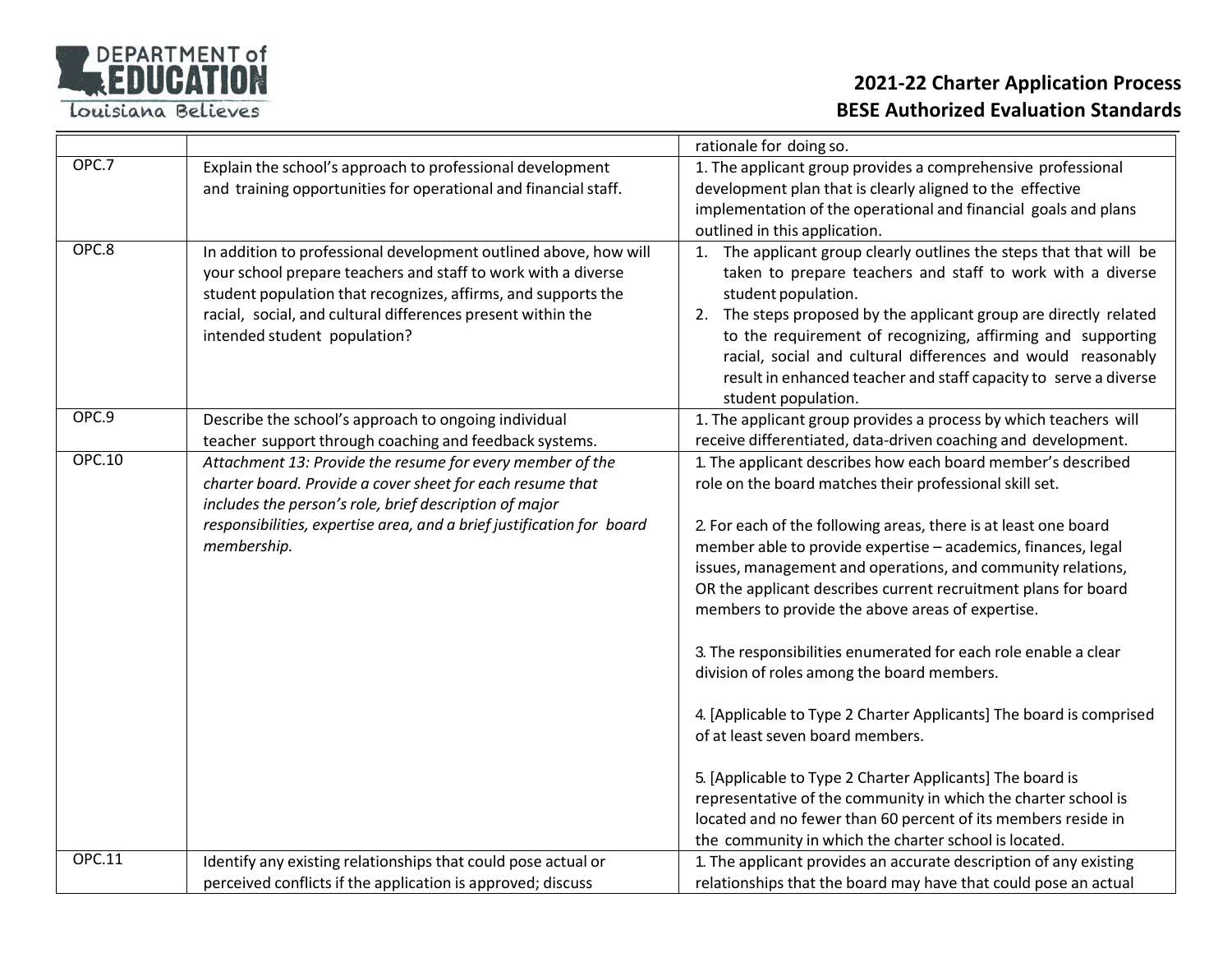| | | |
|---|---|---|
| | | rationale for doing so. |
| OPC.7 | Explain the school's approach to professional development and training opportunities for operational and financial staff. | 1. The applicant group provides a comprehensive professional development plan that is clearly aligned to the effective implementation of the operational and financial goals and plans outlined in this application. |
| OPC.8 | In addition to professional development outlined above, how will your school prepare teachers and staff to work with a diverse student population that recognizes, affirms, and supports the racial, social, and cultural differences present within the intended student population? | 1. The applicant group clearly outlines the steps that that will be taken to prepare teachers and staff to work with a diverse student population.<br>2. The steps proposed by the applicant group are directly related to the requirement of recognizing, affirming and supporting racial, social and cultural differences and would reasonably result in enhanced teacher and staff capacity to serve a diverse student population. |
| OPC.9 | Describe the school's approach to ongoing individual teacher support through coaching and feedback systems. | 1. The applicant group provides a process by which teachers will receive differentiated, data-driven coaching and development. |
| OPC.10 | *Attachment 13: Provide the resume for every member of the charter board. Provide a cover sheet for each resume that includes the person's role, brief description of major responsibilities, expertise area, and a brief justification for board membership.* | 1. The applicant describes how each board member's described role on the board matches their professional skill set.<br><br>2. For each of the following areas, there is at least one board member able to provide expertise – academics, finances, legal issues, management and operations, and community relations, OR the applicant describes current recruitment plans for board members to provide the above areas of expertise.<br><br>3. The responsibilities enumerated for each role enable a clear division of roles among the board members.<br><br>4. [Applicable to Type 2 Charter Applicants] The board is comprised of at least seven board members.<br><br>5. [Applicable to Type 2 Charter Applicants] The board is representative of the community in which the charter school is located and no fewer than 60 percent of its members reside in the community in which the charter school is located. |
| OPC.11 | Identify any existing relationships that could pose actual or perceived conflicts if the application is approved; discuss | 1. The applicant provides an accurate description of any existing relationships that the board may have that could pose an actual |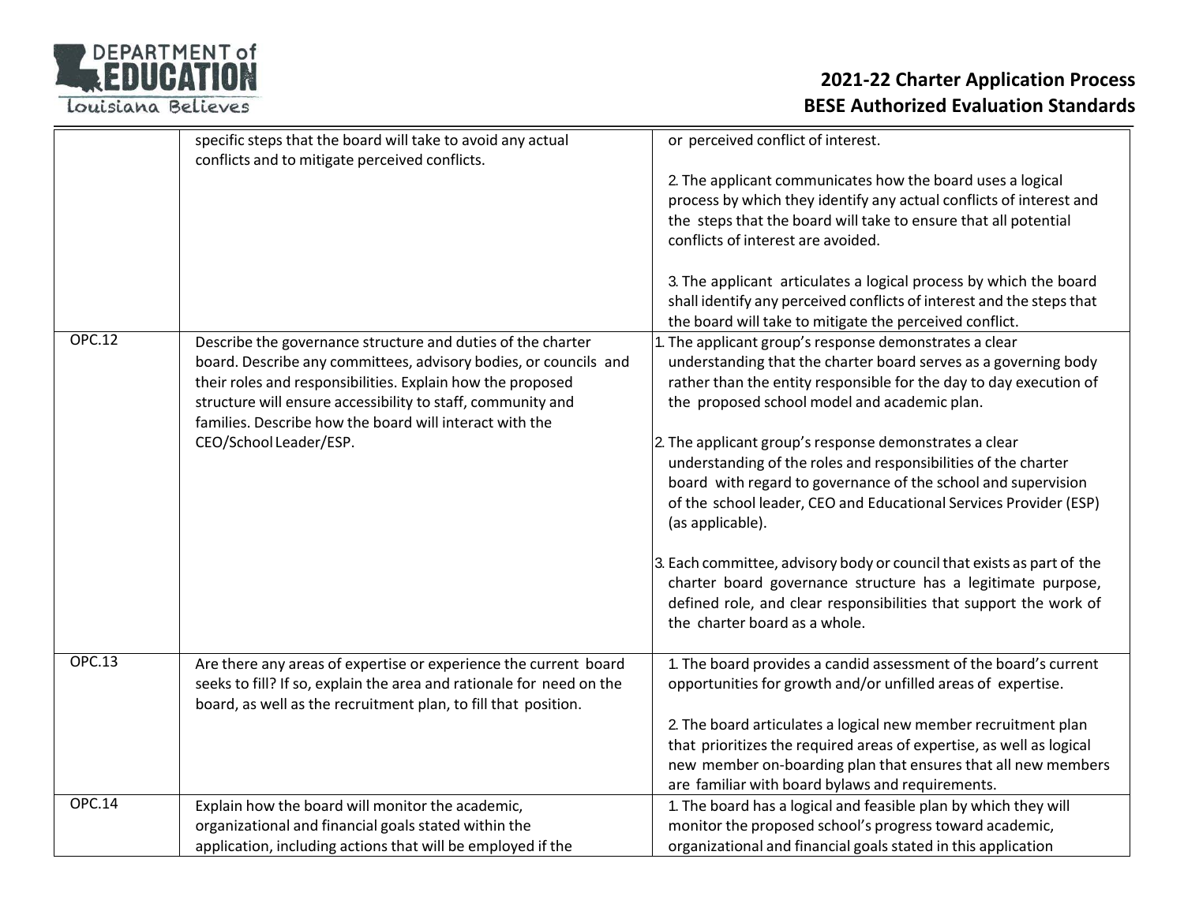| | | |
|---|---|---|
| | specific steps that the board will take to avoid any actual conflicts and to mitigate perceived conflicts. | or perceived conflict of interest.<br><br>2. The applicant communicates how the board uses a logical process by which they identify any actual conflicts of interest and the steps that the board will take to ensure that all potential conflicts of interest are avoided.<br><br>3. The applicant articulates a logical process by which the board shall identify any perceived conflicts of interest and the steps that the board will take to mitigate the perceived conflict. |
| OPC.12 | Describe the governance structure and duties of the charter board. Describe any committees, advisory bodies, or councils and their roles and responsibilities. Explain how the proposed structure will ensure accessibility to staff, community and families. Describe how the board will interact with the CEO/School Leader/ESP. | 1. The applicant group's response demonstrates a clear understanding that the charter board serves as a governing body rather than the entity responsible for the day to day execution of the proposed school model and academic plan.<br><br>2. The applicant group's response demonstrates a clear understanding of the roles and responsibilities of the charter board with regard to governance of the school and supervision of the school leader, CEO and Educational Services Provider (ESP) (as applicable).<br><br>3. Each committee, advisory body or council that exists as part of the charter board governance structure has a legitimate purpose, defined role, and clear responsibilities that support the work of the charter board as a whole. |
| OPC.13 | Are there any areas of expertise or experience the current board seeks to fill? If so, explain the area and rationale for need on the board, as well as the recruitment plan, to fill that position. | 1. The board provides a candid assessment of the board's current opportunities for growth and/or unfilled areas of expertise.<br><br>2. The board articulates a logical new member recruitment plan that prioritizes the required areas of expertise, as well as logical new member on-boarding plan that ensures that all new members are familiar with board bylaws and requirements. |
| OPC.14 | Explain how the board will monitor the academic, organizational and financial goals stated within the application, including actions that will be employed if the | 1. The board has a logical and feasible plan by which they will monitor the proposed school's progress toward academic, organizational and financial goals stated in this application |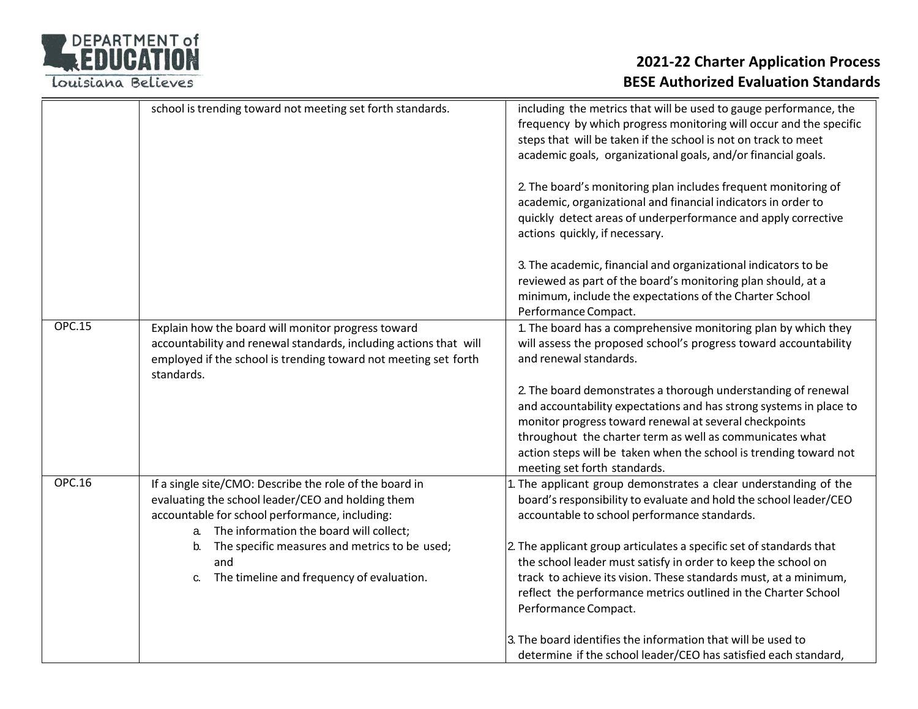| | | |
|---|---|---|
| | school is trending toward not meeting set forth standards. | including the metrics that will be used to gauge performance, the frequency by which progress monitoring will occur and the specific steps that will be taken if the school is not on track to meet academic goals, organizational goals, and/or financial goals.<br><br>2. The board's monitoring plan includes frequent monitoring of academic, organizational and financial indicators in order to quickly detect areas of underperformance and apply corrective actions quickly, if necessary.<br><br>3. The academic, financial and organizational indicators to be reviewed as part of the board's monitoring plan should, at a minimum, include the expectations of the Charter School Performance Compact. |
| OPC.15 | Explain how the board will monitor progress toward accountability and renewal standards, including actions that will employed if the school is trending toward not meeting set forth standards. | 1. The board has a comprehensive monitoring plan by which they will assess the proposed school's progress toward accountability and renewal standards.<br><br>2. The board demonstrates a thorough understanding of renewal and accountability expectations and has strong systems in place to monitor progress toward renewal at several checkpoints throughout the charter term as well as communicates what action steps will be taken when the school is trending toward not meeting set forth standards. |
| OPC.16 | If a single site/CMO: Describe the role of the board in evaluating the school leader/CEO and holding them accountable for school performance, including:<br>a. The information the board will collect;<br>b. The specific measures and metrics to be used; and<br>c. The timeline and frequency of evaluation. | 1. The applicant group demonstrates a clear understanding of the board's responsibility to evaluate and hold the school leader/CEO accountable to school performance standards.<br><br>2. The applicant group articulates a specific set of standards that the school leader must satisfy in order to keep the school on track to achieve its vision. These standards must, at a minimum, reflect the performance metrics outlined in the Charter School Performance Compact.<br><br>3. The board identifies the information that will be used to determine if the school leader/CEO has satisfied each standard, |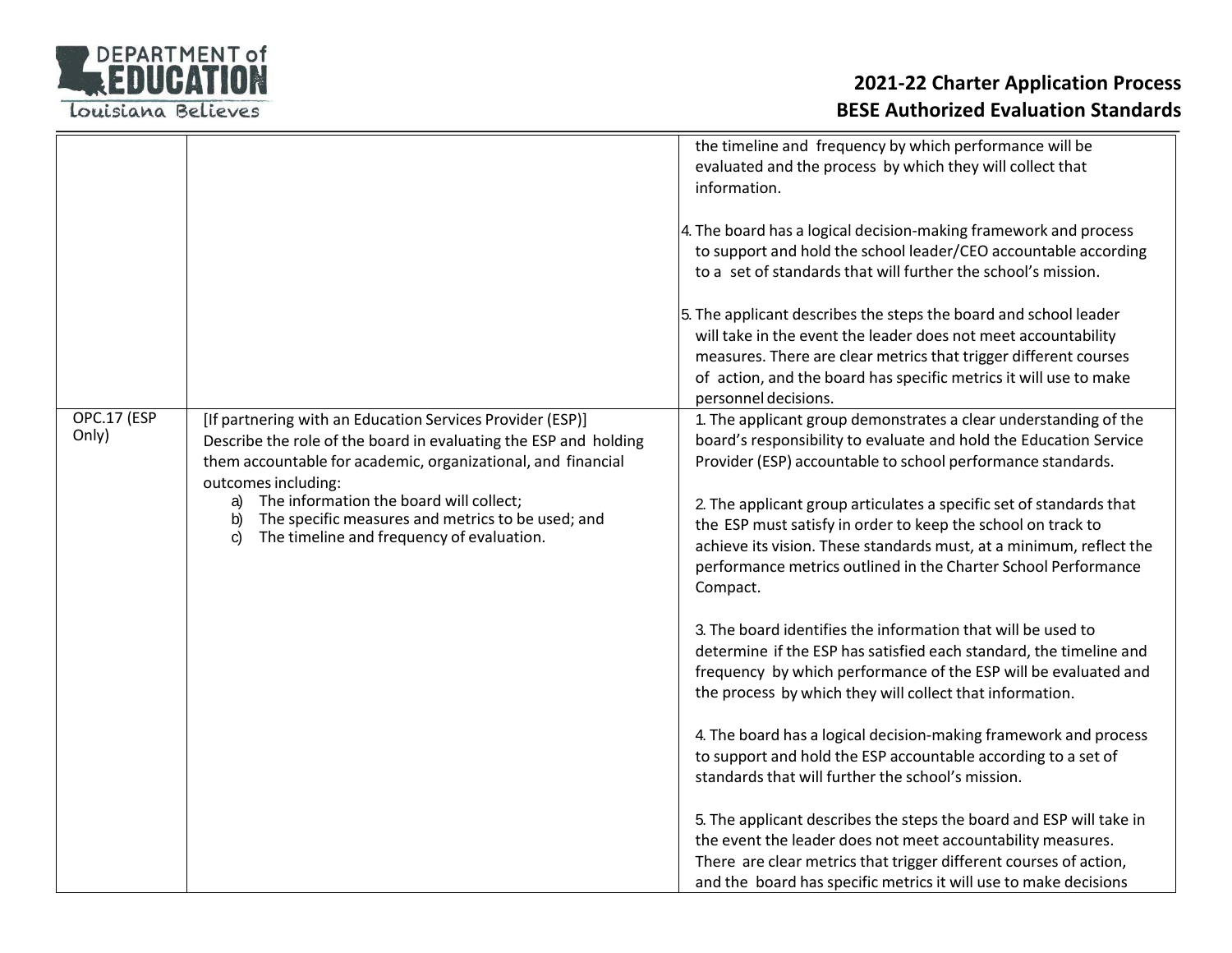| | | |
|---|---|---|
| | | the timeline and frequency by which performance will be evaluated and the process by which they will collect that information.<br><br>4. The board has a logical decision-making framework and process to support and hold the school leader/CEO accountable according to a set of standards that will further the school's mission.<br><br>5. The applicant describes the steps the board and school leader will take in the event the leader does not meet accountability measures. There are clear metrics that trigger different courses of action, and the board has specific metrics it will use to make personnel decisions. |
| OPC.17 (ESP Only) | [If partnering with an Education Services Provider (ESP)] Describe the role of the board in evaluating the ESP and holding them accountable for academic, organizational, and financial outcomes including:<br>a) The information the board will collect;<br>b) The specific measures and metrics to be used; and<br>c) The timeline and frequency of evaluation. | 1. The applicant group demonstrates a clear understanding of the board's responsibility to evaluate and hold the Education Service Provider (ESP) accountable to school performance standards.<br><br>2. The applicant group articulates a specific set of standards that the ESP must satisfy in order to keep the school on track to achieve its vision. These standards must, at a minimum, reflect the performance metrics outlined in the Charter School Performance Compact.<br><br>3. The board identifies the information that will be used to determine if the ESP has satisfied each standard, the timeline and frequency by which performance of the ESP will be evaluated and the process by which they will collect that information.<br><br>4. The board has a logical decision-making framework and process to support and hold the ESP accountable according to a set of standards that will further the school's mission.<br><br>5. The applicant describes the steps the board and ESP will take in the event the leader does not meet accountability measures. There are clear metrics that trigger different courses of action, and the board has specific metrics it will use to make decisions |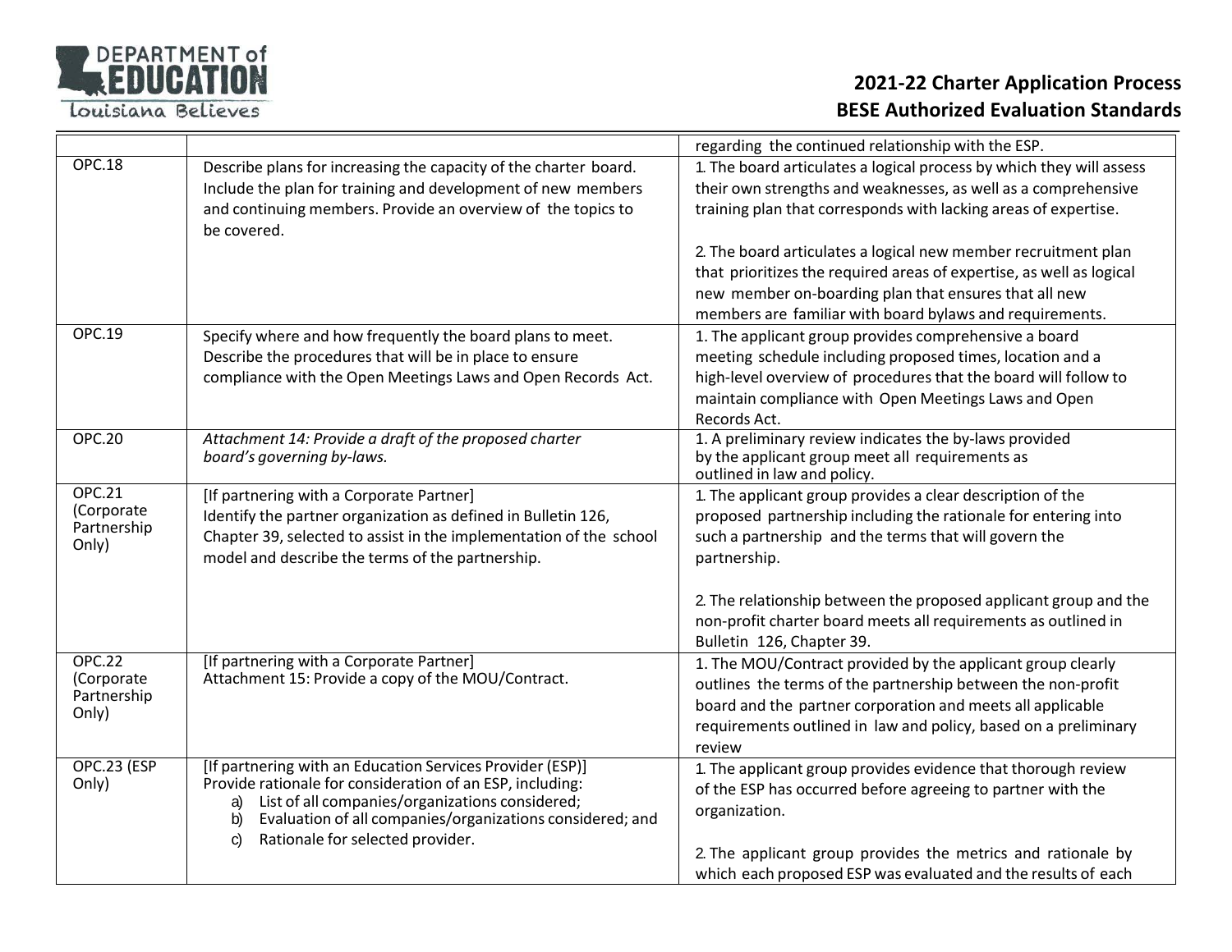| | | |
|---|---|---|
| | | regarding the continued relationship with the ESP. |
| OPC.18 | Describe plans for increasing the capacity of the charter board. Include the plan for training and development of new members and continuing members. Provide an overview of the topics to be covered. | 1. The board articulates a logical process by which they will assess their own strengths and weaknesses, as well as a comprehensive training plan that corresponds with lacking areas of expertise.<br><br>2. The board articulates a logical new member recruitment plan that prioritizes the required areas of expertise, as well as logical new member on-boarding plan that ensures that all new members are familiar with board bylaws and requirements. |
| OPC.19 | Specify where and how frequently the board plans to meet. Describe the procedures that will be in place to ensure compliance with the Open Meetings Laws and Open Records Act. | 1. The applicant group provides comprehensive a board meeting schedule including proposed times, location and a high-level overview of procedures that the board will follow to maintain compliance with Open Meetings Laws and Open Records Act. |
| OPC.20 | *Attachment 14: Provide a draft of the proposed charter board's governing by-laws.* | 1. A preliminary review indicates the by-laws provided by the applicant group meet all requirements as outlined in law and policy. |
| OPC.21 (Corporate Partnership Only) | [If partnering with a Corporate Partner]<br>Identify the partner organization as defined in Bulletin 126, Chapter 39, selected to assist in the implementation of the school model and describe the terms of the partnership. | 1. The applicant group provides a clear description of the proposed partnership including the rationale for entering into such a partnership and the terms that will govern the partnership.<br><br>2. The relationship between the proposed applicant group and the non-profit charter board meets all requirements as outlined in Bulletin 126, Chapter 39. |
| OPC.22 (Corporate Partnership Only) | [If partnering with a Corporate Partner]<br>Attachment 15: Provide a copy of the MOU/Contract. | 1. The MOU/Contract provided by the applicant group clearly outlines the terms of the partnership between the non-profit board and the partner corporation and meets all applicable requirements outlined in law and policy, based on a preliminary review |
| OPC.23 (ESP Only) | [If partnering with an Education Services Provider (ESP)]<br>Provide rationale for consideration of an ESP, including:<br>a) List of all companies/organizations considered;<br>b) Evaluation of all companies/organizations considered; and<br>c) Rationale for selected provider. | 1. The applicant group provides evidence that thorough review of the ESP has occurred before agreeing to partner with the organization.<br><br>2. The applicant group provides the metrics and rationale by which each proposed ESP was evaluated and the results of each |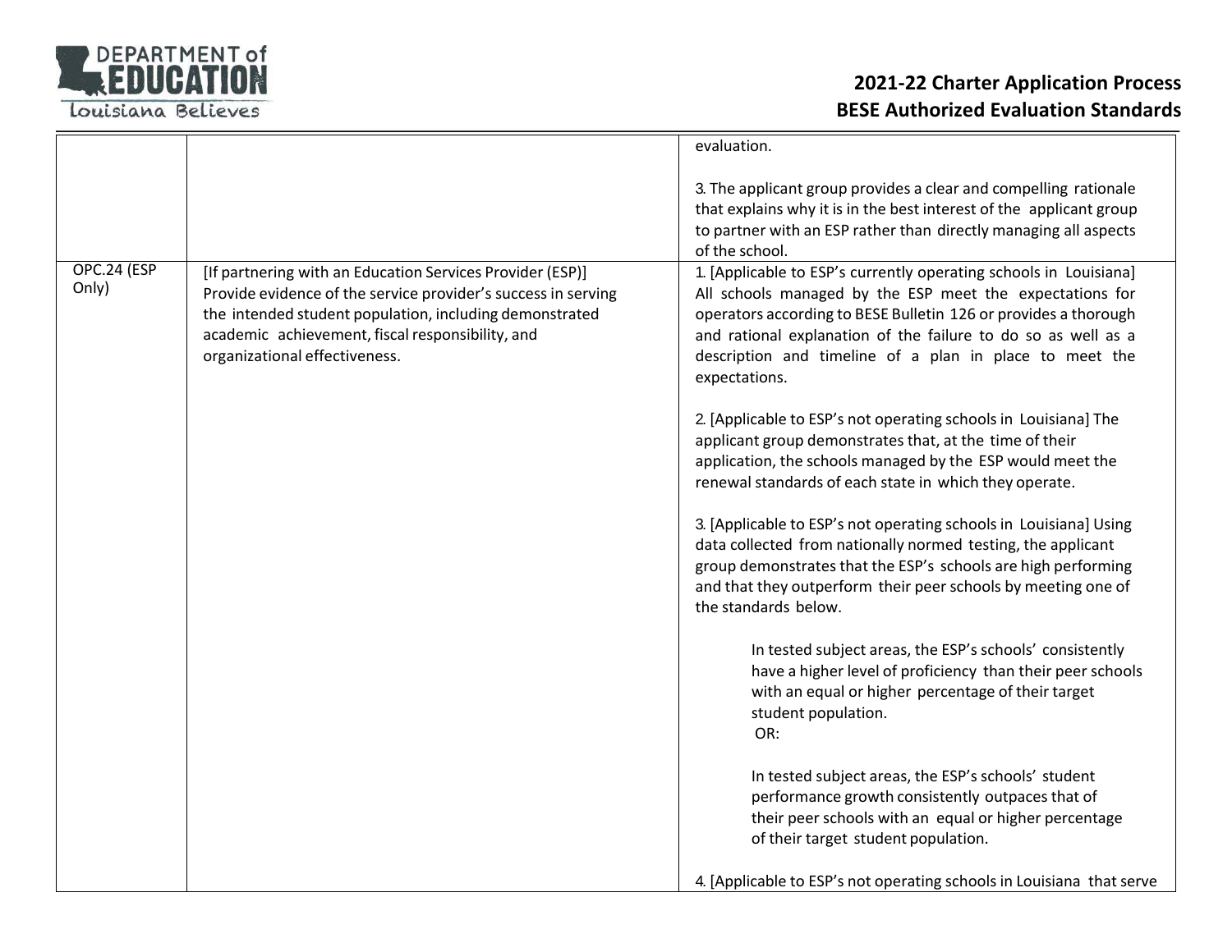| | | |
|---|---|---|
| | | evaluation.<br><br>3. The applicant group provides a clear and compelling rationale that explains why it is in the best interest of the applicant group to partner with an ESP rather than directly managing all aspects of the school. |
| OPC.24 (ESP Only) | [If partnering with an Education Services Provider (ESP)] Provide evidence of the service provider's success in serving the intended student population, including demonstrated academic achievement, fiscal responsibility, and organizational effectiveness. | 1. [Applicable to ESP's currently operating schools in Louisiana] All schools managed by the ESP meet the expectations for operators according to BESE Bulletin 126 or provides a thorough and rational explanation of the failure to do so as well as a description and timeline of a plan in place to meet the expectations.<br><br>2. [Applicable to ESP's not operating schools in Louisiana] The applicant group demonstrates that, at the time of their application, the schools managed by the ESP would meet the renewal standards of each state in which they operate.<br><br>3. [Applicable to ESP's not operating schools in Louisiana] Using data collected from nationally normed testing, the applicant group demonstrates that the ESP's schools are high performing and that they outperform their peer schools by meeting one of the standards below.<br><br>In tested subject areas, the ESP's schools' consistently have a higher level of proficiency than their peer schools with an equal or higher percentage of their target student population.<br>OR:<br><br>In tested subject areas, the ESP's schools' student performance growth consistently outpaces that of their peer schools with an equal or higher percentage of their target student population.<br><br>4. [Applicable to ESP's not operating schools in Louisiana that serve |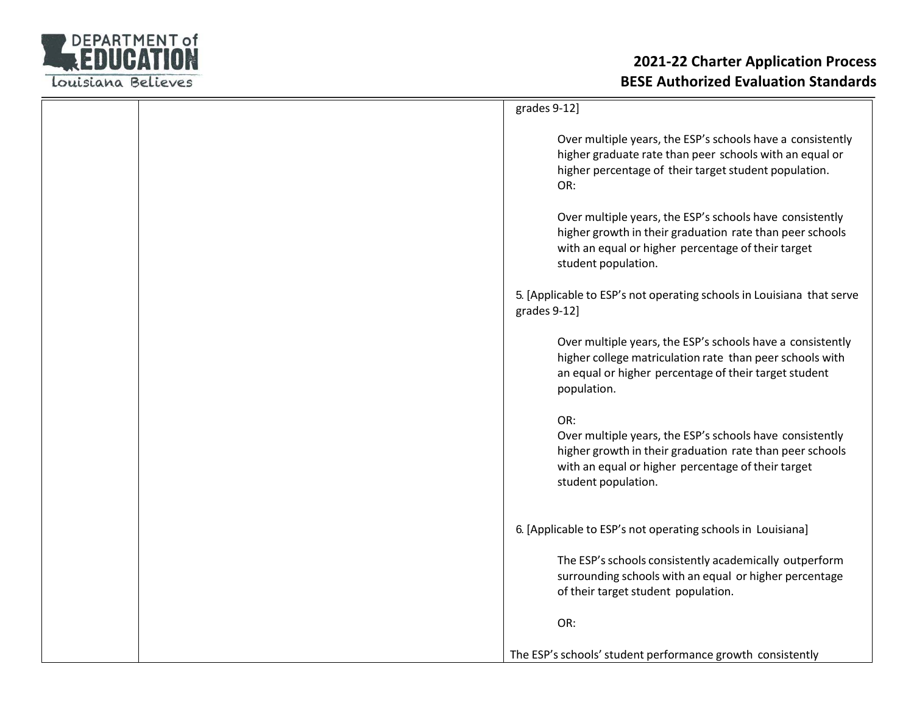| | | |
|---|---|---|
| | | grades 9-12]<br><br>Over multiple years, the ESP's schools have a consistently higher graduate rate than peer schools with an equal or higher percentage of their target student population.<br>OR:<br><br>Over multiple years, the ESP's schools have consistently higher growth in their graduation rate than peer schools with an equal or higher percentage of their target student population.<br><br>5. [Applicable to ESP's not operating schools in Louisiana that serve grades 9-12]<br><br>Over multiple years, the ESP's schools have a consistently higher college matriculation rate than peer schools with an equal or higher percentage of their target student population.<br><br>OR:<br>Over multiple years, the ESP's schools have consistently higher growth in their graduation rate than peer schools with an equal or higher percentage of their target student population.<br><br>6. [Applicable to ESP's not operating schools in Louisiana]<br><br>The ESP's schools consistently academically outperform surrounding schools with an equal or higher percentage of their target student population.<br><br>OR:<br><br>The ESP's schools' student performance growth consistently |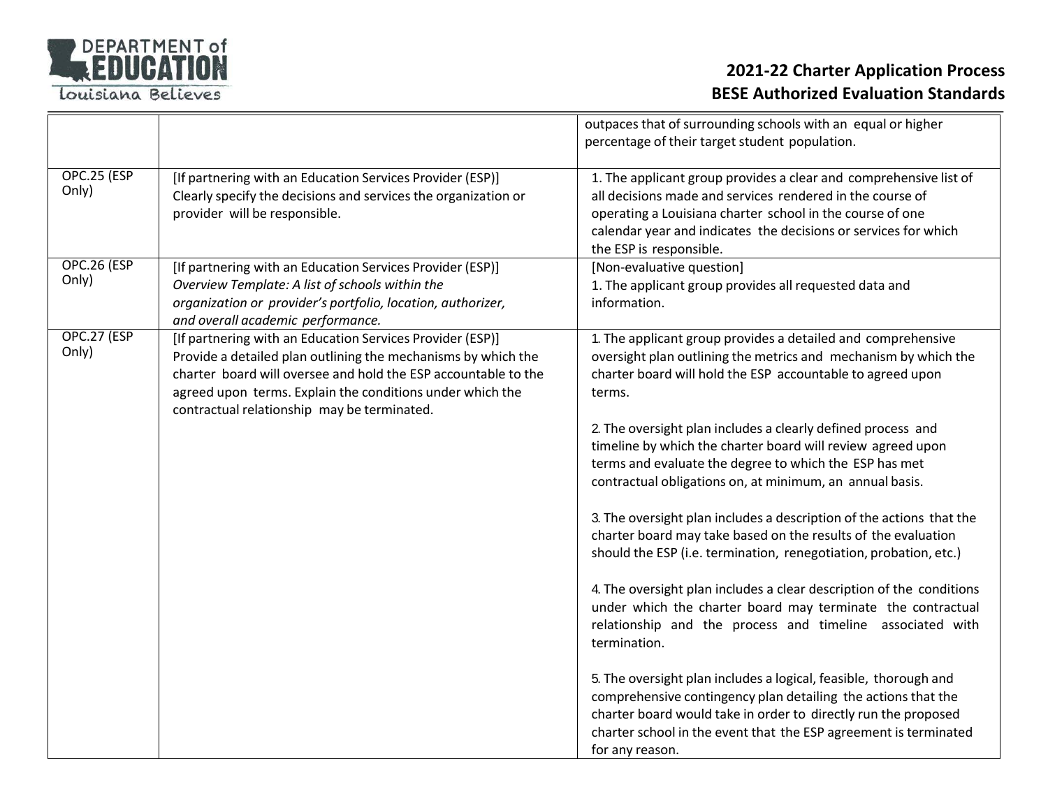| | | |
|---|---|---|
| | | outpaces that of surrounding schools with an equal or higher percentage of their target student population. |
| OPC.25 (ESP Only) | [If partnering with an Education Services Provider (ESP)] Clearly specify the decisions and services the organization or provider will be responsible. | 1. The applicant group provides a clear and comprehensive list of all decisions made and services rendered in the course of operating a Louisiana charter school in the course of one calendar year and indicates the decisions or services for which the ESP is responsible. |
| OPC.26 (ESP Only) | [If partnering with an Education Services Provider (ESP)] *Overview Template: A list of schools within the organization or provider's portfolio, location, authorizer, and overall academic performance.* | [Non-evaluative question]<br>1. The applicant group provides all requested data and information. |
| OPC.27 (ESP Only) | [If partnering with an Education Services Provider (ESP)] Provide a detailed plan outlining the mechanisms by which the charter board will oversee and hold the ESP accountable to the agreed upon terms. Explain the conditions under which the contractual relationship may be terminated. | 1. The applicant group provides a detailed and comprehensive oversight plan outlining the metrics and mechanism by which the charter board will hold the ESP accountable to agreed upon terms.<br><br>2. The oversight plan includes a clearly defined process and timeline by which the charter board will review agreed upon terms and evaluate the degree to which the ESP has met contractual obligations on, at minimum, an annual basis.<br><br>3. The oversight plan includes a description of the actions that the charter board may take based on the results of the evaluation should the ESP (i.e. termination, renegotiation, probation, etc.)<br><br>4. The oversight plan includes a clear description of the conditions under which the charter board may terminate the contractual relationship and the process and timeline associated with termination.<br><br>5. The oversight plan includes a logical, feasible, thorough and comprehensive contingency plan detailing the actions that the charter board would take in order to directly run the proposed charter school in the event that the ESP agreement is terminated for any reason. |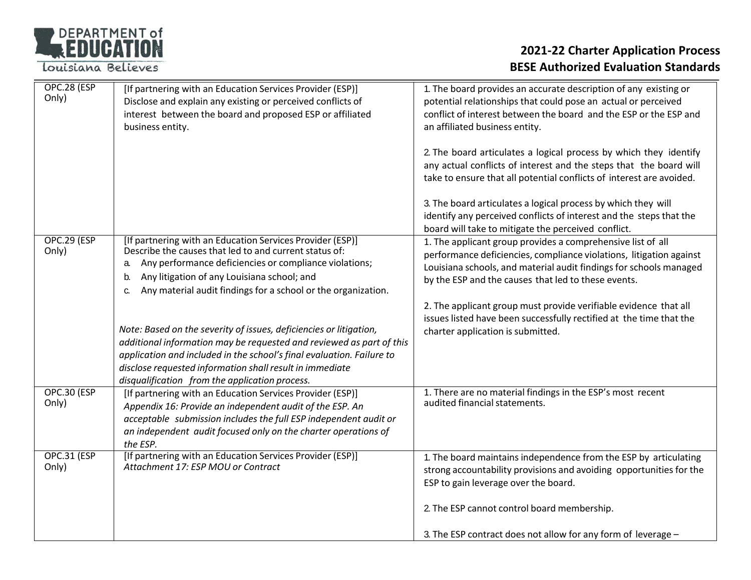| OPC.28 (ESP Only) | [If partnering with an Education Services Provider (ESP)] Disclose and explain any existing or perceived conflicts of interest between the board and proposed ESP or affiliated business entity. | 1. The board provides an accurate description of any existing or potential relationships that could pose an actual or perceived conflict of interest between the board and the ESP or the ESP and an affiliated business entity.<br><br>2. The board articulates a logical process by which they identify any actual conflicts of interest and the steps that the board will take to ensure that all potential conflicts of interest are avoided.<br><br>3. The board articulates a logical process by which they will identify any perceived conflicts of interest and the steps that the board will take to mitigate the perceived conflict. |
|---|---|---|
| OPC.29 (ESP Only) | [If partnering with an Education Services Provider (ESP)] Describe the causes that led to and current status of:<br>a. Any performance deficiencies or compliance violations;<br>b. Any litigation of any Louisiana school; and<br>c. Any material audit findings for a school or the organization.<br><br>*Note: Based on the severity of issues, deficiencies or litigation, additional information may be requested and reviewed as part of this application and included in the school's final evaluation. Failure to disclose requested information shall result in immediate disqualification from the application process.* | 1. The applicant group provides a comprehensive list of all performance deficiencies, compliance violations, litigation against Louisiana schools, and material audit findings for schools managed by the ESP and the causes that led to these events.<br><br>2. The applicant group must provide verifiable evidence that all issues listed have been successfully rectified at the time that the charter application is submitted. |
| OPC.30 (ESP Only) | [If partnering with an Education Services Provider (ESP)] *Appendix 16: Provide an independent audit of the ESP. An acceptable submission includes the full ESP independent audit or an independent audit focused only on the charter operations of the ESP.* | 1. There are no material findings in the ESP's most recent audited financial statements. |
| OPC.31 (ESP Only) | [If partnering with an Education Services Provider (ESP)] *Attachment 17: ESP MOU or Contract* | 1. The board maintains independence from the ESP by articulating strong accountability provisions and avoiding opportunities for the ESP to gain leverage over the board.<br><br>2. The ESP cannot control board membership.<br><br>3. The ESP contract does not allow for any form of leverage – |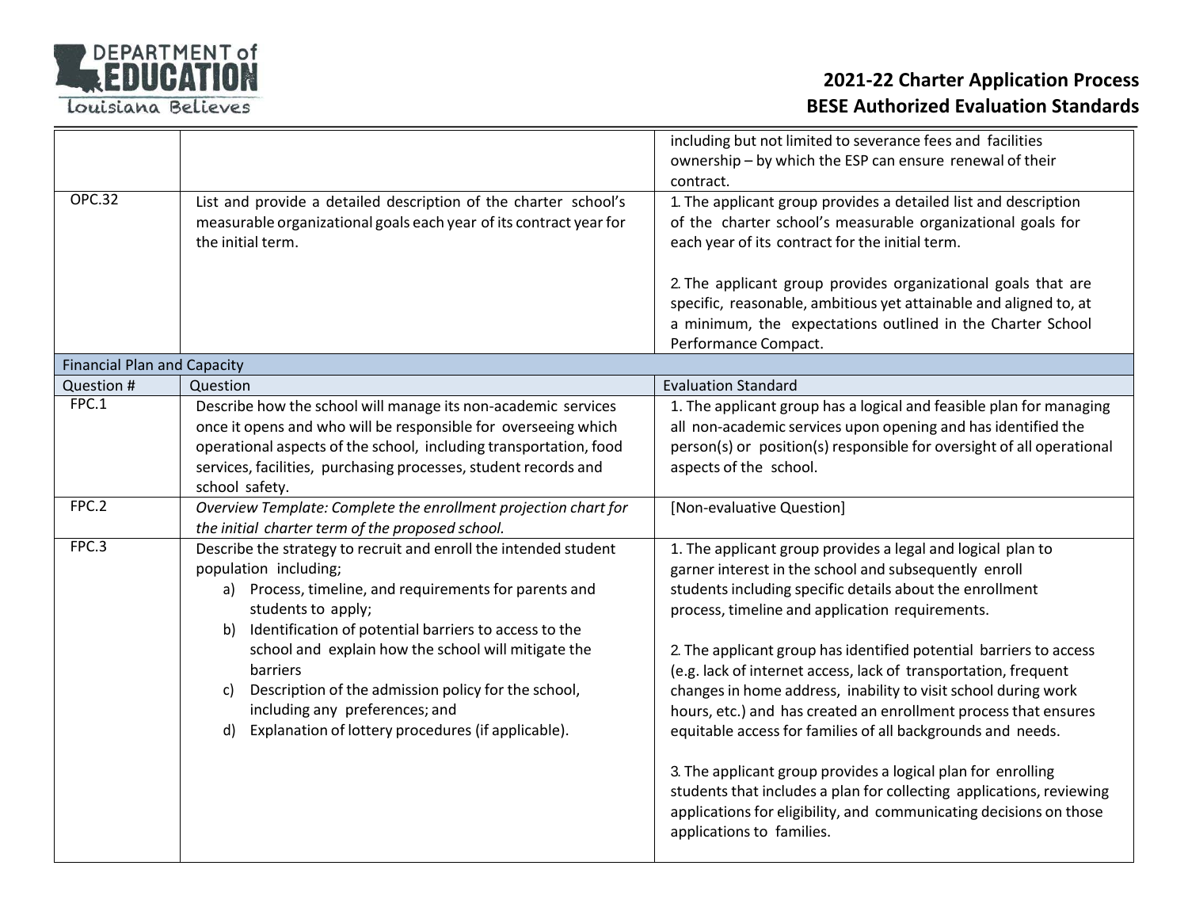| | | |
|---|---|---|
| | | including but not limited to severance fees and facilities ownership – by which the ESP can ensure renewal of their contract. |
| OPC.32 | List and provide a detailed description of the charter school's measurable organizational goals each year of its contract year for the initial term. | 1. The applicant group provides a detailed list and description of the charter school's measurable organizational goals for each year of its contract for the initial term.<br><br>2. The applicant group provides organizational goals that are specific, reasonable, ambitious yet attainable and aligned to, at a minimum, the expectations outlined in the Charter School Performance Compact. |
| **Financial Plan and Capacity** | | |
| Question # | Question | Evaluation Standard |
| FPC.1 | Describe how the school will manage its non-academic services once it opens and who will be responsible for overseeing which operational aspects of the school, including transportation, food services, facilities, purchasing processes, student records and school safety. | 1. The applicant group has a logical and feasible plan for managing all non-academic services upon opening and has identified the person(s) or position(s) responsible for oversight of all operational aspects of the school. |
| FPC.2 | *Overview Template: Complete the enrollment projection chart for the initial charter term of the proposed school.* | [Non-evaluative Question] |
| FPC.3 | Describe the strategy to recruit and enroll the intended student population including;<br>a) Process, timeline, and requirements for parents and students to apply;<br>b) Identification of potential barriers to access to the school and explain how the school will mitigate the barriers<br>c) Description of the admission policy for the school, including any preferences; and<br>d) Explanation of lottery procedures (if applicable). | 1. The applicant group provides a legal and logical plan to garner interest in the school and subsequently enroll students including specific details about the enrollment process, timeline and application requirements.<br><br>2. The applicant group has identified potential barriers to access (e.g. lack of internet access, lack of transportation, frequent changes in home address, inability to visit school during work hours, etc.) and has created an enrollment process that ensures equitable access for families of all backgrounds and needs.<br><br>3. The applicant group provides a logical plan for enrolling students that includes a plan for collecting applications, reviewing applications for eligibility, and communicating decisions on those applications to families. |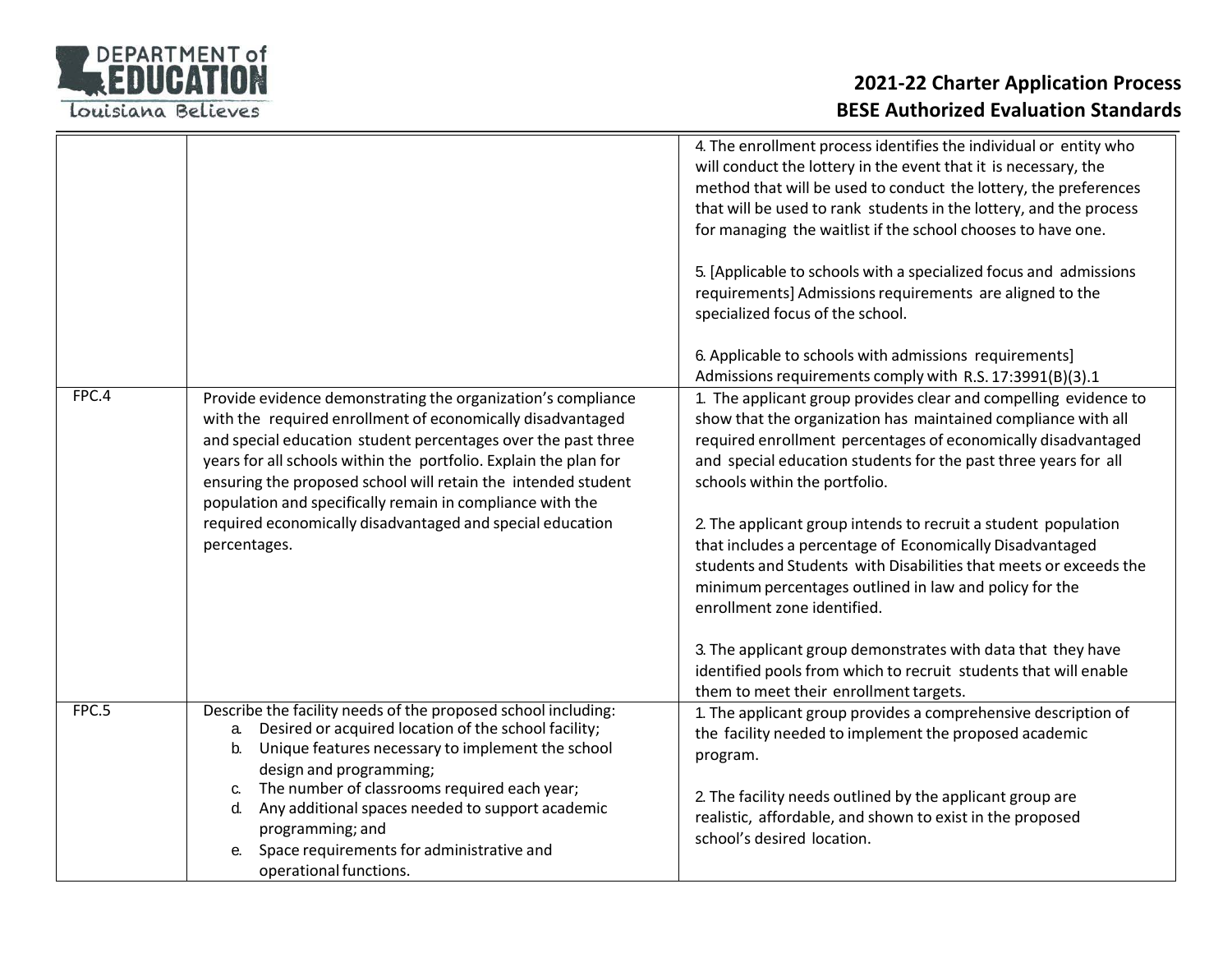| | | |
|---|---|---|
| | | 4. The enrollment process identifies the individual or entity who will conduct the lottery in the event that it is necessary, the method that will be used to conduct the lottery, the preferences that will be used to rank students in the lottery, and the process for managing the waitlist if the school chooses to have one.<br><br>5. [Applicable to schools with a specialized focus and admissions requirements] Admissions requirements are aligned to the specialized focus of the school.<br><br>6. Applicable to schools with admissions requirements] Admissions requirements comply with R.S. 17:3991(B)(3).1 |
| FPC.4 | Provide evidence demonstrating the organization's compliance with the required enrollment of economically disadvantaged and special education student percentages over the past three years for all schools within the portfolio. Explain the plan for ensuring the proposed school will retain the intended student population and specifically remain in compliance with the required economically disadvantaged and special education percentages. | 1. The applicant group provides clear and compelling evidence to show that the organization has maintained compliance with all required enrollment percentages of economically disadvantaged and special education students for the past three years for all schools within the portfolio.<br><br>2. The applicant group intends to recruit a student population that includes a percentage of Economically Disadvantaged students and Students with Disabilities that meets or exceeds the minimum percentages outlined in law and policy for the enrollment zone identified.<br><br>3. The applicant group demonstrates with data that they have identified pools from which to recruit students that will enable them to meet their enrollment targets. |
| FPC.5 | Describe the facility needs of the proposed school including:<br>a. Desired or acquired location of the school facility;<br>b. Unique features necessary to implement the school design and programming;<br>c. The number of classrooms required each year;<br>d. Any additional spaces needed to support academic programming; and<br>e. Space requirements for administrative and operational functions. | 1. The applicant group provides a comprehensive description of the facility needed to implement the proposed academic program.<br><br>2. The facility needs outlined by the applicant group are realistic, affordable, and shown to exist in the proposed school's desired location. |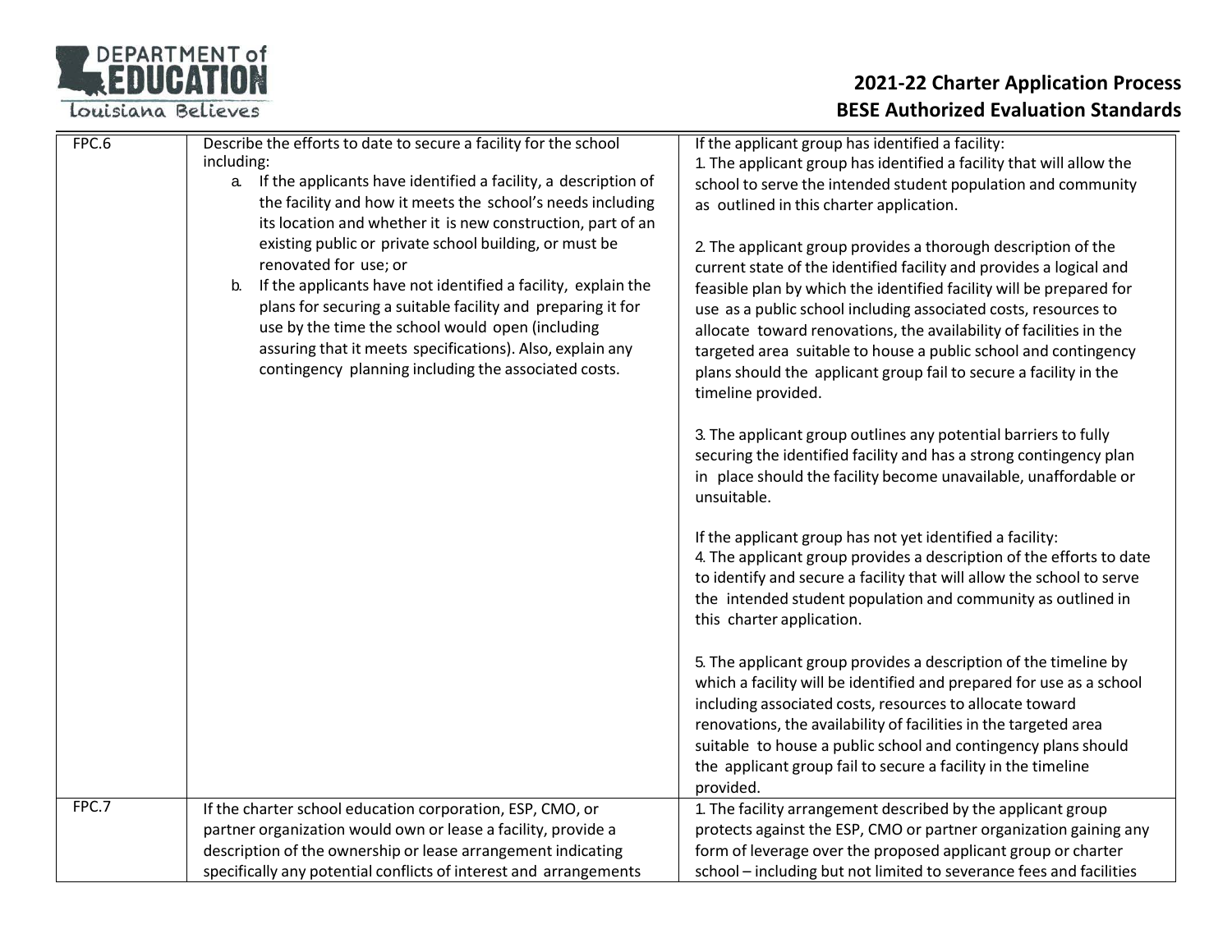| | | |
|---|---|---|
| FPC.6 | Describe the efforts to date to secure a facility for the school including:<br>a. If the applicants have identified a facility, a description of the facility and how it meets the school's needs including its location and whether it is new construction, part of an existing public or private school building, or must be renovated for use; or<br>b. If the applicants have not identified a facility, explain the plans for securing a suitable facility and preparing it for use by the time the school would open (including assuring that it meets specifications). Also, explain any contingency planning including the associated costs. | If the applicant group has identified a facility:<br>1. The applicant group has identified a facility that will allow the school to serve the intended student population and community as outlined in this charter application.<br><br>2. The applicant group provides a thorough description of the current state of the identified facility and provides a logical and feasible plan by which the identified facility will be prepared for use as a public school including associated costs, resources to allocate toward renovations, the availability of facilities in the targeted area suitable to house a public school and contingency plans should the applicant group fail to secure a facility in the timeline provided.<br><br>3. The applicant group outlines any potential barriers to fully securing the identified facility and has a strong contingency plan in place should the facility become unavailable, unaffordable or unsuitable.<br><br>If the applicant group has not yet identified a facility:<br>4. The applicant group provides a description of the efforts to date to identify and secure a facility that will allow the school to serve the intended student population and community as outlined in this charter application.<br><br>5. The applicant group provides a description of the timeline by which a facility will be identified and prepared for use as a school including associated costs, resources to allocate toward renovations, the availability of facilities in the targeted area suitable to house a public school and contingency plans should the applicant group fail to secure a facility in the timeline provided. |
| FPC.7 | If the charter school education corporation, ESP, CMO, or partner organization would own or lease a facility, provide a description of the ownership or lease arrangement indicating specifically any potential conflicts of interest and arrangements | 1. The facility arrangement described by the applicant group protects against the ESP, CMO or partner organization gaining any form of leverage over the proposed applicant group or charter school – including but not limited to severance fees and facilities |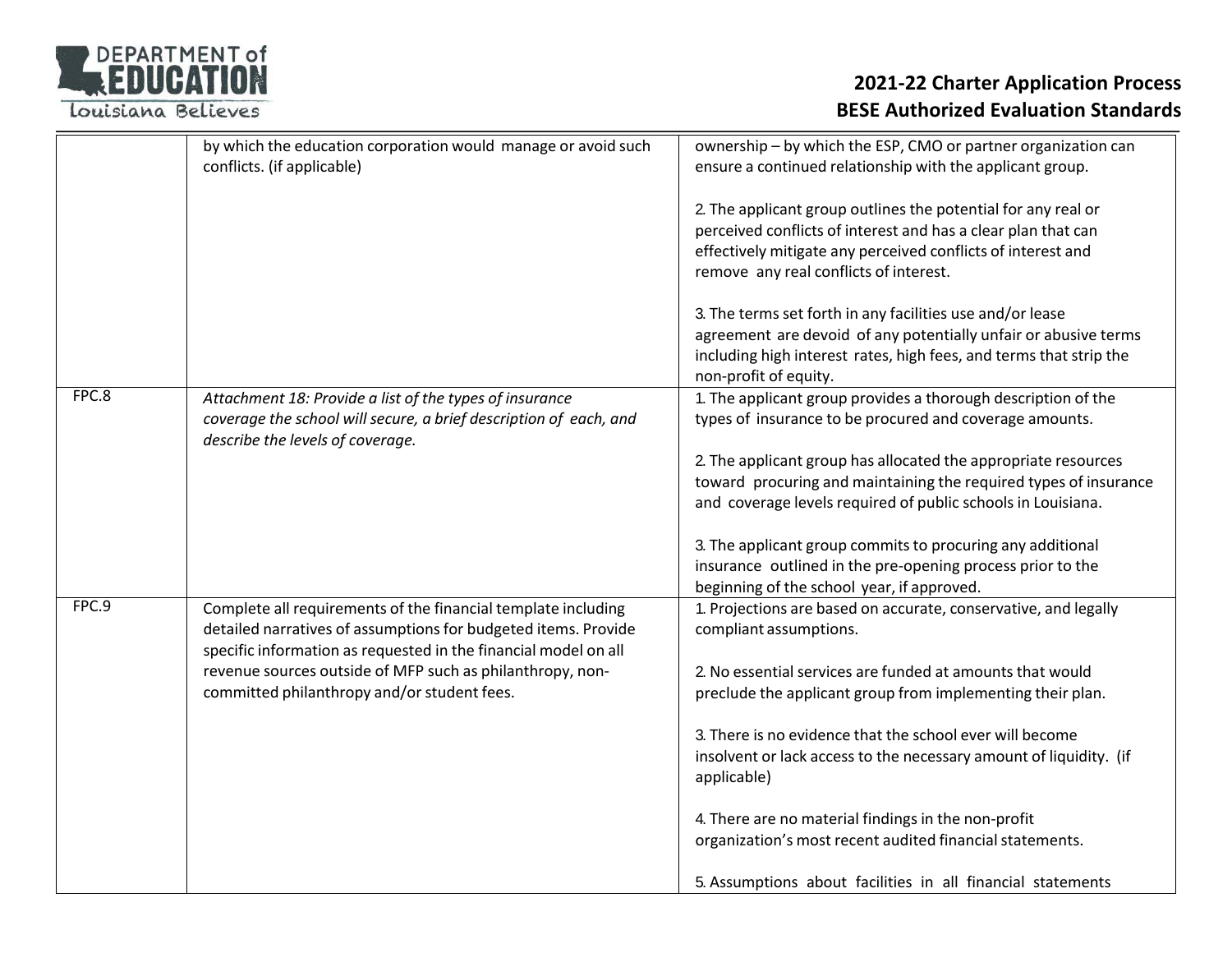| | | |
|---|---|---|
| | by which the education corporation would manage or avoid such conflicts. (if applicable) | ownership – by which the ESP, CMO or partner organization can ensure a continued relationship with the applicant group.<br><br>2. The applicant group outlines the potential for any real or perceived conflicts of interest and has a clear plan that can effectively mitigate any perceived conflicts of interest and remove any real conflicts of interest.<br><br>3. The terms set forth in any facilities use and/or lease agreement are devoid of any potentially unfair or abusive terms including high interest rates, high fees, and terms that strip the non-profit of equity. |
| FPC.8 | *Attachment 18: Provide a list of the types of insurance coverage the school will secure, a brief description of each, and describe the levels of coverage.* | 1. The applicant group provides a thorough description of the types of insurance to be procured and coverage amounts.<br><br>2. The applicant group has allocated the appropriate resources toward procuring and maintaining the required types of insurance and coverage levels required of public schools in Louisiana.<br><br>3. The applicant group commits to procuring any additional insurance outlined in the pre-opening process prior to the beginning of the school year, if approved. |
| FPC.9 | Complete all requirements of the financial template including detailed narratives of assumptions for budgeted items. Provide specific information as requested in the financial model on all revenue sources outside of MFP such as philanthropy, non-committed philanthropy and/or student fees. | 1. Projections are based on accurate, conservative, and legally compliant assumptions.<br><br>2. No essential services are funded at amounts that would preclude the applicant group from implementing their plan.<br><br>3. There is no evidence that the school ever will become insolvent or lack access to the necessary amount of liquidity. (if applicable)<br><br>4. There are no material findings in the non-profit organization's most recent audited financial statements.<br><br>5. Assumptions about facilities in all financial statements |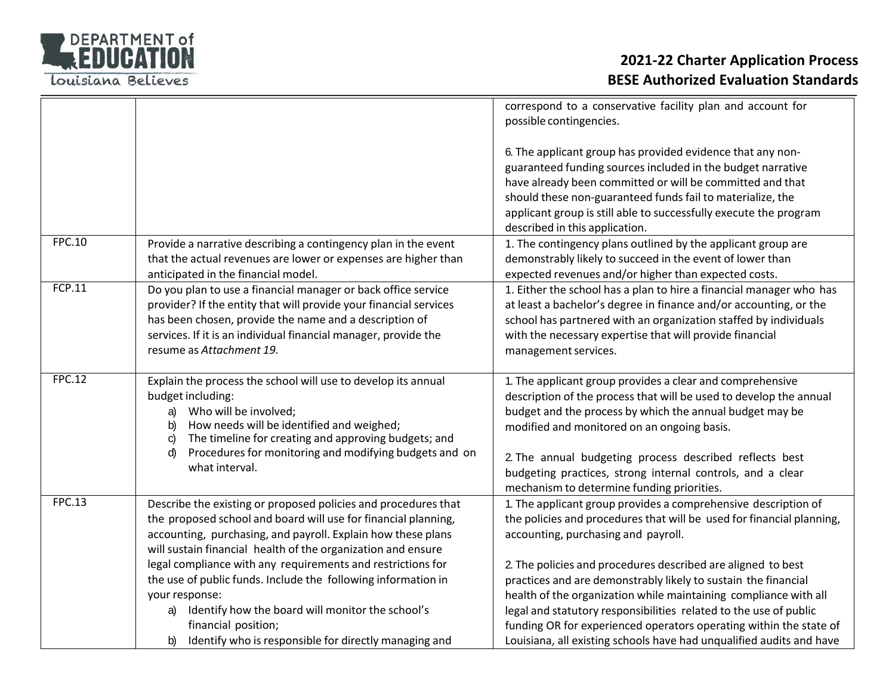| | | |
|---|---|---|
| | | correspond to a conservative facility plan and account for possible contingencies.<br><br>6. The applicant group has provided evidence that any non-guaranteed funding sources included in the budget narrative have already been committed or will be committed and that should these non-guaranteed funds fail to materialize, the applicant group is still able to successfully execute the program described in this application. |
| FPC.10 | Provide a narrative describing a contingency plan in the event that the actual revenues are lower or expenses are higher than anticipated in the financial model. | 1. The contingency plans outlined by the applicant group are demonstrably likely to succeed in the event of lower than expected revenues and/or higher than expected costs. |
| FCP.11 | Do you plan to use a financial manager or back office service provider? If the entity that will provide your financial services has been chosen, provide the name and a description of services. If it is an individual financial manager, provide the resume as *Attachment 19.* | 1. Either the school has a plan to hire a financial manager who has at least a bachelor's degree in finance and/or accounting, or the school has partnered with an organization staffed by individuals with the necessary expertise that will provide financial management services. |
| FPC.12 | Explain the process the school will use to develop its annual budget including:<br>a) Who will be involved;<br>b) How needs will be identified and weighed;<br>c) The timeline for creating and approving budgets; and<br>d) Procedures for monitoring and modifying budgets and on what interval. | 1. The applicant group provides a clear and comprehensive description of the process that will be used to develop the annual budget and the process by which the annual budget may be modified and monitored on an ongoing basis.<br><br>2. The annual budgeting process described reflects best budgeting practices, strong internal controls, and a clear mechanism to determine funding priorities. |
| FPC.13 | Describe the existing or proposed policies and procedures that the proposed school and board will use for financial planning, accounting, purchasing, and payroll. Explain how these plans will sustain financial health of the organization and ensure legal compliance with any requirements and restrictions for the use of public funds. Include the following information in your response:<br>a) Identify how the board will monitor the school's financial position;<br>b) Identify who is responsible for directly managing and | 1. The applicant group provides a comprehensive description of the policies and procedures that will be used for financial planning, accounting, purchasing and payroll.<br><br>2. The policies and procedures described are aligned to best practices and are demonstrably likely to sustain the financial health of the organization while maintaining compliance with all legal and statutory responsibilities related to the use of public funding OR for experienced operators operating within the state of Louisiana, all existing schools have had unqualified audits and have |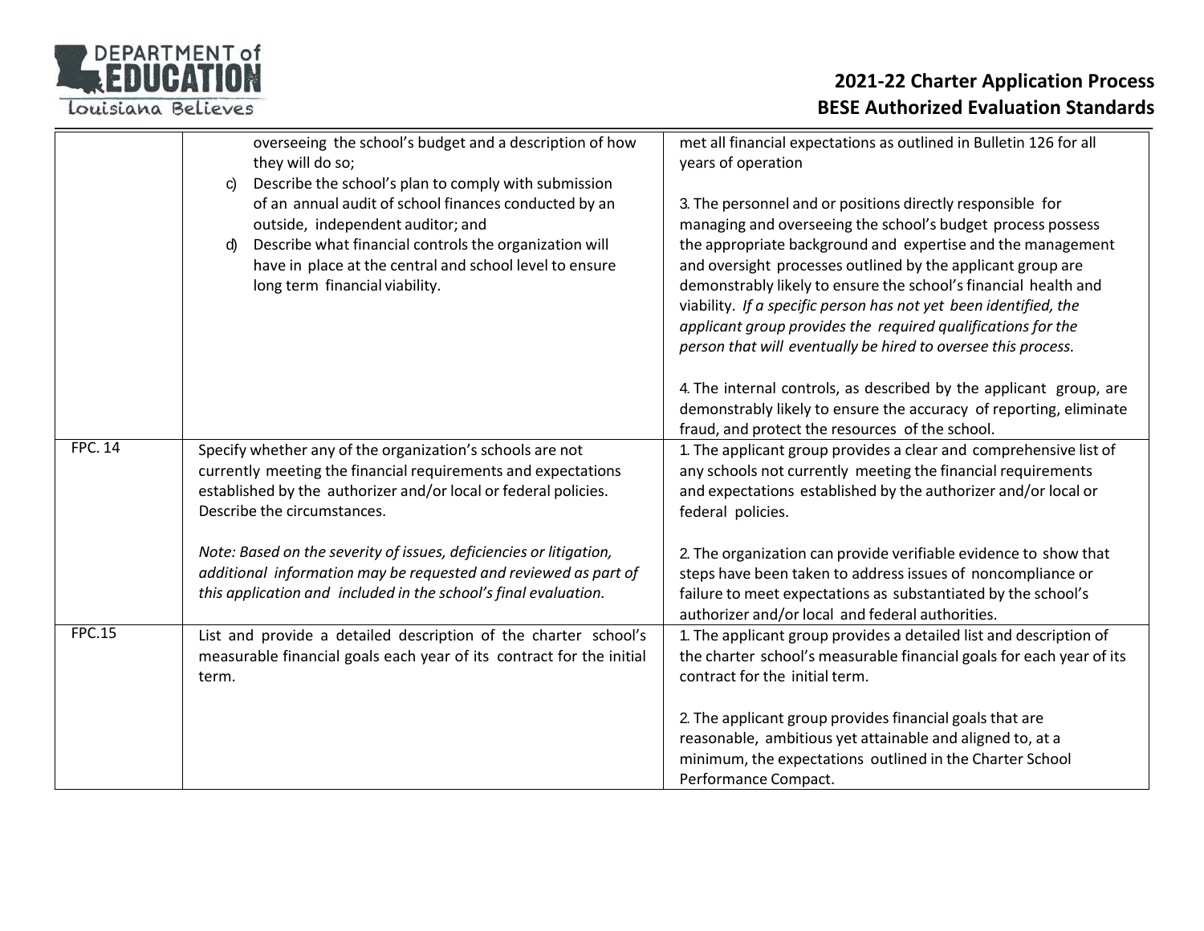| | | |
|---|---|---|
| | overseeing the school's budget and a description of how they will do so;<br>c) Describe the school's plan to comply with submission of an annual audit of school finances conducted by an outside, independent auditor; and<br>d) Describe what financial controls the organization will have in place at the central and school level to ensure long term financial viability. | met all financial expectations as outlined in Bulletin 126 for all years of operation<br><br>3. The personnel and or positions directly responsible for managing and overseeing the school's budget process possess the appropriate background and expertise and the management and oversight processes outlined by the applicant group are demonstrably likely to ensure the school's financial health and viability. *If a specific person has not yet been identified, the applicant group provides the required qualifications for the person that will eventually be hired to oversee this process.*<br><br>4. The internal controls, as described by the applicant group, are demonstrably likely to ensure the accuracy of reporting, eliminate fraud, and protect the resources of the school. |
| FPC. 14 | Specify whether any of the organization's schools are not currently meeting the financial requirements and expectations established by the authorizer and/or local or federal policies. Describe the circumstances.<br><br>*Note: Based on the severity of issues, deficiencies or litigation, additional information may be requested and reviewed as part of this application and included in the school's final evaluation.* | 1. The applicant group provides a clear and comprehensive list of any schools not currently meeting the financial requirements and expectations established by the authorizer and/or local or federal policies.<br><br>2. The organization can provide verifiable evidence to show that steps have been taken to address issues of noncompliance or failure to meet expectations as substantiated by the school's authorizer and/or local and federal authorities. |
| FPC.15 | List and provide a detailed description of the charter school's measurable financial goals each year of its contract for the initial term. | 1. The applicant group provides a detailed list and description of the charter school's measurable financial goals for each year of its contract for the initial term.<br><br>2. The applicant group provides financial goals that are reasonable, ambitious yet attainable and aligned to, at a minimum, the expectations outlined in the Charter School Performance Compact. |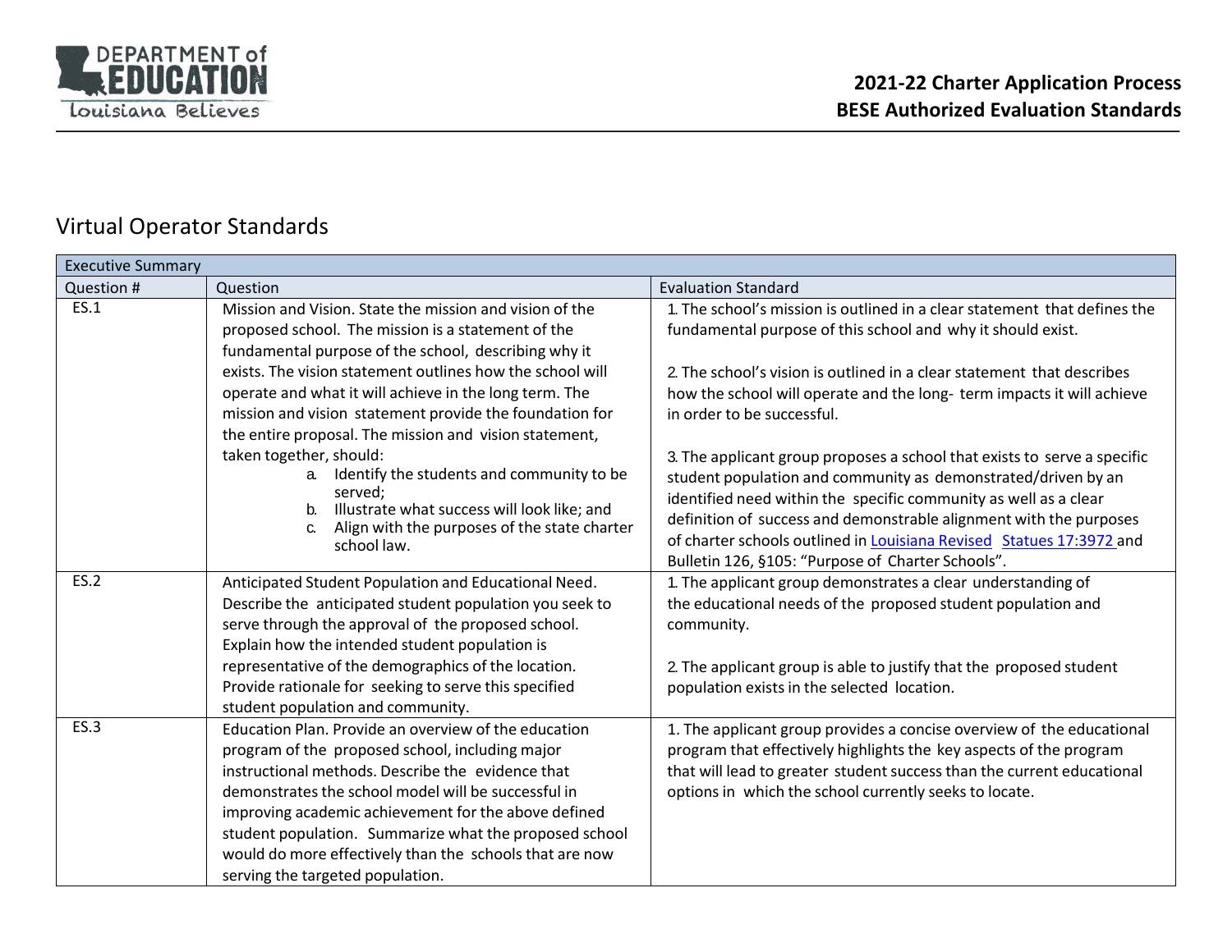## Virtual Operator Standards

| Executive Summary | | |
|---|---|---|
| Question # | Question | Evaluation Standard |
| ES.1 | Mission and Vision. State the mission and vision of the proposed school. The mission is a statement of the fundamental purpose of the school, describing why it exists. The vision statement outlines how the school will operate and what it will achieve in the long term. The mission and vision statement provide the foundation for the entire proposal. The mission and vision statement, taken together, should:<br>a. Identify the students and community to be served;<br>b. Illustrate what success will look like; and<br>c. Align with the purposes of the state charter school law. | 1. The school's mission is outlined in a clear statement that defines the fundamental purpose of this school and why it should exist.<br><br>2. The school's vision is outlined in a clear statement that describes how the school will operate and the long- term impacts it will achieve in order to be successful.<br><br>3. The applicant group proposes a school that exists to serve a specific student population and community as demonstrated/driven by an identified need within the specific community as well as a clear definition of success and demonstrable alignment with the purposes of charter schools outlined in Louisiana Revised Statues 17:3972 and Bulletin 126, §105: "Purpose of Charter Schools". |
| ES.2 | Anticipated Student Population and Educational Need. Describe the anticipated student population you seek to serve through the approval of the proposed school. Explain how the intended student population is representative of the demographics of the location. Provide rationale for seeking to serve this specified student population and community. | 1. The applicant group demonstrates a clear understanding of the educational needs of the proposed student population and community.<br><br>2. The applicant group is able to justify that the proposed student population exists in the selected location. |
| ES.3 | Education Plan. Provide an overview of the education program of the proposed school, including major instructional methods. Describe the evidence that demonstrates the school model will be successful in improving academic achievement for the above defined student population. Summarize what the proposed school would do more effectively than the schools that are now serving the targeted population. | 1. The applicant group provides a concise overview of the educational program that effectively highlights the key aspects of the program that will lead to greater student success than the current educational options in which the school currently seeks to locate. |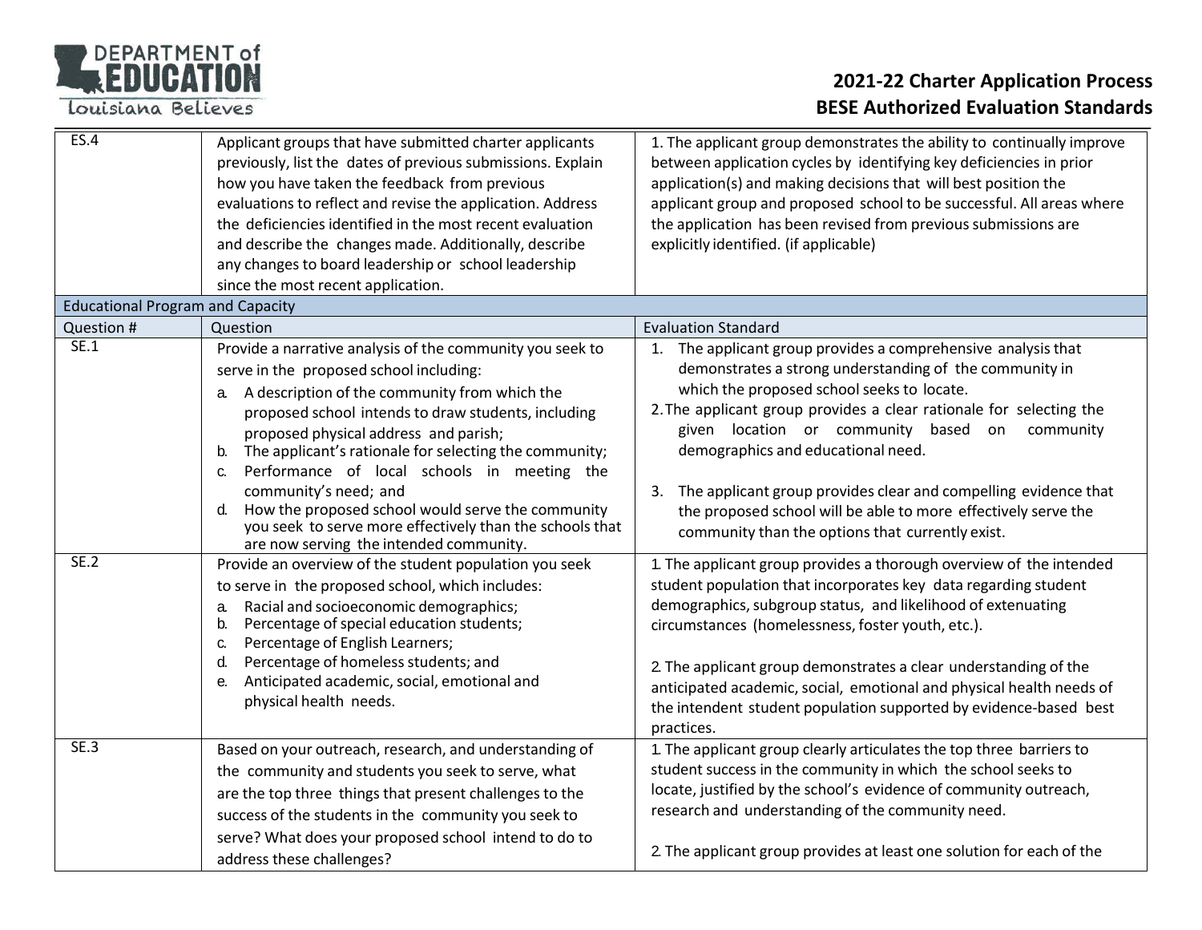| Question # | Question | Evaluation Standard |
|---|---|---|
| ES.4 | Applicant groups that have submitted charter applicants previously, list the dates of previous submissions. Explain how you have taken the feedback from previous evaluations to reflect and revise the application. Address the deficiencies identified in the most recent evaluation and describe the changes made. Additionally, describe any changes to board leadership or school leadership since the most recent application. | 1. The applicant group demonstrates the ability to continually improve between application cycles by identifying key deficiencies in prior application(s) and making decisions that will best position the applicant group and proposed school to be successful. All areas where the application has been revised from previous submissions are explicitly identified. (if applicable) |
| **Educational Program and Capacity** | | |
| Question # | Question | Evaluation Standard |
| SE.1 | Provide a narrative analysis of the community you seek to serve in the proposed school including:<br>a. A description of the community from which the proposed school intends to draw students, including proposed physical address and parish;<br>b. The applicant's rationale for selecting the community;<br>c. Performance of local schools in meeting the community's need; and<br>d. How the proposed school would serve the community you seek to serve more effectively than the schools that are now serving the intended community. | 1. The applicant group provides a comprehensive analysis that demonstrates a strong understanding of the community in which the proposed school seeks to locate.<br>2. The applicant group provides a clear rationale for selecting the given location or community based on community demographics and educational need.<br>3. The applicant group provides clear and compelling evidence that the proposed school will be able to more effectively serve the community than the options that currently exist. |
| SE.2 | Provide an overview of the student population you seek to serve in the proposed school, which includes:<br>a. Racial and socioeconomic demographics;<br>b. Percentage of special education students;<br>c. Percentage of English Learners;<br>d. Percentage of homeless students; and<br>e. Anticipated academic, social, emotional and physical health needs. | 1. The applicant group provides a thorough overview of the intended student population that incorporates key data regarding student demographics, subgroup status, and likelihood of extenuating circumstances (homelessness, foster youth, etc.).<br>2. The applicant group demonstrates a clear understanding of the anticipated academic, social, emotional and physical health needs of the intendent student population supported by evidence-based best practices. |
| SE.3 | Based on your outreach, research, and understanding of the community and students you seek to serve, what are the top three things that present challenges to the success of the students in the community you seek to serve? What does your proposed school intend to do to address these challenges? | 1. The applicant group clearly articulates the top three barriers to student success in the community in which the school seeks to locate, justified by the school's evidence of community outreach, research and understanding of the community need.<br>2. The applicant group provides at least one solution for each of the |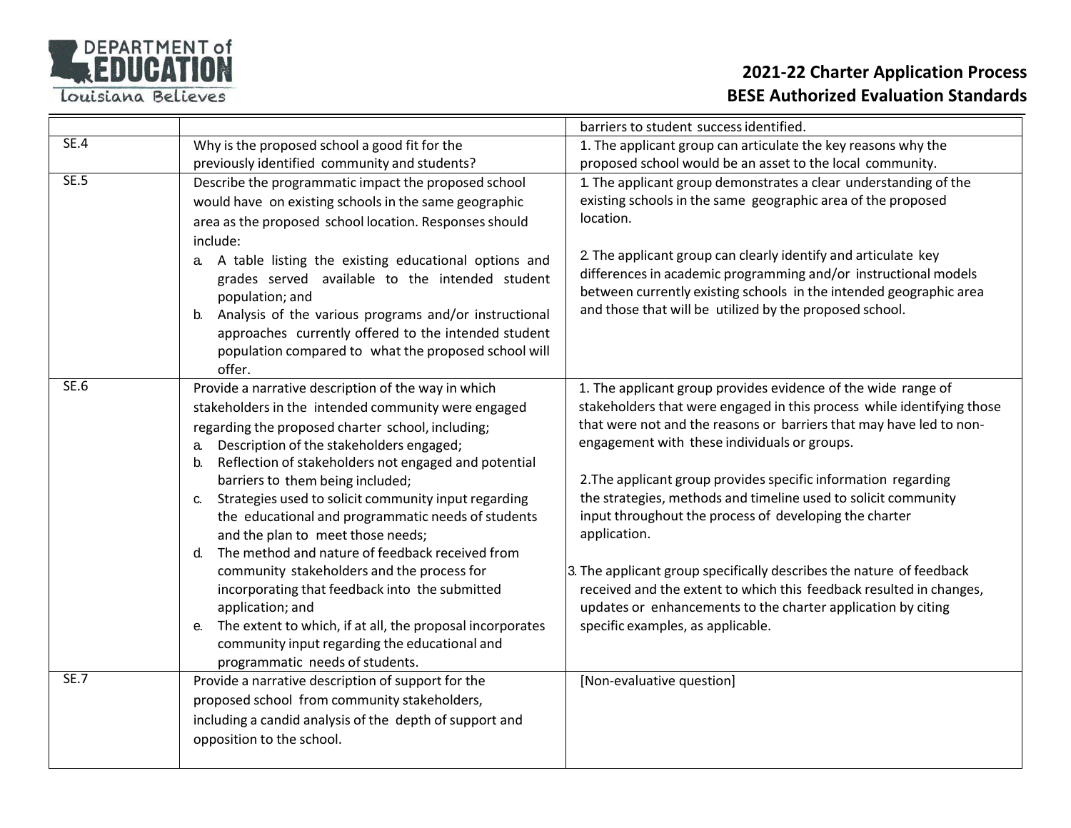| | | barriers to student success identified. |
|---|---|---|
| SE.4 | Why is the proposed school a good fit for the previously identified community and students? | 1. The applicant group can articulate the key reasons why the proposed school would be an asset to the local community. |
| SE.5 | Describe the programmatic impact the proposed school would have on existing schools in the same geographic area as the proposed school location. Responses should include:<br>a. A table listing the existing educational options and grades served available to the intended student population; and<br>b. Analysis of the various programs and/or instructional approaches currently offered to the intended student population compared to what the proposed school will offer. | 1. The applicant group demonstrates a clear understanding of the existing schools in the same geographic area of the proposed location.<br><br>2. The applicant group can clearly identify and articulate key differences in academic programming and/or instructional models between currently existing schools in the intended geographic area and those that will be utilized by the proposed school. |
| SE.6 | Provide a narrative description of the way in which stakeholders in the intended community were engaged regarding the proposed charter school, including;<br>a. Description of the stakeholders engaged;<br>b. Reflection of stakeholders not engaged and potential barriers to them being included;<br>c. Strategies used to solicit community input regarding the educational and programmatic needs of students and the plan to meet those needs;<br>d. The method and nature of feedback received from community stakeholders and the process for incorporating that feedback into the submitted application; and<br>e. The extent to which, if at all, the proposal incorporates community input regarding the educational and programmatic needs of students. | 1. The applicant group provides evidence of the wide range of stakeholders that were engaged in this process while identifying those that were not and the reasons or barriers that may have led to non-engagement with these individuals or groups.<br><br>2.The applicant group provides specific information regarding the strategies, methods and timeline used to solicit community input throughout the process of developing the charter application.<br><br>3. The applicant group specifically describes the nature of feedback received and the extent to which this feedback resulted in changes, updates or enhancements to the charter application by citing specific examples, as applicable. |
| SE.7 | Provide a narrative description of support for the proposed school from community stakeholders, including a candid analysis of the depth of support and opposition to the school. | [Non-evaluative question] |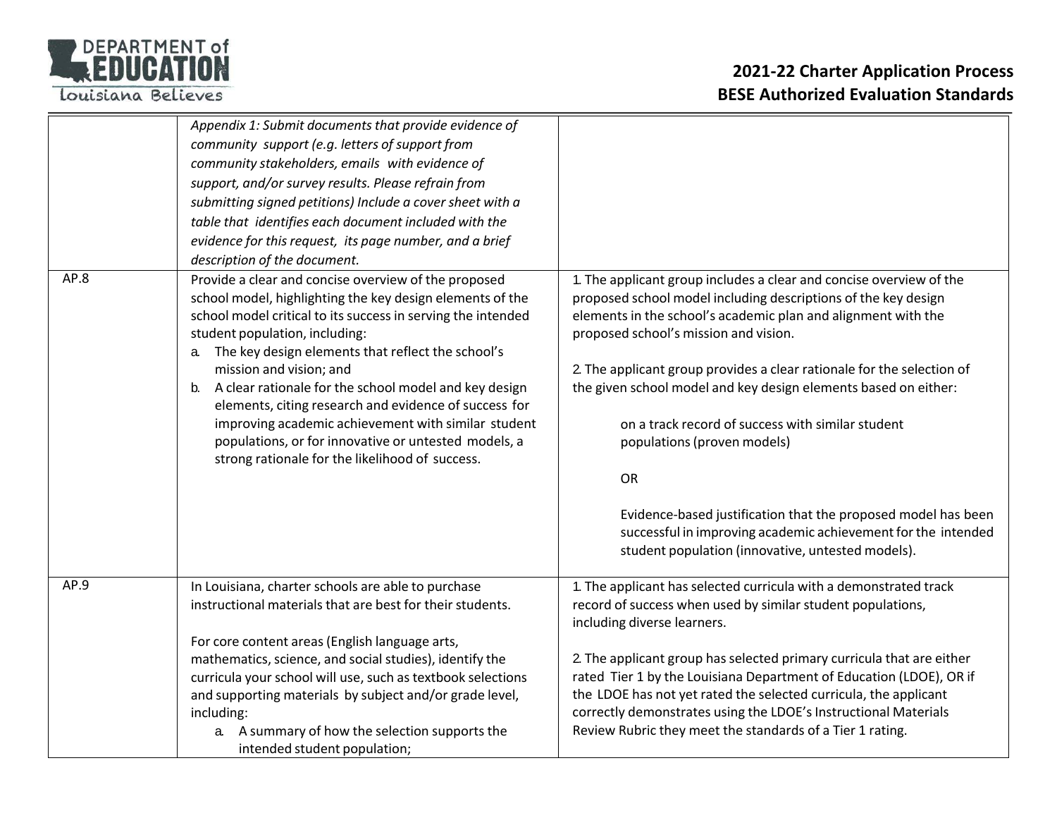| | | |
|---|---|---|
| | *Appendix 1: Submit documents that provide evidence of community support (e.g. letters of support from community stakeholders, emails with evidence of support, and/or survey results. Please refrain from submitting signed petitions) Include a cover sheet with a table that identifies each document included with the evidence for this request, its page number, and a brief description of the document.* | |
| AP.8 | Provide a clear and concise overview of the proposed school model, highlighting the key design elements of the school model critical to its success in serving the intended student population, including:<br>a. The key design elements that reflect the school's mission and vision; and<br>b. A clear rationale for the school model and key design elements, citing research and evidence of success for improving academic achievement with similar student populations, or for innovative or untested models, a strong rationale for the likelihood of success. | 1. The applicant group includes a clear and concise overview of the proposed school model including descriptions of the key design elements in the school's academic plan and alignment with the proposed school's mission and vision.<br><br>2. The applicant group provides a clear rationale for the selection of the given school model and key design elements based on either:<br><br>on a track record of success with similar student populations (proven models)<br><br>OR<br><br>Evidence-based justification that the proposed model has been successful in improving academic achievement for the intended student population (innovative, untested models). |
| AP.9 | In Louisiana, charter schools are able to purchase instructional materials that are best for their students.<br><br>For core content areas (English language arts, mathematics, science, and social studies), identify the curricula your school will use, such as textbook selections and supporting materials by subject and/or grade level, including:<br>a. A summary of how the selection supports the intended student population; | 1. The applicant has selected curricula with a demonstrated track record of success when used by similar student populations, including diverse learners.<br><br>2. The applicant group has selected primary curricula that are either rated Tier 1 by the Louisiana Department of Education (LDOE), OR if the LDOE has not yet rated the selected curricula, the applicant correctly demonstrates using the LDOE's Instructional Materials Review Rubric they meet the standards of a Tier 1 rating. |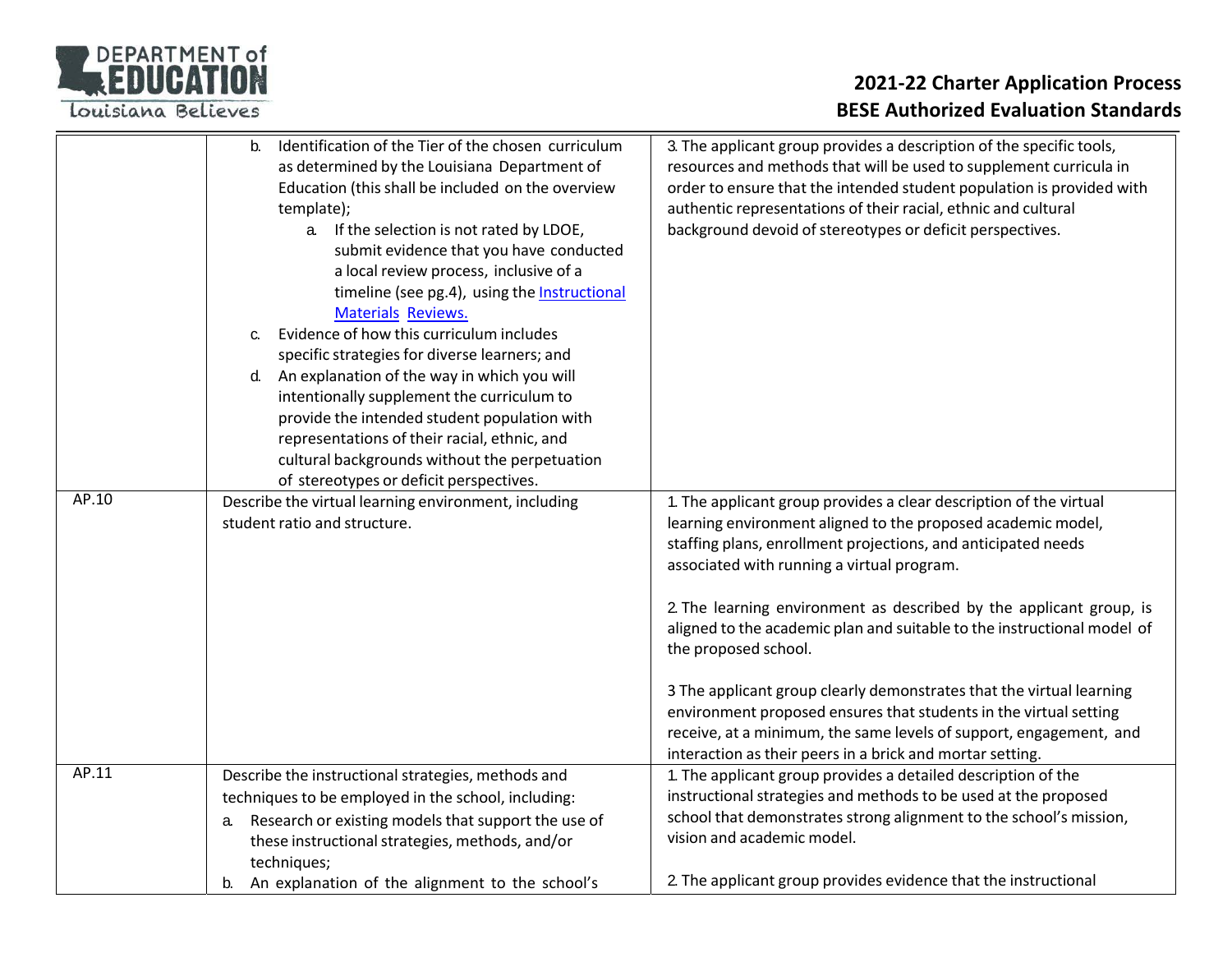| | | |
|---|---|---|
| | b. Identification of the Tier of the chosen curriculum as determined by the Louisiana Department of Education (this shall be included on the overview template);<br>a. If the selection is not rated by LDOE, submit evidence that you have conducted a local review process, inclusive of a timeline (see pg.4), using the [Instructional Materials Reviews.](Instructional Materials Reviews.)<br>c. Evidence of how this curriculum includes specific strategies for diverse learners; and<br>d. An explanation of the way in which you will intentionally supplement the curriculum to provide the intended student population with representations of their racial, ethnic, and cultural backgrounds without the perpetuation of stereotypes or deficit perspectives. | 3. The applicant group provides a description of the specific tools, resources and methods that will be used to supplement curricula in order to ensure that the intended student population is provided with authentic representations of their racial, ethnic and cultural background devoid of stereotypes or deficit perspectives. |
| AP.10 | Describe the virtual learning environment, including student ratio and structure. | 1. The applicant group provides a clear description of the virtual learning environment aligned to the proposed academic model, staffing plans, enrollment projections, and anticipated needs associated with running a virtual program.<br><br>2. The learning environment as described by the applicant group, is aligned to the academic plan and suitable to the instructional model of the proposed school.<br><br>3 The applicant group clearly demonstrates that the virtual learning environment proposed ensures that students in the virtual setting receive, at a minimum, the same levels of support, engagement, and interaction as their peers in a brick and mortar setting. |
| AP.11 | Describe the instructional strategies, methods and techniques to be employed in the school, including:<br>a. Research or existing models that support the use of these instructional strategies, methods, and/or techniques;<br>b. An explanation of the alignment to the school's | 1. The applicant group provides a detailed description of the instructional strategies and methods to be used at the proposed school that demonstrates strong alignment to the school's mission, vision and academic model.<br><br>2. The applicant group provides evidence that the instructional |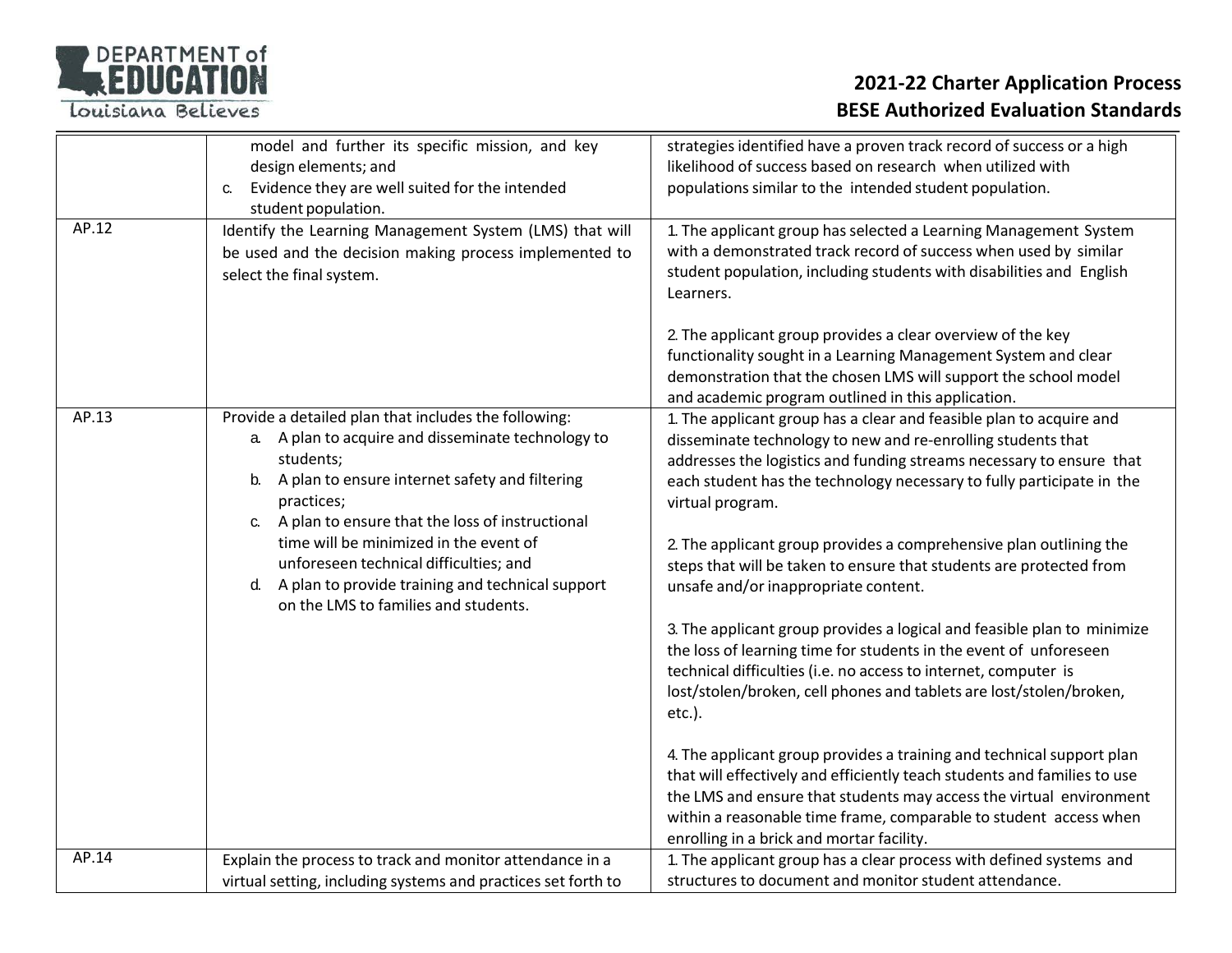| | | |
|---|---|---|
| | model and further its specific mission, and key design elements; and<br>c. Evidence they are well suited for the intended student population. | strategies identified have a proven track record of success or a high likelihood of success based on research when utilized with populations similar to the intended student population. |
| AP.12 | Identify the Learning Management System (LMS) that will be used and the decision making process implemented to select the final system. | 1. The applicant group has selected a Learning Management System with a demonstrated track record of success when used by similar student population, including students with disabilities and English Learners.<br><br>2. The applicant group provides a clear overview of the key functionality sought in a Learning Management System and clear demonstration that the chosen LMS will support the school model and academic program outlined in this application. |
| AP.13 | Provide a detailed plan that includes the following:<br>a. A plan to acquire and disseminate technology to students;<br>b. A plan to ensure internet safety and filtering practices;<br>c. A plan to ensure that the loss of instructional time will be minimized in the event of unforeseen technical difficulties; and<br>d. A plan to provide training and technical support on the LMS to families and students. | 1. The applicant group has a clear and feasible plan to acquire and disseminate technology to new and re-enrolling students that addresses the logistics and funding streams necessary to ensure that each student has the technology necessary to fully participate in the virtual program.<br><br>2. The applicant group provides a comprehensive plan outlining the steps that will be taken to ensure that students are protected from unsafe and/or inappropriate content.<br><br>3. The applicant group provides a logical and feasible plan to minimize the loss of learning time for students in the event of unforeseen technical difficulties (i.e. no access to internet, computer is lost/stolen/broken, cell phones and tablets are lost/stolen/broken, etc.).<br><br>4. The applicant group provides a training and technical support plan that will effectively and efficiently teach students and families to use the LMS and ensure that students may access the virtual environment within a reasonable time frame, comparable to student access when enrolling in a brick and mortar facility. |
| AP.14 | Explain the process to track and monitor attendance in a virtual setting, including systems and practices set forth to | 1. The applicant group has a clear process with defined systems and structures to document and monitor student attendance. |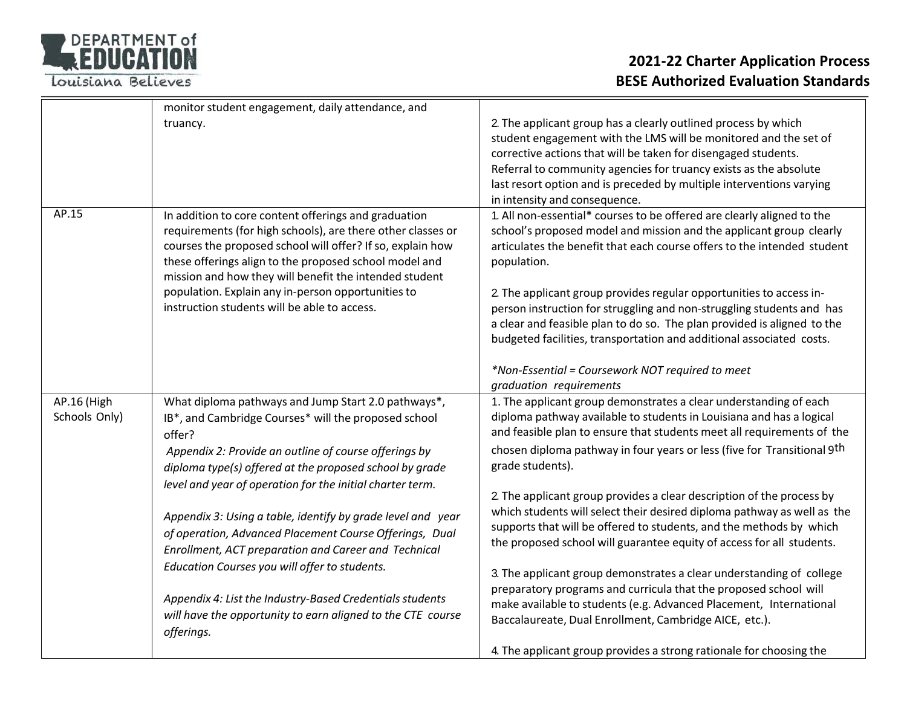| | | |
|---|---|---|
| | monitor student engagement, daily attendance, and truancy. | 2. The applicant group has a clearly outlined process by which student engagement with the LMS will be monitored and the set of corrective actions that will be taken for disengaged students. Referral to community agencies for truancy exists as the absolute last resort option and is preceded by multiple interventions varying in intensity and consequence. |
| AP.15 | In addition to core content offerings and graduation requirements (for high schools), are there other classes or courses the proposed school will offer? If so, explain how these offerings align to the proposed school model and mission and how they will benefit the intended student population. Explain any in-person opportunities to instruction students will be able to access. | 1. All non-essential* courses to be offered are clearly aligned to the school's proposed model and mission and the applicant group clearly articulates the benefit that each course offers to the intended student population.<br><br>2. The applicant group provides regular opportunities to access in-person instruction for struggling and non-struggling students and has a clear and feasible plan to do so. The plan provided is aligned to the budgeted facilities, transportation and additional associated costs.<br><br>*\*Non-Essential = Coursework NOT required to meet graduation requirements* |
| AP.16 (High Schools Only) | What diploma pathways and Jump Start 2.0 pathways*, IB*, and Cambridge Courses* will the proposed school offer?<br>*Appendix 2: Provide an outline of course offerings by diploma type(s) offered at the proposed school by grade level and year of operation for the initial charter term.*<br><br>*Appendix 3: Using a table, identify by grade level and year of operation, Advanced Placement Course Offerings, Dual Enrollment, ACT preparation and Career and Technical Education Courses you will offer to students.*<br><br>*Appendix 4: List the Industry-Based Credentials students will have the opportunity to earn aligned to the CTE course offerings.* | 1. The applicant group demonstrates a clear understanding of each diploma pathway available to students in Louisiana and has a logical and feasible plan to ensure that students meet all requirements of the chosen diploma pathway in four years or less (five for Transitional 9th grade students).<br><br>2. The applicant group provides a clear description of the process by which students will select their desired diploma pathway as well as the supports that will be offered to students, and the methods by which the proposed school will guarantee equity of access for all students.<br><br>3. The applicant group demonstrates a clear understanding of college preparatory programs and curricula that the proposed school will make available to students (e.g. Advanced Placement, International Baccalaureate, Dual Enrollment, Cambridge AICE, etc.).<br><br>4. The applicant group provides a strong rationale for choosing the |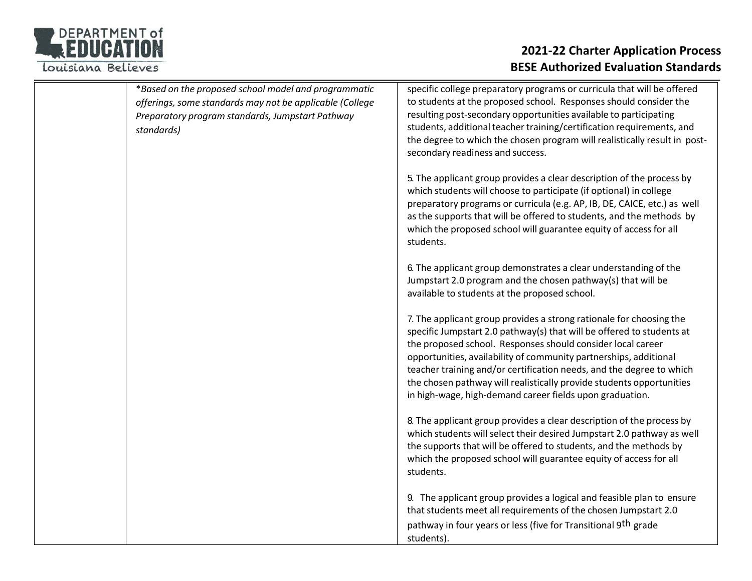| | | |
|---|---|---|
| | *\*Based on the proposed school model and programmatic offerings, some standards may not be applicable (College Preparatory program standards, Jumpstart Pathway standards)* | specific college preparatory programs or curricula that will be offered to students at the proposed school. Responses should consider the resulting post-secondary opportunities available to participating students, additional teacher training/certification requirements, and the degree to which the chosen program will realistically result in post-secondary readiness and success.<br><br>5. The applicant group provides a clear description of the process by which students will choose to participate (if optional) in college preparatory programs or curricula (e.g. AP, IB, DE, CAICE, etc.) as well as the supports that will be offered to students, and the methods by which the proposed school will guarantee equity of access for all students.<br><br>6. The applicant group demonstrates a clear understanding of the Jumpstart 2.0 program and the chosen pathway(s) that will be available to students at the proposed school.<br><br>7. The applicant group provides a strong rationale for choosing the specific Jumpstart 2.0 pathway(s) that will be offered to students at the proposed school. Responses should consider local career opportunities, availability of community partnerships, additional teacher training and/or certification needs, and the degree to which the chosen pathway will realistically provide students opportunities in high-wage, high-demand career fields upon graduation.<br><br>8. The applicant group provides a clear description of the process by which students will select their desired Jumpstart 2.0 pathway as well the supports that will be offered to students, and the methods by which the proposed school will guarantee equity of access for all students.<br><br>9. The applicant group provides a logical and feasible plan to ensure that students meet all requirements of the chosen Jumpstart 2.0 pathway in four years or less (five for Transitional 9th grade students). |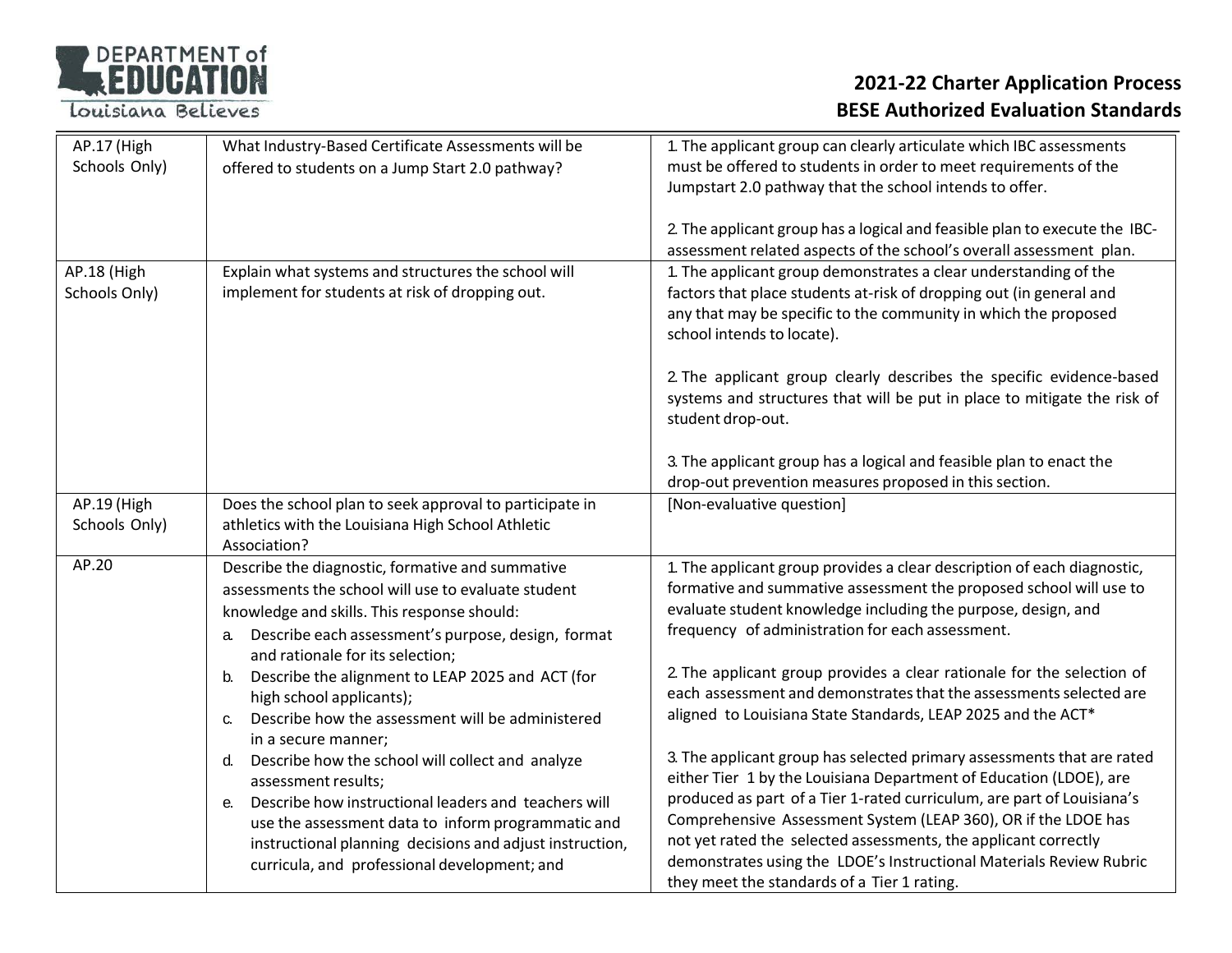| | | |
|---|---|---|
| AP.17 (High Schools Only) | What Industry-Based Certificate Assessments will be offered to students on a Jump Start 2.0 pathway? | 1. The applicant group can clearly articulate which IBC assessments must be offered to students in order to meet requirements of the Jumpstart 2.0 pathway that the school intends to offer.<br><br>2. The applicant group has a logical and feasible plan to execute the IBC-assessment related aspects of the school's overall assessment plan. |
| AP.18 (High Schools Only) | Explain what systems and structures the school will implement for students at risk of dropping out. | 1. The applicant group demonstrates a clear understanding of the factors that place students at-risk of dropping out (in general and any that may be specific to the community in which the proposed school intends to locate).<br><br>2. The applicant group clearly describes the specific evidence-based systems and structures that will be put in place to mitigate the risk of student drop-out.<br><br>3. The applicant group has a logical and feasible plan to enact the drop-out prevention measures proposed in this section. |
| AP.19 (High Schools Only) | Does the school plan to seek approval to participate in athletics with the Louisiana High School Athletic Association? | [Non-evaluative question] |
| AP.20 | Describe the diagnostic, formative and summative assessments the school will use to evaluate student knowledge and skills. This response should:<br>a. Describe each assessment's purpose, design, format and rationale for its selection;<br>b. Describe the alignment to LEAP 2025 and ACT (for high school applicants);<br>c. Describe how the assessment will be administered in a secure manner;<br>d. Describe how the school will collect and analyze assessment results;<br>e. Describe how instructional leaders and teachers will use the assessment data to inform programmatic and instructional planning decisions and adjust instruction, curricula, and professional development; and | 1. The applicant group provides a clear description of each diagnostic, formative and summative assessment the proposed school will use to evaluate student knowledge including the purpose, design, and frequency of administration for each assessment.<br><br>2. The applicant group provides a clear rationale for the selection of each assessment and demonstrates that the assessments selected are aligned to Louisiana State Standards, LEAP 2025 and the ACT*<br><br>3. The applicant group has selected primary assessments that are rated either Tier 1 by the Louisiana Department of Education (LDOE), are produced as part of a Tier 1-rated curriculum, are part of Louisiana's Comprehensive Assessment System (LEAP 360), OR if the LDOE has not yet rated the selected assessments, the applicant correctly demonstrates using the LDOE's Instructional Materials Review Rubric they meet the standards of a Tier 1 rating. |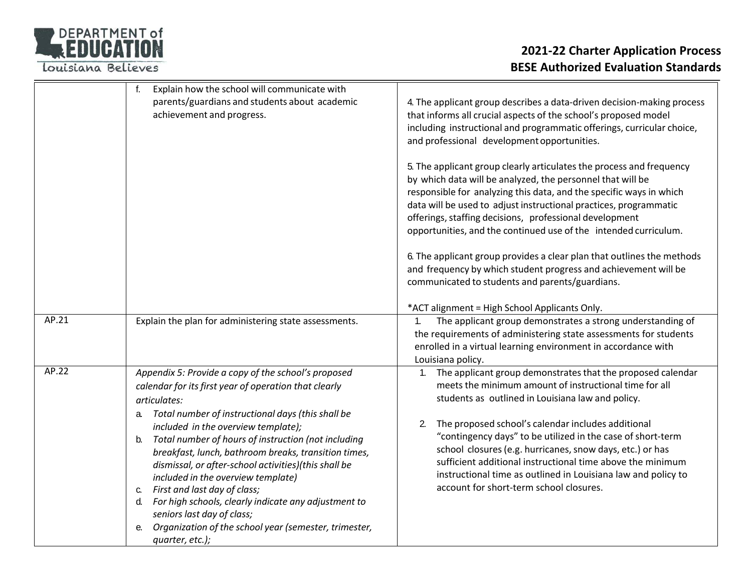| | | |
|---|---|---|
| | f. Explain how the school will communicate with parents/guardians and students about academic achievement and progress. | 4. The applicant group describes a data-driven decision-making process that informs all crucial aspects of the school's proposed model including instructional and programmatic offerings, curricular choice, and professional development opportunities.<br><br>5. The applicant group clearly articulates the process and frequency by which data will be analyzed, the personnel that will be responsible for analyzing this data, and the specific ways in which data will be used to adjust instructional practices, programmatic offerings, staffing decisions, professional development opportunities, and the continued use of the intended curriculum.<br><br>6. The applicant group provides a clear plan that outlines the methods and frequency by which student progress and achievement will be communicated to students and parents/guardians.<br><br>*ACT alignment = High School Applicants Only. |
| AP.21 | Explain the plan for administering state assessments. | 1. The applicant group demonstrates a strong understanding of the requirements of administering state assessments for students enrolled in a virtual learning environment in accordance with Louisiana policy. |
| AP.22 | *Appendix 5: Provide a copy of the school's proposed calendar for its first year of operation that clearly articulates:*<br>a. *Total number of instructional days (this shall be included in the overview template);*<br>b. *Total number of hours of instruction (not including breakfast, lunch, bathroom breaks, transition times, dismissal, or after-school activities)(this shall be included in the overview template)*<br>c. *First and last day of class;*<br>d. *For high schools, clearly indicate any adjustment to seniors last day of class;*<br>e. *Organization of the school year (semester, trimester, quarter, etc.);* | 1. The applicant group demonstrates that the proposed calendar meets the minimum amount of instructional time for all students as outlined in Louisiana law and policy.<br><br>2. The proposed school's calendar includes additional "contingency days" to be utilized in the case of short-term school closures (e.g. hurricanes, snow days, etc.) or has sufficient additional instructional time above the minimum instructional time as outlined in Louisiana law and policy to account for short-term school closures. |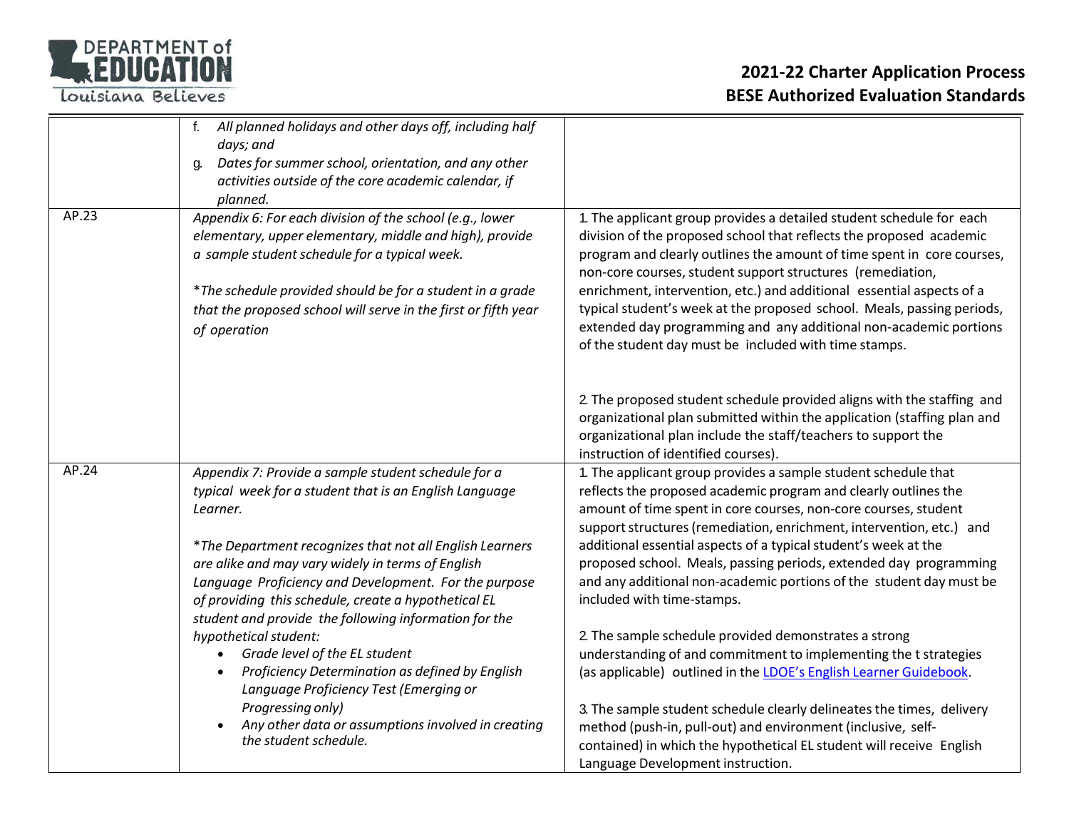| | | |
|---|---|---|
| | f. *All planned holidays and other days off, including half days; and*<br>g. *Dates for summer school, orientation, and any other activities outside of the core academic calendar, if planned.* | |
| AP.23 | *Appendix 6: For each division of the school (e.g., lower elementary, upper elementary, middle and high), provide a sample student schedule for a typical week.*<br><br>*\*The schedule provided should be for a student in a grade that the proposed school will serve in the first or fifth year of operation* | 1. The applicant group provides a detailed student schedule for each division of the proposed school that reflects the proposed academic program and clearly outlines the amount of time spent in core courses, non-core courses, student support structures (remediation, enrichment, intervention, etc.) and additional essential aspects of a typical student's week at the proposed school. Meals, passing periods, extended day programming and any additional non-academic portions of the student day must be included with time stamps.<br><br>2. The proposed student schedule provided aligns with the staffing and organizational plan submitted within the application (staffing plan and organizational plan include the staff/teachers to support the instruction of identified courses). |
| AP.24 | *Appendix 7: Provide a sample student schedule for a typical week for a student that is an English Language Learner.*<br><br>*\*The Department recognizes that not all English Learners are alike and may vary widely in terms of English Language Proficiency and Development. For the purpose of providing this schedule, create a hypothetical EL student and provide the following information for the hypothetical student:*<br>• *Grade level of the EL student*<br>• *Proficiency Determination as defined by English Language Proficiency Test (Emerging or Progressing only)*<br>• *Any other data or assumptions involved in creating the student schedule.* | 1. The applicant group provides a sample student schedule that reflects the proposed academic program and clearly outlines the amount of time spent in core courses, non-core courses, student support structures (remediation, enrichment, intervention, etc.) and additional essential aspects of a typical student's week at the proposed school. Meals, passing periods, extended day programming and any additional non-academic portions of the student day must be included with time-stamps.<br><br>2. The sample schedule provided demonstrates a strong understanding of and commitment to implementing the t strategies (as applicable) outlined in the LDOE's English Learner Guidebook.<br><br>3. The sample student schedule clearly delineates the times, delivery method (push-in, pull-out) and environment (inclusive, self-contained) in which the hypothetical EL student will receive English Language Development instruction. |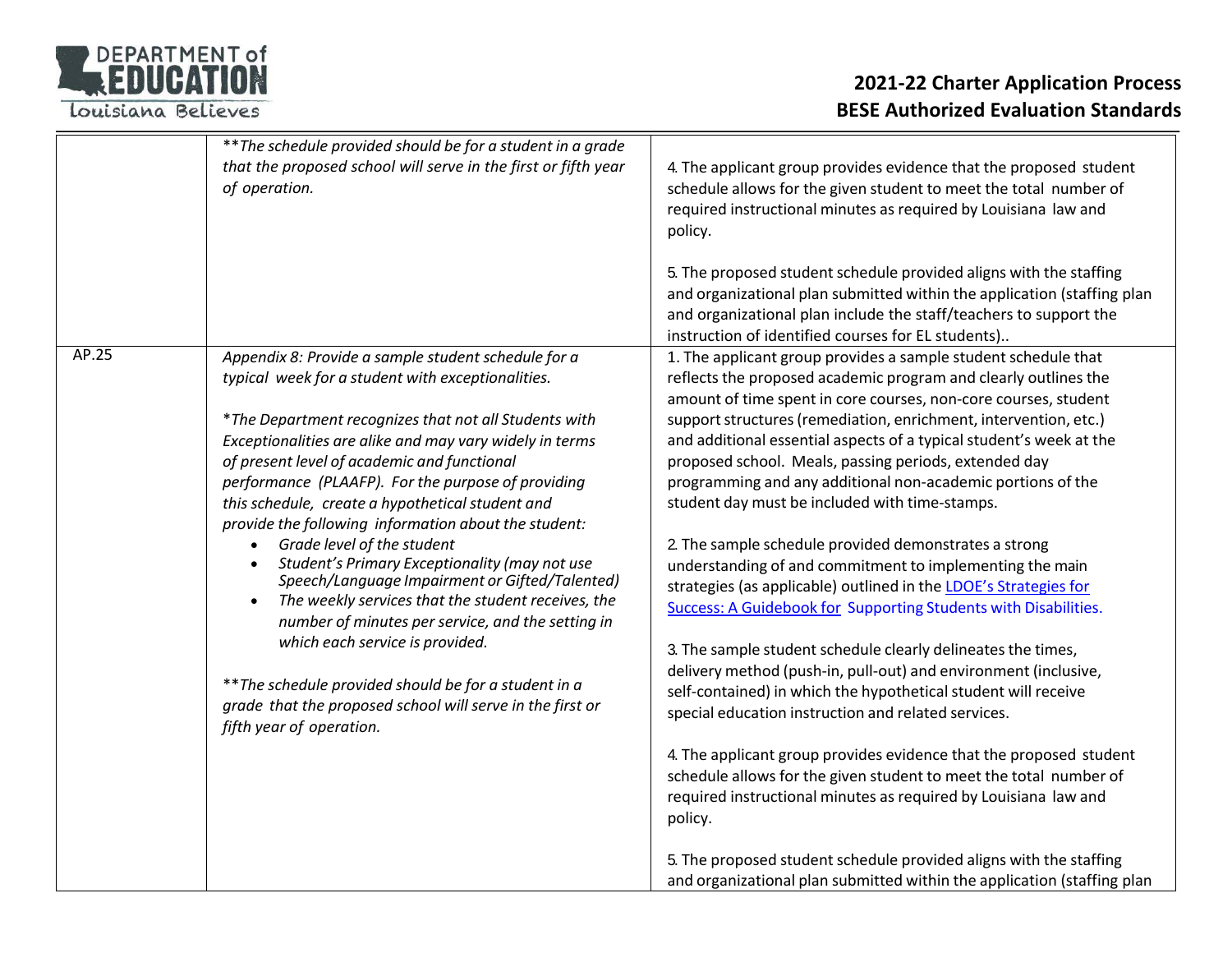| | | |
|---|---|---|
| | ***The schedule provided should be for a student in a grade that the proposed school will serve in the first or fifth year of operation.* | 4. The applicant group provides evidence that the proposed student schedule allows for the given student to meet the total number of required instructional minutes as required by Louisiana law and policy.<br><br>5. The proposed student schedule provided aligns with the staffing and organizational plan submitted within the application (staffing plan and organizational plan include the staff/teachers to support the instruction of identified courses for EL students).. |
| AP.25 | *Appendix 8: Provide a sample student schedule for a typical week for a student with exceptionalities.*<br><br>**The Department recognizes that not all Students with Exceptionalities are alike and may vary widely in terms of present level of academic and functional performance (PLAAFP). For the purpose of providing this schedule, create a hypothetical student and provide the following information about the student:*<br>• *Grade level of the student*<br>• *Student's Primary Exceptionality (may not use Speech/Language Impairment or Gifted/Talented)*<br>• *The weekly services that the student receives, the number of minutes per service, and the setting in which each service is provided.*<br><br>***The schedule provided should be for a student in a grade that the proposed school will serve in the first or fifth year of operation.* | 1. The applicant group provides a sample student schedule that reflects the proposed academic program and clearly outlines the amount of time spent in core courses, non-core courses, student support structures (remediation, enrichment, intervention, etc.) and additional essential aspects of a typical student's week at the proposed school. Meals, passing periods, extended day programming and any additional non-academic portions of the student day must be included with time-stamps.<br><br>2. The sample schedule provided demonstrates a strong understanding of and commitment to implementing the main strategies (as applicable) outlined in the LDOE's Strategies for Success: A Guidebook for Supporting Students with Disabilities.<br><br>3. The sample student schedule clearly delineates the times, delivery method (push-in, pull-out) and environment (inclusive, self-contained) in which the hypothetical student will receive special education instruction and related services.<br><br>4. The applicant group provides evidence that the proposed student schedule allows for the given student to meet the total number of required instructional minutes as required by Louisiana law and policy.<br><br>5. The proposed student schedule provided aligns with the staffing and organizational plan submitted within the application (staffing plan |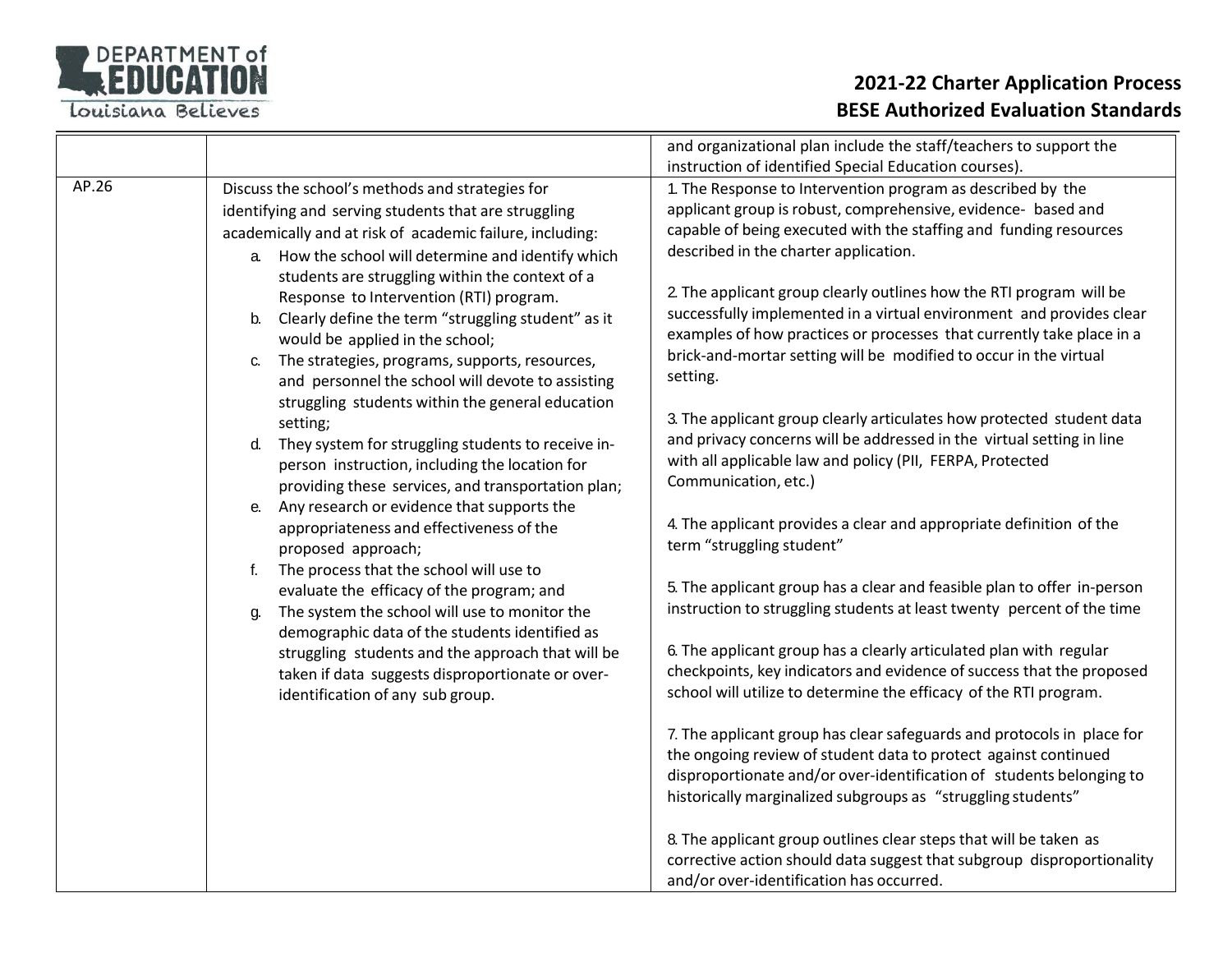| | | and organizational plan include the staff/teachers to support the instruction of identified Special Education courses). |
|---|---|---|
| AP.26 | Discuss the school's methods and strategies for identifying and serving students that are struggling academically and at risk of academic failure, including:<br>a. How the school will determine and identify which students are struggling within the context of a Response to Intervention (RTI) program.<br>b. Clearly define the term "struggling student" as it would be applied in the school;<br>c. The strategies, programs, supports, resources, and personnel the school will devote to assisting struggling students within the general education setting;<br>d. They system for struggling students to receive in-person instruction, including the location for providing these services, and transportation plan;<br>e. Any research or evidence that supports the appropriateness and effectiveness of the proposed approach;<br>f. The process that the school will use to evaluate the efficacy of the program; and<br>g. The system the school will use to monitor the demographic data of the students identified as struggling students and the approach that will be taken if data suggests disproportionate or over-identification of any sub group. | 1. The Response to Intervention program as described by the applicant group is robust, comprehensive, evidence- based and capable of being executed with the staffing and funding resources described in the charter application.<br><br>2. The applicant group clearly outlines how the RTI program will be successfully implemented in a virtual environment and provides clear examples of how practices or processes that currently take place in a brick-and-mortar setting will be modified to occur in the virtual setting.<br><br>3. The applicant group clearly articulates how protected student data and privacy concerns will be addressed in the virtual setting in line with all applicable law and policy (PII, FERPA, Protected Communication, etc.)<br><br>4. The applicant provides a clear and appropriate definition of the term "struggling student"<br><br>5. The applicant group has a clear and feasible plan to offer in-person instruction to struggling students at least twenty percent of the time<br><br>6. The applicant group has a clearly articulated plan with regular checkpoints, key indicators and evidence of success that the proposed school will utilize to determine the efficacy of the RTI program.<br><br>7. The applicant group has clear safeguards and protocols in place for the ongoing review of student data to protect against continued disproportionate and/or over-identification of students belonging to historically marginalized subgroups as "struggling students"<br><br>8. The applicant group outlines clear steps that will be taken as corrective action should data suggest that subgroup disproportionality and/or over-identification has occurred. |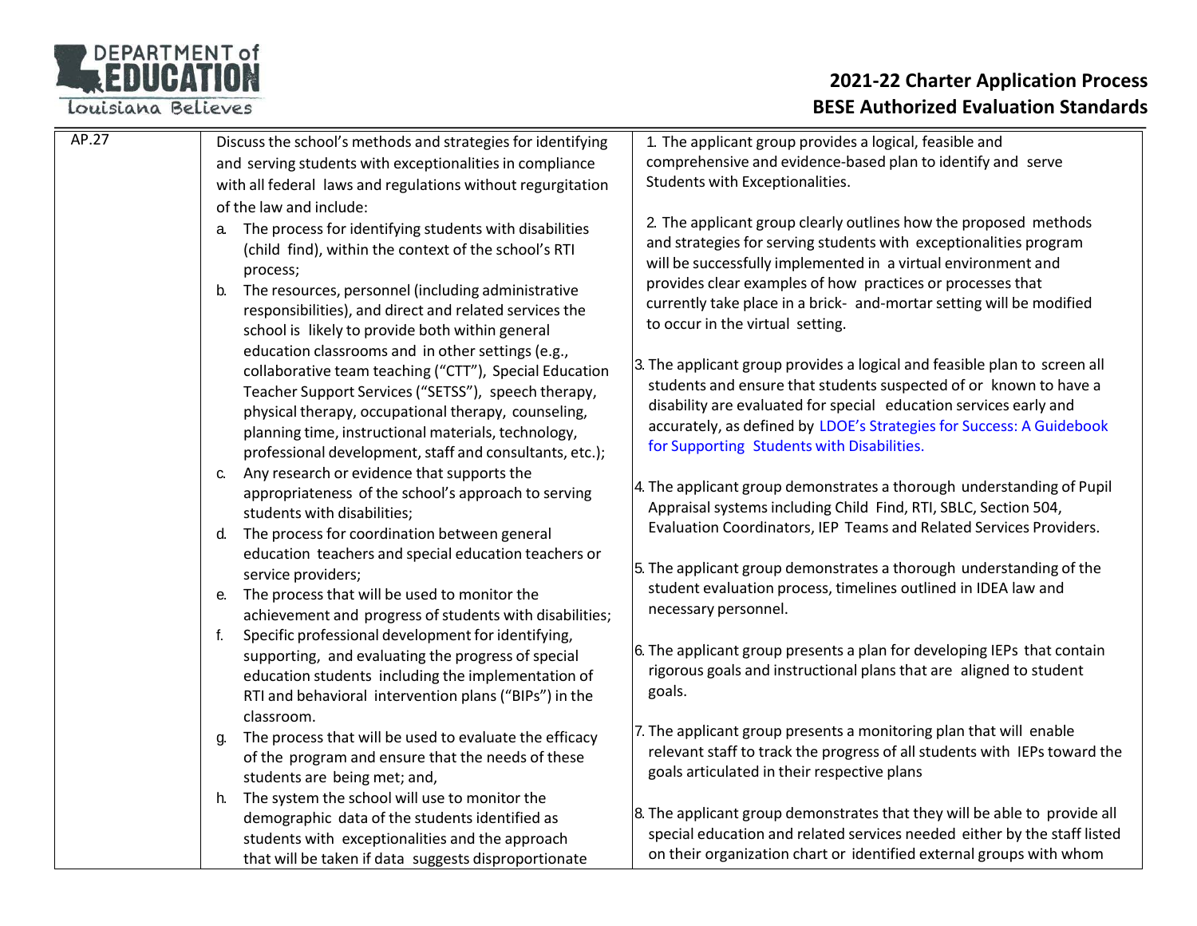| AP.27 | Discuss the school's methods and strategies for identifying and serving students with exceptionalities in compliance with all federal laws and regulations without regurgitation of the law and include:<br>a. The process for identifying students with disabilities (child find), within the context of the school's RTI process;<br>b. The resources, personnel (including administrative responsibilities), and direct and related services the school is likely to provide both within general education classrooms and in other settings (e.g., collaborative team teaching ("CTT"), Special Education Teacher Support Services ("SETSS"), speech therapy, physical therapy, occupational therapy, counseling, planning time, instructional materials, technology, professional development, staff and consultants, etc.);<br>c. Any research or evidence that supports the appropriateness of the school's approach to serving students with disabilities;<br>d. The process for coordination between general education teachers and special education teachers or service providers;<br>e. The process that will be used to monitor the achievement and progress of students with disabilities;<br>f. Specific professional development for identifying, supporting, and evaluating the progress of special education students including the implementation of RTI and behavioral intervention plans ("BIPs") in the classroom.<br>g. The process that will be used to evaluate the efficacy of the program and ensure that the needs of these students are being met; and,<br>h. The system the school will use to monitor the demographic data of the students identified as students with exceptionalities and the approach that will be taken if data suggests disproportionate | 1. The applicant group provides a logical, feasible and comprehensive and evidence-based plan to identify and serve Students with Exceptionalities.<br><br>2. The applicant group clearly outlines how the proposed methods and strategies for serving students with exceptionalities program will be successfully implemented in a virtual environment and provides clear examples of how practices or processes that currently take place in a brick- and-mortar setting will be modified to occur in the virtual setting.<br><br>3. The applicant group provides a logical and feasible plan to screen all students and ensure that students suspected of or known to have a disability are evaluated for special education services early and accurately, as defined by LDOE's Strategies for Success: A Guidebook for Supporting Students with Disabilities.<br><br>4. The applicant group demonstrates a thorough understanding of Pupil Appraisal systems including Child Find, RTI, SBLC, Section 504, Evaluation Coordinators, IEP Teams and Related Services Providers.<br><br>5. The applicant group demonstrates a thorough understanding of the student evaluation process, timelines outlined in IDEA law and necessary personnel.<br><br>6. The applicant group presents a plan for developing IEPs that contain rigorous goals and instructional plans that are aligned to student goals.<br><br>7. The applicant group presents a monitoring plan that will enable relevant staff to track the progress of all students with IEPs toward the goals articulated in their respective plans<br><br>8. The applicant group demonstrates that they will be able to provide all special education and related services needed either by the staff listed on their organization chart or identified external groups with whom |
|---|---|---|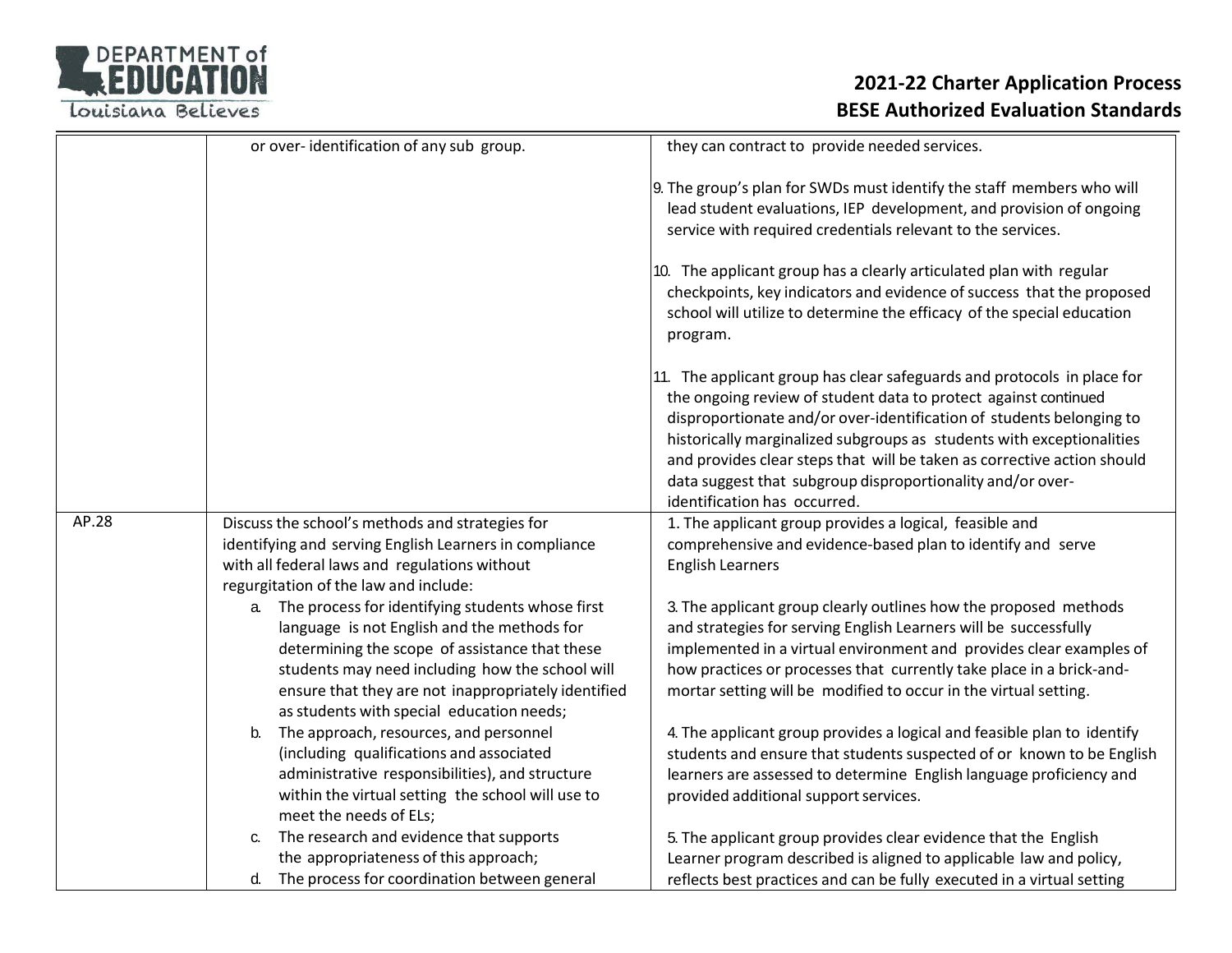| | | |
|---|---|---|
| | or over- identification of any sub group. | they can contract to provide needed services.<br><br>9. The group's plan for SWDs must identify the staff members who will lead student evaluations, IEP development, and provision of ongoing service with required credentials relevant to the services.<br><br>10. The applicant group has a clearly articulated plan with regular checkpoints, key indicators and evidence of success that the proposed school will utilize to determine the efficacy of the special education program.<br><br>11. The applicant group has clear safeguards and protocols in place for the ongoing review of student data to protect against continued disproportionate and/or over-identification of students belonging to historically marginalized subgroups as students with exceptionalities and provides clear steps that will be taken as corrective action should data suggest that subgroup disproportionality and/or over-identification has occurred. |
| AP.28 | Discuss the school's methods and strategies for identifying and serving English Learners in compliance with all federal laws and regulations without regurgitation of the law and include:<br>a. The process for identifying students whose first language is not English and the methods for determining the scope of assistance that these students may need including how the school will ensure that they are not inappropriately identified as students with special education needs;<br>b. The approach, resources, and personnel (including qualifications and associated administrative responsibilities), and structure within the virtual setting the school will use to meet the needs of ELs;<br>c. The research and evidence that supports the appropriateness of this approach;<br>d. The process for coordination between general | 1. The applicant group provides a logical, feasible and comprehensive and evidence-based plan to identify and serve English Learners<br><br>3. The applicant group clearly outlines how the proposed methods and strategies for serving English Learners will be successfully implemented in a virtual environment and provides clear examples of how practices or processes that currently take place in a brick-and-mortar setting will be modified to occur in the virtual setting.<br><br>4. The applicant group provides a logical and feasible plan to identify students and ensure that students suspected of or known to be English learners are assessed to determine English language proficiency and provided additional support services.<br><br>5. The applicant group provides clear evidence that the English Learner program described is aligned to applicable law and policy, reflects best practices and can be fully executed in a virtual setting |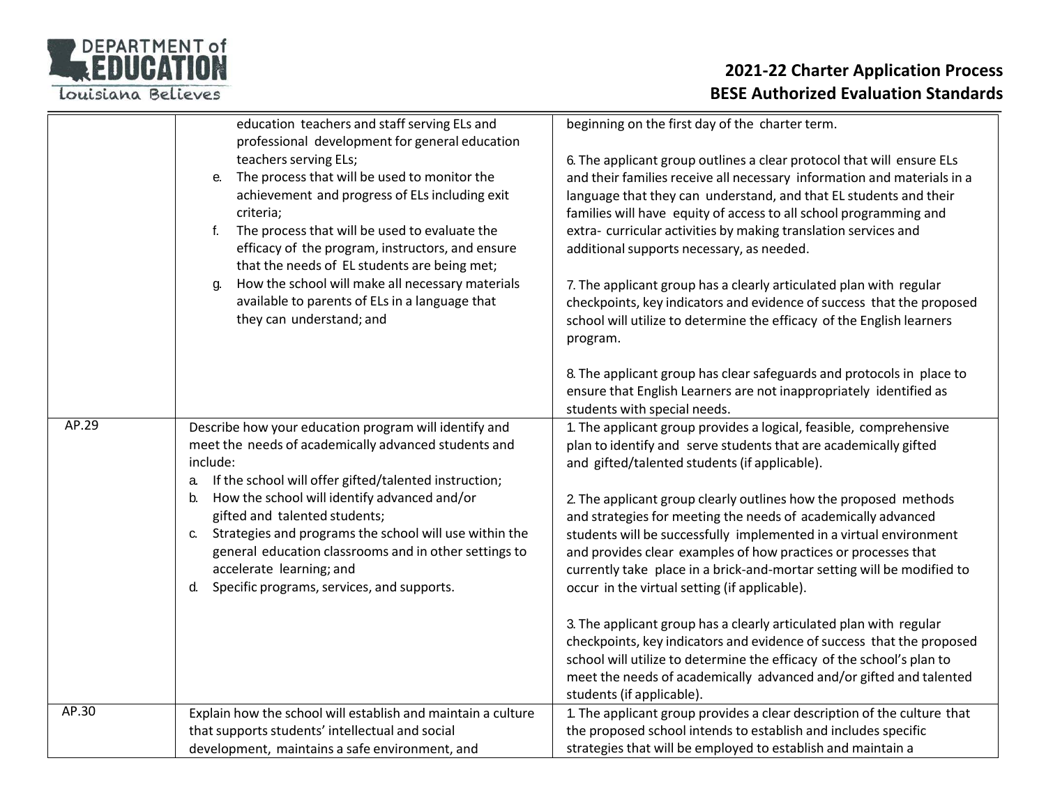| | | |
|---|---|---|
| | education teachers and staff serving ELs and professional development for general education teachers serving ELs;<br>e. The process that will be used to monitor the achievement and progress of ELs including exit criteria;<br>f. The process that will be used to evaluate the efficacy of the program, instructors, and ensure that the needs of EL students are being met;<br>g. How the school will make all necessary materials available to parents of ELs in a language that they can understand; and | beginning on the first day of the charter term.<br><br>6. The applicant group outlines a clear protocol that will ensure ELs and their families receive all necessary information and materials in a language that they can understand, and that EL students and their families will have equity of access to all school programming and extra- curricular activities by making translation services and additional supports necessary, as needed.<br><br>7. The applicant group has a clearly articulated plan with regular checkpoints, key indicators and evidence of success that the proposed school will utilize to determine the efficacy of the English learners program.<br><br>8. The applicant group has clear safeguards and protocols in place to ensure that English Learners are not inappropriately identified as students with special needs. |
| AP.29 | Describe how your education program will identify and meet the needs of academically advanced students and include:<br>a. If the school will offer gifted/talented instruction;<br>b. How the school will identify advanced and/or gifted and talented students;<br>c. Strategies and programs the school will use within the general education classrooms and in other settings to accelerate learning; and<br>d. Specific programs, services, and supports. | 1. The applicant group provides a logical, feasible, comprehensive plan to identify and serve students that are academically gifted and gifted/talented students (if applicable).<br><br>2. The applicant group clearly outlines how the proposed methods and strategies for meeting the needs of academically advanced students will be successfully implemented in a virtual environment and provides clear examples of how practices or processes that currently take place in a brick-and-mortar setting will be modified to occur in the virtual setting (if applicable).<br><br>3. The applicant group has a clearly articulated plan with regular checkpoints, key indicators and evidence of success that the proposed school will utilize to determine the efficacy of the school's plan to meet the needs of academically advanced and/or gifted and talented students (if applicable). |
| AP.30 | Explain how the school will establish and maintain a culture that supports students' intellectual and social development, maintains a safe environment, and | 1. The applicant group provides a clear description of the culture that the proposed school intends to establish and includes specific strategies that will be employed to establish and maintain a |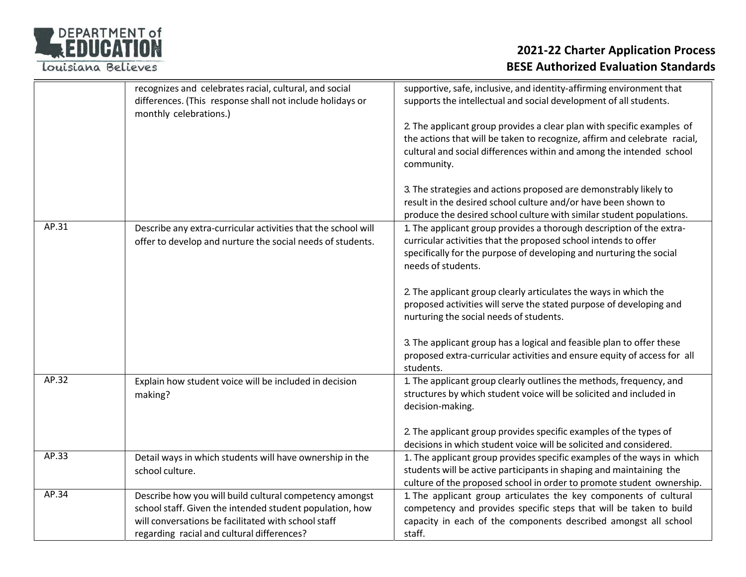| | | |
|---|---|---|
| | recognizes and celebrates racial, cultural, and social differences. (This response shall not include holidays or monthly celebrations.) | supportive, safe, inclusive, and identity-affirming environment that supports the intellectual and social development of all students.<br><br>2. The applicant group provides a clear plan with specific examples of the actions that will be taken to recognize, affirm and celebrate racial, cultural and social differences within and among the intended school community.<br><br>3. The strategies and actions proposed are demonstrably likely to result in the desired school culture and/or have been shown to produce the desired school culture with similar student populations. |
| AP.31 | Describe any extra-curricular activities that the school will offer to develop and nurture the social needs of students. | 1. The applicant group provides a thorough description of the extra-curricular activities that the proposed school intends to offer specifically for the purpose of developing and nurturing the social needs of students.<br><br>2. The applicant group clearly articulates the ways in which the proposed activities will serve the stated purpose of developing and nurturing the social needs of students.<br><br>3. The applicant group has a logical and feasible plan to offer these proposed extra-curricular activities and ensure equity of access for all students. |
| AP.32 | Explain how student voice will be included in decision making? | 1. The applicant group clearly outlines the methods, frequency, and structures by which student voice will be solicited and included in decision-making.<br><br>2. The applicant group provides specific examples of the types of decisions in which student voice will be solicited and considered. |
| AP.33 | Detail ways in which students will have ownership in the school culture. | 1. The applicant group provides specific examples of the ways in which students will be active participants in shaping and maintaining the culture of the proposed school in order to promote student ownership. |
| AP.34 | Describe how you will build cultural competency amongst school staff. Given the intended student population, how will conversations be facilitated with school staff regarding racial and cultural differences? | 1. The applicant group articulates the key components of cultural competency and provides specific steps that will be taken to build capacity in each of the components described amongst all school staff. |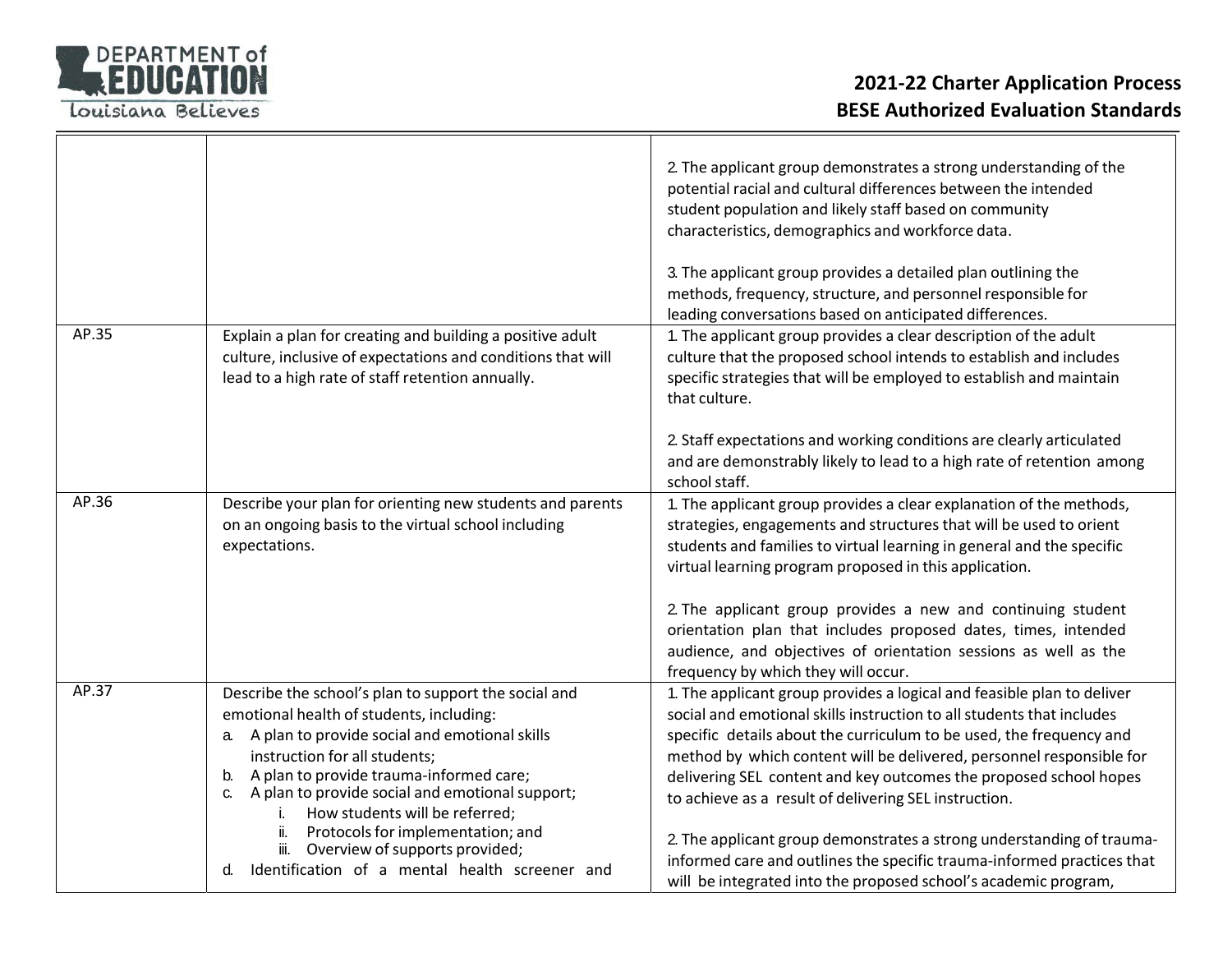| | | |
|---|---|---|
| | | 2. The applicant group demonstrates a strong understanding of the potential racial and cultural differences between the intended student population and likely staff based on community characteristics, demographics and workforce data.<br><br>3. The applicant group provides a detailed plan outlining the methods, frequency, structure, and personnel responsible for leading conversations based on anticipated differences. |
| AP.35 | Explain a plan for creating and building a positive adult culture, inclusive of expectations and conditions that will lead to a high rate of staff retention annually. | 1. The applicant group provides a clear description of the adult culture that the proposed school intends to establish and includes specific strategies that will be employed to establish and maintain that culture.<br><br>2. Staff expectations and working conditions are clearly articulated and are demonstrably likely to lead to a high rate of retention among school staff. |
| AP.36 | Describe your plan for orienting new students and parents on an ongoing basis to the virtual school including expectations. | 1. The applicant group provides a clear explanation of the methods, strategies, engagements and structures that will be used to orient students and families to virtual learning in general and the specific virtual learning program proposed in this application.<br><br>2. The applicant group provides a new and continuing student orientation plan that includes proposed dates, times, intended audience, and objectives of orientation sessions as well as the frequency by which they will occur. |
| AP.37 | Describe the school's plan to support the social and emotional health of students, including:<br>a. A plan to provide social and emotional skills instruction for all students;<br>b. A plan to provide trauma-informed care;<br>c. A plan to provide social and emotional support;<br>i. How students will be referred;<br>ii. Protocols for implementation; and<br>iii. Overview of supports provided;<br>d. Identification of a mental health screener and | 1. The applicant group provides a logical and feasible plan to deliver social and emotional skills instruction to all students that includes specific details about the curriculum to be used, the frequency and method by which content will be delivered, personnel responsible for delivering SEL content and key outcomes the proposed school hopes to achieve as a result of delivering SEL instruction.<br><br>2. The applicant group demonstrates a strong understanding of trauma-informed care and outlines the specific trauma-informed practices that will be integrated into the proposed school's academic program, |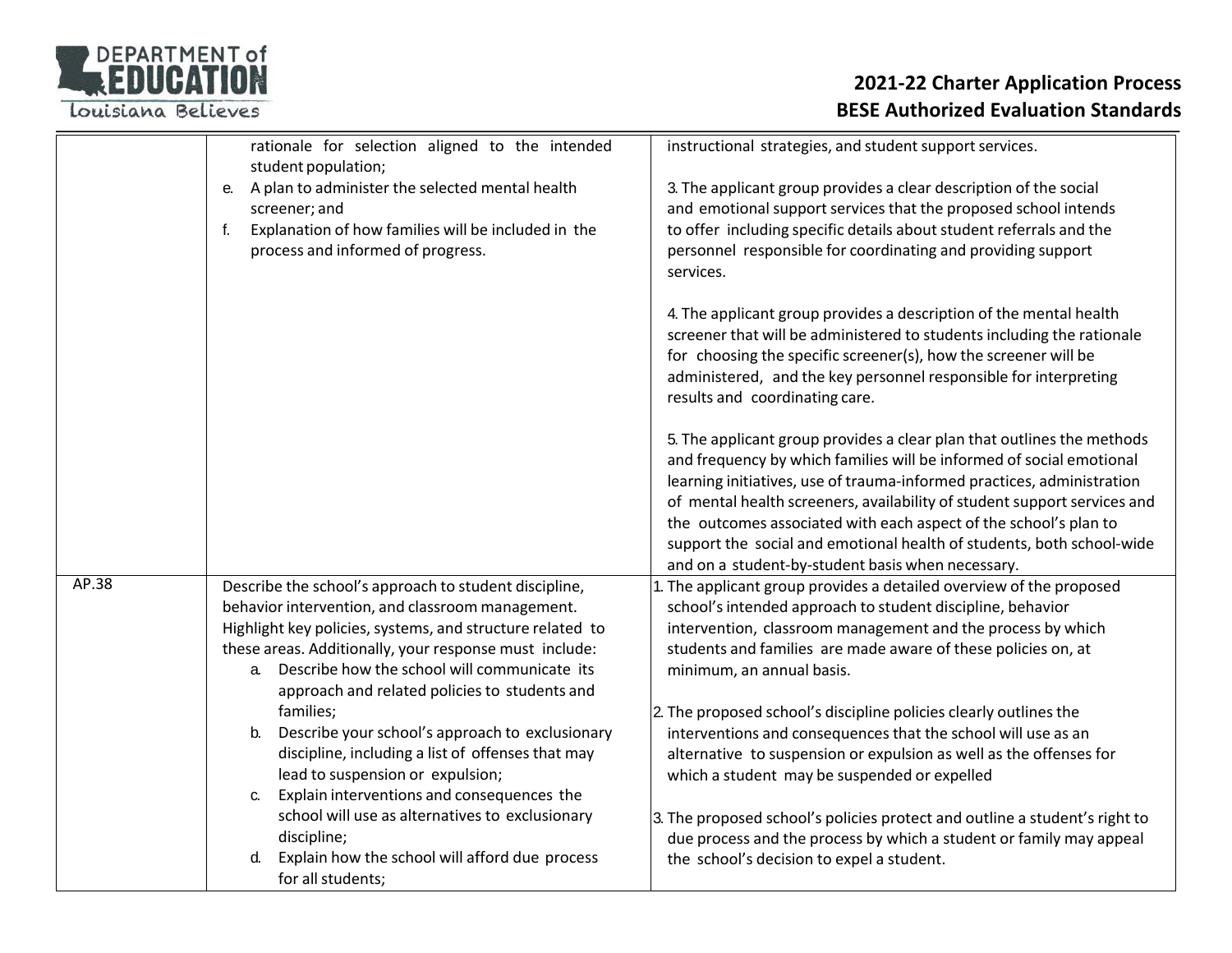| | | |
|---|---|---|
| | rationale for selection aligned to the intended student population;<br>e. A plan to administer the selected mental health screener; and<br>f. Explanation of how families will be included in the process and informed of progress. | instructional strategies, and student support services.<br><br>3. The applicant group provides a clear description of the social and emotional support services that the proposed school intends to offer including specific details about student referrals and the personnel responsible for coordinating and providing support services.<br><br>4. The applicant group provides a description of the mental health screener that will be administered to students including the rationale for choosing the specific screener(s), how the screener will be administered, and the key personnel responsible for interpreting results and coordinating care.<br><br>5. The applicant group provides a clear plan that outlines the methods and frequency by which families will be informed of social emotional learning initiatives, use of trauma-informed practices, administration of mental health screeners, availability of student support services and the outcomes associated with each aspect of the school's plan to support the social and emotional health of students, both school-wide and on a student-by-student basis when necessary. |
| AP.38 | Describe the school's approach to student discipline, behavior intervention, and classroom management. Highlight key policies, systems, and structure related to these areas. Additionally, your response must include:<br>a. Describe how the school will communicate its approach and related policies to students and families;<br>b. Describe your school's approach to exclusionary discipline, including a list of offenses that may lead to suspension or expulsion;<br>c. Explain interventions and consequences the school will use as alternatives to exclusionary discipline;<br>d. Explain how the school will afford due process for all students; | 1. The applicant group provides a detailed overview of the proposed school's intended approach to student discipline, behavior intervention, classroom management and the process by which students and families are made aware of these policies on, at minimum, an annual basis.<br><br>2. The proposed school's discipline policies clearly outlines the interventions and consequences that the school will use as an alternative to suspension or expulsion as well as the offenses for which a student may be suspended or expelled<br><br>3. The proposed school's policies protect and outline a student's right to due process and the process by which a student or family may appeal the school's decision to expel a student. |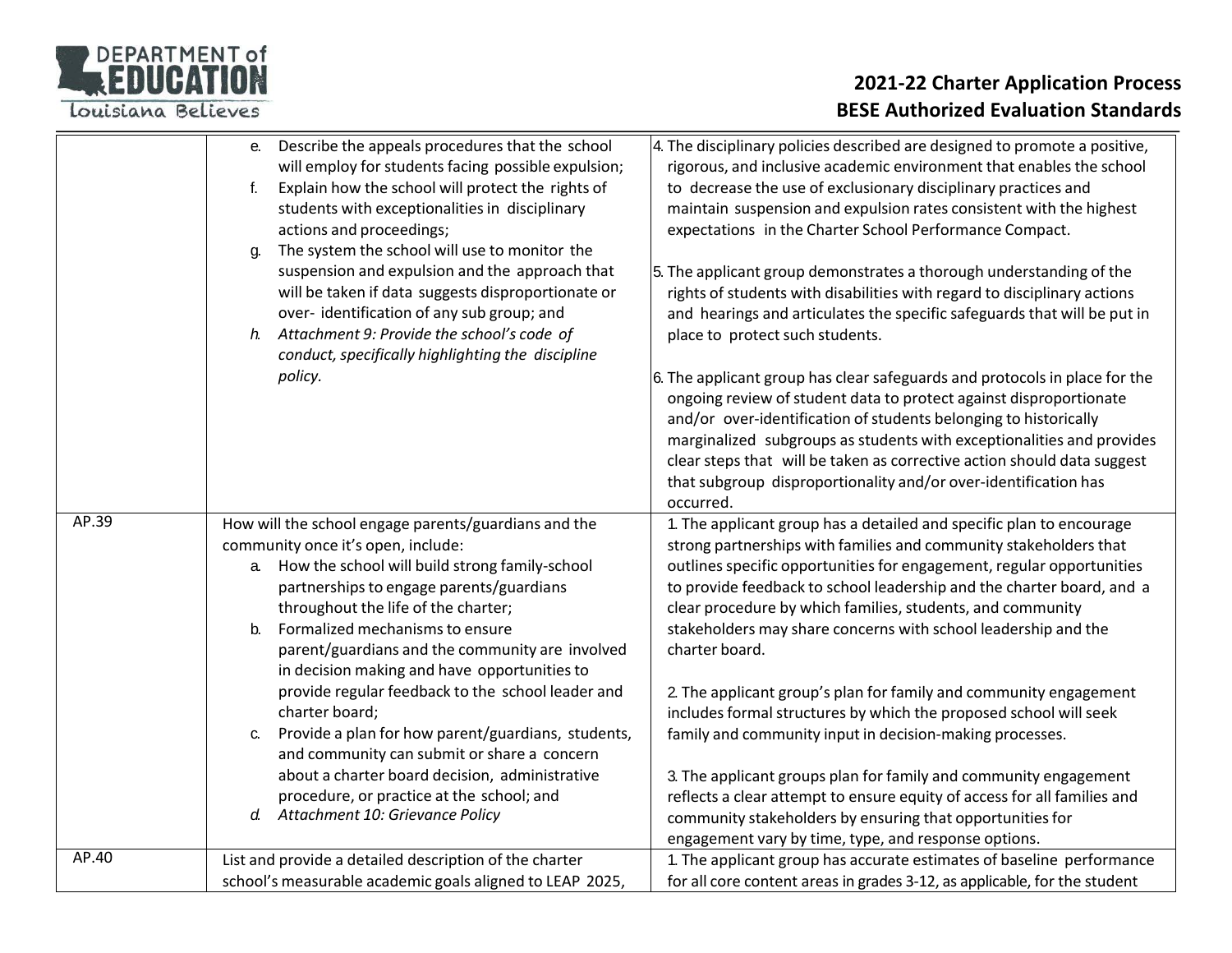| | | |
|---|---|---|
| | e. Describe the appeals procedures that the school will employ for students facing possible expulsion;<br>f. Explain how the school will protect the rights of students with exceptionalities in disciplinary actions and proceedings;<br>g. The system the school will use to monitor the suspension and expulsion and the approach that will be taken if data suggests disproportionate or over- identification of any sub group; and<br>h. *Attachment 9: Provide the school's code of conduct, specifically highlighting the discipline policy.* | 4. The disciplinary policies described are designed to promote a positive, rigorous, and inclusive academic environment that enables the school to decrease the use of exclusionary disciplinary practices and maintain suspension and expulsion rates consistent with the highest expectations in the Charter School Performance Compact.<br><br>5. The applicant group demonstrates a thorough understanding of the rights of students with disabilities with regard to disciplinary actions and hearings and articulates the specific safeguards that will be put in place to protect such students.<br><br>6. The applicant group has clear safeguards and protocols in place for the ongoing review of student data to protect against disproportionate and/or over-identification of students belonging to historically marginalized subgroups as students with exceptionalities and provides clear steps that will be taken as corrective action should data suggest that subgroup disproportionality and/or over-identification has occurred. |
| AP.39 | How will the school engage parents/guardians and the community once it's open, include:<br>a. How the school will build strong family-school partnerships to engage parents/guardians throughout the life of the charter;<br>b. Formalized mechanisms to ensure parent/guardians and the community are involved in decision making and have opportunities to provide regular feedback to the school leader and charter board;<br>c. Provide a plan for how parent/guardians, students, and community can submit or share a concern about a charter board decision, administrative procedure, or practice at the school; and<br>d. *Attachment 10: Grievance Policy* | 1. The applicant group has a detailed and specific plan to encourage strong partnerships with families and community stakeholders that outlines specific opportunities for engagement, regular opportunities to provide feedback to school leadership and the charter board, and a clear procedure by which families, students, and community stakeholders may share concerns with school leadership and the charter board.<br><br>2. The applicant group's plan for family and community engagement includes formal structures by which the proposed school will seek family and community input in decision-making processes.<br><br>3. The applicant groups plan for family and community engagement reflects a clear attempt to ensure equity of access for all families and community stakeholders by ensuring that opportunities for engagement vary by time, type, and response options. |
| AP.40 | List and provide a detailed description of the charter school's measurable academic goals aligned to LEAP 2025, | 1. The applicant group has accurate estimates of baseline performance for all core content areas in grades 3-12, as applicable, for the student |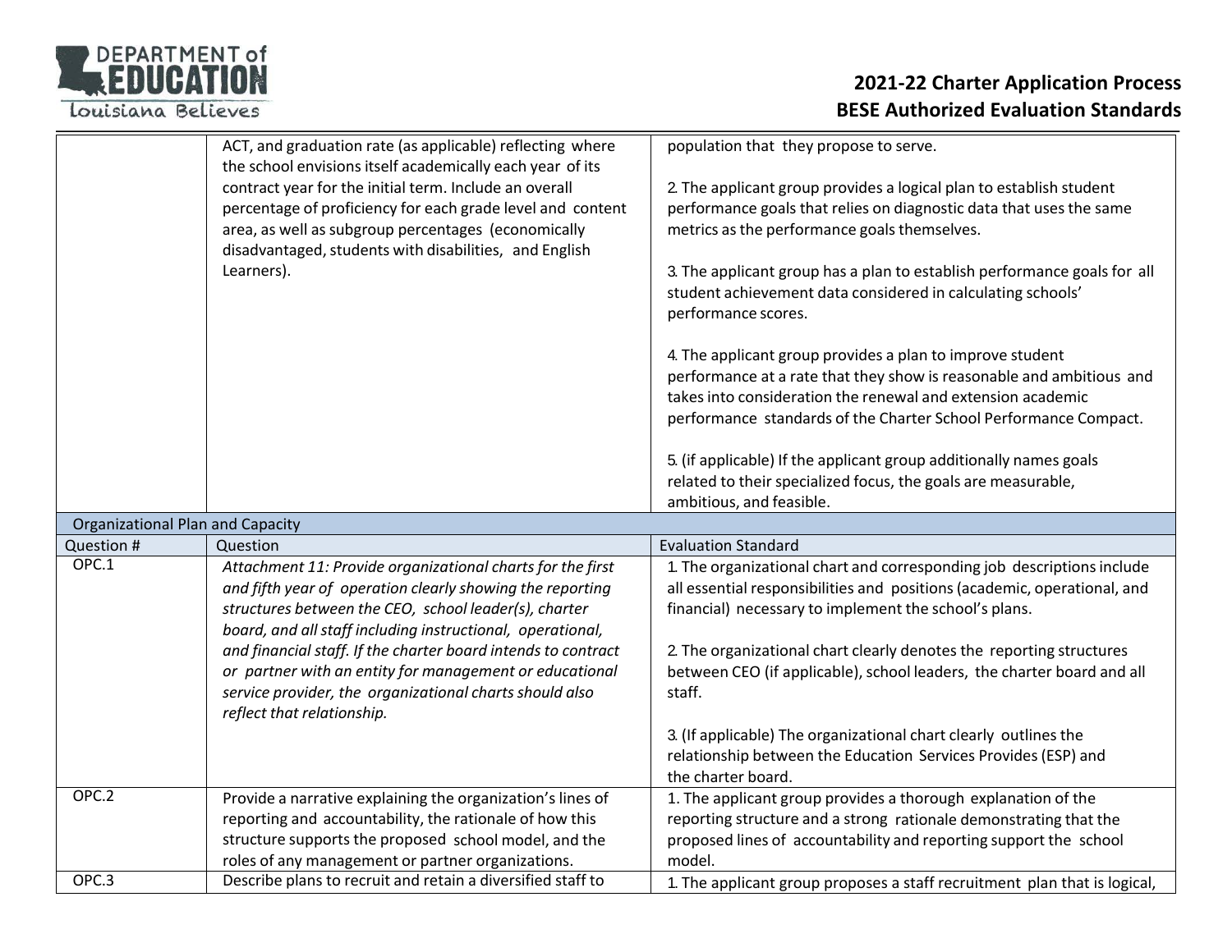| | | |
|---|---|---|
| | ACT, and graduation rate (as applicable) reflecting where the school envisions itself academically each year of its contract year for the initial term. Include an overall percentage of proficiency for each grade level and content area, as well as subgroup percentages (economically disadvantaged, students with disabilities, and English Learners). | population that they propose to serve.<br><br>2. The applicant group provides a logical plan to establish student performance goals that relies on diagnostic data that uses the same metrics as the performance goals themselves.<br><br>3. The applicant group has a plan to establish performance goals for all student achievement data considered in calculating schools' performance scores.<br><br>4. The applicant group provides a plan to improve student performance at a rate that they show is reasonable and ambitious and takes into consideration the renewal and extension academic performance standards of the Charter School Performance Compact.<br><br>5. (if applicable) If the applicant group additionally names goals related to their specialized focus, the goals are measurable, ambitious, and feasible. |
| **Organizational Plan and Capacity** | | |
| **Question #** | **Question** | **Evaluation Standard** |
| OPC.1 | *Attachment 11: Provide organizational charts for the first and fifth year of operation clearly showing the reporting structures between the CEO, school leader(s), charter board, and all staff including instructional, operational, and financial staff. If the charter board intends to contract or partner with an entity for management or educational service provider, the organizational charts should also reflect that relationship.* | 1. The organizational chart and corresponding job descriptions include all essential responsibilities and positions (academic, operational, and financial) necessary to implement the school's plans.<br><br>2. The organizational chart clearly denotes the reporting structures between CEO (if applicable), school leaders, the charter board and all staff.<br><br>3. (If applicable) The organizational chart clearly outlines the relationship between the Education Services Provides (ESP) and the charter board. |
| OPC.2 | Provide a narrative explaining the organization's lines of reporting and accountability, the rationale of how this structure supports the proposed school model, and the roles of any management or partner organizations. | 1. The applicant group provides a thorough explanation of the reporting structure and a strong rationale demonstrating that the proposed lines of accountability and reporting support the school model. |
| OPC.3 | Describe plans to recruit and retain a diversified staff to | 1. The applicant group proposes a staff recruitment plan that is logical, |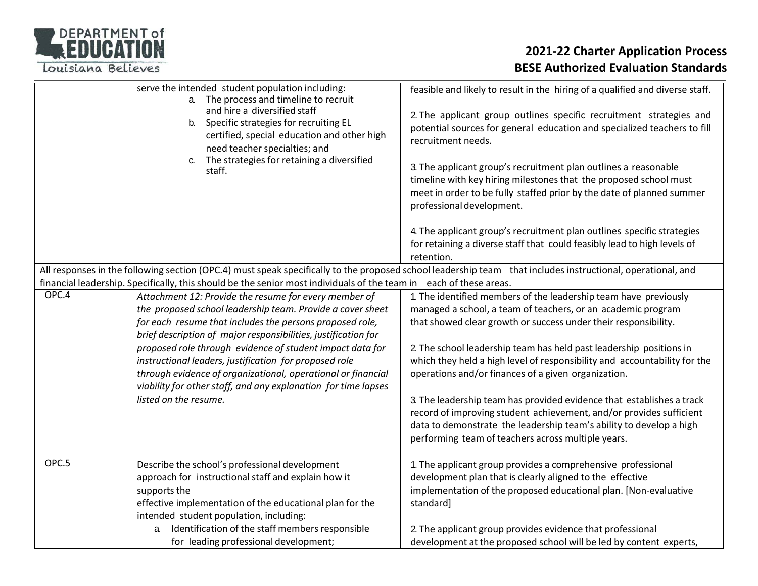| | | |
|---|---|---|
| | serve the intended student population including:<br>a. The process and timeline to recruit and hire a diversified staff<br>b. Specific strategies for recruiting EL certified, special education and other high need teacher specialties; and<br>c. The strategies for retaining a diversified staff. | feasible and likely to result in the hiring of a qualified and diverse staff.<br><br>2. The applicant group outlines specific recruitment strategies and potential sources for general education and specialized teachers to fill recruitment needs.<br><br>3. The applicant group's recruitment plan outlines a reasonable timeline with key hiring milestones that the proposed school must meet in order to be fully staffed prior by the date of planned summer professional development.<br><br>4. The applicant group's recruitment plan outlines specific strategies for retaining a diverse staff that could feasibly lead to high levels of retention. |
| All responses in the following section (OPC.4) must speak specifically to the proposed school leadership team that includes instructional, operational, and financial leadership. Specifically, this should be the senior most individuals of the team in each of these areas. | | |
| OPC.4 | *Attachment 12: Provide the resume for every member of the proposed school leadership team. Provide a cover sheet for each resume that includes the persons proposed role, brief description of major responsibilities, justification for proposed role through evidence of student impact data for instructional leaders, justification for proposed role through evidence of organizational, operational or financial viability for other staff, and any explanation for time lapses listed on the resume.* | 1. The identified members of the leadership team have previously managed a school, a team of teachers, or an academic program that showed clear growth or success under their responsibility.<br><br>2. The school leadership team has held past leadership positions in which they held a high level of responsibility and accountability for the operations and/or finances of a given organization.<br><br>3. The leadership team has provided evidence that establishes a track record of improving student achievement, and/or provides sufficient data to demonstrate the leadership team's ability to develop a high performing team of teachers across multiple years. |
| OPC.5 | Describe the school's professional development approach for instructional staff and explain how it supports the effective implementation of the educational plan for the intended student population, including:<br>a. Identification of the staff members responsible for leading professional development; | 1. The applicant group provides a comprehensive professional development plan that is clearly aligned to the effective implementation of the proposed educational plan. [Non-evaluative standard]<br><br>2. The applicant group provides evidence that professional development at the proposed school will be led by content experts, |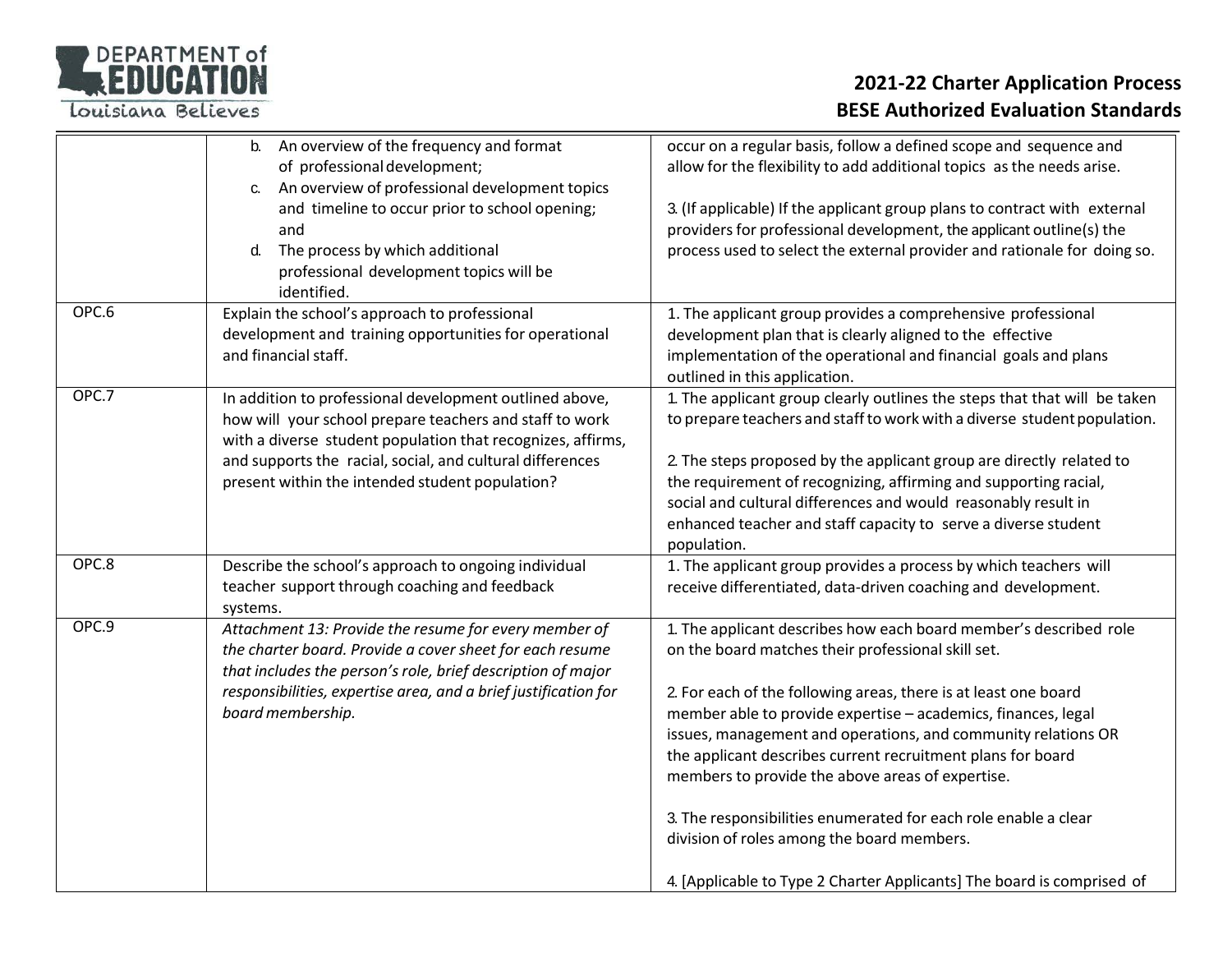| | | |
|---|---|---|
| | b. An overview of the frequency and format of professional development;<br>c. An overview of professional development topics and timeline to occur prior to school opening; and<br>d. The process by which additional professional development topics will be identified. | occur on a regular basis, follow a defined scope and sequence and allow for the flexibility to add additional topics as the needs arise.<br><br>3. (If applicable) If the applicant group plans to contract with external providers for professional development, the applicant outline(s) the process used to select the external provider and rationale for doing so. |
| OPC.6 | Explain the school's approach to professional development and training opportunities for operational and financial staff. | 1. The applicant group provides a comprehensive professional development plan that is clearly aligned to the effective implementation of the operational and financial goals and plans outlined in this application. |
| OPC.7 | In addition to professional development outlined above, how will your school prepare teachers and staff to work with a diverse student population that recognizes, affirms, and supports the racial, social, and cultural differences present within the intended student population? | 1. The applicant group clearly outlines the steps that that will be taken to prepare teachers and staff to work with a diverse student population.<br><br>2. The steps proposed by the applicant group are directly related to the requirement of recognizing, affirming and supporting racial, social and cultural differences and would reasonably result in enhanced teacher and staff capacity to serve a diverse student population. |
| OPC.8 | Describe the school's approach to ongoing individual teacher support through coaching and feedback systems. | 1. The applicant group provides a process by which teachers will receive differentiated, data-driven coaching and development. |
| OPC.9 | *Attachment 13: Provide the resume for every member of the charter board. Provide a cover sheet for each resume that includes the person's role, brief description of major responsibilities, expertise area, and a brief justification for board membership.* | 1. The applicant describes how each board member's described role on the board matches their professional skill set.<br><br>2. For each of the following areas, there is at least one board member able to provide expertise – academics, finances, legal issues, management and operations, and community relations OR the applicant describes current recruitment plans for board members to provide the above areas of expertise.<br><br>3. The responsibilities enumerated for each role enable a clear division of roles among the board members.<br><br>4. [Applicable to Type 2 Charter Applicants] The board is comprised of |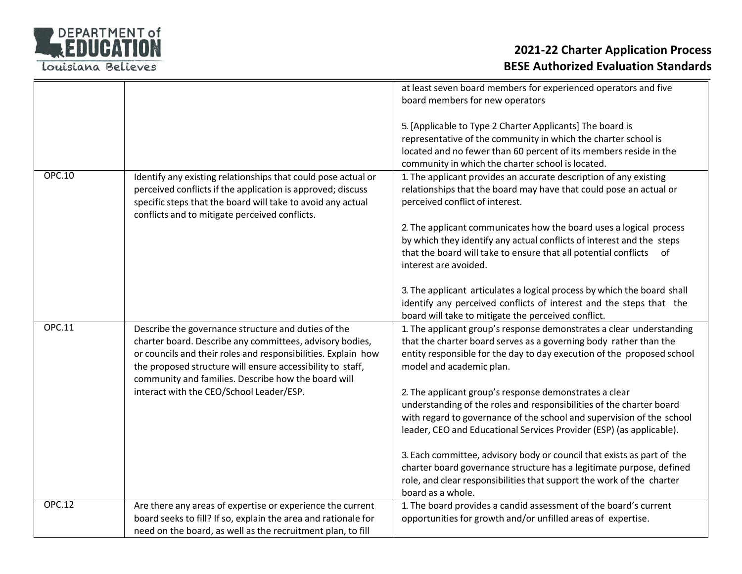| | | |
|---|---|---|
| | | at least seven board members for experienced operators and five board members for new operators<br><br>5. [Applicable to Type 2 Charter Applicants] The board is representative of the community in which the charter school is located and no fewer than 60 percent of its members reside in the community in which the charter school is located. |
| OPC.10 | Identify any existing relationships that could pose actual or perceived conflicts if the application is approved; discuss specific steps that the board will take to avoid any actual conflicts and to mitigate perceived conflicts. | 1. The applicant provides an accurate description of any existing relationships that the board may have that could pose an actual or perceived conflict of interest.<br><br>2. The applicant communicates how the board uses a logical process by which they identify any actual conflicts of interest and the steps that the board will take to ensure that all potential conflicts of interest are avoided.<br><br>3. The applicant articulates a logical process by which the board shall identify any perceived conflicts of interest and the steps that the board will take to mitigate the perceived conflict. |
| OPC.11 | Describe the governance structure and duties of the charter board. Describe any committees, advisory bodies, or councils and their roles and responsibilities. Explain how the proposed structure will ensure accessibility to staff, community and families. Describe how the board will interact with the CEO/School Leader/ESP. | 1. The applicant group's response demonstrates a clear understanding that the charter board serves as a governing body rather than the entity responsible for the day to day execution of the proposed school model and academic plan.<br><br>2. The applicant group's response demonstrates a clear understanding of the roles and responsibilities of the charter board with regard to governance of the school and supervision of the school leader, CEO and Educational Services Provider (ESP) (as applicable).<br><br>3. Each committee, advisory body or council that exists as part of the charter board governance structure has a legitimate purpose, defined role, and clear responsibilities that support the work of the charter board as a whole. |
| OPC.12 | Are there any areas of expertise or experience the current board seeks to fill? If so, explain the area and rationale for need on the board, as well as the recruitment plan, to fill | 1. The board provides a candid assessment of the board's current opportunities for growth and/or unfilled areas of expertise. |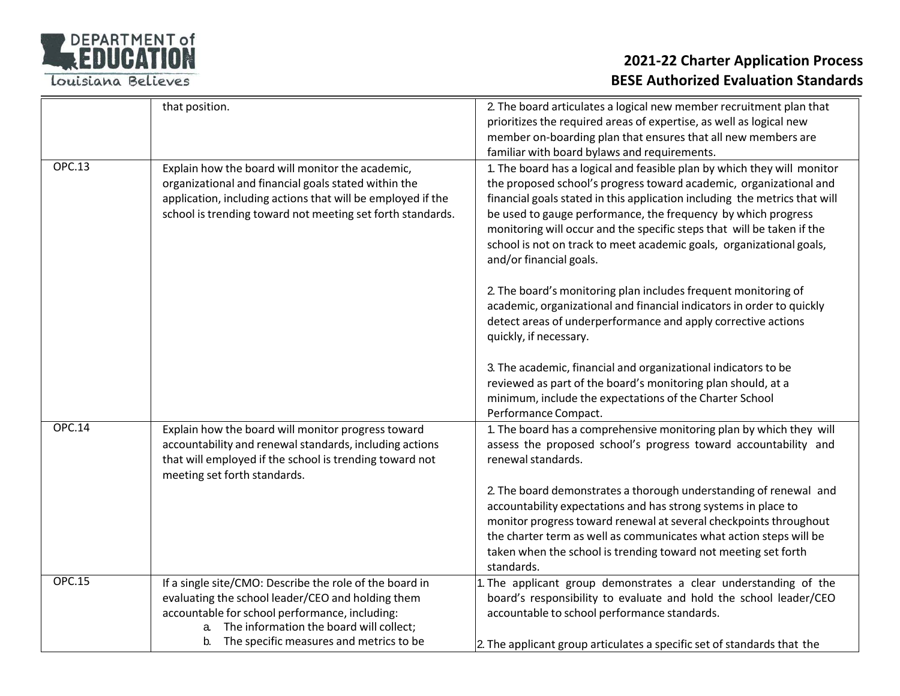| | | |
|---|---|---|
| | that position. | 2. The board articulates a logical new member recruitment plan that prioritizes the required areas of expertise, as well as logical new member on-boarding plan that ensures that all new members are familiar with board bylaws and requirements. |
| OPC.13 | Explain how the board will monitor the academic, organizational and financial goals stated within the application, including actions that will be employed if the school is trending toward not meeting set forth standards. | 1. The board has a logical and feasible plan by which they will monitor the proposed school's progress toward academic, organizational and financial goals stated in this application including the metrics that will be used to gauge performance, the frequency by which progress monitoring will occur and the specific steps that will be taken if the school is not on track to meet academic goals, organizational goals, and/or financial goals.<br><br>2. The board's monitoring plan includes frequent monitoring of academic, organizational and financial indicators in order to quickly detect areas of underperformance and apply corrective actions quickly, if necessary.<br><br>3. The academic, financial and organizational indicators to be reviewed as part of the board's monitoring plan should, at a minimum, include the expectations of the Charter School Performance Compact. |
| OPC.14 | Explain how the board will monitor progress toward accountability and renewal standards, including actions that will employed if the school is trending toward not meeting set forth standards. | 1. The board has a comprehensive monitoring plan by which they will assess the proposed school's progress toward accountability and renewal standards.<br><br>2. The board demonstrates a thorough understanding of renewal and accountability expectations and has strong systems in place to monitor progress toward renewal at several checkpoints throughout the charter term as well as communicates what action steps will be taken when the school is trending toward not meeting set forth standards. |
| OPC.15 | If a single site/CMO: Describe the role of the board in evaluating the school leader/CEO and holding them accountable for school performance, including:<br>a. The information the board will collect;<br>b. The specific measures and metrics to be | 1. The applicant group demonstrates a clear understanding of the board's responsibility to evaluate and hold the school leader/CEO accountable to school performance standards.<br><br>2. The applicant group articulates a specific set of standards that the |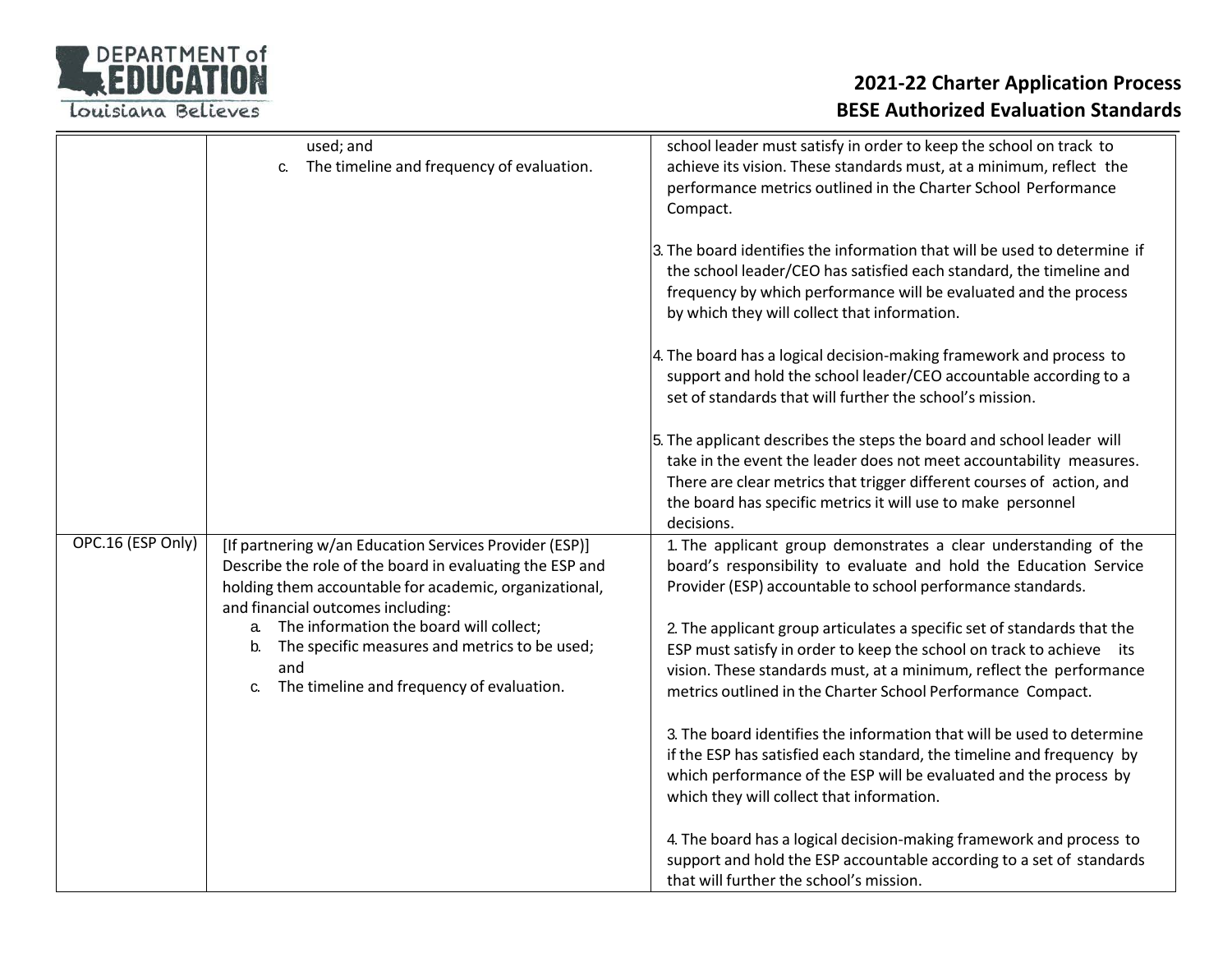| | | |
|---|---|---|
| | used; and<br>c. The timeline and frequency of evaluation. | school leader must satisfy in order to keep the school on track to achieve its vision. These standards must, at a minimum, reflect the performance metrics outlined in the Charter School Performance Compact.<br><br>3. The board identifies the information that will be used to determine if the school leader/CEO has satisfied each standard, the timeline and frequency by which performance will be evaluated and the process by which they will collect that information.<br><br>4. The board has a logical decision-making framework and process to support and hold the school leader/CEO accountable according to a set of standards that will further the school's mission.<br><br>5. The applicant describes the steps the board and school leader will take in the event the leader does not meet accountability measures. There are clear metrics that trigger different courses of action, and the board has specific metrics it will use to make personnel decisions. |
| OPC.16 (ESP Only) | [If partnering w/an Education Services Provider (ESP)] Describe the role of the board in evaluating the ESP and holding them accountable for academic, organizational, and financial outcomes including:<br>a. The information the board will collect;<br>b. The specific measures and metrics to be used; and<br>c. The timeline and frequency of evaluation. | 1. The applicant group demonstrates a clear understanding of the board's responsibility to evaluate and hold the Education Service Provider (ESP) accountable to school performance standards.<br><br>2. The applicant group articulates a specific set of standards that the ESP must satisfy in order to keep the school on track to achieve its vision. These standards must, at a minimum, reflect the performance metrics outlined in the Charter School Performance Compact.<br><br>3. The board identifies the information that will be used to determine if the ESP has satisfied each standard, the timeline and frequency by which performance of the ESP will be evaluated and the process by which they will collect that information.<br><br>4. The board has a logical decision-making framework and process to support and hold the ESP accountable according to a set of standards that will further the school's mission. |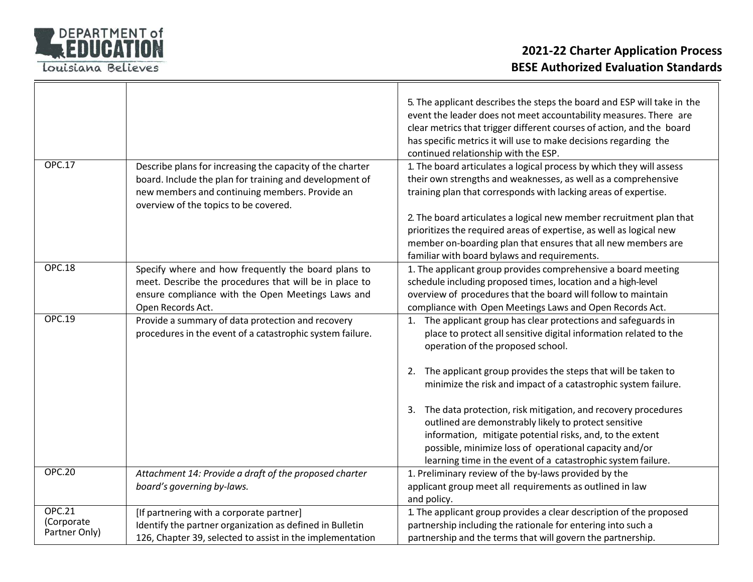| | | |
|---|---|---|
| | | 5. The applicant describes the steps the board and ESP will take in the event the leader does not meet accountability measures. There are clear metrics that trigger different courses of action, and the board has specific metrics it will use to make decisions regarding the continued relationship with the ESP. |
| OPC.17 | Describe plans for increasing the capacity of the charter board. Include the plan for training and development of new members and continuing members. Provide an overview of the topics to be covered. | 1. The board articulates a logical process by which they will assess their own strengths and weaknesses, as well as a comprehensive training plan that corresponds with lacking areas of expertise.<br><br>2. The board articulates a logical new member recruitment plan that prioritizes the required areas of expertise, as well as logical new member on-boarding plan that ensures that all new members are familiar with board bylaws and requirements. |
| OPC.18 | Specify where and how frequently the board plans to meet. Describe the procedures that will be in place to ensure compliance with the Open Meetings Laws and Open Records Act. | 1. The applicant group provides comprehensive a board meeting schedule including proposed times, location and a high-level overview of procedures that the board will follow to maintain compliance with Open Meetings Laws and Open Records Act. |
| OPC.19 | Provide a summary of data protection and recovery procedures in the event of a catastrophic system failure. | 1. The applicant group has clear protections and safeguards in place to protect all sensitive digital information related to the operation of the proposed school.<br><br>2. The applicant group provides the steps that will be taken to minimize the risk and impact of a catastrophic system failure.<br><br>3. The data protection, risk mitigation, and recovery procedures outlined are demonstrably likely to protect sensitive information, mitigate potential risks, and, to the extent possible, minimize loss of operational capacity and/or learning time in the event of a catastrophic system failure. |
| OPC.20 | *Attachment 14: Provide a draft of the proposed charter board's governing by-laws.* | 1. Preliminary review of the by-laws provided by the applicant group meet all requirements as outlined in law and policy. |
| OPC.21 (Corporate Partner Only) | [If partnering with a corporate partner] Identify the partner organization as defined in Bulletin 126, Chapter 39, selected to assist in the implementation | 1. The applicant group provides a clear description of the proposed partnership including the rationale for entering into such a partnership and the terms that will govern the partnership. |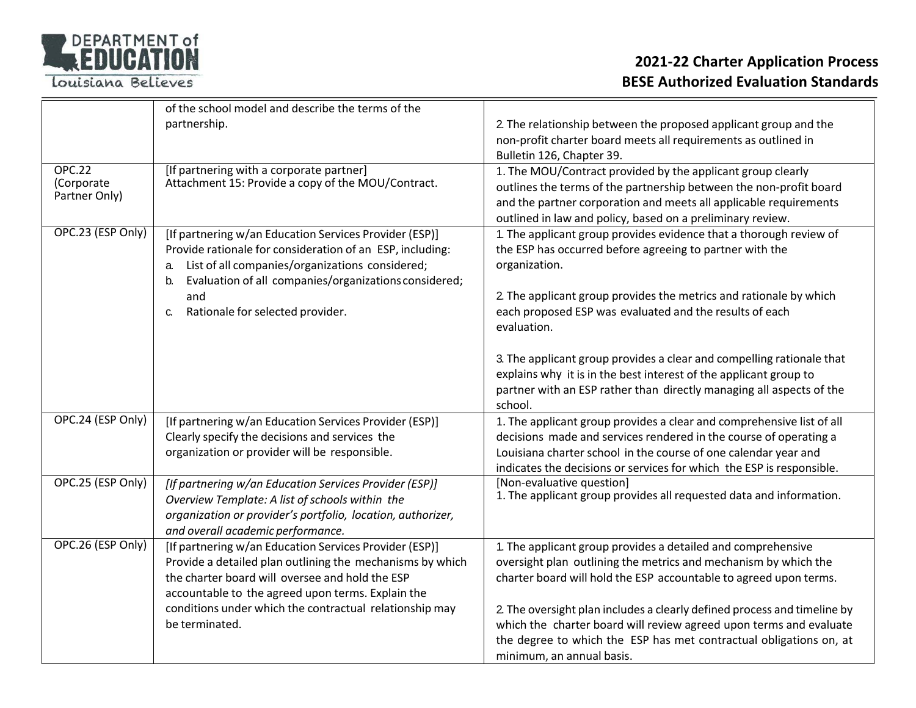| | | |
|---|---|---|
| | of the school model and describe the terms of the partnership. | 2. The relationship between the proposed applicant group and the non-profit charter board meets all requirements as outlined in Bulletin 126, Chapter 39. |
| OPC.22 (Corporate Partner Only) | [If partnering with a corporate partner]<br>Attachment 15: Provide a copy of the MOU/Contract. | 1. The MOU/Contract provided by the applicant group clearly outlines the terms of the partnership between the non-profit board and the partner corporation and meets all applicable requirements outlined in law and policy, based on a preliminary review. |
| OPC.23 (ESP Only) | [If partnering w/an Education Services Provider (ESP)]<br>Provide rationale for consideration of an ESP, including:<br>a. List of all companies/organizations considered;<br>b. Evaluation of all companies/organizations considered; and<br>c. Rationale for selected provider. | 1. The applicant group provides evidence that a thorough review of the ESP has occurred before agreeing to partner with the organization.<br><br>2. The applicant group provides the metrics and rationale by which each proposed ESP was evaluated and the results of each evaluation.<br><br>3. The applicant group provides a clear and compelling rationale that explains why it is in the best interest of the applicant group to partner with an ESP rather than directly managing all aspects of the school. |
| OPC.24 (ESP Only) | [If partnering w/an Education Services Provider (ESP)]<br>Clearly specify the decisions and services the organization or provider will be responsible. | 1. The applicant group provides a clear and comprehensive list of all decisions made and services rendered in the course of operating a Louisiana charter school in the course of one calendar year and indicates the decisions or services for which the ESP is responsible. |
| OPC.25 (ESP Only) | *[If partnering w/an Education Services Provider (ESP)]*<br>*Overview Template: A list of schools within the organization or provider's portfolio, location, authorizer, and overall academic performance.* | [Non-evaluative question]<br>1. The applicant group provides all requested data and information. |
| OPC.26 (ESP Only) | [If partnering w/an Education Services Provider (ESP)]<br>Provide a detailed plan outlining the mechanisms by which the charter board will oversee and hold the ESP accountable to the agreed upon terms. Explain the conditions under which the contractual relationship may be terminated. | 1. The applicant group provides a detailed and comprehensive oversight plan outlining the metrics and mechanism by which the charter board will hold the ESP accountable to agreed upon terms.<br><br>2. The oversight plan includes a clearly defined process and timeline by which the charter board will review agreed upon terms and evaluate the degree to which the ESP has met contractual obligations on, at minimum, an annual basis. |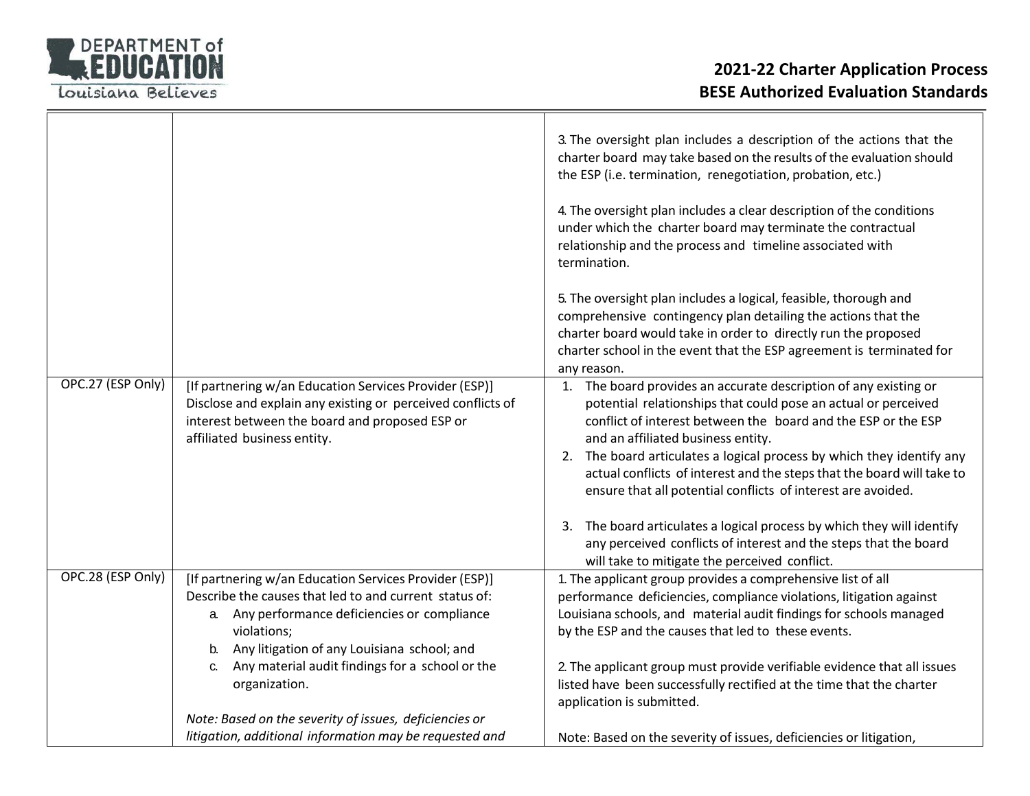| | | |
|---|---|---|
| | | 3. The oversight plan includes a description of the actions that the charter board may take based on the results of the evaluation should the ESP (i.e. termination, renegotiation, probation, etc.)<br><br>4. The oversight plan includes a clear description of the conditions under which the charter board may terminate the contractual relationship and the process and timeline associated with termination.<br><br>5. The oversight plan includes a logical, feasible, thorough and comprehensive contingency plan detailing the actions that the charter board would take in order to directly run the proposed charter school in the event that the ESP agreement is terminated for any reason. |
| OPC.27 (ESP Only) | [If partnering w/an Education Services Provider (ESP)] Disclose and explain any existing or perceived conflicts of interest between the board and proposed ESP or affiliated business entity. | 1. The board provides an accurate description of any existing or potential relationships that could pose an actual or perceived conflict of interest between the board and the ESP or the ESP and an affiliated business entity.<br>2. The board articulates a logical process by which they identify any actual conflicts of interest and the steps that the board will take to ensure that all potential conflicts of interest are avoided.<br><br>3. The board articulates a logical process by which they will identify any perceived conflicts of interest and the steps that the board will take to mitigate the perceived conflict. |
| OPC.28 (ESP Only) | [If partnering w/an Education Services Provider (ESP)] Describe the causes that led to and current status of:<br>a. Any performance deficiencies or compliance violations;<br>b. Any litigation of any Louisiana school; and<br>c. Any material audit findings for a school or the organization.<br><br>*Note: Based on the severity of issues, deficiencies or litigation, additional information may be requested and* | 1. The applicant group provides a comprehensive list of all performance deficiencies, compliance violations, litigation against Louisiana schools, and material audit findings for schools managed by the ESP and the causes that led to these events.<br><br>2. The applicant group must provide verifiable evidence that all issues listed have been successfully rectified at the time that the charter application is submitted.<br><br>Note: Based on the severity of issues, deficiencies or litigation, |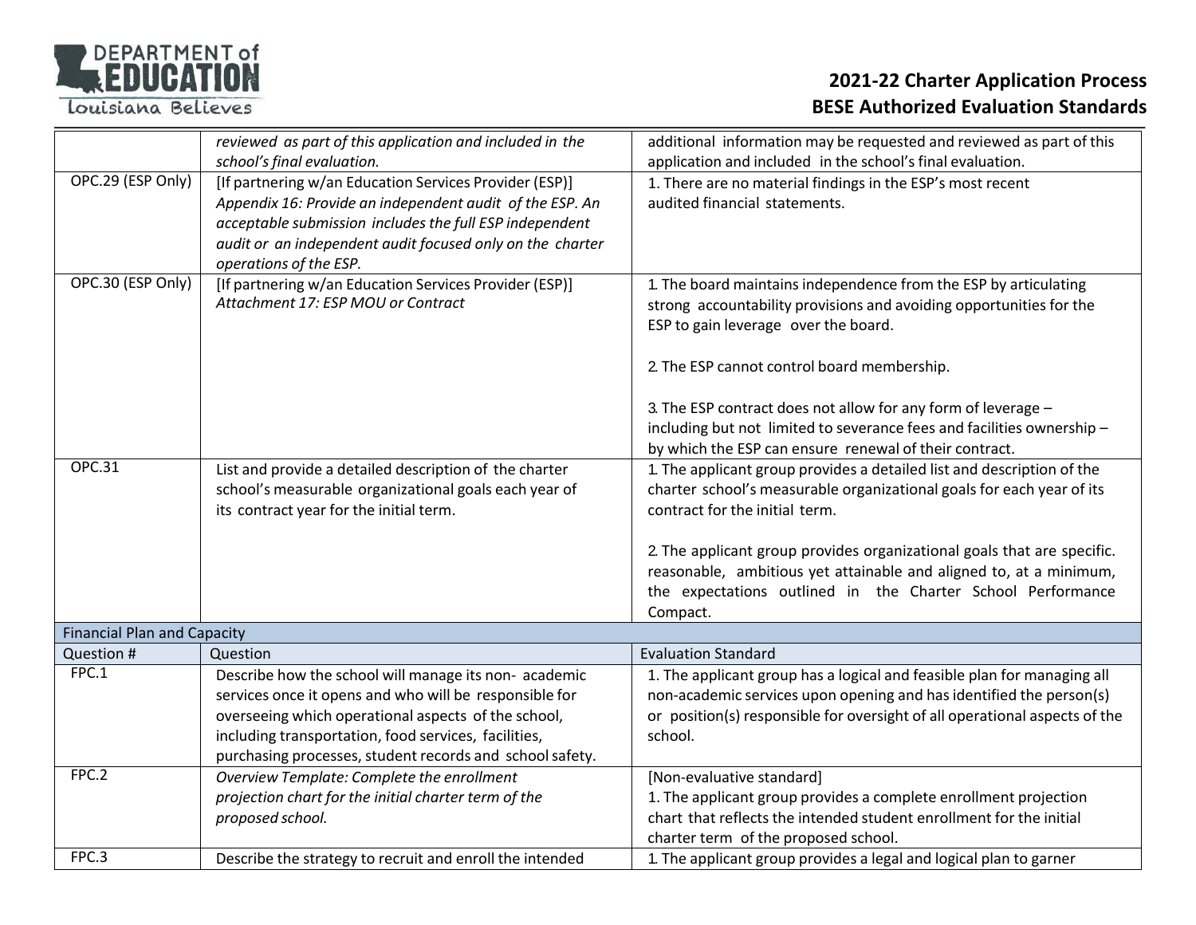| | | |
|---|---|---|
| | *reviewed as part of this application and included in the school's final evaluation.* | additional information may be requested and reviewed as part of this application and included in the school's final evaluation. |
| OPC.29 (ESP Only) | [If partnering w/an Education Services Provider (ESP)] *Appendix 16: Provide an independent audit of the ESP. An acceptable submission includes the full ESP independent audit or an independent audit focused only on the charter operations of the ESP.* | 1. There are no material findings in the ESP's most recent audited financial statements. |
| OPC.30 (ESP Only) | [If partnering w/an Education Services Provider (ESP)] *Attachment 17: ESP MOU or Contract* | 1. The board maintains independence from the ESP by articulating strong accountability provisions and avoiding opportunities for the ESP to gain leverage over the board.<br><br>2. The ESP cannot control board membership.<br><br>3. The ESP contract does not allow for any form of leverage – including but not limited to severance fees and facilities ownership – by which the ESP can ensure renewal of their contract. |
| OPC.31 | List and provide a detailed description of the charter school's measurable organizational goals each year of its contract year for the initial term. | 1. The applicant group provides a detailed list and description of the charter school's measurable organizational goals for each year of its contract for the initial term.<br><br>2. The applicant group provides organizational goals that are specific. reasonable, ambitious yet attainable and aligned to, at a minimum, the expectations outlined in the Charter School Performance Compact. |
| **Financial Plan and Capacity** | | |
| **Question #** | **Question** | **Evaluation Standard** |
| FPC.1 | Describe how the school will manage its non- academic services once it opens and who will be responsible for overseeing which operational aspects of the school, including transportation, food services, facilities, purchasing processes, student records and school safety. | 1. The applicant group has a logical and feasible plan for managing all non-academic services upon opening and has identified the person(s) or position(s) responsible for oversight of all operational aspects of the school. |
| FPC.2 | *Overview Template: Complete the enrollment projection chart for the initial charter term of the proposed school.* | [Non-evaluative standard]<br>1. The applicant group provides a complete enrollment projection chart that reflects the intended student enrollment for the initial charter term of the proposed school. |
| FPC.3 | Describe the strategy to recruit and enroll the intended | 1. The applicant group provides a legal and logical plan to garner |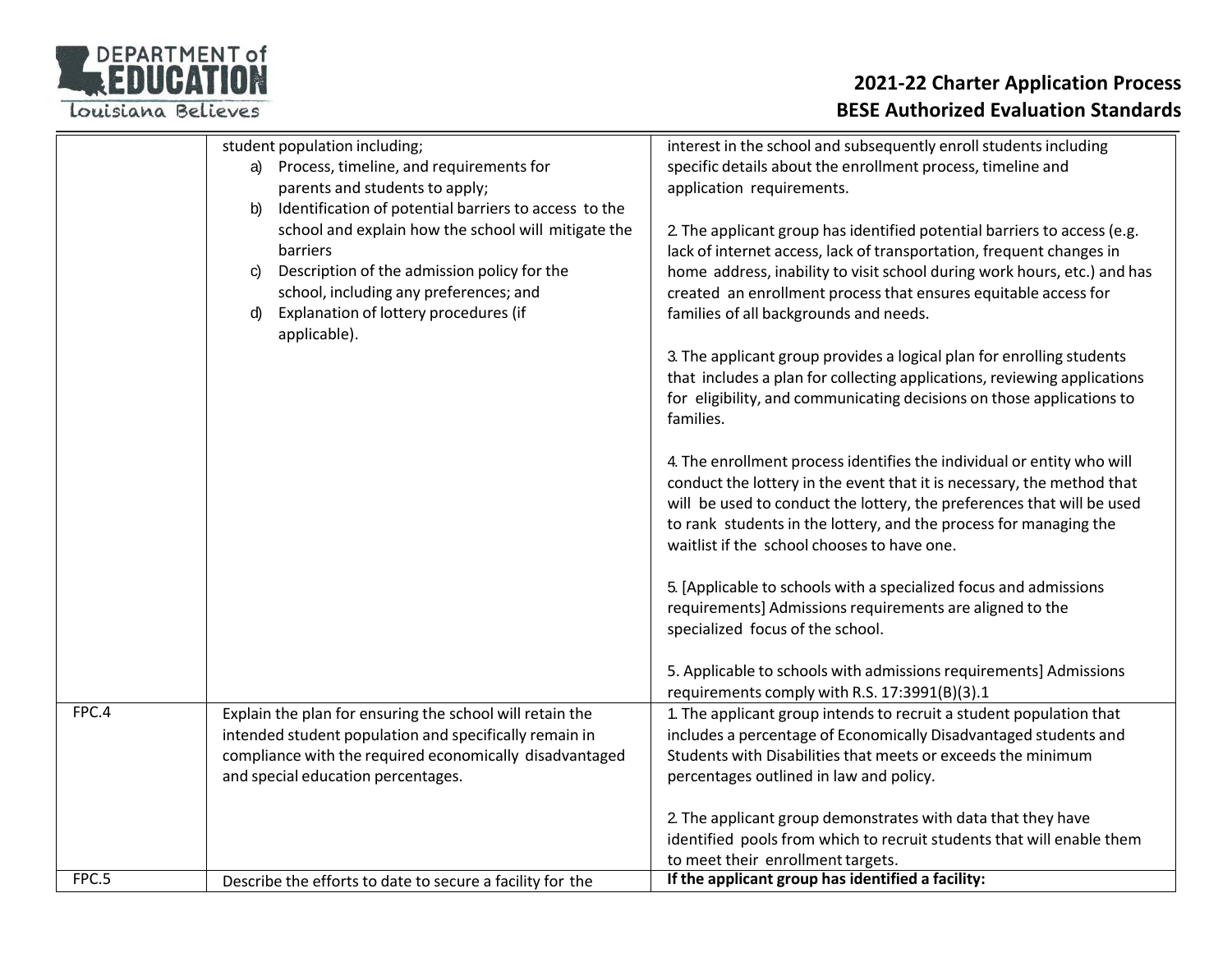| | student population including;<br>a) Process, timeline, and requirements for parents and students to apply;<br>b) Identification of potential barriers to access to the school and explain how the school will mitigate the barriers<br>c) Description of the admission policy for the school, including any preferences; and<br>d) Explanation of lottery procedures (if applicable). | interest in the school and subsequently enroll students including specific details about the enrollment process, timeline and application requirements.<br><br>2. The applicant group has identified potential barriers to access (e.g. lack of internet access, lack of transportation, frequent changes in home address, inability to visit school during work hours, etc.) and has created an enrollment process that ensures equitable access for families of all backgrounds and needs.<br><br>3. The applicant group provides a logical plan for enrolling students that includes a plan for collecting applications, reviewing applications for eligibility, and communicating decisions on those applications to families.<br><br>4. The enrollment process identifies the individual or entity who will conduct the lottery in the event that it is necessary, the method that will be used to conduct the lottery, the preferences that will be used to rank students in the lottery, and the process for managing the waitlist if the school chooses to have one.<br><br>5. [Applicable to schools with a specialized focus and admissions requirements] Admissions requirements are aligned to the specialized focus of the school.<br><br>5. Applicable to schools with admissions requirements] Admissions requirements comply with R.S. 17:3991(B)(3).1 |
|---|---|---|
| FPC.4 | Explain the plan for ensuring the school will retain the intended student population and specifically remain in compliance with the required economically disadvantaged and special education percentages. | 1. The applicant group intends to recruit a student population that includes a percentage of Economically Disadvantaged students and Students with Disabilities that meets or exceeds the minimum percentages outlined in law and policy.<br><br>2. The applicant group demonstrates with data that they have identified pools from which to recruit students that will enable them to meet their enrollment targets. |
| FPC.5 | Describe the efforts to date to secure a facility for the | **If the applicant group has identified a facility:** |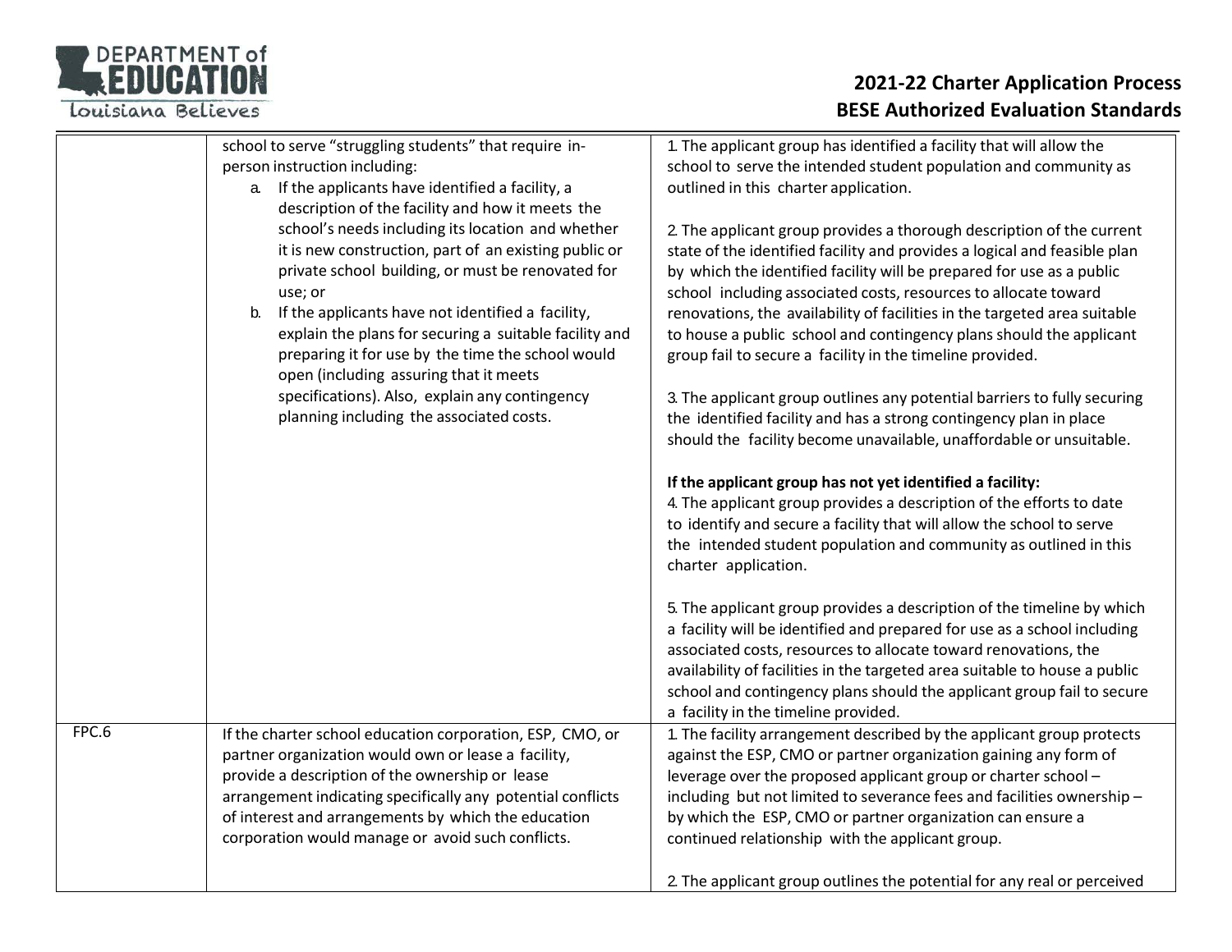| | | |
|---|---|---|
| | school to serve "struggling students" that require in-person instruction including:<br>a. If the applicants have identified a facility, a description of the facility and how it meets the school's needs including its location and whether it is new construction, part of an existing public or private school building, or must be renovated for use; or<br>b. If the applicants have not identified a facility, explain the plans for securing a suitable facility and preparing it for use by the time the school would open (including assuring that it meets specifications). Also, explain any contingency planning including the associated costs. | 1. The applicant group has identified a facility that will allow the school to serve the intended student population and community as outlined in this charter application.<br><br>2. The applicant group provides a thorough description of the current state of the identified facility and provides a logical and feasible plan by which the identified facility will be prepared for use as a public school including associated costs, resources to allocate toward renovations, the availability of facilities in the targeted area suitable to house a public school and contingency plans should the applicant group fail to secure a facility in the timeline provided.<br><br>3. The applicant group outlines any potential barriers to fully securing the identified facility and has a strong contingency plan in place should the facility become unavailable, unaffordable or unsuitable.<br><br>**If the applicant group has not yet identified a facility:**<br>4. The applicant group provides a description of the efforts to date to identify and secure a facility that will allow the school to serve the intended student population and community as outlined in this charter application.<br><br>5. The applicant group provides a description of the timeline by which a facility will be identified and prepared for use as a school including associated costs, resources to allocate toward renovations, the availability of facilities in the targeted area suitable to house a public school and contingency plans should the applicant group fail to secure a facility in the timeline provided. |
| FPC.6 | If the charter school education corporation, ESP, CMO, or partner organization would own or lease a facility, provide a description of the ownership or lease arrangement indicating specifically any potential conflicts of interest and arrangements by which the education corporation would manage or avoid such conflicts. | 1. The facility arrangement described by the applicant group protects against the ESP, CMO or partner organization gaining any form of leverage over the proposed applicant group or charter school – including but not limited to severance fees and facilities ownership – by which the ESP, CMO or partner organization can ensure a continued relationship with the applicant group.<br><br>2. The applicant group outlines the potential for any real or perceived |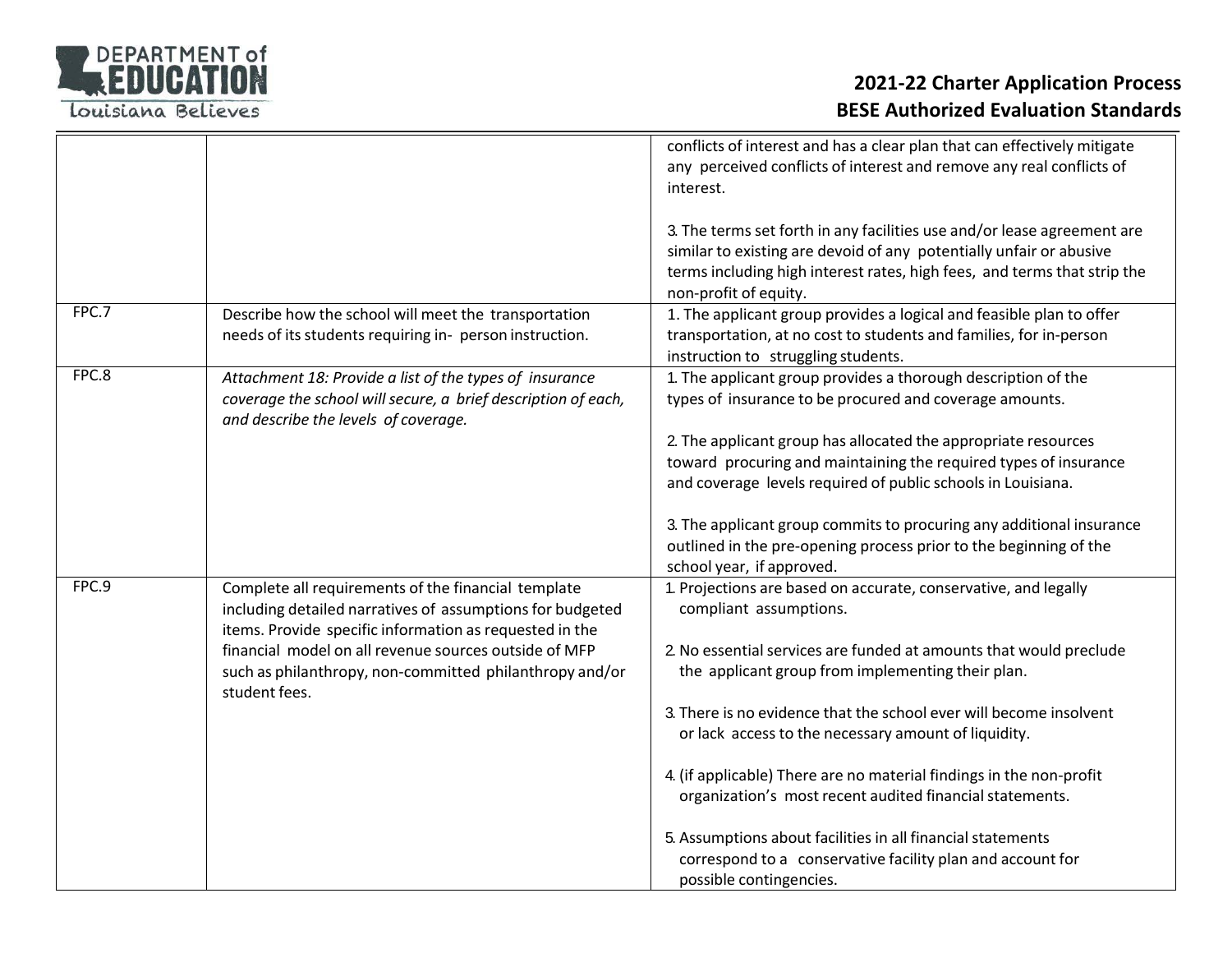| | | |
|---|---|---|
| | | conflicts of interest and has a clear plan that can effectively mitigate any perceived conflicts of interest and remove any real conflicts of interest.<br><br>3. The terms set forth in any facilities use and/or lease agreement are similar to existing are devoid of any potentially unfair or abusive terms including high interest rates, high fees, and terms that strip the non-profit of equity. |
| FPC.7 | Describe how the school will meet the transportation needs of its students requiring in- person instruction. | 1. The applicant group provides a logical and feasible plan to offer transportation, at no cost to students and families, for in-person instruction to struggling students. |
| FPC.8 | *Attachment 18: Provide a list of the types of insurance coverage the school will secure, a brief description of each, and describe the levels of coverage.* | 1. The applicant group provides a thorough description of the types of insurance to be procured and coverage amounts.<br><br>2. The applicant group has allocated the appropriate resources toward procuring and maintaining the required types of insurance and coverage levels required of public schools in Louisiana.<br><br>3. The applicant group commits to procuring any additional insurance outlined in the pre-opening process prior to the beginning of the school year, if approved. |
| FPC.9 | Complete all requirements of the financial template including detailed narratives of assumptions for budgeted items. Provide specific information as requested in the financial model on all revenue sources outside of MFP such as philanthropy, non-committed philanthropy and/or student fees. | 1. Projections are based on accurate, conservative, and legally compliant assumptions.<br><br>2. No essential services are funded at amounts that would preclude the applicant group from implementing their plan.<br><br>3. There is no evidence that the school ever will become insolvent or lack access to the necessary amount of liquidity.<br><br>4. (if applicable) There are no material findings in the non-profit organization's most recent audited financial statements.<br><br>5. Assumptions about facilities in all financial statements correspond to a conservative facility plan and account for possible contingencies. |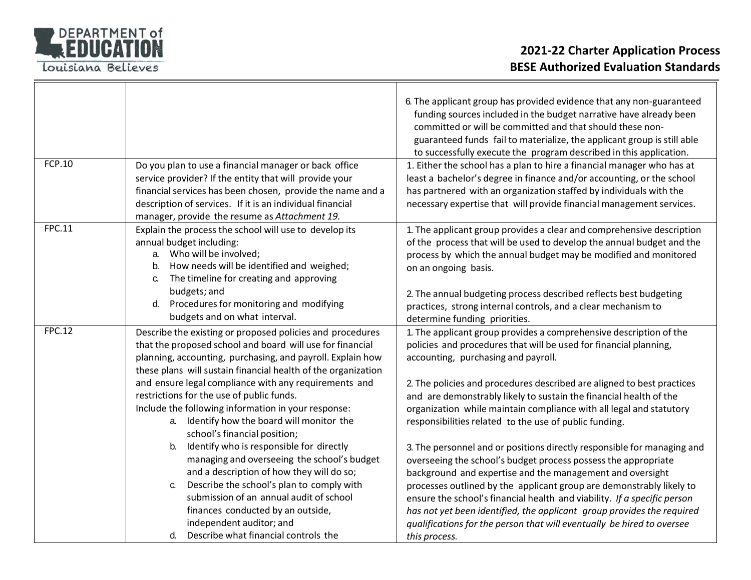| | | |
|---|---|---|
| | | 6. The applicant group has provided evidence that any non-guaranteed funding sources included in the budget narrative have already been committed or will be committed and that should these non-guaranteed funds fail to materialize, the applicant group is still able to successfully execute the program described in this application. |
| FCP.10 | Do you plan to use a financial manager or back office service provider? If the entity that will provide your financial services has been chosen, provide the name and a description of services. If it is an individual financial manager, provide the resume as *Attachment 19*. | 1. Either the school has a plan to hire a financial manager who has at least a bachelor's degree in finance and/or accounting, or the school has partnered with an organization staffed by individuals with the necessary expertise that will provide financial management services. |
| FPC.11 | Explain the process the school will use to develop its annual budget including:<br>a. Who will be involved;<br>b. How needs will be identified and weighed;<br>c. The timeline for creating and approving budgets; and<br>d. Procedures for monitoring and modifying budgets and on what interval. | 1. The applicant group provides a clear and comprehensive description of the process that will be used to develop the annual budget and the process by which the annual budget may be modified and monitored on an ongoing basis.<br><br>2. The annual budgeting process described reflects best budgeting practices, strong internal controls, and a clear mechanism to determine funding priorities. |
| FPC.12 | Describe the existing or proposed policies and procedures that the proposed school and board will use for financial planning, accounting, purchasing, and payroll. Explain how these plans will sustain financial health of the organization and ensure legal compliance with any requirements and restrictions for the use of public funds.<br>Include the following information in your response:<br>a. Identify how the board will monitor the school's financial position;<br>b. Identify who is responsible for directly managing and overseeing the school's budget and a description of how they will do so;<br>c. Describe the school's plan to comply with submission of an annual audit of school finances conducted by an outside, independent auditor; and<br>d. Describe what financial controls the | 1. The applicant group provides a comprehensive description of the policies and procedures that will be used for financial planning, accounting, purchasing and payroll.<br><br>2. The policies and procedures described are aligned to best practices and are demonstrably likely to sustain the financial health of the organization while maintain compliance with all legal and statutory responsibilities related to the use of public funding.<br><br>3. The personnel and or positions directly responsible for managing and overseeing the school's budget process possess the appropriate background and expertise and the management and oversight processes outlined by the applicant group are demonstrably likely to ensure the school's financial health and viability. *If a specific person has not yet been identified, the applicant group provides the required qualifications for the person that will eventually be hired to oversee this process.* |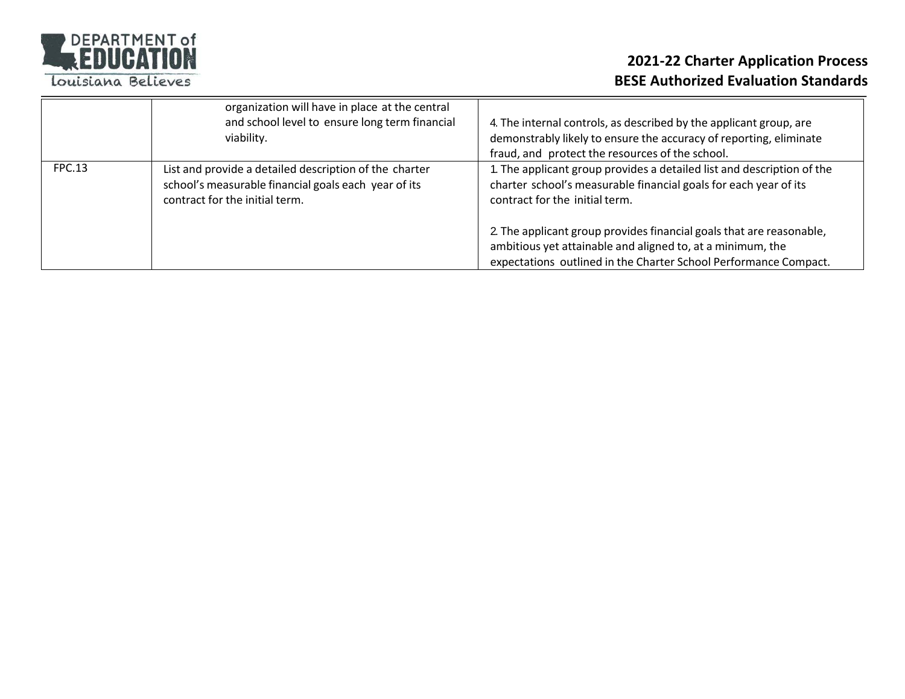| | | |
|---|---|---|
| | organization will have in place at the central and school level to ensure long term financial viability. | 4. The internal controls, as described by the applicant group, are demonstrably likely to ensure the accuracy of reporting, eliminate fraud, and protect the resources of the school. |
| FPC.13 | List and provide a detailed description of the charter school's measurable financial goals each year of its contract for the initial term. | 1. The applicant group provides a detailed list and description of the charter school's measurable financial goals for each year of its contract for the initial term.<br><br>2. The applicant group provides financial goals that are reasonable, ambitious yet attainable and aligned to, at a minimum, the expectations outlined in the Charter School Performance Compact. |